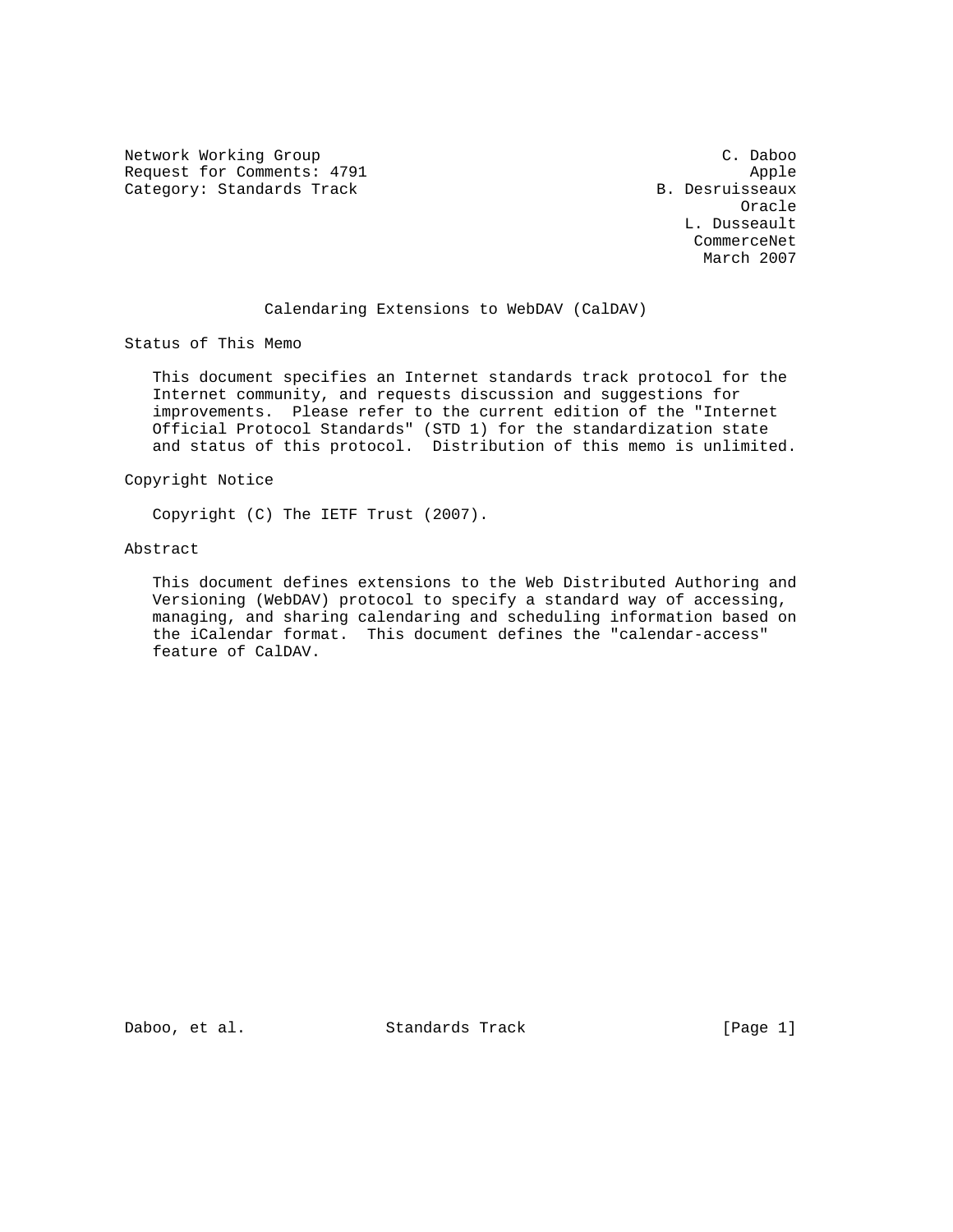Network Working Group C. Daboo
Request for Comments: 4791 Apple
Category: Standards Track B. Desruisseaux
Oracle
L. Dusseault
CommerceNet
March 2007

# Calendaring Extensions to WebDAV (CalDAV)

## Status of This Memo

This document specifies an Internet standards track protocol for the Internet community, and requests discussion and suggestions for improvements. Please refer to the current edition of the "Internet Official Protocol Standards" (STD 1) for the standardization state and status of this protocol. Distribution of this memo is unlimited.

## Copyright Notice

Copyright (C) The IETF Trust (2007).

## Abstract

This document defines extensions to the Web Distributed Authoring and Versioning (WebDAV) protocol to specify a standard way of accessing, managing, and sharing calendaring and scheduling information based on the iCalendar format. This document defines the "calendar-access" feature of CalDAV.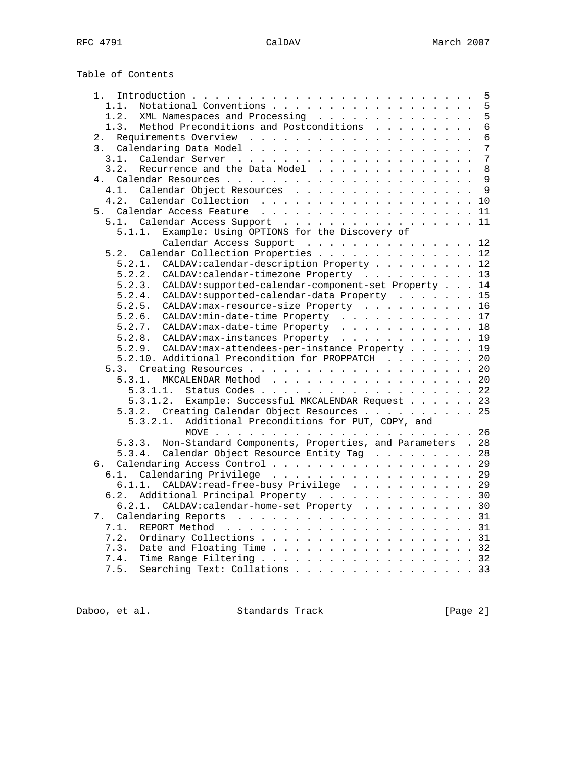Table of Contents

```
   1.  Introduction . . . . . . . . . . . . . . . . . . . . . . . . .  5
     1.1.  Notational Conventions . . . . . . . . . . . . . . . . . .  5
     1.2.  XML Namespaces and Processing  . . . . . . . . . . . . . .  5
     1.3.  Method Preconditions and Postconditions  . . . . . . . . .  6
   2.  Requirements Overview  . . . . . . . . . . . . . . . . . . . .  6
   3.  Calendaring Data Model . . . . . . . . . . . . . . . . . . . .  7
     3.1.  Calendar Server  . . . . . . . . . . . . . . . . . . . . .  7
     3.2.  Recurrence and the Data Model  . . . . . . . . . . . . . .  8
   4.  Calendar Resources . . . . . . . . . . . . . . . . . . . . . .  9
     4.1.  Calendar Object Resources  . . . . . . . . . . . . . . . .  9
     4.2.  Calendar Collection  . . . . . . . . . . . . . . . . . . . 10
   5.  Calendar Access Feature  . . . . . . . . . . . . . . . . . . . 11
     5.1.  Calendar Access Support  . . . . . . . . . . . . . . . . . 11
       5.1.1.  Example: Using OPTIONS for the Discovery of
               Calendar Access Support  . . . . . . . . . . . . . . . 12
     5.2.  Calendar Collection Properties . . . . . . . . . . . . . . 12
       5.2.1.  CALDAV:calendar-description Property . . . . . . . . . 12
       5.2.2.  CALDAV:calendar-timezone Property  . . . . . . . . . . 13
       5.2.3.  CALDAV:supported-calendar-component-set Property . . . 14
       5.2.4.  CALDAV:supported-calendar-data Property  . . . . . . . 15
       5.2.5.  CALDAV:max-resource-size Property  . . . . . . . . . . 16
       5.2.6.  CALDAV:min-date-time Property  . . . . . . . . . . . . 17
       5.2.7.  CALDAV:max-date-time Property  . . . . . . . . . . . . 18
       5.2.8.  CALDAV:max-instances Property  . . . . . . . . . . . . 19
       5.2.9.  CALDAV:max-attendees-per-instance Property . . . . . . 19
       5.2.10. Additional Precondition for PROPPATCH  . . . . . . . . 20
     5.3.  Creating Resources . . . . . . . . . . . . . . . . . . . . 20
       5.3.1.  MKCALENDAR Method  . . . . . . . . . . . . . . . . . . 20
         5.3.1.1.  Status Codes . . . . . . . . . . . . . . . . . . . 22
         5.3.1.2.  Example: Successful MKCALENDAR Request . . . . . . 23
       5.3.2.  Creating Calendar Object Resources . . . . . . . . . . 25
         5.3.2.1.  Additional Preconditions for PUT, COPY, and
                   MOVE . . . . . . . . . . . . . . . . . . . . . . . 26
       5.3.3.  Non-Standard Components, Properties, and Parameters  . 28
       5.3.4.  Calendar Object Resource Entity Tag  . . . . . . . . . 28
   6.  Calendaring Access Control . . . . . . . . . . . . . . . . . . 29
     6.1.  Calendaring Privilege  . . . . . . . . . . . . . . . . . . 29
       6.1.1.  CALDAV:read-free-busy Privilege  . . . . . . . . . . . 29
     6.2.  Additional Principal Property  . . . . . . . . . . . . . . 30
       6.2.1.  CALDAV:calendar-home-set Property  . . . . . . . . . . 30
   7.  Calendaring Reports  . . . . . . . . . . . . . . . . . . . . . 31
     7.1.  REPORT Method  . . . . . . . . . . . . . . . . . . . . . . 31
     7.2.  Ordinary Collections . . . . . . . . . . . . . . . . . . . 31
     7.3.  Date and Floating Time . . . . . . . . . . . . . . . . . . 32
     7.4.  Time Range Filtering . . . . . . . . . . . . . . . . . . . 32
     7.5.  Searching Text: Collations . . . . . . . . . . . . . . . . 33
```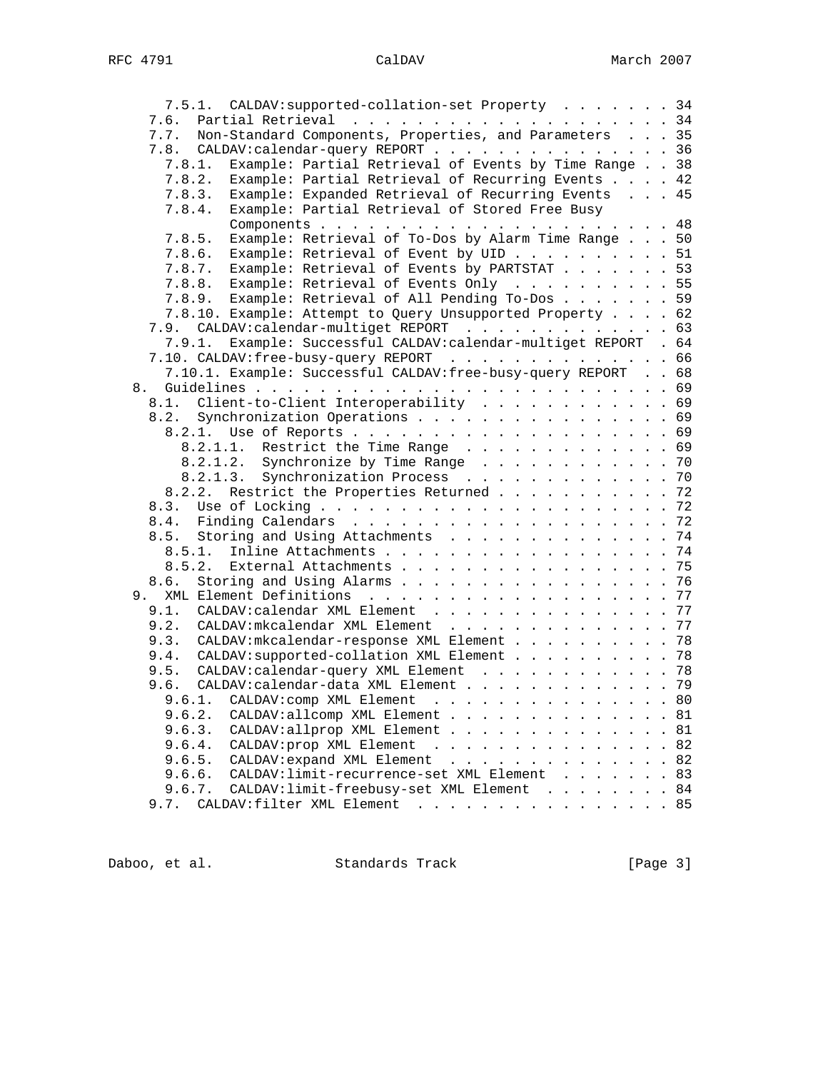```
      7.5.1.  CALDAV:supported-collation-set Property . . . . . . . 34
   7.6.  Partial Retrieval  . . . . . . . . . . . . . . . . . . . . 34
   7.7.  Non-Standard Components, Properties, and Parameters  . . . 35
   7.8.  CALDAV:calendar-query REPORT . . . . . . . . . . . . . . . 36
      7.8.1.  Example: Partial Retrieval of Events by Time Range . . 38
      7.8.2.  Example: Partial Retrieval of Recurring Events . . . . 42
      7.8.3.  Example: Expanded Retrieval of Recurring Events  . . . 45
      7.8.4.  Example: Partial Retrieval of Stored Free Busy
              Components . . . . . . . . . . . . . . . . . . . . . . 48
      7.8.5.  Example: Retrieval of To-Dos by Alarm Time Range . . . 50
      7.8.6.  Example: Retrieval of Event by UID . . . . . . . . . . 51
      7.8.7.  Example: Retrieval of Events by PARTSTAT . . . . . . . 53
      7.8.8.  Example: Retrieval of Events Only  . . . . . . . . . . 55
      7.8.9.  Example: Retrieval of All Pending To-Dos . . . . . . . 59
      7.8.10. Example: Attempt to Query Unsupported Property . . . . 62
   7.9.  CALDAV:calendar-multiget REPORT  . . . . . . . . . . . . . 63
      7.9.1.  Example: Successful CALDAV:calendar-multiget REPORT  . 64
   7.10. CALDAV:free-busy-query REPORT  . . . . . . . . . . . . . . 66
      7.10.1. Example: Successful CALDAV:free-busy-query REPORT  . . 68
8.  Guidelines . . . . . . . . . . . . . . . . . . . . . . . . . . . 69
   8.1.  Client-to-Client Interoperability  . . . . . . . . . . . . 69
   8.2.  Synchronization Operations . . . . . . . . . . . . . . . . 69
      8.2.1.  Use of Reports . . . . . . . . . . . . . . . . . . . . 69
         8.2.1.1.  Restrict the Time Range  . . . . . . . . . . . . . 69
         8.2.1.2.  Synchronize by Time Range  . . . . . . . . . . . . 70
         8.2.1.3.  Synchronization Process  . . . . . . . . . . . . . 70
      8.2.2.  Restrict the Properties Returned . . . . . . . . . . . 72
   8.3.  Use of Locking . . . . . . . . . . . . . . . . . . . . . . 72
   8.4.  Finding Calendars  . . . . . . . . . . . . . . . . . . . . 72
   8.5.  Storing and Using Attachments  . . . . . . . . . . . . . . 74
      8.5.1.  Inline Attachments . . . . . . . . . . . . . . . . . . 74
      8.5.2.  External Attachments . . . . . . . . . . . . . . . . . 75
   8.6.  Storing and Using Alarms . . . . . . . . . . . . . . . . . 76
9.  XML Element Definitions  . . . . . . . . . . . . . . . . . . . . 77
   9.1.  CALDAV:calendar XML Element  . . . . . . . . . . . . . . . 77
   9.2.  CALDAV:mkcalendar XML Element  . . . . . . . . . . . . . . 77
   9.3.  CALDAV:mkcalendar-response XML Element . . . . . . . . . . 78
   9.4.  CALDAV:supported-collation XML Element . . . . . . . . . . 78
   9.5.  CALDAV:calendar-query XML Element  . . . . . . . . . . . . 78
   9.6.  CALDAV:calendar-data XML Element . . . . . . . . . . . . . 79
      9.6.1.  CALDAV:comp XML Element  . . . . . . . . . . . . . . . 80
      9.6.2.  CALDAV:allcomp XML Element . . . . . . . . . . . . . . 81
      9.6.3.  CALDAV:allprop XML Element . . . . . . . . . . . . . . 81
      9.6.4.  CALDAV:prop XML Element  . . . . . . . . . . . . . . . 82
      9.6.5.  CALDAV:expand XML Element  . . . . . . . . . . . . . . 82
      9.6.6.  CALDAV:limit-recurrence-set XML Element  . . . . . . . 83
      9.6.7.  CALDAV:limit-freebusy-set XML Element  . . . . . . . . 84
   9.7.  CALDAV:filter XML Element  . . . . . . . . . . . . . . . . 85
```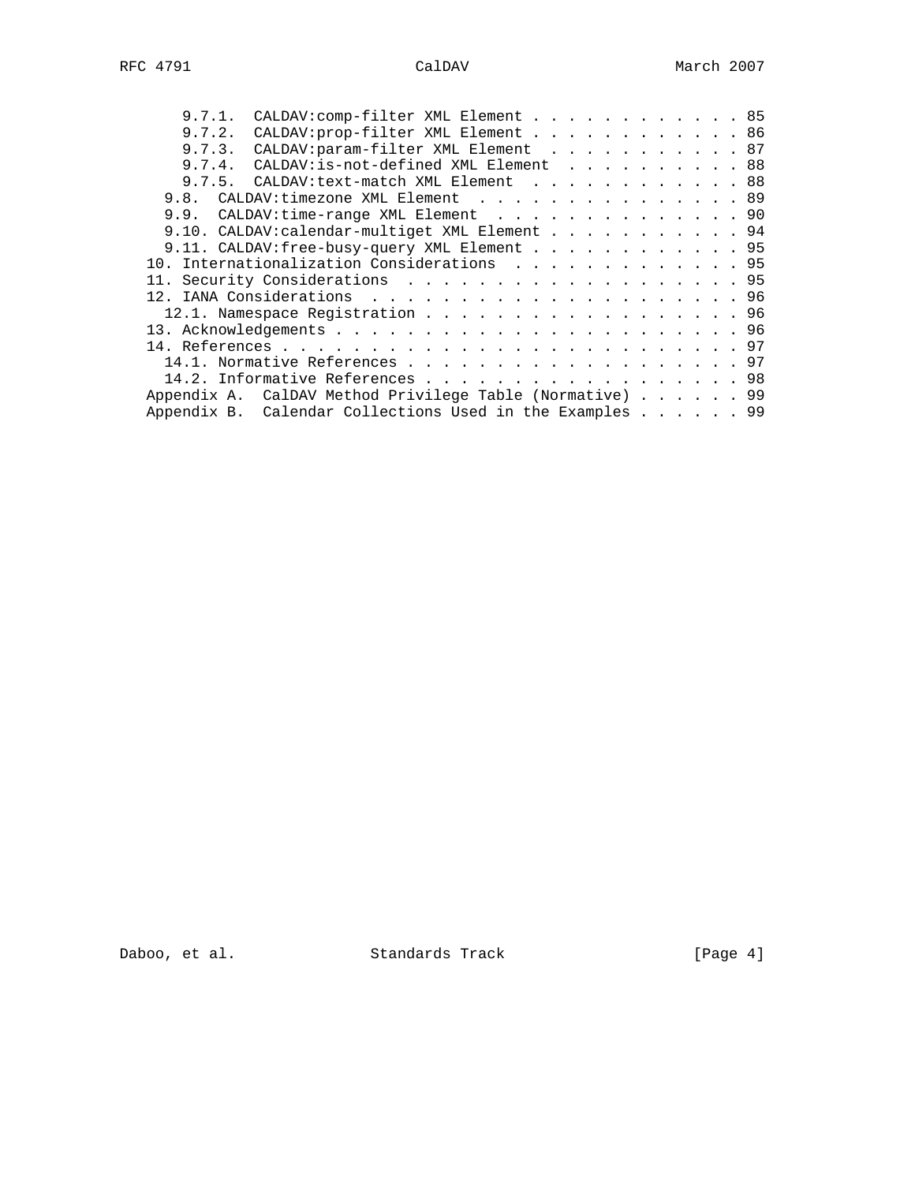```
      9.7.1.  CALDAV:comp-filter XML Element . . . . . . . . . . . . . 85
      9.7.2.  CALDAV:prop-filter XML Element . . . . . . . . . . . . . 86
      9.7.3.  CALDAV:param-filter XML Element  . . . . . . . . . . . . 87
      9.7.4.  CALDAV:is-not-defined XML Element  . . . . . . . . . . . 88
      9.7.5.  CALDAV:text-match XML Element  . . . . . . . . . . . . . 88
    9.8.  CALDAV:timezone XML Element  . . . . . . . . . . . . . . . . 89
    9.9.  CALDAV:time-range XML Element  . . . . . . . . . . . . . . . 90
    9.10. CALDAV:calendar-multiget XML Element . . . . . . . . . . . . 94
    9.11. CALDAV:free-busy-query XML Element . . . . . . . . . . . . . 95
  10. Internationalization Considerations  . . . . . . . . . . . . . . 95
  11. Security Considerations  . . . . . . . . . . . . . . . . . . . . 95
  12. IANA Considerations  . . . . . . . . . . . . . . . . . . . . . . 96
    12.1. Namespace Registration . . . . . . . . . . . . . . . . . . . 96
  13. Acknowledgements . . . . . . . . . . . . . . . . . . . . . . . . 96
  14. References . . . . . . . . . . . . . . . . . . . . . . . . . . . 97
    14.1. Normative References . . . . . . . . . . . . . . . . . . . . 97
    14.2. Informative References . . . . . . . . . . . . . . . . . . . 98
  Appendix A.  CalDAV Method Privilege Table (Normative) . . . . . . . 99
  Appendix B.  Calendar Collections Used in the Examples . . . . . . . 99
```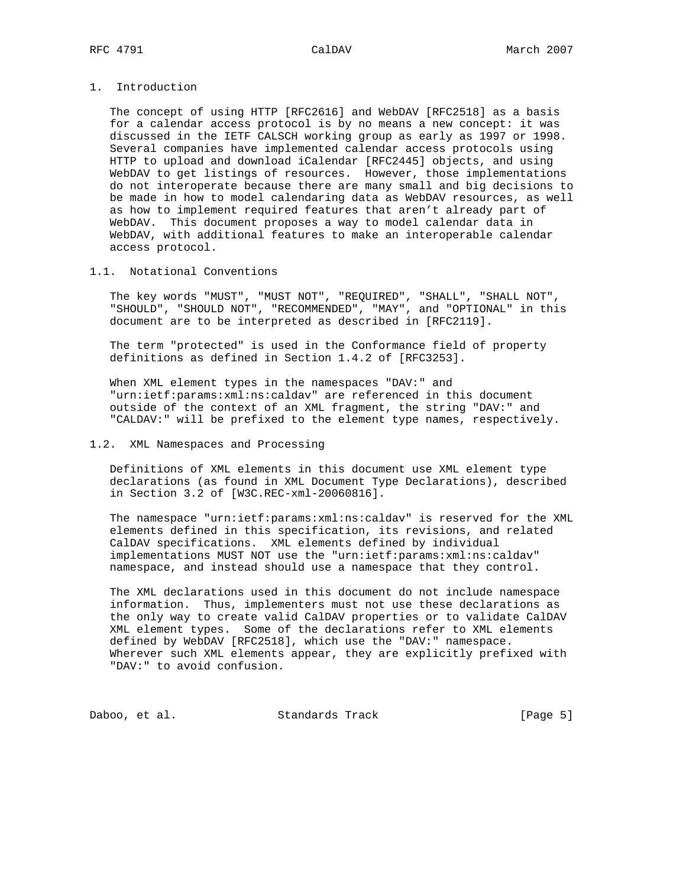# 1. Introduction

The concept of using HTTP [RFC2616] and WebDAV [RFC2518] as a basis for a calendar access protocol is by no means a new concept: it was discussed in the IETF CALSCH working group as early as 1997 or 1998. Several companies have implemented calendar access protocols using HTTP to upload and download iCalendar [RFC2445] objects, and using WebDAV to get listings of resources. However, those implementations do not interoperate because there are many small and big decisions to be made in how to model calendaring data as WebDAV resources, as well as how to implement required features that aren't already part of WebDAV. This document proposes a way to model calendar data in WebDAV, with additional features to make an interoperable calendar access protocol.

## 1.1. Notational Conventions

The key words "MUST", "MUST NOT", "REQUIRED", "SHALL", "SHALL NOT", "SHOULD", "SHOULD NOT", "RECOMMENDED", "MAY", and "OPTIONAL" in this document are to be interpreted as described in [RFC2119].

The term "protected" is used in the Conformance field of property definitions as defined in Section 1.4.2 of [RFC3253].

When XML element types in the namespaces "DAV:" and "urn:ietf:params:xml:ns:caldav" are referenced in this document outside of the context of an XML fragment, the string "DAV:" and "CALDAV:" will be prefixed to the element type names, respectively.

## 1.2. XML Namespaces and Processing

Definitions of XML elements in this document use XML element type declarations (as found in XML Document Type Declarations), described in Section 3.2 of [W3C.REC-xml-20060816].

The namespace "urn:ietf:params:xml:ns:caldav" is reserved for the XML elements defined in this specification, its revisions, and related CalDAV specifications. XML elements defined by individual implementations MUST NOT use the "urn:ietf:params:xml:ns:caldav" namespace, and instead should use a namespace that they control.

The XML declarations used in this document do not include namespace information. Thus, implementers must not use these declarations as the only way to create valid CalDAV properties or to validate CalDAV XML element types. Some of the declarations refer to XML elements defined by WebDAV [RFC2518], which use the "DAV:" namespace. Wherever such XML elements appear, they are explicitly prefixed with "DAV:" to avoid confusion.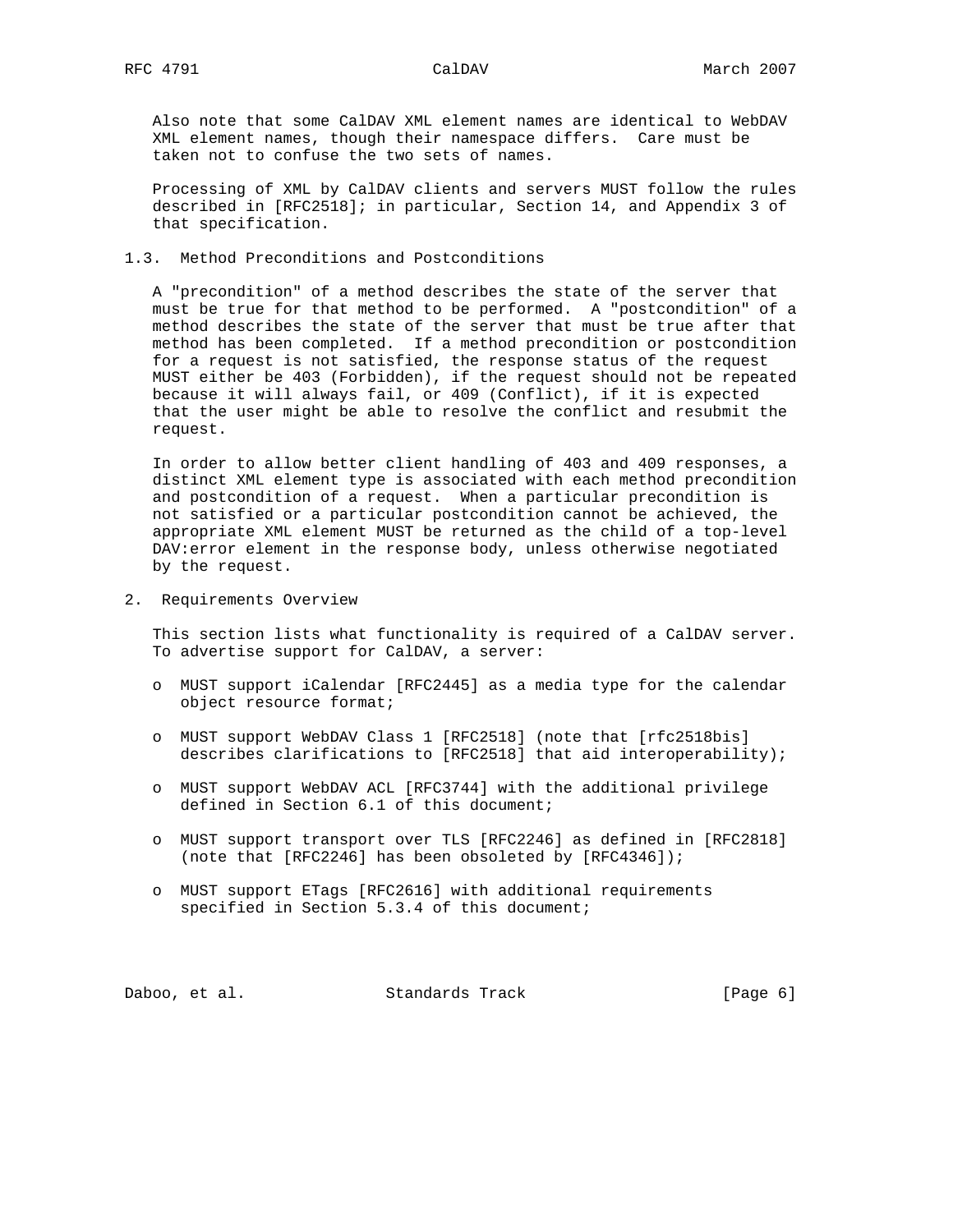Also note that some CalDAV XML element names are identical to WebDAV XML element names, though their namespace differs. Care must be taken not to confuse the two sets of names.

Processing of XML by CalDAV clients and servers MUST follow the rules described in [RFC2518]; in particular, Section 14, and Appendix 3 of that specification.

### 1.3. Method Preconditions and Postconditions

A "precondition" of a method describes the state of the server that must be true for that method to be performed. A "postcondition" of a method describes the state of the server that must be true after that method has been completed. If a method precondition or postcondition for a request is not satisfied, the response status of the request MUST either be 403 (Forbidden), if the request should not be repeated because it will always fail, or 409 (Conflict), if it is expected that the user might be able to resolve the conflict and resubmit the request.

In order to allow better client handling of 403 and 409 responses, a distinct XML element type is associated with each method precondition and postcondition of a request. When a particular precondition is not satisfied or a particular postcondition cannot be achieved, the appropriate XML element MUST be returned as the child of a top-level DAV:error element in the response body, unless otherwise negotiated by the request.

## 2. Requirements Overview

This section lists what functionality is required of a CalDAV server. To advertise support for CalDAV, a server:

- MUST support iCalendar [RFC2445] as a media type for the calendar object resource format;
- MUST support WebDAV Class 1 [RFC2518] (note that [rfc2518bis] describes clarifications to [RFC2518] that aid interoperability);
- MUST support WebDAV ACL [RFC3744] with the additional privilege defined in Section 6.1 of this document;
- MUST support transport over TLS [RFC2246] as defined in [RFC2818] (note that [RFC2246] has been obsoleted by [RFC4346]);
- MUST support ETags [RFC2616] with additional requirements specified in Section 5.3.4 of this document;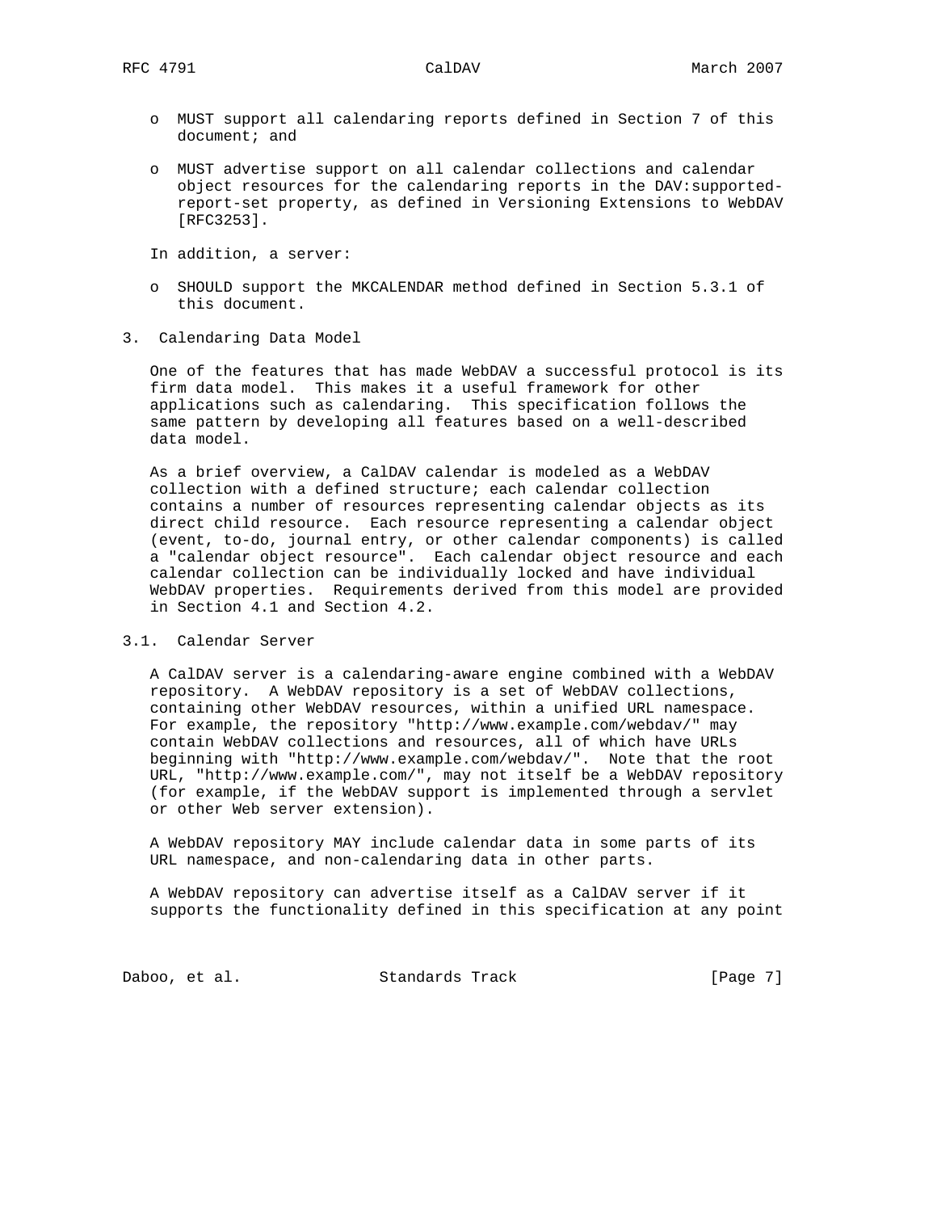- MUST support all calendaring reports defined in Section 7 of this document; and

- MUST advertise support on all calendar collections and calendar object resources for the calendaring reports in the DAV:supported-report-set property, as defined in Versioning Extensions to WebDAV [RFC3253].

In addition, a server:

- SHOULD support the MKCALENDAR method defined in Section 5.3.1 of this document.

## 3. Calendaring Data Model

One of the features that has made WebDAV a successful protocol is its firm data model. This makes it a useful framework for other applications such as calendaring. This specification follows the same pattern by developing all features based on a well-described data model.

As a brief overview, a CalDAV calendar is modeled as a WebDAV collection with a defined structure; each calendar collection contains a number of resources representing calendar objects as its direct child resource. Each resource representing a calendar object (event, to-do, journal entry, or other calendar components) is called a "calendar object resource". Each calendar object resource and each calendar collection can be individually locked and have individual WebDAV properties. Requirements derived from this model are provided in Section 4.1 and Section 4.2.

### 3.1. Calendar Server

A CalDAV server is a calendaring-aware engine combined with a WebDAV repository. A WebDAV repository is a set of WebDAV collections, containing other WebDAV resources, within a unified URL namespace. For example, the repository "http://www.example.com/webdav/" may contain WebDAV collections and resources, all of which have URLs beginning with "http://www.example.com/webdav/". Note that the root URL, "http://www.example.com/", may not itself be a WebDAV repository (for example, if the WebDAV support is implemented through a servlet or other Web server extension).

A WebDAV repository MAY include calendar data in some parts of its URL namespace, and non-calendaring data in other parts.

A WebDAV repository can advertise itself as a CalDAV server if it supports the functionality defined in this specification at any point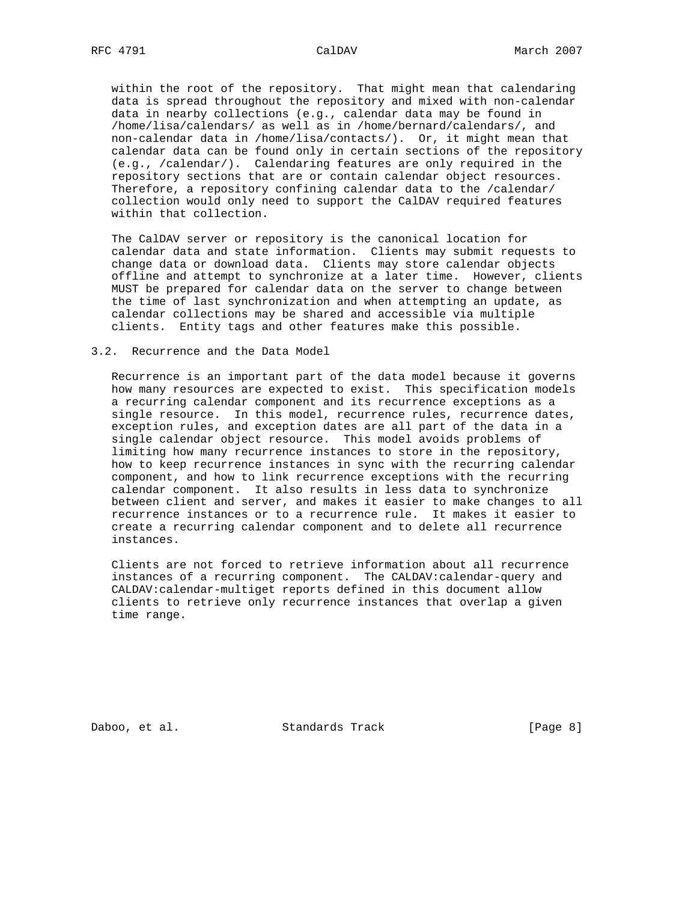within the root of the repository. That might mean that calendaring data is spread throughout the repository and mixed with non-calendar data in nearby collections (e.g., calendar data may be found in /home/lisa/calendars/ as well as in /home/bernard/calendars/, and non-calendar data in /home/lisa/contacts/). Or, it might mean that calendar data can be found only in certain sections of the repository (e.g., /calendar/). Calendaring features are only required in the repository sections that are or contain calendar object resources. Therefore, a repository confining calendar data to the /calendar/ collection would only need to support the CalDAV required features within that collection.

The CalDAV server or repository is the canonical location for calendar data and state information. Clients may submit requests to change data or download data. Clients may store calendar objects offline and attempt to synchronize at a later time. However, clients MUST be prepared for calendar data on the server to change between the time of last synchronization and when attempting an update, as calendar collections may be shared and accessible via multiple clients. Entity tags and other features make this possible.

## 3.2. Recurrence and the Data Model

Recurrence is an important part of the data model because it governs how many resources are expected to exist. This specification models a recurring calendar component and its recurrence exceptions as a single resource. In this model, recurrence rules, recurrence dates, exception rules, and exception dates are all part of the data in a single calendar object resource. This model avoids problems of limiting how many recurrence instances to store in the repository, how to keep recurrence instances in sync with the recurring calendar component, and how to link recurrence exceptions with the recurring calendar component. It also results in less data to synchronize between client and server, and makes it easier to make changes to all recurrence instances or to a recurrence rule. It makes it easier to create a recurring calendar component and to delete all recurrence instances.

Clients are not forced to retrieve information about all recurrence instances of a recurring component. The CALDAV:calendar-query and CALDAV:calendar-multiget reports defined in this document allow clients to retrieve only recurrence instances that overlap a given time range.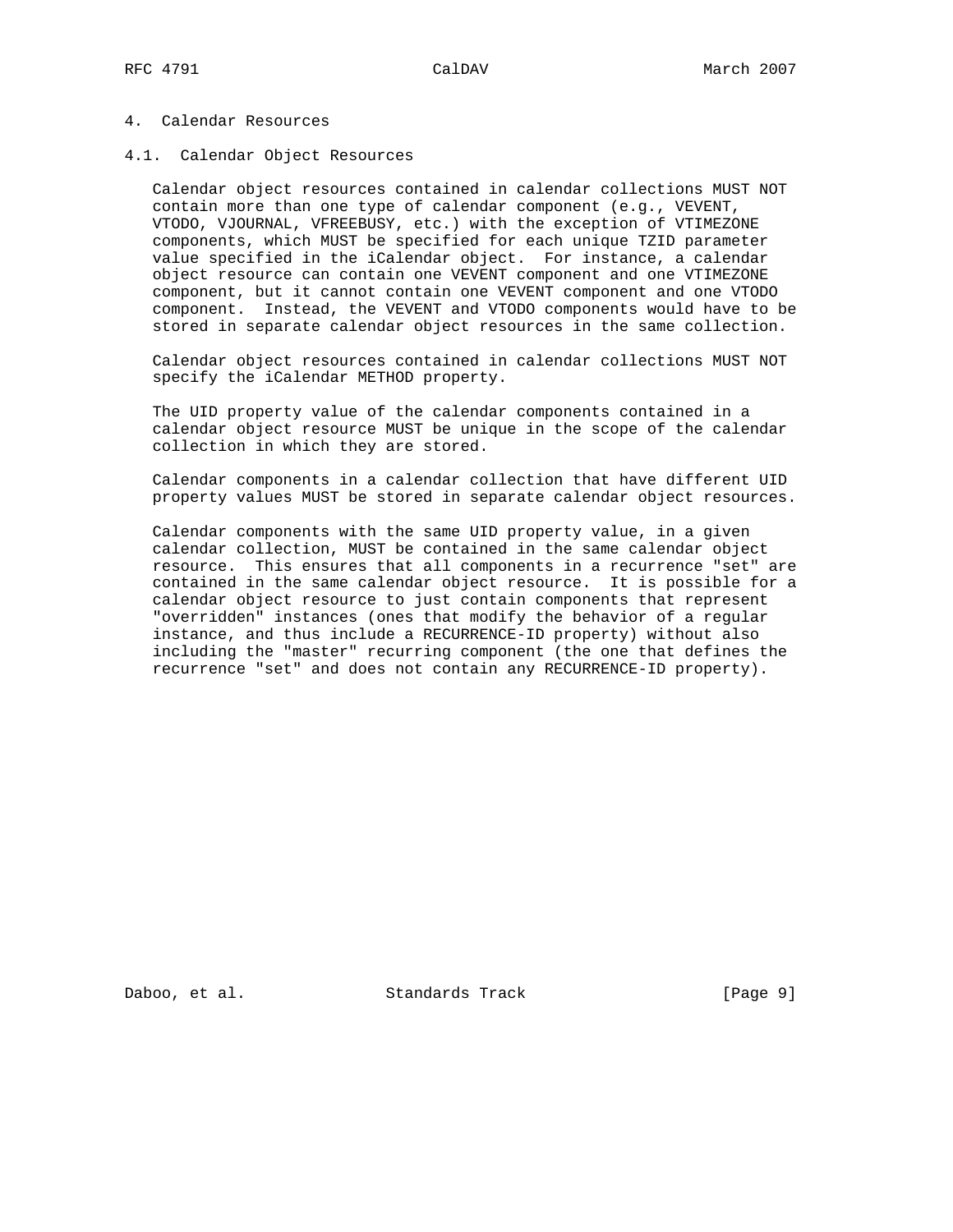# 4. Calendar Resources

## 4.1. Calendar Object Resources

Calendar object resources contained in calendar collections MUST NOT contain more than one type of calendar component (e.g., VEVENT, VTODO, VJOURNAL, VFREEBUSY, etc.) with the exception of VTIMEZONE components, which MUST be specified for each unique TZID parameter value specified in the iCalendar object. For instance, a calendar object resource can contain one VEVENT component and one VTIMEZONE component, but it cannot contain one VEVENT component and one VTODO component. Instead, the VEVENT and VTODO components would have to be stored in separate calendar object resources in the same collection.

Calendar object resources contained in calendar collections MUST NOT specify the iCalendar METHOD property.

The UID property value of the calendar components contained in a calendar object resource MUST be unique in the scope of the calendar collection in which they are stored.

Calendar components in a calendar collection that have different UID property values MUST be stored in separate calendar object resources.

Calendar components with the same UID property value, in a given calendar collection, MUST be contained in the same calendar object resource. This ensures that all components in a recurrence "set" are contained in the same calendar object resource. It is possible for a calendar object resource to just contain components that represent "overridden" instances (ones that modify the behavior of a regular instance, and thus include a RECURRENCE-ID property) without also including the "master" recurring component (the one that defines the recurrence "set" and does not contain any RECURRENCE-ID property).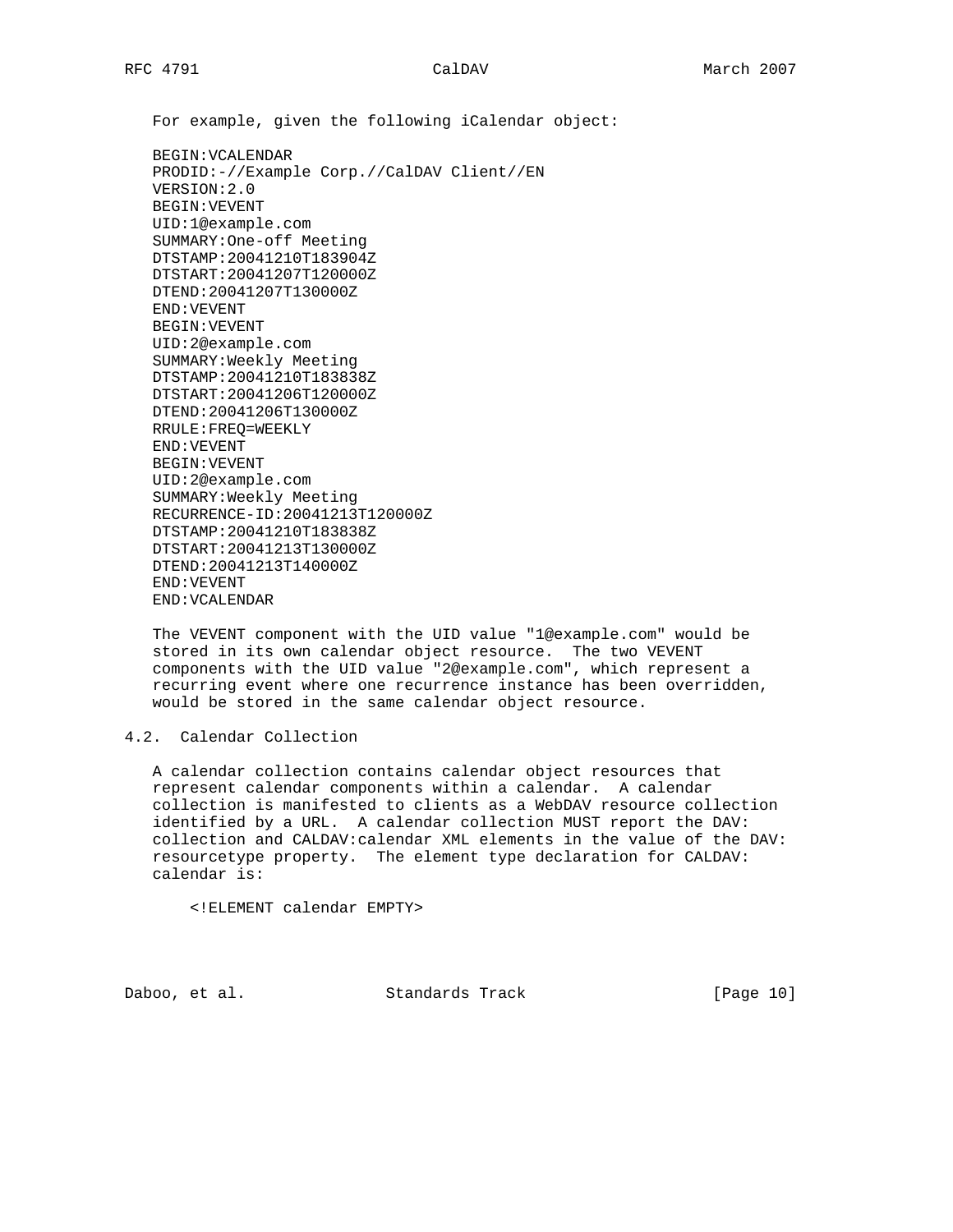For example, given the following iCalendar object:

```
BEGIN:VCALENDAR
PRODID:-//Example Corp.//CalDAV Client//EN
VERSION:2.0
BEGIN:VEVENT
UID:1@example.com
SUMMARY:One-off Meeting
DTSTAMP:20041210T183904Z
DTSTART:20041207T120000Z
DTEND:20041207T130000Z
END:VEVENT
BEGIN:VEVENT
UID:2@example.com
SUMMARY:Weekly Meeting
DTSTAMP:20041210T183838Z
DTSTART:20041206T120000Z
DTEND:20041206T130000Z
RRULE:FREQ=WEEKLY
END:VEVENT
BEGIN:VEVENT
UID:2@example.com
SUMMARY:Weekly Meeting
RECURRENCE-ID:20041213T120000Z
DTSTAMP:20041210T183838Z
DTSTART:20041213T130000Z
DTEND:20041213T140000Z
END:VEVENT
END:VCALENDAR
```

The VEVENT component with the UID value "1@example.com" would be stored in its own calendar object resource. The two VEVENT components with the UID value "2@example.com", which represent a recurring event where one recurrence instance has been overridden, would be stored in the same calendar object resource.

## 4.2. Calendar Collection

A calendar collection contains calendar object resources that represent calendar components within a calendar. A calendar collection is manifested to clients as a WebDAV resource collection identified by a URL. A calendar collection MUST report the DAV:collection and CALDAV:calendar XML elements in the value of the DAV:resourcetype property. The element type declaration for CALDAV:calendar is:

```
<!ELEMENT calendar EMPTY>
```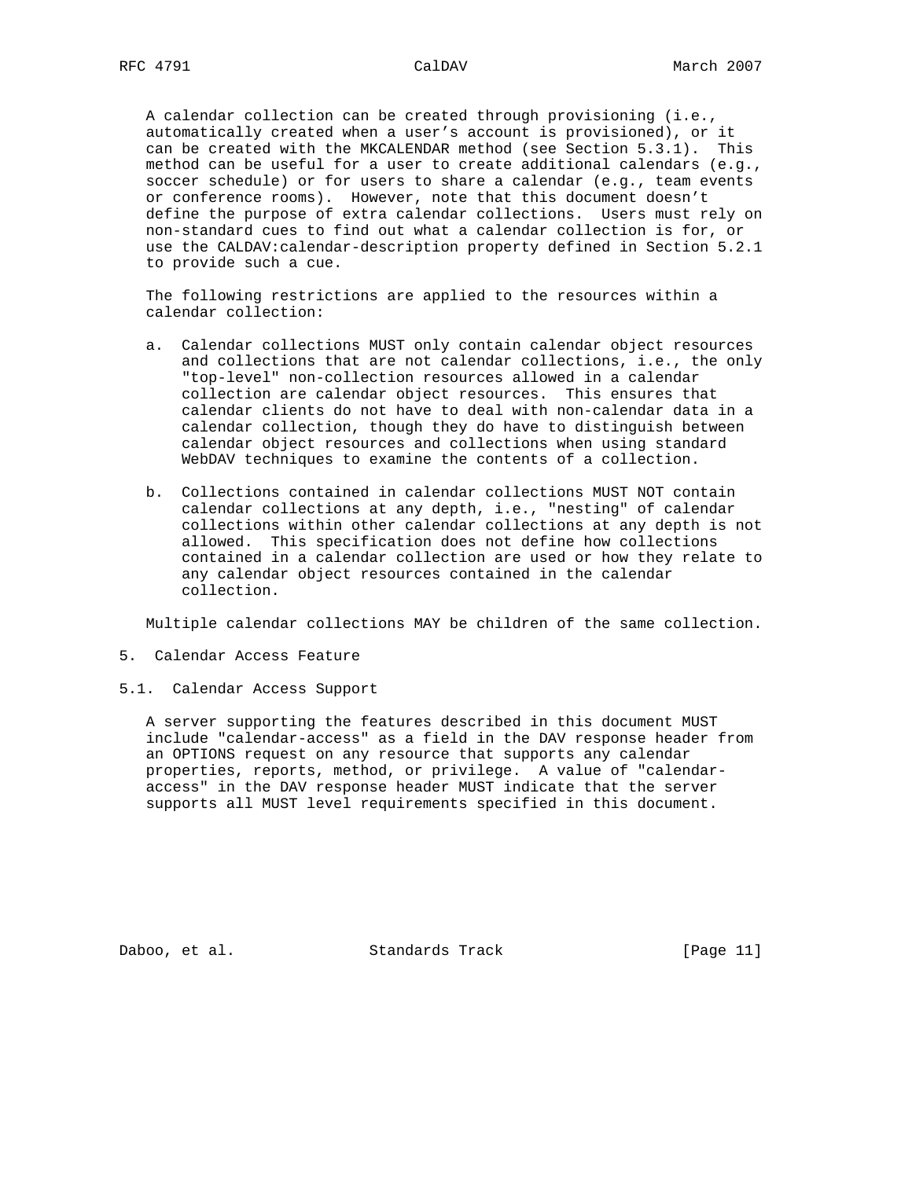A calendar collection can be created through provisioning (i.e., automatically created when a user's account is provisioned), or it can be created with the MKCALENDAR method (see Section 5.3.1). This method can be useful for a user to create additional calendars (e.g., soccer schedule) or for users to share a calendar (e.g., team events or conference rooms). However, note that this document doesn't define the purpose of extra calendar collections. Users must rely on non-standard cues to find out what a calendar collection is for, or use the CALDAV:calendar-description property defined in Section 5.2.1 to provide such a cue.

The following restrictions are applied to the resources within a calendar collection:

a. Calendar collections MUST only contain calendar object resources and collections that are not calendar collections, i.e., the only "top-level" non-collection resources allowed in a calendar collection are calendar object resources. This ensures that calendar clients do not have to deal with non-calendar data in a calendar collection, though they do have to distinguish between calendar object resources and collections when using standard WebDAV techniques to examine the contents of a collection.

b. Collections contained in calendar collections MUST NOT contain calendar collections at any depth, i.e., "nesting" of calendar collections within other calendar collections at any depth is not allowed. This specification does not define how collections contained in a calendar collection are used or how they relate to any calendar object resources contained in the calendar collection.

Multiple calendar collections MAY be children of the same collection.

# 5. Calendar Access Feature

## 5.1. Calendar Access Support

A server supporting the features described in this document MUST include "calendar-access" as a field in the DAV response header from an OPTIONS request on any resource that supports any calendar properties, reports, method, or privilege. A value of "calendar-access" in the DAV response header MUST indicate that the server supports all MUST level requirements specified in this document.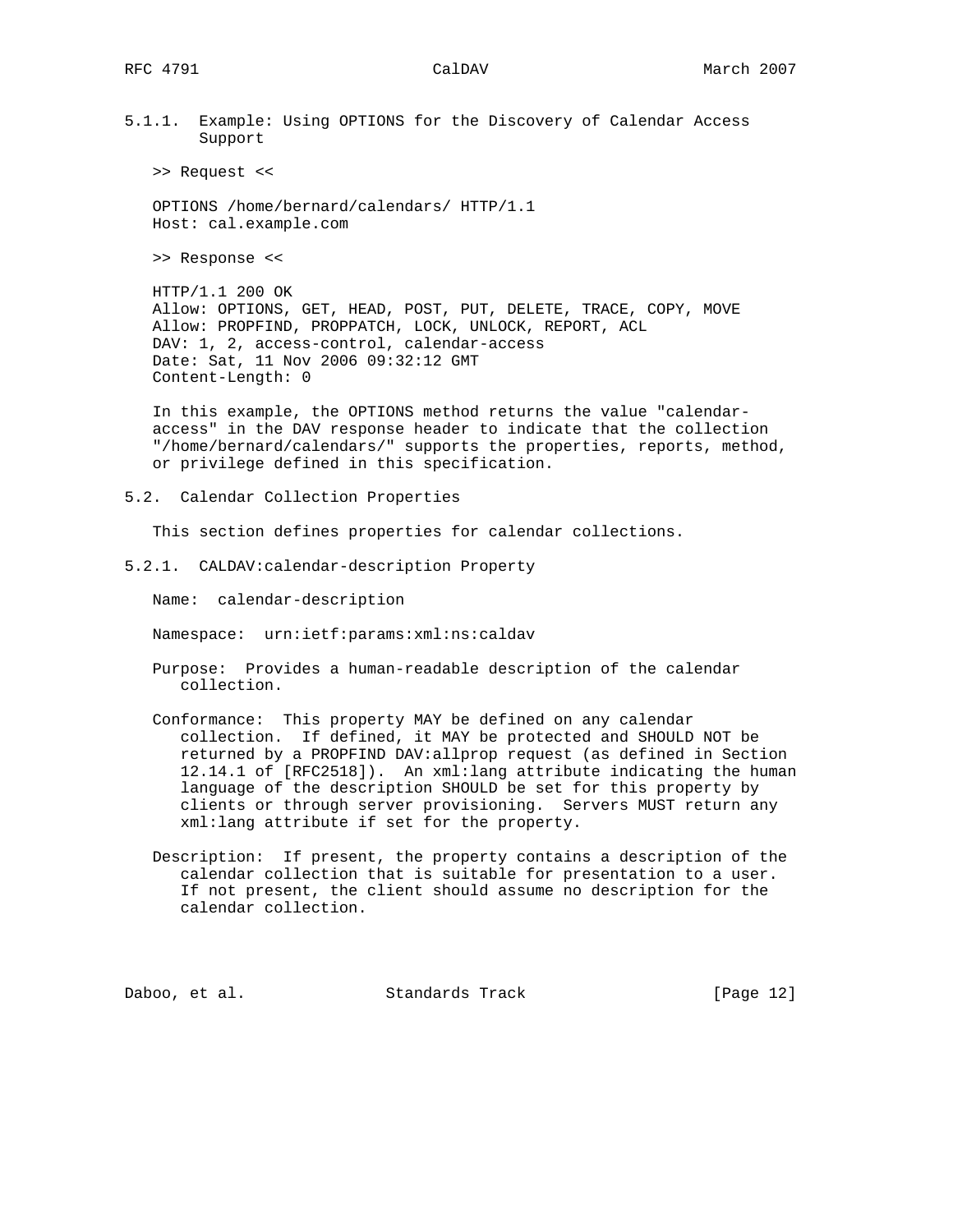### 5.1.1. Example: Using OPTIONS for the Discovery of Calendar Access Support

>> Request <<

```
OPTIONS /home/bernard/calendars/ HTTP/1.1
Host: cal.example.com
```

>> Response <<

```
HTTP/1.1 200 OK
Allow: OPTIONS, GET, HEAD, POST, PUT, DELETE, TRACE, COPY, MOVE
Allow: PROPFIND, PROPPATCH, LOCK, UNLOCK, REPORT, ACL
DAV: 1, 2, access-control, calendar-access
Date: Sat, 11 Nov 2006 09:32:12 GMT
Content-Length: 0
```

In this example, the OPTIONS method returns the value "calendar-access" in the DAV response header to indicate that the collection "/home/bernard/calendars/" supports the properties, reports, method, or privilege defined in this specification.

## 5.2. Calendar Collection Properties

This section defines properties for calendar collections.

### 5.2.1. CALDAV:calendar-description Property

Name: calendar-description

Namespace: urn:ietf:params:xml:ns:caldav

Purpose: Provides a human-readable description of the calendar collection.

Conformance: This property MAY be defined on any calendar collection. If defined, it MAY be protected and SHOULD NOT be returned by a PROPFIND DAV:allprop request (as defined in Section 12.14.1 of [RFC2518]). An xml:lang attribute indicating the human language of the description SHOULD be set for this property by clients or through server provisioning. Servers MUST return any xml:lang attribute if set for the property.

Description: If present, the property contains a description of the calendar collection that is suitable for presentation to a user. If not present, the client should assume no description for the calendar collection.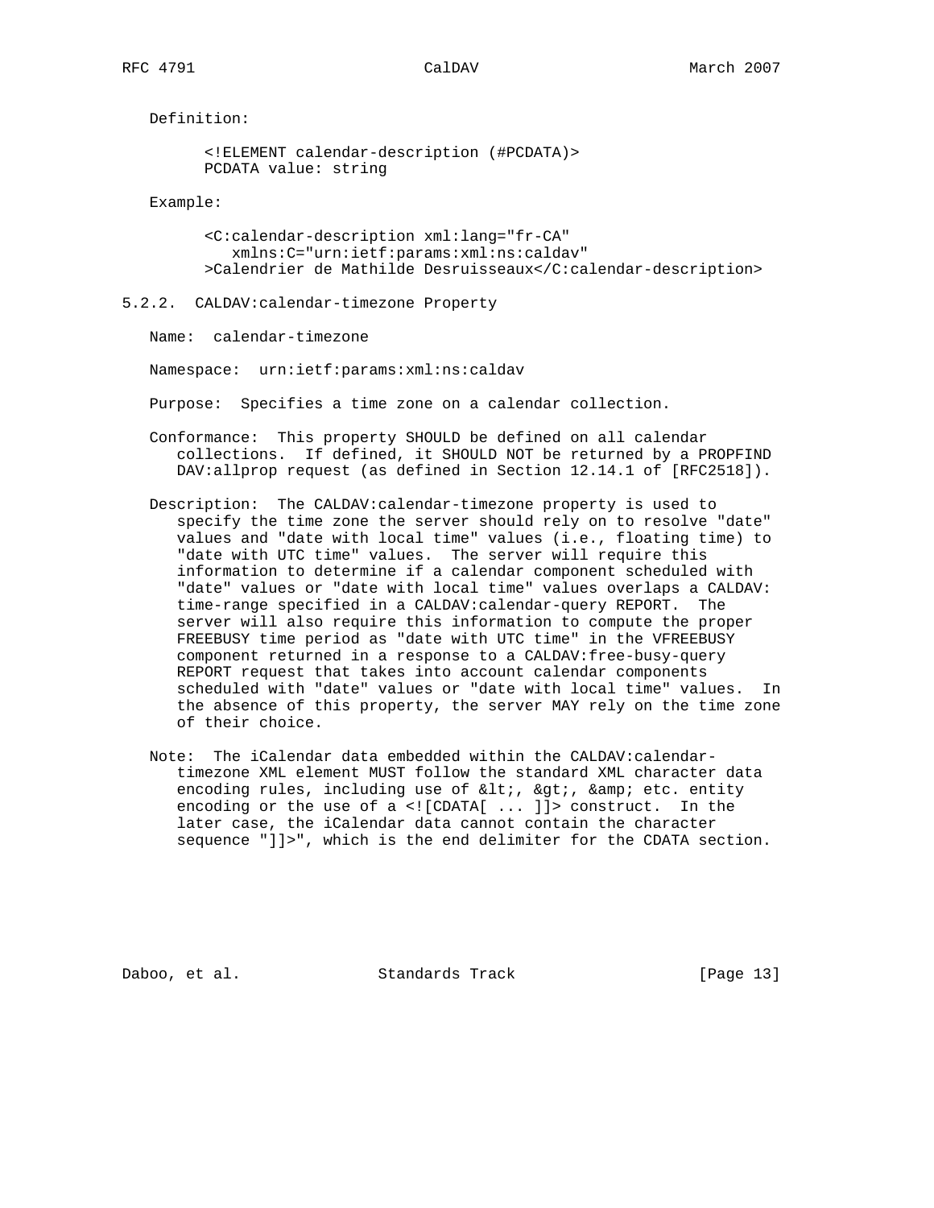Definition:

```
<!ELEMENT calendar-description (#PCDATA)>
PCDATA value: string
```

Example:

```
<C:calendar-description xml:lang="fr-CA"
   xmlns:C="urn:ietf:params:xml:ns:caldav"
>Calendrier de Mathilde Desruisseaux</C:calendar-description>
```

### 5.2.2. CALDAV:calendar-timezone Property

Name: calendar-timezone

Namespace: urn:ietf:params:xml:ns:caldav

Purpose: Specifies a time zone on a calendar collection.

Conformance: This property SHOULD be defined on all calendar collections. If defined, it SHOULD NOT be returned by a PROPFIND DAV:allprop request (as defined in Section 12.14.1 of [RFC2518]).

Description: The CALDAV:calendar-timezone property is used to specify the time zone the server should rely on to resolve "date" values and "date with local time" values (i.e., floating time) to "date with UTC time" values. The server will require this information to determine if a calendar component scheduled with "date" values or "date with local time" values overlaps a CALDAV:time-range specified in a CALDAV:calendar-query REPORT. The server will also require this information to compute the proper FREEBUSY time period as "date with UTC time" in the VFREEBUSY component returned in a response to a CALDAV:free-busy-query REPORT request that takes into account calendar components scheduled with "date" values or "date with local time" values. In the absence of this property, the server MAY rely on the time zone of their choice.

Note: The iCalendar data embedded within the CALDAV:calendar-timezone XML element MUST follow the standard XML character data encoding rules, including use of &lt;, &gt;, &amp; etc. entity encoding or the use of a <![CDATA[ ... ]]> construct. In the later case, the iCalendar data cannot contain the character sequence "]]>", which is the end delimiter for the CDATA section.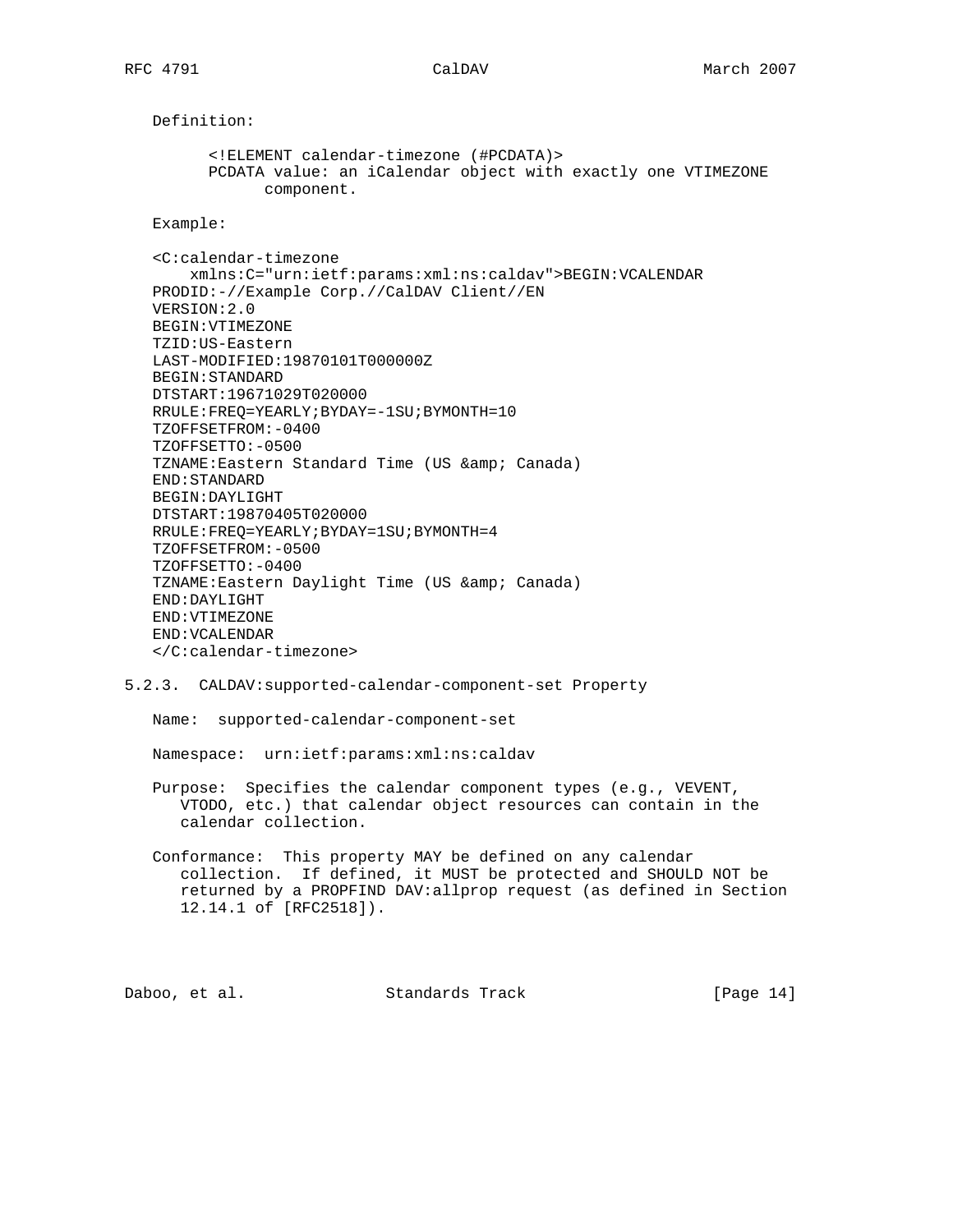Definition:

```
<!ELEMENT calendar-timezone (#PCDATA)>
PCDATA value: an iCalendar object with exactly one VTIMEZONE
      component.
```

Example:

```
<C:calendar-timezone
    xmlns:C="urn:ietf:params:xml:ns:caldav">BEGIN:VCALENDAR
PRODID:-//Example Corp.//CalDAV Client//EN
VERSION:2.0
BEGIN:VTIMEZONE
TZID:US-Eastern
LAST-MODIFIED:19870101T000000Z
BEGIN:STANDARD
DTSTART:19671029T020000
RRULE:FREQ=YEARLY;BYDAY=-1SU;BYMONTH=10
TZOFFSETFROM:-0400
TZOFFSETTO:-0500
TZNAME:Eastern Standard Time (US &amp; Canada)
END:STANDARD
BEGIN:DAYLIGHT
DTSTART:19870405T020000
RRULE:FREQ=YEARLY;BYDAY=1SU;BYMONTH=4
TZOFFSETFROM:-0500
TZOFFSETTO:-0400
TZNAME:Eastern Daylight Time (US &amp; Canada)
END:DAYLIGHT
END:VTIMEZONE
END:VCALENDAR
</C:calendar-timezone>
```

### 5.2.3. CALDAV:supported-calendar-component-set Property

Name: supported-calendar-component-set

Namespace: urn:ietf:params:xml:ns:caldav

Purpose: Specifies the calendar component types (e.g., VEVENT, VTODO, etc.) that calendar object resources can contain in the calendar collection.

Conformance: This property MAY be defined on any calendar collection. If defined, it MUST be protected and SHOULD NOT be returned by a PROPFIND DAV:allprop request (as defined in Section 12.14.1 of [RFC2518]).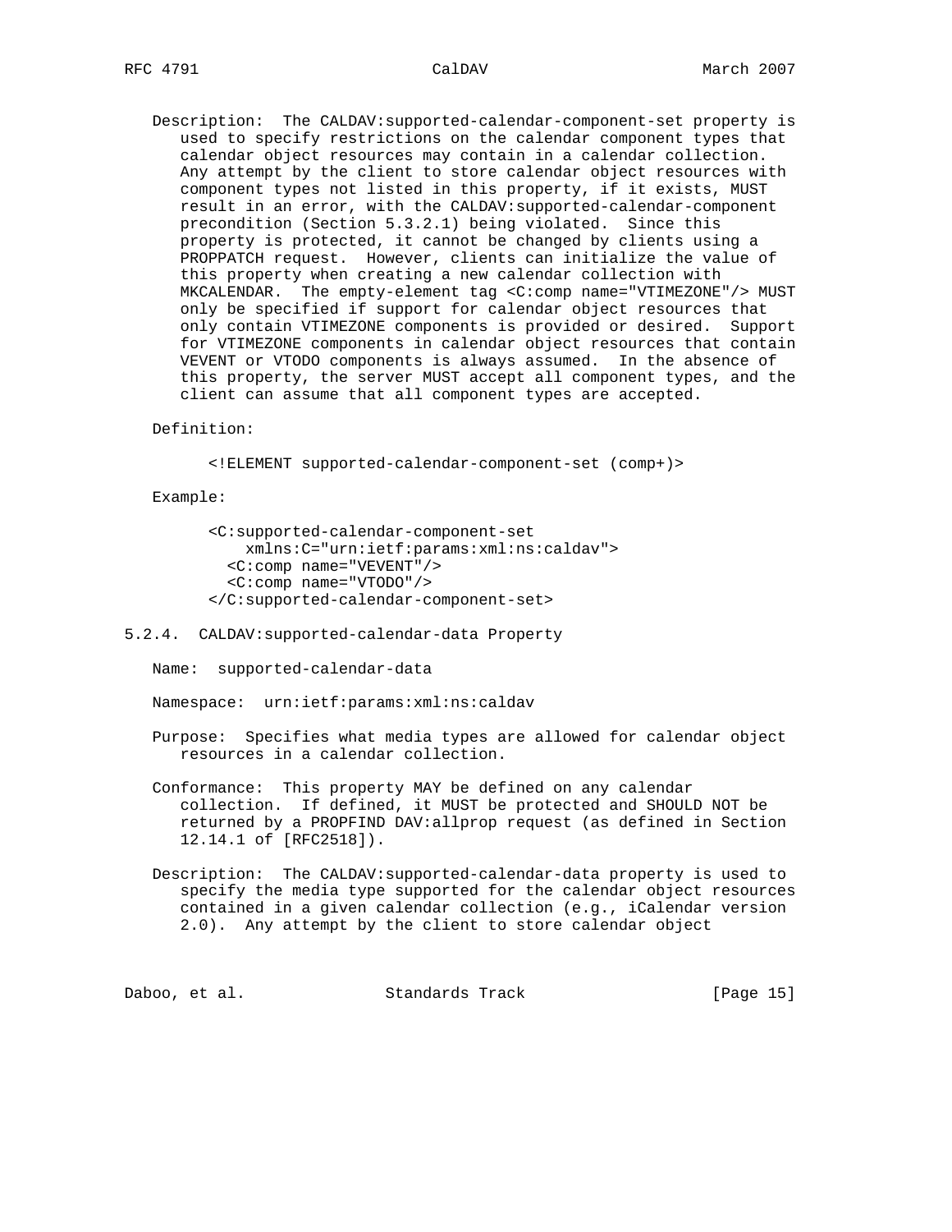Description: The CALDAV:supported-calendar-component-set property is used to specify restrictions on the calendar component types that calendar object resources may contain in a calendar collection. Any attempt by the client to store calendar object resources with component types not listed in this property, if it exists, MUST result in an error, with the CALDAV:supported-calendar-component precondition (Section 5.3.2.1) being violated. Since this property is protected, it cannot be changed by clients using a PROPPATCH request. However, clients can initialize the value of this property when creating a new calendar collection with MKCALENDAR. The empty-element tag <C:comp name="VTIMEZONE"/> MUST only be specified if support for calendar object resources that only contain VTIMEZONE components is provided or desired. Support for VTIMEZONE components in calendar object resources that contain VEVENT or VTODO components is always assumed. In the absence of this property, the server MUST accept all component types, and the client can assume that all component types are accepted.

Definition:

```
<!ELEMENT supported-calendar-component-set (comp+)>
```

Example:

```
<C:supported-calendar-component-set
    xmlns:C="urn:ietf:params:xml:ns:caldav">
  <C:comp name="VEVENT"/>
  <C:comp name="VTODO"/>
</C:supported-calendar-component-set>
```

### 5.2.4. CALDAV:supported-calendar-data Property

Name: supported-calendar-data

Namespace: urn:ietf:params:xml:ns:caldav

Purpose: Specifies what media types are allowed for calendar object resources in a calendar collection.

Conformance: This property MAY be defined on any calendar collection. If defined, it MUST be protected and SHOULD NOT be returned by a PROPFIND DAV:allprop request (as defined in Section 12.14.1 of [RFC2518]).

Description: The CALDAV:supported-calendar-data property is used to specify the media type supported for the calendar object resources contained in a given calendar collection (e.g., iCalendar version 2.0). Any attempt by the client to store calendar object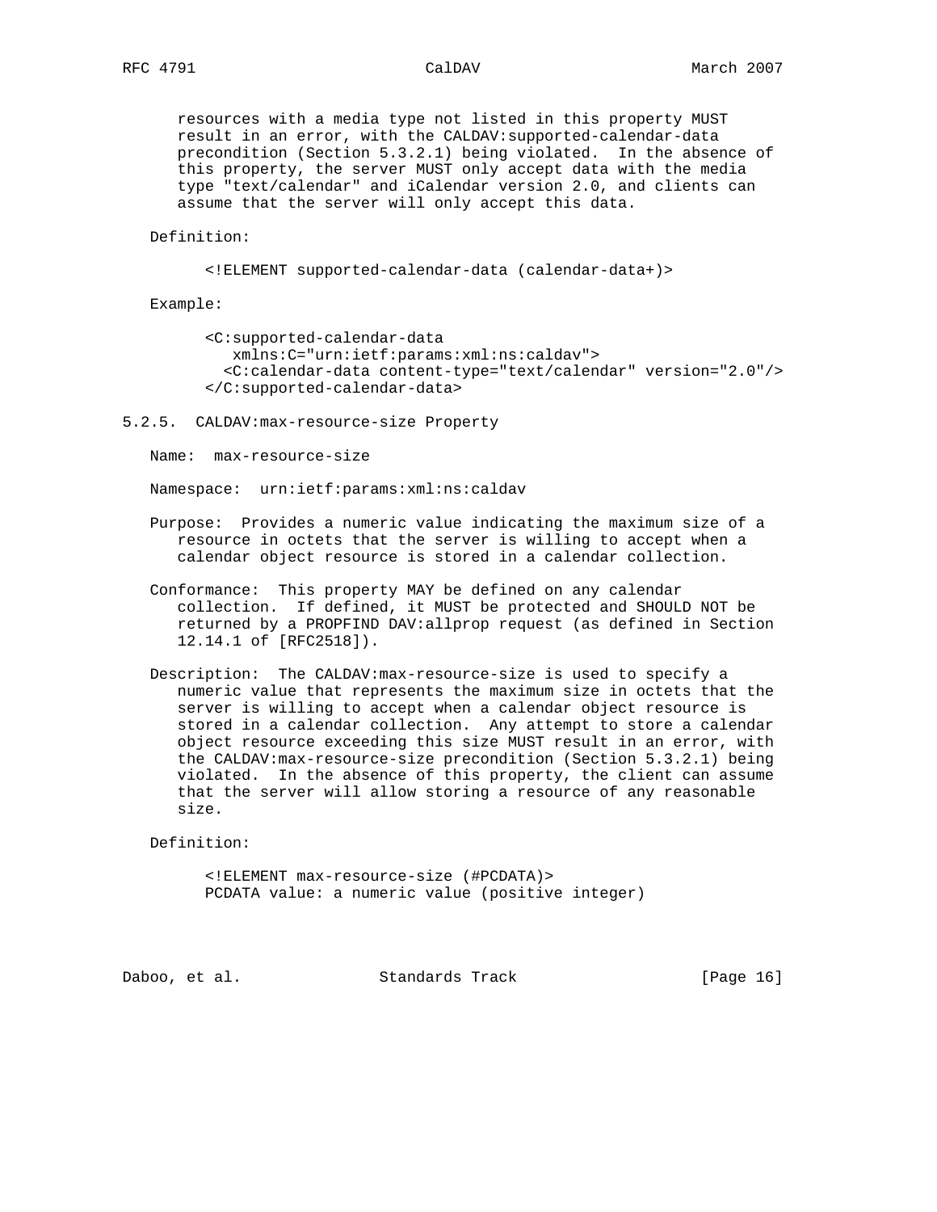resources with a media type not listed in this property MUST result in an error, with the CALDAV:supported-calendar-data precondition (Section 5.3.2.1) being violated. In the absence of this property, the server MUST only accept data with the media type "text/calendar" and iCalendar version 2.0, and clients can assume that the server will only accept this data.

Definition:

```
<!ELEMENT supported-calendar-data (calendar-data+)>
```

Example:

```
<C:supported-calendar-data
   xmlns:C="urn:ietf:params:xml:ns:caldav">
  <C:calendar-data content-type="text/calendar" version="2.0"/>
</C:supported-calendar-data>
```

### 5.2.5. CALDAV:max-resource-size Property

Name: max-resource-size

Namespace: urn:ietf:params:xml:ns:caldav

Purpose: Provides a numeric value indicating the maximum size of a resource in octets that the server is willing to accept when a calendar object resource is stored in a calendar collection.

Conformance: This property MAY be defined on any calendar collection. If defined, it MUST be protected and SHOULD NOT be returned by a PROPFIND DAV:allprop request (as defined in Section 12.14.1 of [RFC2518]).

Description: The CALDAV:max-resource-size is used to specify a numeric value that represents the maximum size in octets that the server is willing to accept when a calendar object resource is stored in a calendar collection. Any attempt to store a calendar object resource exceeding this size MUST result in an error, with the CALDAV:max-resource-size precondition (Section 5.3.2.1) being violated. In the absence of this property, the client can assume that the server will allow storing a resource of any reasonable size.

Definition:

```
<!ELEMENT max-resource-size (#PCDATA)>
PCDATA value: a numeric value (positive integer)
```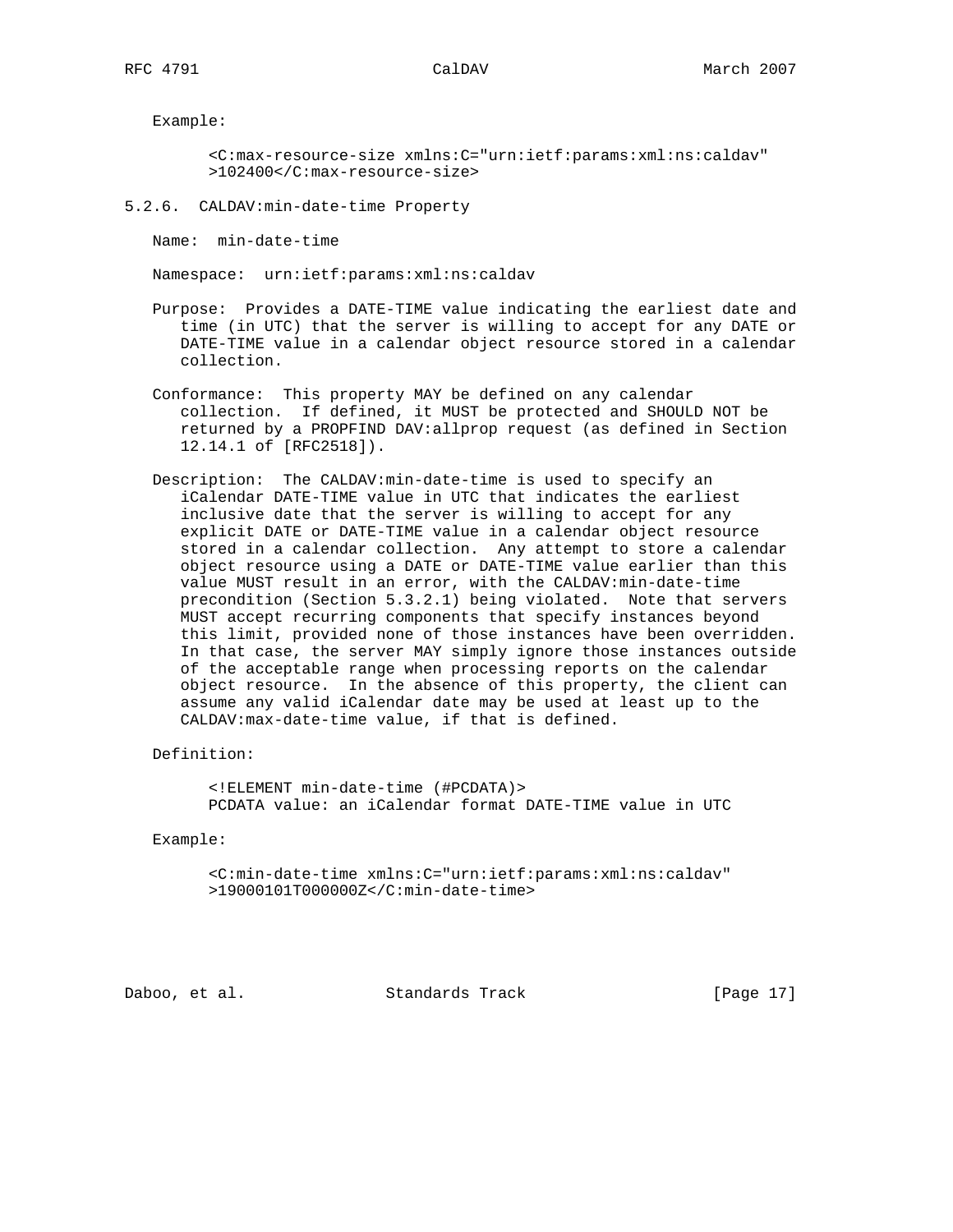Example:

```
<C:max-resource-size xmlns:C="urn:ietf:params:xml:ns:caldav"
>102400</C:max-resource-size>
```

### 5.2.6. CALDAV:min-date-time Property

Name: min-date-time

Namespace: urn:ietf:params:xml:ns:caldav

Purpose: Provides a DATE-TIME value indicating the earliest date and time (in UTC) that the server is willing to accept for any DATE or DATE-TIME value in a calendar object resource stored in a calendar collection.

Conformance: This property MAY be defined on any calendar collection. If defined, it MUST be protected and SHOULD NOT be returned by a PROPFIND DAV:allprop request (as defined in Section 12.14.1 of [RFC2518]).

Description: The CALDAV:min-date-time is used to specify an iCalendar DATE-TIME value in UTC that indicates the earliest inclusive date that the server is willing to accept for any explicit DATE or DATE-TIME value in a calendar object resource stored in a calendar collection. Any attempt to store a calendar object resource using a DATE or DATE-TIME value earlier than this value MUST result in an error, with the CALDAV:min-date-time precondition (Section 5.3.2.1) being violated. Note that servers MUST accept recurring components that specify instances beyond this limit, provided none of those instances have been overridden. In that case, the server MAY simply ignore those instances outside of the acceptable range when processing reports on the calendar object resource. In the absence of this property, the client can assume any valid iCalendar date may be used at least up to the CALDAV:max-date-time value, if that is defined.

Definition:

```
<!ELEMENT min-date-time (#PCDATA)>
PCDATA value: an iCalendar format DATE-TIME value in UTC
```

Example:

```
<C:min-date-time xmlns:C="urn:ietf:params:xml:ns:caldav"
>19000101T000000Z</C:min-date-time>
```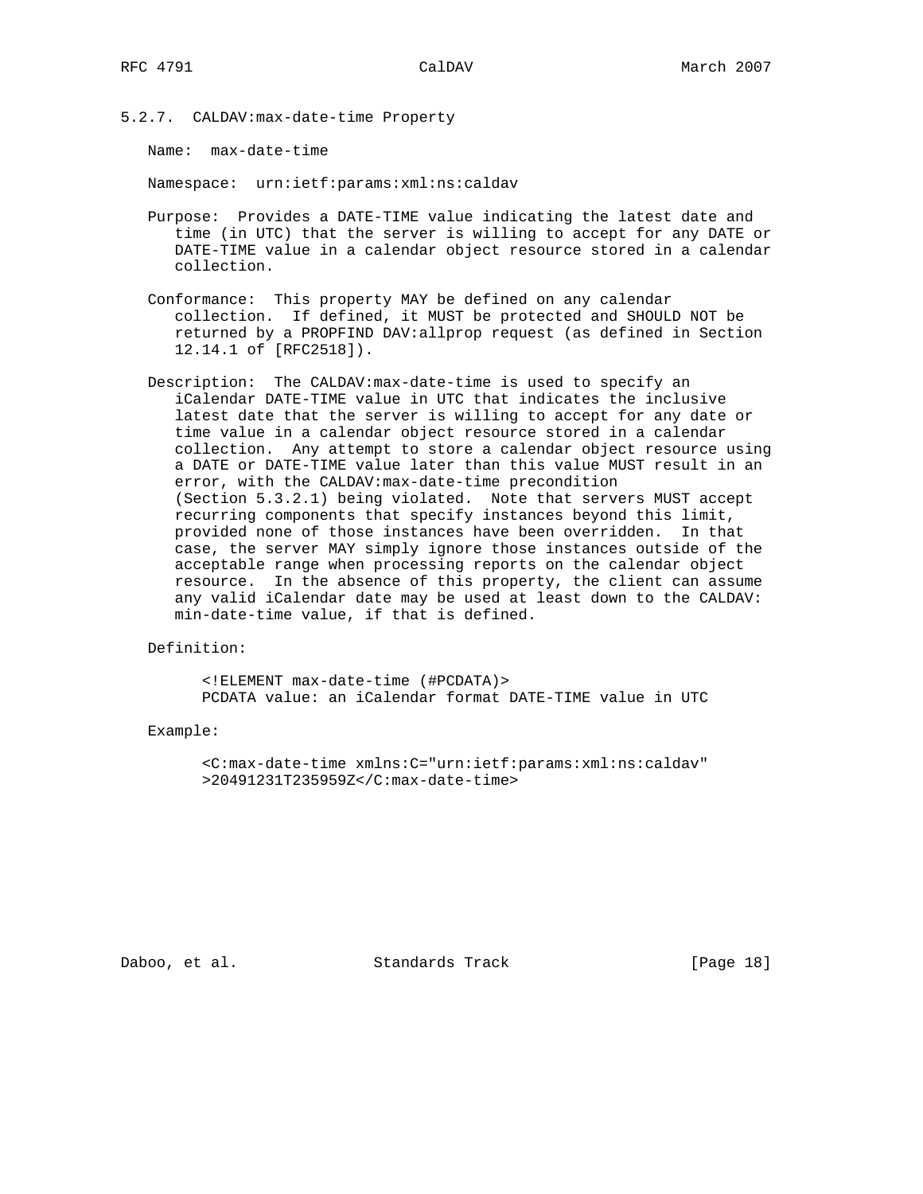### 5.2.7. CALDAV:max-date-time Property

Name: max-date-time

Namespace: urn:ietf:params:xml:ns:caldav

Purpose: Provides a DATE-TIME value indicating the latest date and time (in UTC) that the server is willing to accept for any DATE or DATE-TIME value in a calendar object resource stored in a calendar collection.

Conformance: This property MAY be defined on any calendar collection. If defined, it MUST be protected and SHOULD NOT be returned by a PROPFIND DAV:allprop request (as defined in Section 12.14.1 of [RFC2518]).

Description: The CALDAV:max-date-time is used to specify an iCalendar DATE-TIME value in UTC that indicates the inclusive latest date that the server is willing to accept for any date or time value in a calendar object resource stored in a calendar collection. Any attempt to store a calendar object resource using a DATE or DATE-TIME value later than this value MUST result in an error, with the CALDAV:max-date-time precondition (Section 5.3.2.1) being violated. Note that servers MUST accept recurring components that specify instances beyond this limit, provided none of those instances have been overridden. In that case, the server MAY simply ignore those instances outside of the acceptable range when processing reports on the calendar object resource. In the absence of this property, the client can assume any valid iCalendar date may be used at least down to the CALDAV: min-date-time value, if that is defined.

Definition:

```
<!ELEMENT max-date-time (#PCDATA)>
PCDATA value: an iCalendar format DATE-TIME value in UTC
```

Example:

```
<C:max-date-time xmlns:C="urn:ietf:params:xml:ns:caldav"
>20491231T235959Z</C:max-date-time>
```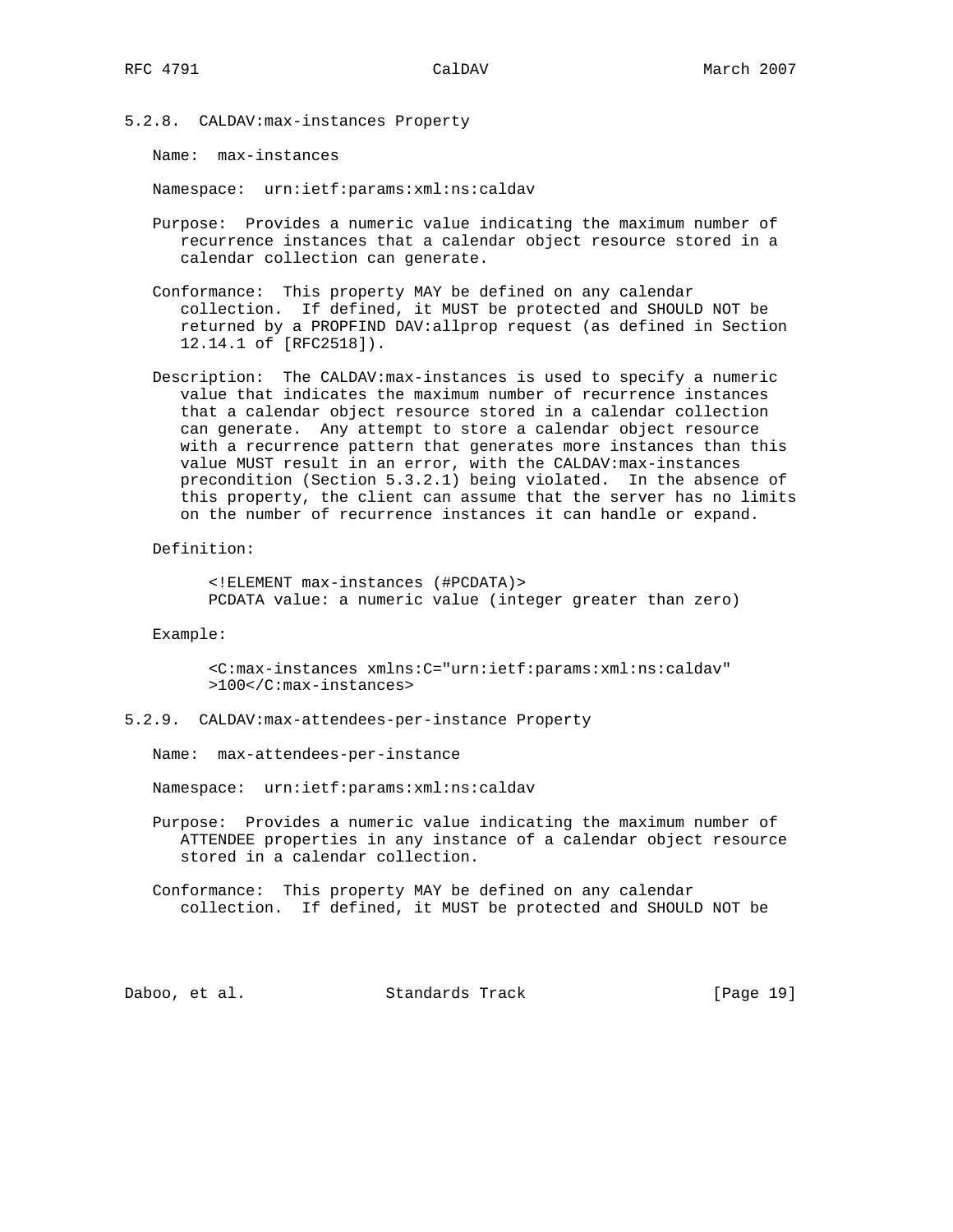### 5.2.8. CALDAV:max-instances Property

Name: max-instances

Namespace: urn:ietf:params:xml:ns:caldav

Purpose: Provides a numeric value indicating the maximum number of recurrence instances that a calendar object resource stored in a calendar collection can generate.

Conformance: This property MAY be defined on any calendar collection. If defined, it MUST be protected and SHOULD NOT be returned by a PROPFIND DAV:allprop request (as defined in Section 12.14.1 of [RFC2518]).

Description: The CALDAV:max-instances is used to specify a numeric value that indicates the maximum number of recurrence instances that a calendar object resource stored in a calendar collection can generate. Any attempt to store a calendar object resource with a recurrence pattern that generates more instances than this value MUST result in an error, with the CALDAV:max-instances precondition (Section 5.3.2.1) being violated. In the absence of this property, the client can assume that the server has no limits on the number of recurrence instances it can handle or expand.

Definition:

```
<!ELEMENT max-instances (#PCDATA)>
PCDATA value: a numeric value (integer greater than zero)
```

Example:

```
<C:max-instances xmlns:C="urn:ietf:params:xml:ns:caldav"
>100</C:max-instances>
```

### 5.2.9. CALDAV:max-attendees-per-instance Property

Name: max-attendees-per-instance

Namespace: urn:ietf:params:xml:ns:caldav

Purpose: Provides a numeric value indicating the maximum number of ATTENDEE properties in any instance of a calendar object resource stored in a calendar collection.

Conformance: This property MAY be defined on any calendar collection. If defined, it MUST be protected and SHOULD NOT be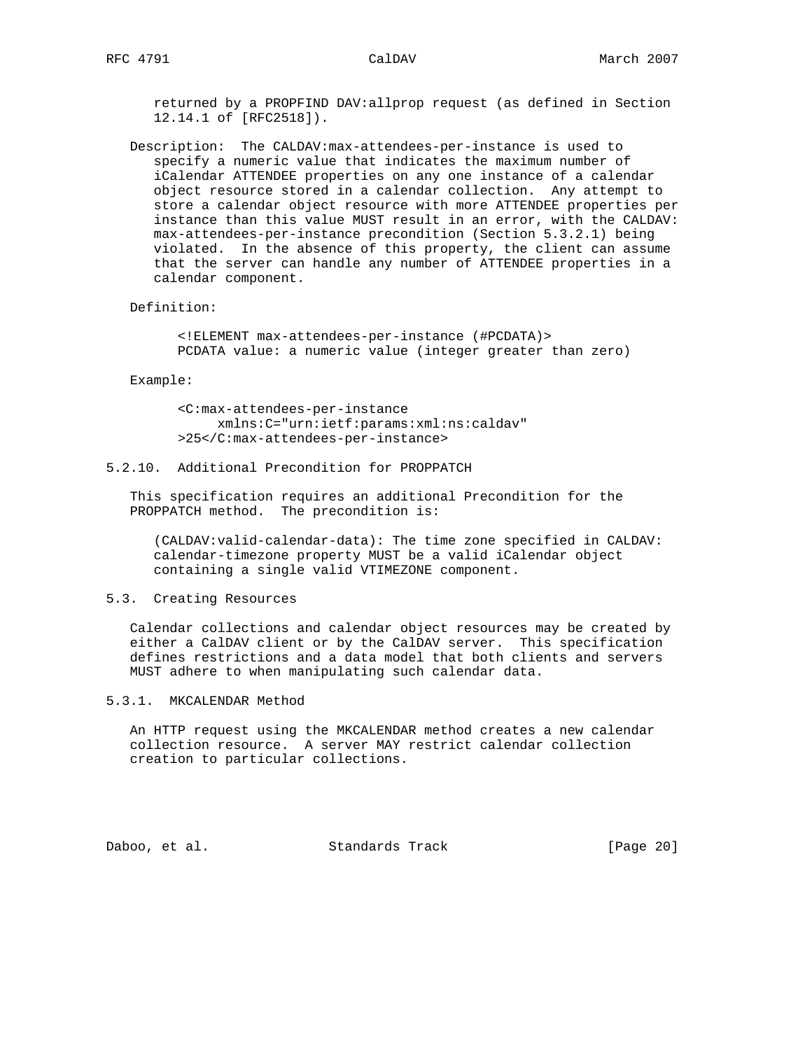returned by a PROPFIND DAV:allprop request (as defined in Section 12.14.1 of [RFC2518]).

Description: The CALDAV:max-attendees-per-instance is used to specify a numeric value that indicates the maximum number of iCalendar ATTENDEE properties on any one instance of a calendar object resource stored in a calendar collection. Any attempt to store a calendar object resource with more ATTENDEE properties per instance than this value MUST result in an error, with the CALDAV: max-attendees-per-instance precondition (Section 5.3.2.1) being violated. In the absence of this property, the client can assume that the server can handle any number of ATTENDEE properties in a calendar component.

Definition:

```
<!ELEMENT max-attendees-per-instance (#PCDATA)>
PCDATA value: a numeric value (integer greater than zero)
```

Example:

```
<C:max-attendees-per-instance
     xmlns:C="urn:ietf:params:xml:ns:caldav"
>25</C:max-attendees-per-instance>
```

### 5.2.10. Additional Precondition for PROPPATCH

This specification requires an additional Precondition for the PROPPATCH method. The precondition is:

(CALDAV:valid-calendar-data): The time zone specified in CALDAV: calendar-timezone property MUST be a valid iCalendar object containing a single valid VTIMEZONE component.

## 5.3. Creating Resources

Calendar collections and calendar object resources may be created by either a CalDAV client or by the CalDAV server. This specification defines restrictions and a data model that both clients and servers MUST adhere to when manipulating such calendar data.

### 5.3.1. MKCALENDAR Method

An HTTP request using the MKCALENDAR method creates a new calendar collection resource. A server MAY restrict calendar collection creation to particular collections.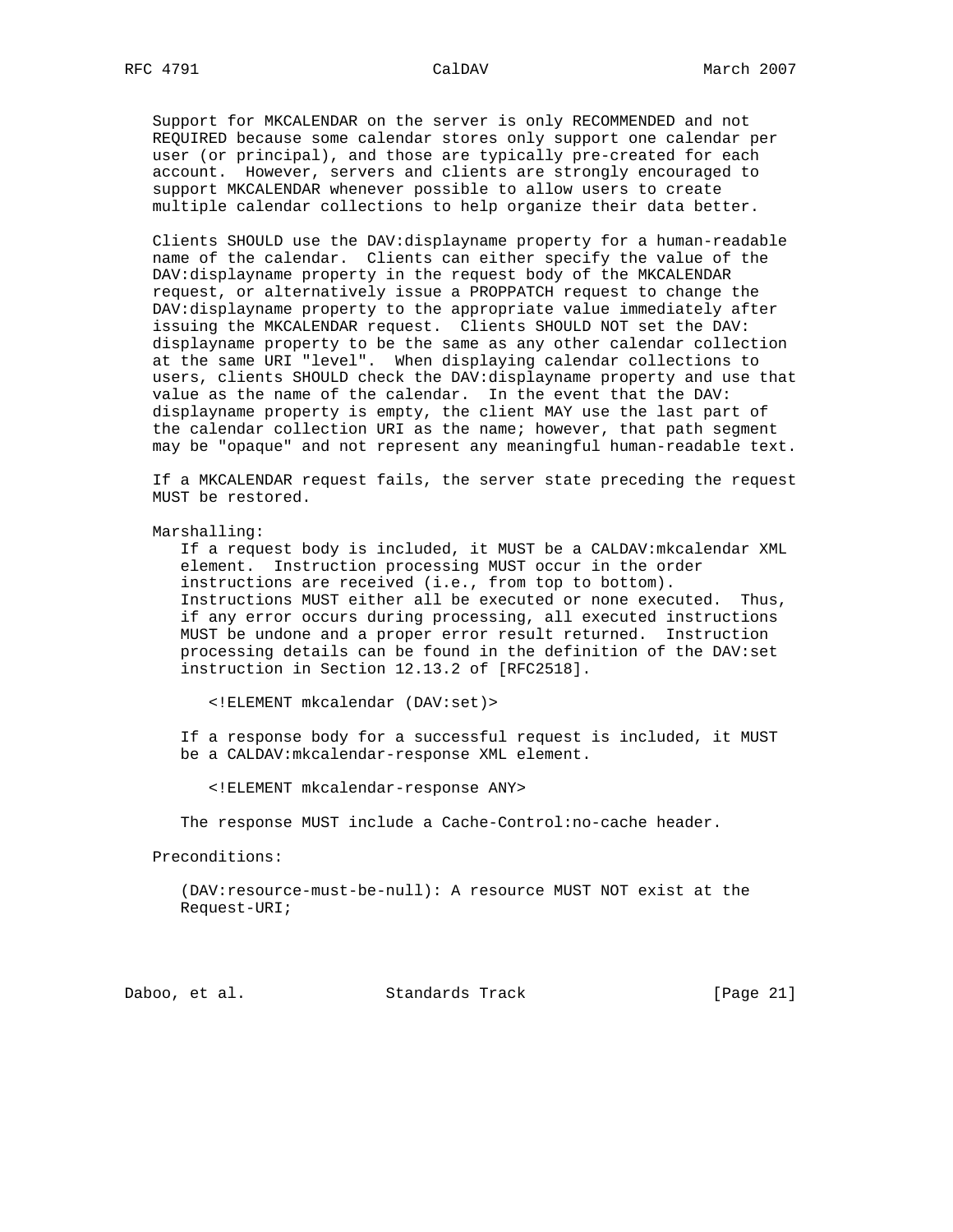Support for MKCALENDAR on the server is only RECOMMENDED and not REQUIRED because some calendar stores only support one calendar per user (or principal), and those are typically pre-created for each account. However, servers and clients are strongly encouraged to support MKCALENDAR whenever possible to allow users to create multiple calendar collections to help organize their data better.

Clients SHOULD use the DAV:displayname property for a human-readable name of the calendar. Clients can either specify the value of the DAV:displayname property in the request body of the MKCALENDAR request, or alternatively issue a PROPPATCH request to change the DAV:displayname property to the appropriate value immediately after issuing the MKCALENDAR request. Clients SHOULD NOT set the DAV:displayname property to be the same as any other calendar collection at the same URI "level". When displaying calendar collections to users, clients SHOULD check the DAV:displayname property and use that value as the name of the calendar. In the event that the DAV:displayname property is empty, the client MAY use the last part of the calendar collection URI as the name; however, that path segment may be "opaque" and not represent any meaningful human-readable text.

If a MKCALENDAR request fails, the server state preceding the request MUST be restored.

Marshalling:

If a request body is included, it MUST be a CALDAV:mkcalendar XML element. Instruction processing MUST occur in the order instructions are received (i.e., from top to bottom). Instructions MUST either all be executed or none executed. Thus, if any error occurs during processing, all executed instructions MUST be undone and a proper error result returned. Instruction processing details can be found in the definition of the DAV:set instruction in Section 12.13.2 of [RFC2518].

```
<!ELEMENT mkcalendar (DAV:set)>
```

If a response body for a successful request is included, it MUST be a CALDAV:mkcalendar-response XML element.

```
<!ELEMENT mkcalendar-response ANY>
```

The response MUST include a Cache-Control:no-cache header.

Preconditions:

(DAV:resource-must-be-null): A resource MUST NOT exist at the Request-URI;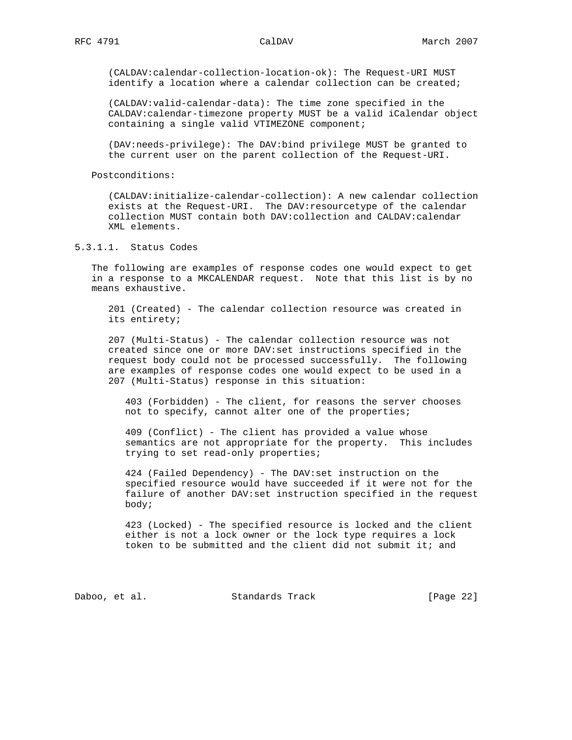(CALDAV:calendar-collection-location-ok): The Request-URI MUST identify a location where a calendar collection can be created;

(CALDAV:valid-calendar-data): The time zone specified in the CALDAV:calendar-timezone property MUST be a valid iCalendar object containing a single valid VTIMEZONE component;

(DAV:needs-privilege): The DAV:bind privilege MUST be granted to the current user on the parent collection of the Request-URI.

Postconditions:

(CALDAV:initialize-calendar-collection): A new calendar collection exists at the Request-URI. The DAV:resourcetype of the calendar collection MUST contain both DAV:collection and CALDAV:calendar XML elements.

#### 5.3.1.1. Status Codes

The following are examples of response codes one would expect to get in a response to a MKCALENDAR request. Note that this list is by no means exhaustive.

201 (Created) - The calendar collection resource was created in its entirety;

207 (Multi-Status) - The calendar collection resource was not created since one or more DAV:set instructions specified in the request body could not be processed successfully. The following are examples of response codes one would expect to be used in a 207 (Multi-Status) response in this situation:

403 (Forbidden) - The client, for reasons the server chooses not to specify, cannot alter one of the properties;

409 (Conflict) - The client has provided a value whose semantics are not appropriate for the property. This includes trying to set read-only properties;

424 (Failed Dependency) - The DAV:set instruction on the specified resource would have succeeded if it were not for the failure of another DAV:set instruction specified in the request body;

423 (Locked) - The specified resource is locked and the client either is not a lock owner or the lock type requires a lock token to be submitted and the client did not submit it; and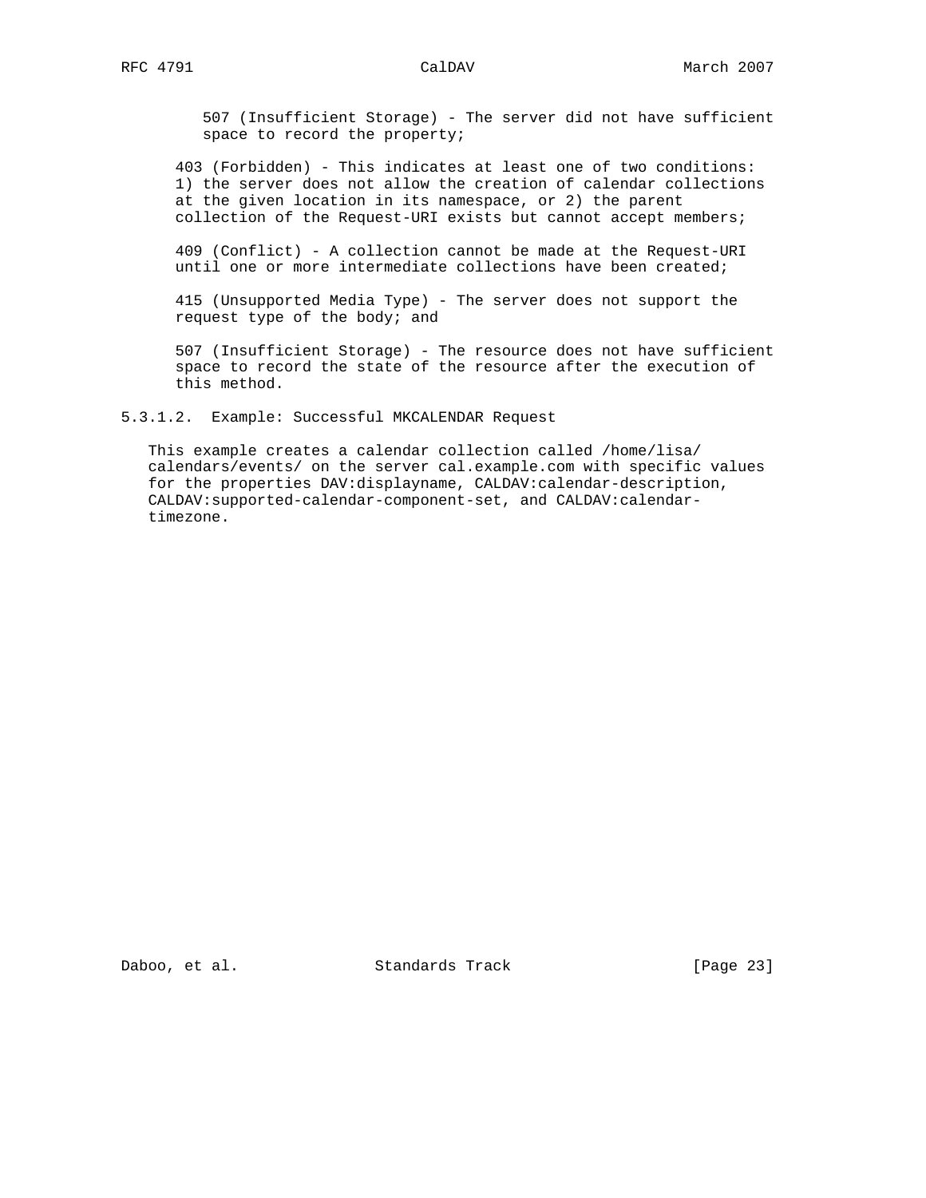507 (Insufficient Storage) - The server did not have sufficient space to record the property;

403 (Forbidden) - This indicates at least one of two conditions: 1) the server does not allow the creation of calendar collections at the given location in its namespace, or 2) the parent collection of the Request-URI exists but cannot accept members;

409 (Conflict) - A collection cannot be made at the Request-URI until one or more intermediate collections have been created;

415 (Unsupported Media Type) - The server does not support the request type of the body; and

507 (Insufficient Storage) - The resource does not have sufficient space to record the state of the resource after the execution of this method.

#### 5.3.1.2. Example: Successful MKCALENDAR Request

This example creates a calendar collection called /home/lisa/calendars/events/ on the server cal.example.com with specific values for the properties DAV:displayname, CALDAV:calendar-description, CALDAV:supported-calendar-component-set, and CALDAV:calendar-timezone.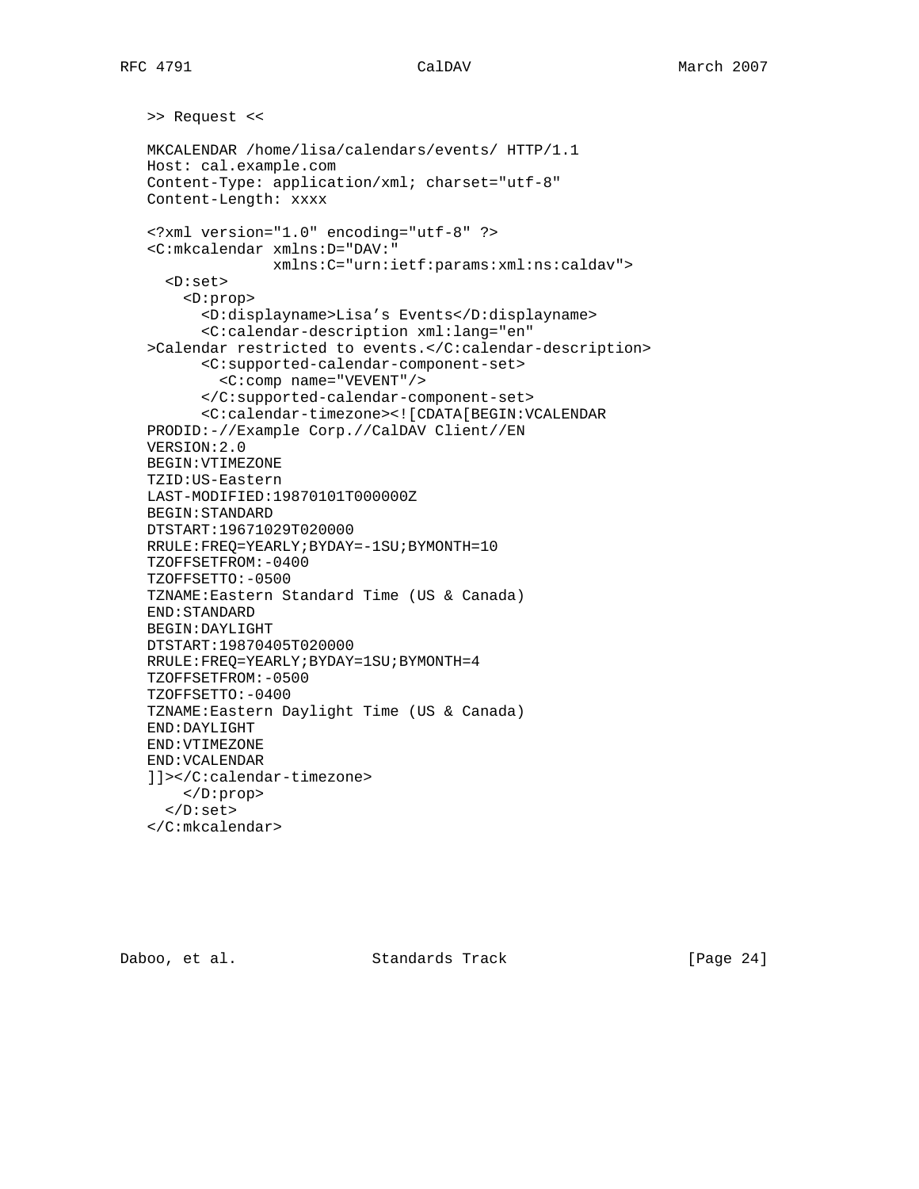```
>> Request <<

MKCALENDAR /home/lisa/calendars/events/ HTTP/1.1
Host: cal.example.com
Content-Type: application/xml; charset="utf-8"
Content-Length: xxxx

<?xml version="1.0" encoding="utf-8" ?>
<C:mkcalendar xmlns:D="DAV:"
              xmlns:C="urn:ietf:params:xml:ns:caldav">
  <D:set>
    <D:prop>
      <D:displayname>Lisa's Events</D:displayname>
      <C:calendar-description xml:lang="en"
>Calendar restricted to events.</C:calendar-description>
      <C:supported-calendar-component-set>
        <C:comp name="VEVENT"/>
      </C:supported-calendar-component-set>
      <C:calendar-timezone><![CDATA[BEGIN:VCALENDAR
PRODID:-//Example Corp.//CalDAV Client//EN
VERSION:2.0
BEGIN:VTIMEZONE
TZID:US-Eastern
LAST-MODIFIED:19870101T000000Z
BEGIN:STANDARD
DTSTART:19671029T020000
RRULE:FREQ=YEARLY;BYDAY=-1SU;BYMONTH=10
TZOFFSETFROM:-0400
TZOFFSETTO:-0500
TZNAME:Eastern Standard Time (US & Canada)
END:STANDARD
BEGIN:DAYLIGHT
DTSTART:19870405T020000
RRULE:FREQ=YEARLY;BYDAY=1SU;BYMONTH=4
TZOFFSETFROM:-0500
TZOFFSETTO:-0400
TZNAME:Eastern Daylight Time (US & Canada)
END:DAYLIGHT
END:VTIMEZONE
END:VCALENDAR
]]></C:calendar-timezone>
    </D:prop>
  </D:set>
</C:mkcalendar>
```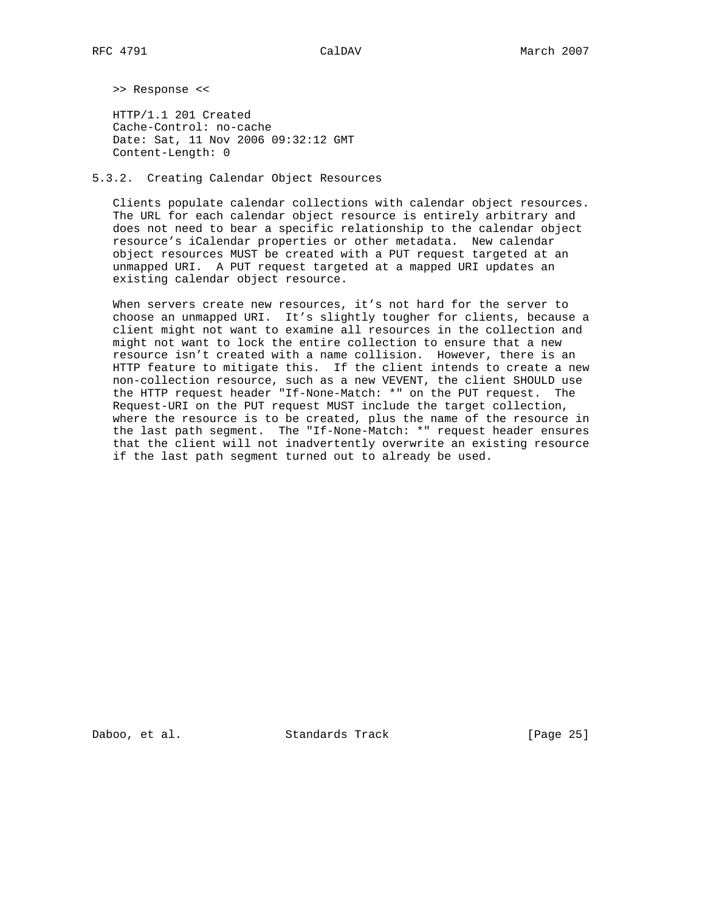>> Response <<

```
HTTP/1.1 201 Created
Cache-Control: no-cache
Date: Sat, 11 Nov 2006 09:32:12 GMT
Content-Length: 0
```

### 5.3.2. Creating Calendar Object Resources

Clients populate calendar collections with calendar object resources. The URL for each calendar object resource is entirely arbitrary and does not need to bear a specific relationship to the calendar object resource's iCalendar properties or other metadata. New calendar object resources MUST be created with a PUT request targeted at an unmapped URI. A PUT request targeted at a mapped URI updates an existing calendar object resource.

When servers create new resources, it's not hard for the server to choose an unmapped URI. It's slightly tougher for clients, because a client might not want to examine all resources in the collection and might not want to lock the entire collection to ensure that a new resource isn't created with a name collision. However, there is an HTTP feature to mitigate this. If the client intends to create a new non-collection resource, such as a new VEVENT, the client SHOULD use the HTTP request header "If-None-Match: *" on the PUT request. The Request-URI on the PUT request MUST include the target collection, where the resource is to be created, plus the name of the resource in the last path segment. The "If-None-Match: *" request header ensures that the client will not inadvertently overwrite an existing resource if the last path segment turned out to already be used.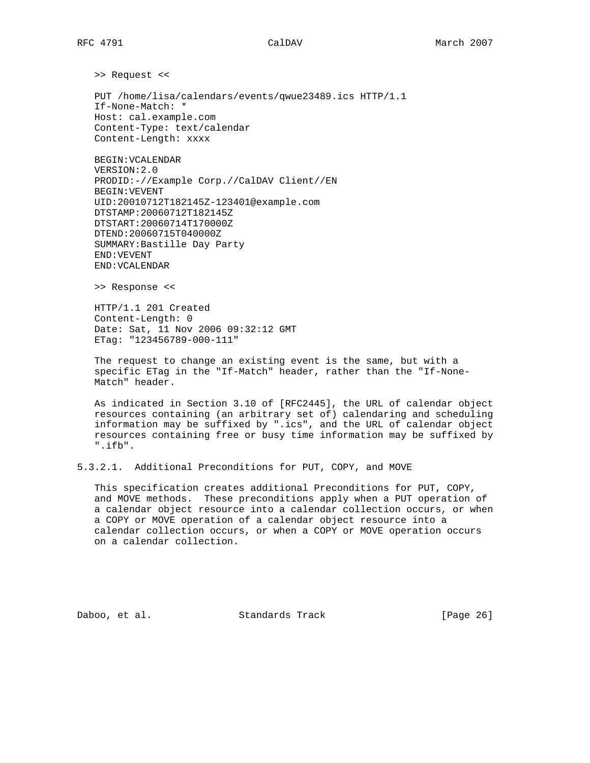```
>> Request <<

PUT /home/lisa/calendars/events/qwue23489.ics HTTP/1.1
If-None-Match: *
Host: cal.example.com
Content-Type: text/calendar
Content-Length: xxxx

BEGIN:VCALENDAR
VERSION:2.0
PRODID:-//Example Corp.//CalDAV Client//EN
BEGIN:VEVENT
UID:20010712T182145Z-123401@example.com
DTSTAMP:20060712T182145Z
DTSTART:20060714T170000Z
DTEND:20060715T040000Z
SUMMARY:Bastille Day Party
END:VEVENT
END:VCALENDAR

>> Response <<

HTTP/1.1 201 Created
Content-Length: 0
Date: Sat, 11 Nov 2006 09:32:12 GMT
ETag: "123456789-000-111"
```

The request to change an existing event is the same, but with a specific ETag in the "If-Match" header, rather than the "If-None-Match" header.

As indicated in Section 3.10 of [RFC2445], the URL of calendar object resources containing (an arbitrary set of) calendaring and scheduling information may be suffixed by ".ics", and the URL of calendar object resources containing free or busy time information may be suffixed by ".ifb".

#### 5.3.2.1. Additional Preconditions for PUT, COPY, and MOVE

This specification creates additional Preconditions for PUT, COPY, and MOVE methods. These preconditions apply when a PUT operation of a calendar object resource into a calendar collection occurs, or when a COPY or MOVE operation of a calendar object resource into a calendar collection occurs, or when a COPY or MOVE operation occurs on a calendar collection.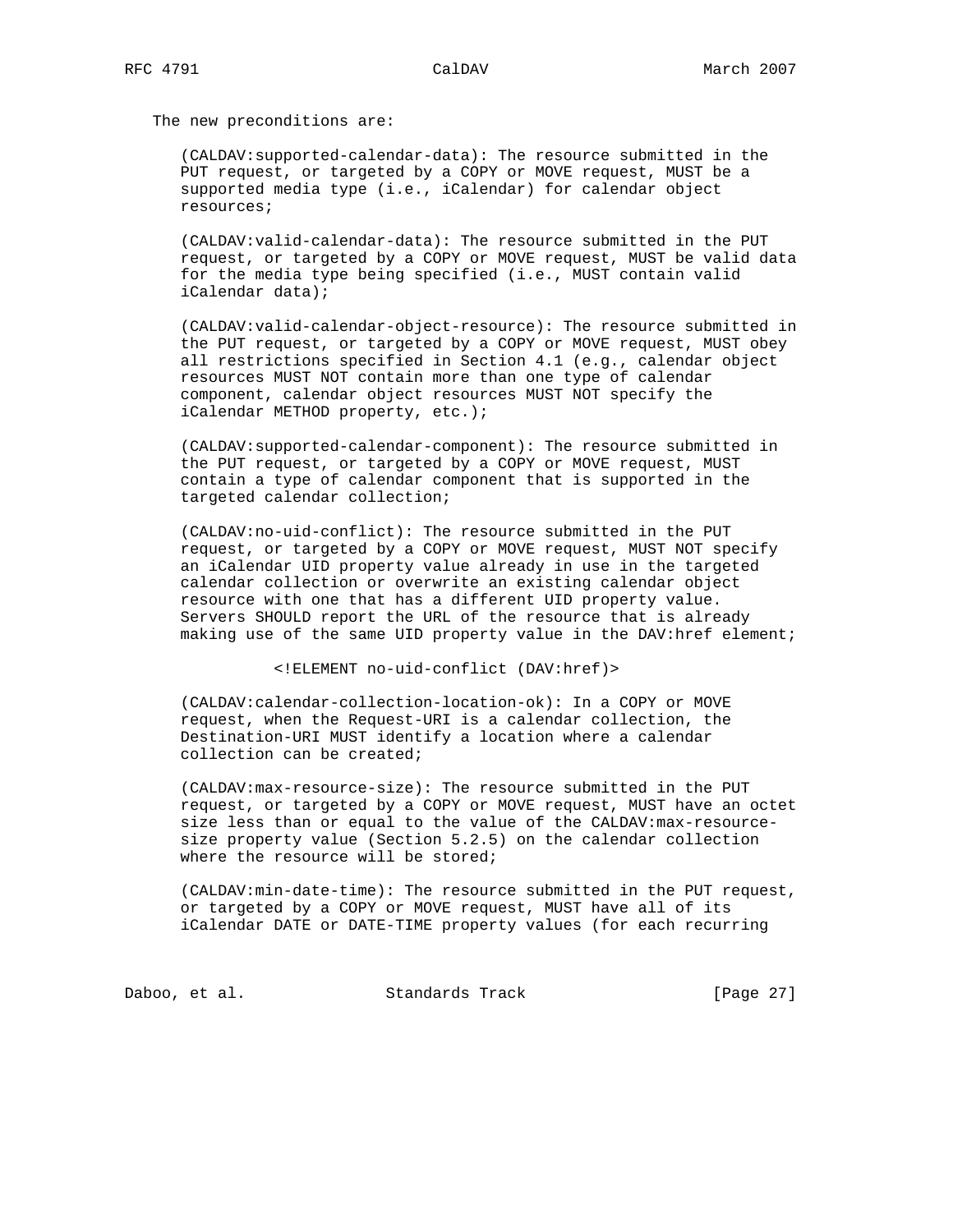The new preconditions are:

(CALDAV:supported-calendar-data): The resource submitted in the PUT request, or targeted by a COPY or MOVE request, MUST be a supported media type (i.e., iCalendar) for calendar object resources;

(CALDAV:valid-calendar-data): The resource submitted in the PUT request, or targeted by a COPY or MOVE request, MUST be valid data for the media type being specified (i.e., MUST contain valid iCalendar data);

(CALDAV:valid-calendar-object-resource): The resource submitted in the PUT request, or targeted by a COPY or MOVE request, MUST obey all restrictions specified in Section 4.1 (e.g., calendar object resources MUST NOT contain more than one type of calendar component, calendar object resources MUST NOT specify the iCalendar METHOD property, etc.);

(CALDAV:supported-calendar-component): The resource submitted in the PUT request, or targeted by a COPY or MOVE request, MUST contain a type of calendar component that is supported in the targeted calendar collection;

(CALDAV:no-uid-conflict): The resource submitted in the PUT request, or targeted by a COPY or MOVE request, MUST NOT specify an iCalendar UID property value already in use in the targeted calendar collection or overwrite an existing calendar object resource with one that has a different UID property value. Servers SHOULD report the URL of the resource that is already making use of the same UID property value in the DAV:href element;

```
<!ELEMENT no-uid-conflict (DAV:href)>
```

(CALDAV:calendar-collection-location-ok): In a COPY or MOVE request, when the Request-URI is a calendar collection, the Destination-URI MUST identify a location where a calendar collection can be created;

(CALDAV:max-resource-size): The resource submitted in the PUT request, or targeted by a COPY or MOVE request, MUST have an octet size less than or equal to the value of the CALDAV:max-resource-size property value (Section 5.2.5) on the calendar collection where the resource will be stored;

(CALDAV:min-date-time): The resource submitted in the PUT request, or targeted by a COPY or MOVE request, MUST have all of its iCalendar DATE or DATE-TIME property values (for each recurring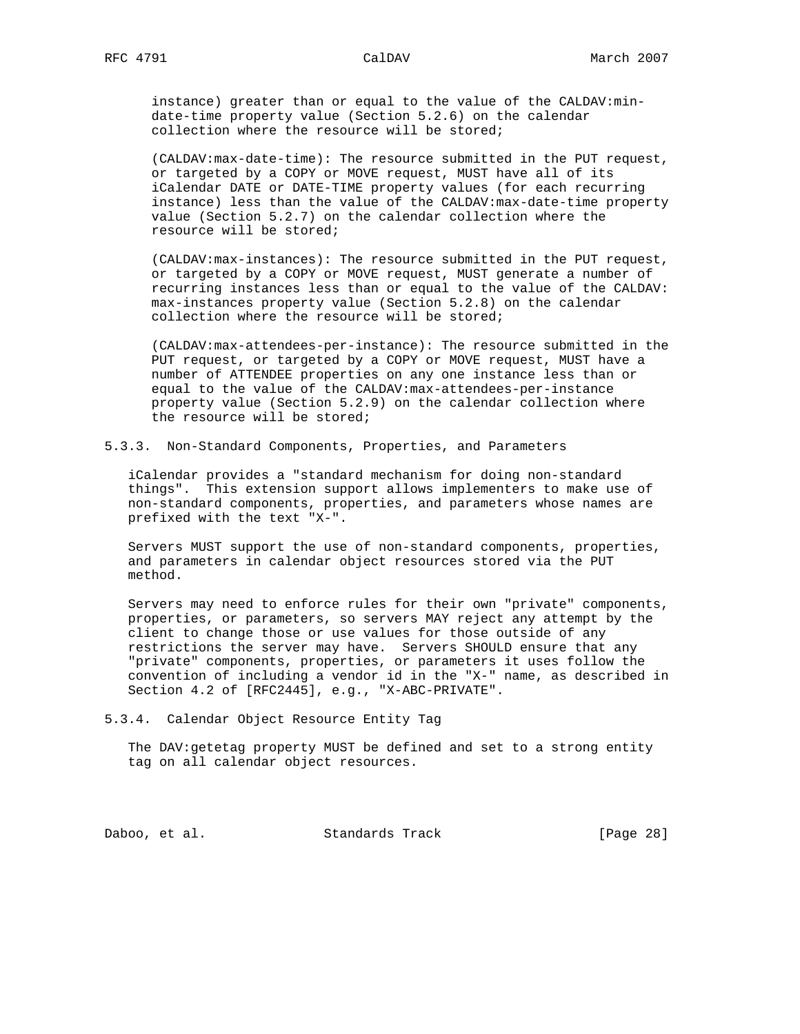instance) greater than or equal to the value of the CALDAV:min-date-time property value (Section 5.2.6) on the calendar collection where the resource will be stored;

(CALDAV:max-date-time): The resource submitted in the PUT request, or targeted by a COPY or MOVE request, MUST have all of its iCalendar DATE or DATE-TIME property values (for each recurring instance) less than the value of the CALDAV:max-date-time property value (Section 5.2.7) on the calendar collection where the resource will be stored;

(CALDAV:max-instances): The resource submitted in the PUT request, or targeted by a COPY or MOVE request, MUST generate a number of recurring instances less than or equal to the value of the CALDAV:max-instances property value (Section 5.2.8) on the calendar collection where the resource will be stored;

(CALDAV:max-attendees-per-instance): The resource submitted in the PUT request, or targeted by a COPY or MOVE request, MUST have a number of ATTENDEE properties on any one instance less than or equal to the value of the CALDAV:max-attendees-per-instance property value (Section 5.2.9) on the calendar collection where the resource will be stored;

### 5.3.3. Non-Standard Components, Properties, and Parameters

iCalendar provides a "standard mechanism for doing non-standard things". This extension support allows implementers to make use of non-standard components, properties, and parameters whose names are prefixed with the text "X-".

Servers MUST support the use of non-standard components, properties, and parameters in calendar object resources stored via the PUT method.

Servers may need to enforce rules for their own "private" components, properties, or parameters, so servers MAY reject any attempt by the client to change those or use values for those outside of any restrictions the server may have. Servers SHOULD ensure that any "private" components, properties, or parameters it uses follow the convention of including a vendor id in the "X-" name, as described in Section 4.2 of [RFC2445], e.g., "X-ABC-PRIVATE".

### 5.3.4. Calendar Object Resource Entity Tag

The DAV:getetag property MUST be defined and set to a strong entity tag on all calendar object resources.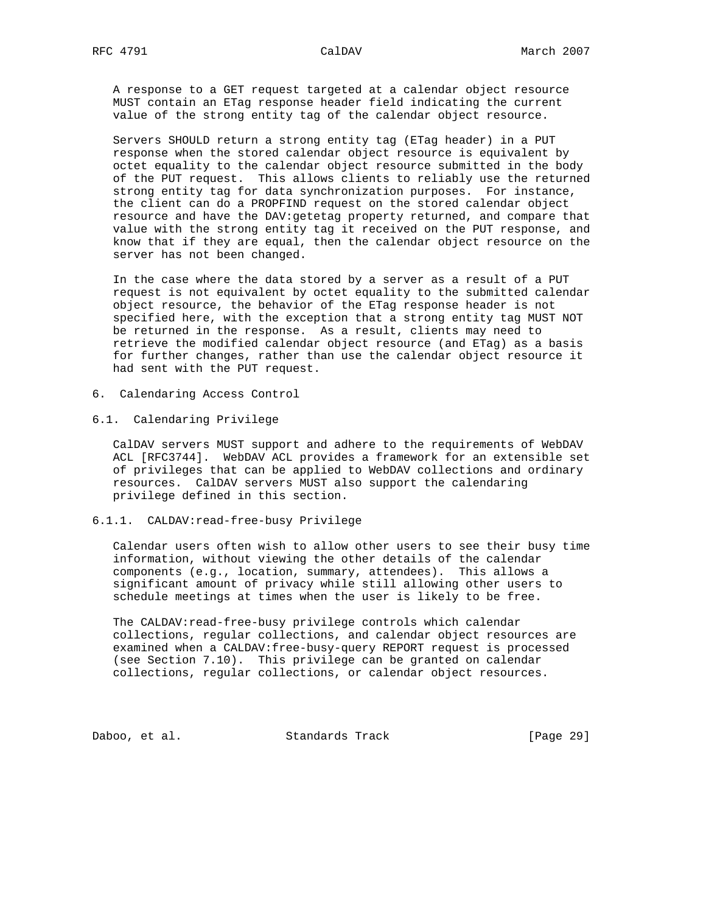A response to a GET request targeted at a calendar object resource MUST contain an ETag response header field indicating the current value of the strong entity tag of the calendar object resource.

Servers SHOULD return a strong entity tag (ETag header) in a PUT response when the stored calendar object resource is equivalent by octet equality to the calendar object resource submitted in the body of the PUT request. This allows clients to reliably use the returned strong entity tag for data synchronization purposes. For instance, the client can do a PROPFIND request on the stored calendar object resource and have the DAV:getetag property returned, and compare that value with the strong entity tag it received on the PUT response, and know that if they are equal, then the calendar object resource on the server has not been changed.

In the case where the data stored by a server as a result of a PUT request is not equivalent by octet equality to the submitted calendar object resource, the behavior of the ETag response header is not specified here, with the exception that a strong entity tag MUST NOT be returned in the response. As a result, clients may need to retrieve the modified calendar object resource (and ETag) as a basis for further changes, rather than use the calendar object resource it had sent with the PUT request.

# 6. Calendaring Access Control

## 6.1. Calendaring Privilege

CalDAV servers MUST support and adhere to the requirements of WebDAV ACL [RFC3744]. WebDAV ACL provides a framework for an extensible set of privileges that can be applied to WebDAV collections and ordinary resources. CalDAV servers MUST also support the calendaring privilege defined in this section.

### 6.1.1. CALDAV:read-free-busy Privilege

Calendar users often wish to allow other users to see their busy time information, without viewing the other details of the calendar components (e.g., location, summary, attendees). This allows a significant amount of privacy while still allowing other users to schedule meetings at times when the user is likely to be free.

The CALDAV:read-free-busy privilege controls which calendar collections, regular collections, and calendar object resources are examined when a CALDAV:free-busy-query REPORT request is processed (see Section 7.10). This privilege can be granted on calendar collections, regular collections, or calendar object resources.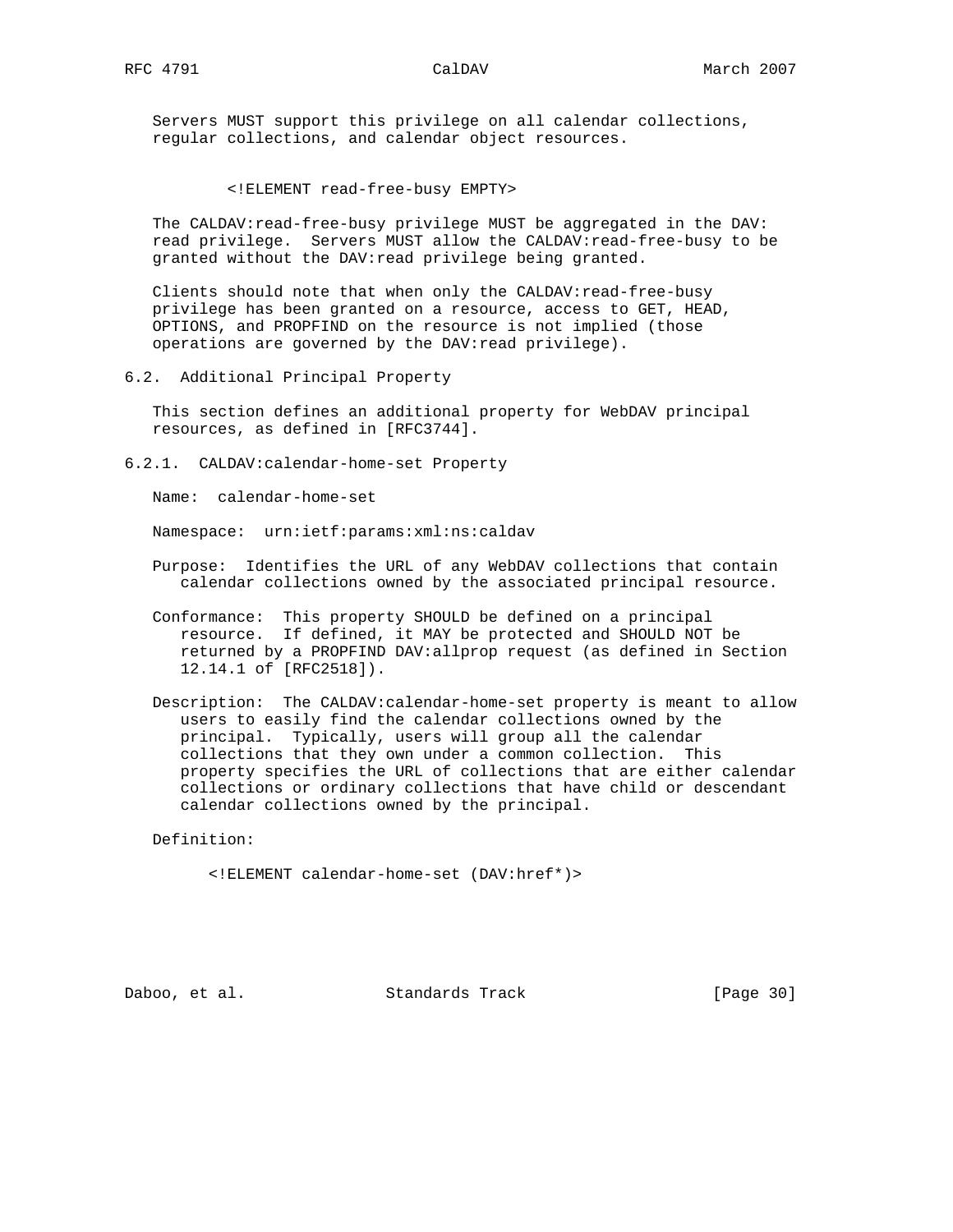Servers MUST support this privilege on all calendar collections, regular collections, and calendar object resources.

```
<!ELEMENT read-free-busy EMPTY>
```

The CALDAV:read-free-busy privilege MUST be aggregated in the DAV:read privilege. Servers MUST allow the CALDAV:read-free-busy to be granted without the DAV:read privilege being granted.

Clients should note that when only the CALDAV:read-free-busy privilege has been granted on a resource, access to GET, HEAD, OPTIONS, and PROPFIND on the resource is not implied (those operations are governed by the DAV:read privilege).

## 6.2. Additional Principal Property

This section defines an additional property for WebDAV principal resources, as defined in [RFC3744].

### 6.2.1. CALDAV:calendar-home-set Property

Name: calendar-home-set

Namespace: urn:ietf:params:xml:ns:caldav

Purpose: Identifies the URL of any WebDAV collections that contain calendar collections owned by the associated principal resource.

Conformance: This property SHOULD be defined on a principal resource. If defined, it MAY be protected and SHOULD NOT be returned by a PROPFIND DAV:allprop request (as defined in Section 12.14.1 of [RFC2518]).

Description: The CALDAV:calendar-home-set property is meant to allow users to easily find the calendar collections owned by the principal. Typically, users will group all the calendar collections that they own under a common collection. This property specifies the URL of collections that are either calendar collections or ordinary collections that have child or descendant calendar collections owned by the principal.

Definition:

```
<!ELEMENT calendar-home-set (DAV:href*)>
```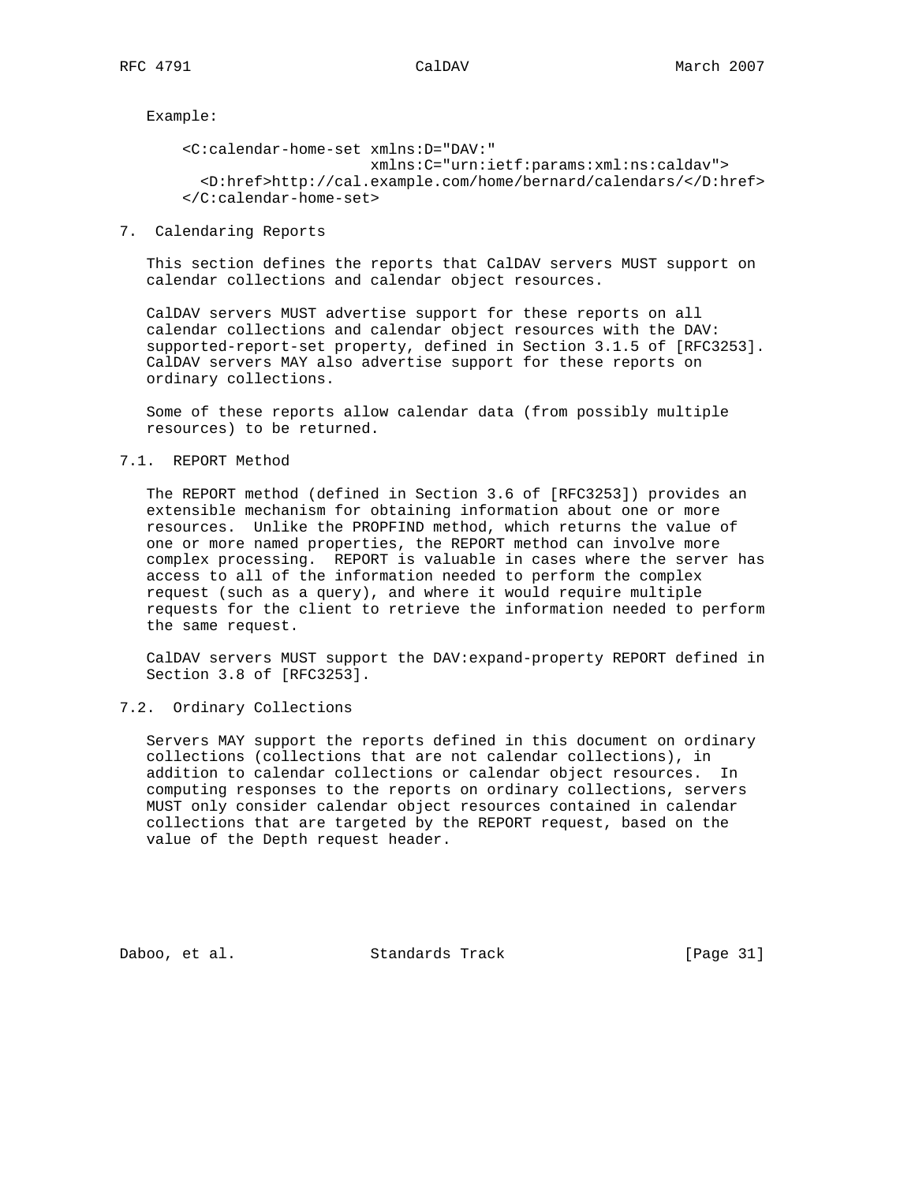Example:

```
<C:calendar-home-set xmlns:D="DAV:"
                     xmlns:C="urn:ietf:params:xml:ns:caldav">
  <D:href>http://cal.example.com/home/bernard/calendars/</D:href>
</C:calendar-home-set>
```

## 7. Calendaring Reports

This section defines the reports that CalDAV servers MUST support on calendar collections and calendar object resources.

CalDAV servers MUST advertise support for these reports on all calendar collections and calendar object resources with the DAV: supported-report-set property, defined in Section 3.1.5 of [RFC3253]. CalDAV servers MAY also advertise support for these reports on ordinary collections.

Some of these reports allow calendar data (from possibly multiple resources) to be returned.

### 7.1. REPORT Method

The REPORT method (defined in Section 3.6 of [RFC3253]) provides an extensible mechanism for obtaining information about one or more resources. Unlike the PROPFIND method, which returns the value of one or more named properties, the REPORT method can involve more complex processing. REPORT is valuable in cases where the server has access to all of the information needed to perform the complex request (such as a query), and where it would require multiple requests for the client to retrieve the information needed to perform the same request.

CalDAV servers MUST support the DAV:expand-property REPORT defined in Section 3.8 of [RFC3253].

### 7.2. Ordinary Collections

Servers MAY support the reports defined in this document on ordinary collections (collections that are not calendar collections), in addition to calendar collections or calendar object resources. In computing responses to the reports on ordinary collections, servers MUST only consider calendar object resources contained in calendar collections that are targeted by the REPORT request, based on the value of the Depth request header.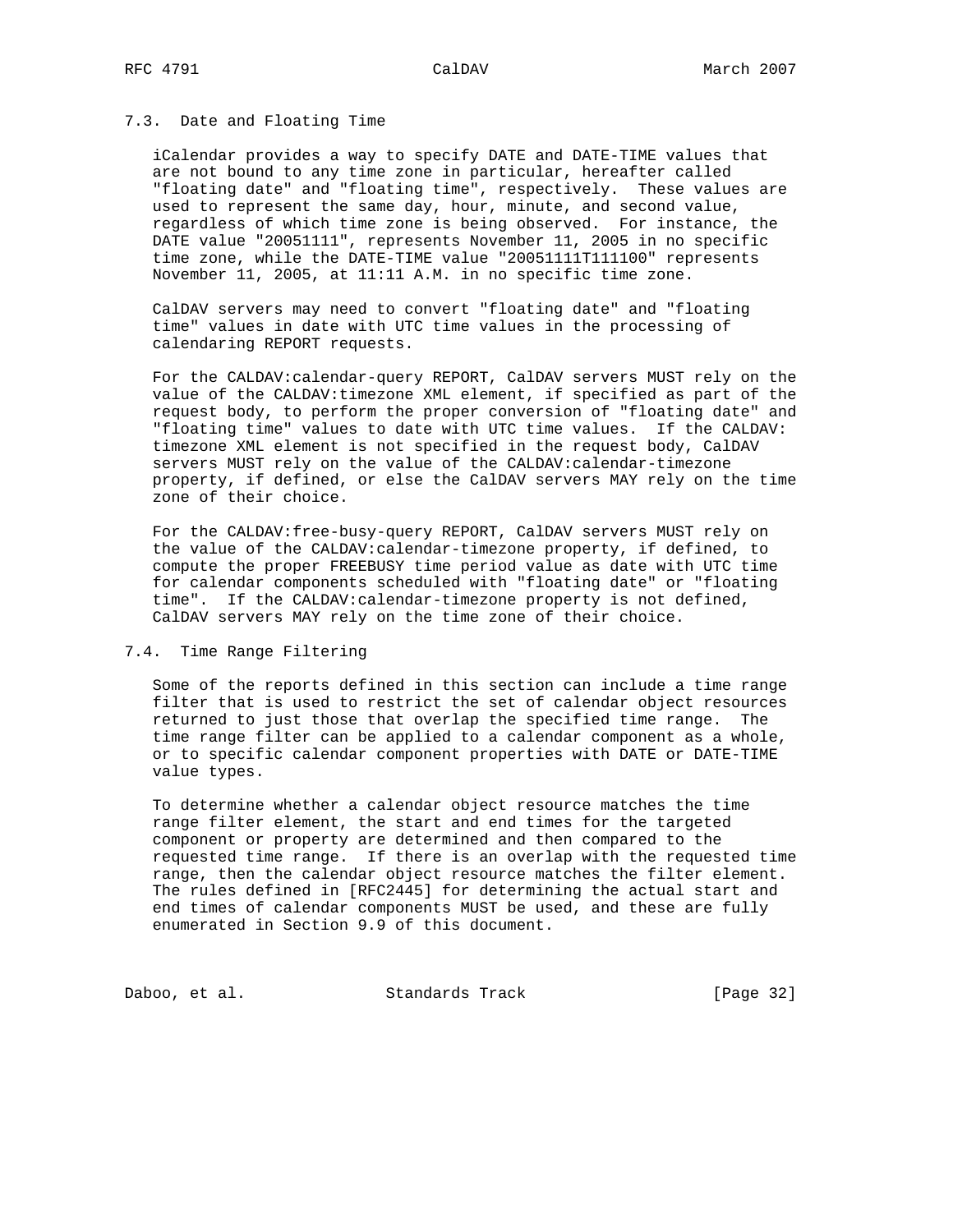### 7.3. Date and Floating Time

iCalendar provides a way to specify DATE and DATE-TIME values that are not bound to any time zone in particular, hereafter called "floating date" and "floating time", respectively. These values are used to represent the same day, hour, minute, and second value, regardless of which time zone is being observed. For instance, the DATE value "20051111", represents November 11, 2005 in no specific time zone, while the DATE-TIME value "20051111T111100" represents November 11, 2005, at 11:11 A.M. in no specific time zone.

CalDAV servers may need to convert "floating date" and "floating time" values in date with UTC time values in the processing of calendaring REPORT requests.

For the CALDAV:calendar-query REPORT, CalDAV servers MUST rely on the value of the CALDAV:timezone XML element, if specified as part of the request body, to perform the proper conversion of "floating date" and "floating time" values to date with UTC time values. If the CALDAV:timezone XML element is not specified in the request body, CalDAV servers MUST rely on the value of the CALDAV:calendar-timezone property, if defined, or else the CalDAV servers MAY rely on the time zone of their choice.

For the CALDAV:free-busy-query REPORT, CalDAV servers MUST rely on the value of the CALDAV:calendar-timezone property, if defined, to compute the proper FREEBUSY time period value as date with UTC time for calendar components scheduled with "floating date" or "floating time". If the CALDAV:calendar-timezone property is not defined, CalDAV servers MAY rely on the time zone of their choice.

### 7.4. Time Range Filtering

Some of the reports defined in this section can include a time range filter that is used to restrict the set of calendar object resources returned to just those that overlap the specified time range. The time range filter can be applied to a calendar component as a whole, or to specific calendar component properties with DATE or DATE-TIME value types.

To determine whether a calendar object resource matches the time range filter element, the start and end times for the targeted component or property are determined and then compared to the requested time range. If there is an overlap with the requested time range, then the calendar object resource matches the filter element. The rules defined in [RFC2445] for determining the actual start and end times of calendar components MUST be used, and these are fully enumerated in Section 9.9 of this document.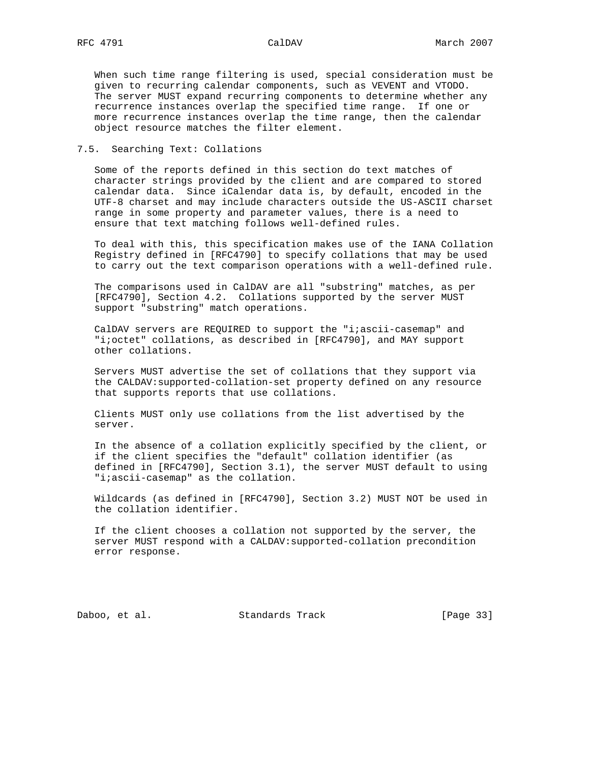When such time range filtering is used, special consideration must be given to recurring calendar components, such as VEVENT and VTODO. The server MUST expand recurring components to determine whether any recurrence instances overlap the specified time range. If one or more recurrence instances overlap the time range, then the calendar object resource matches the filter element.

## 7.5. Searching Text: Collations

Some of the reports defined in this section do text matches of character strings provided by the client and are compared to stored calendar data. Since iCalendar data is, by default, encoded in the UTF-8 charset and may include characters outside the US-ASCII charset range in some property and parameter values, there is a need to ensure that text matching follows well-defined rules.

To deal with this, this specification makes use of the IANA Collation Registry defined in [RFC4790] to specify collations that may be used to carry out the text comparison operations with a well-defined rule.

The comparisons used in CalDAV are all "substring" matches, as per [RFC4790], Section 4.2. Collations supported by the server MUST support "substring" match operations.

CalDAV servers are REQUIRED to support the "i;ascii-casemap" and "i;octet" collations, as described in [RFC4790], and MAY support other collations.

Servers MUST advertise the set of collations that they support via the CALDAV:supported-collation-set property defined on any resource that supports reports that use collations.

Clients MUST only use collations from the list advertised by the server.

In the absence of a collation explicitly specified by the client, or if the client specifies the "default" collation identifier (as defined in [RFC4790], Section 3.1), the server MUST default to using "i;ascii-casemap" as the collation.

Wildcards (as defined in [RFC4790], Section 3.2) MUST NOT be used in the collation identifier.

If the client chooses a collation not supported by the server, the server MUST respond with a CALDAV:supported-collation precondition error response.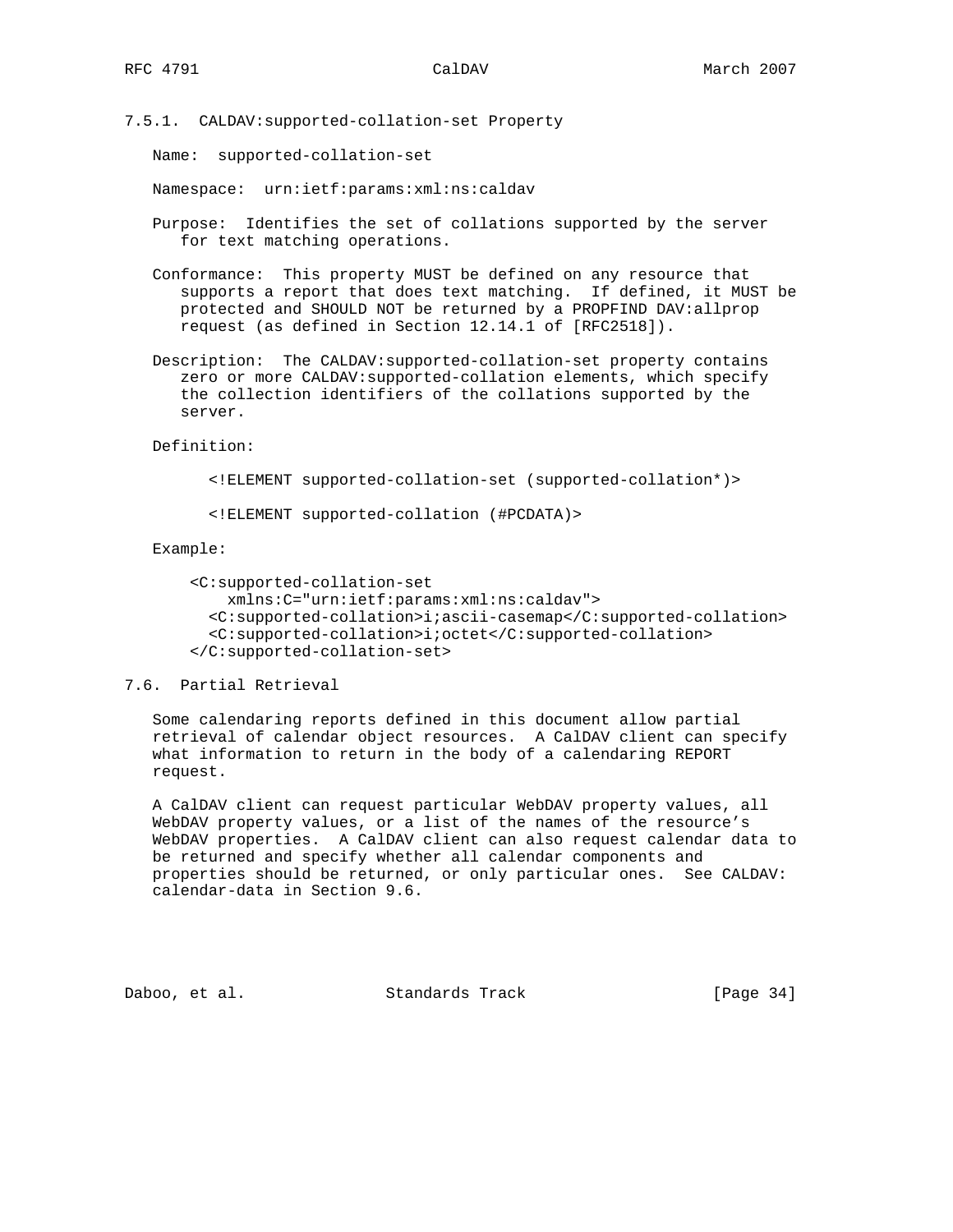### 7.5.1. CALDAV:supported-collation-set Property

Name: supported-collation-set

Namespace: urn:ietf:params:xml:ns:caldav

Purpose: Identifies the set of collations supported by the server for text matching operations.

Conformance: This property MUST be defined on any resource that supports a report that does text matching. If defined, it MUST be protected and SHOULD NOT be returned by a PROPFIND DAV:allprop request (as defined in Section 12.14.1 of [RFC2518]).

Description: The CALDAV:supported-collation-set property contains zero or more CALDAV:supported-collation elements, which specify the collection identifiers of the collations supported by the server.

Definition:

```
<!ELEMENT supported-collation-set (supported-collation*)>

<!ELEMENT supported-collation (#PCDATA)>
```

Example:

```
<C:supported-collation-set
    xmlns:C="urn:ietf:params:xml:ns:caldav">
  <C:supported-collation>i;ascii-casemap</C:supported-collation>
  <C:supported-collation>i;octet</C:supported-collation>
</C:supported-collation-set>
```

## 7.6. Partial Retrieval

Some calendaring reports defined in this document allow partial retrieval of calendar object resources. A CalDAV client can specify what information to return in the body of a calendaring REPORT request.

A CalDAV client can request particular WebDAV property values, all WebDAV property values, or a list of the names of the resource's WebDAV properties. A CalDAV client can also request calendar data to be returned and specify whether all calendar components and properties should be returned, or only particular ones. See CALDAV: calendar-data in Section 9.6.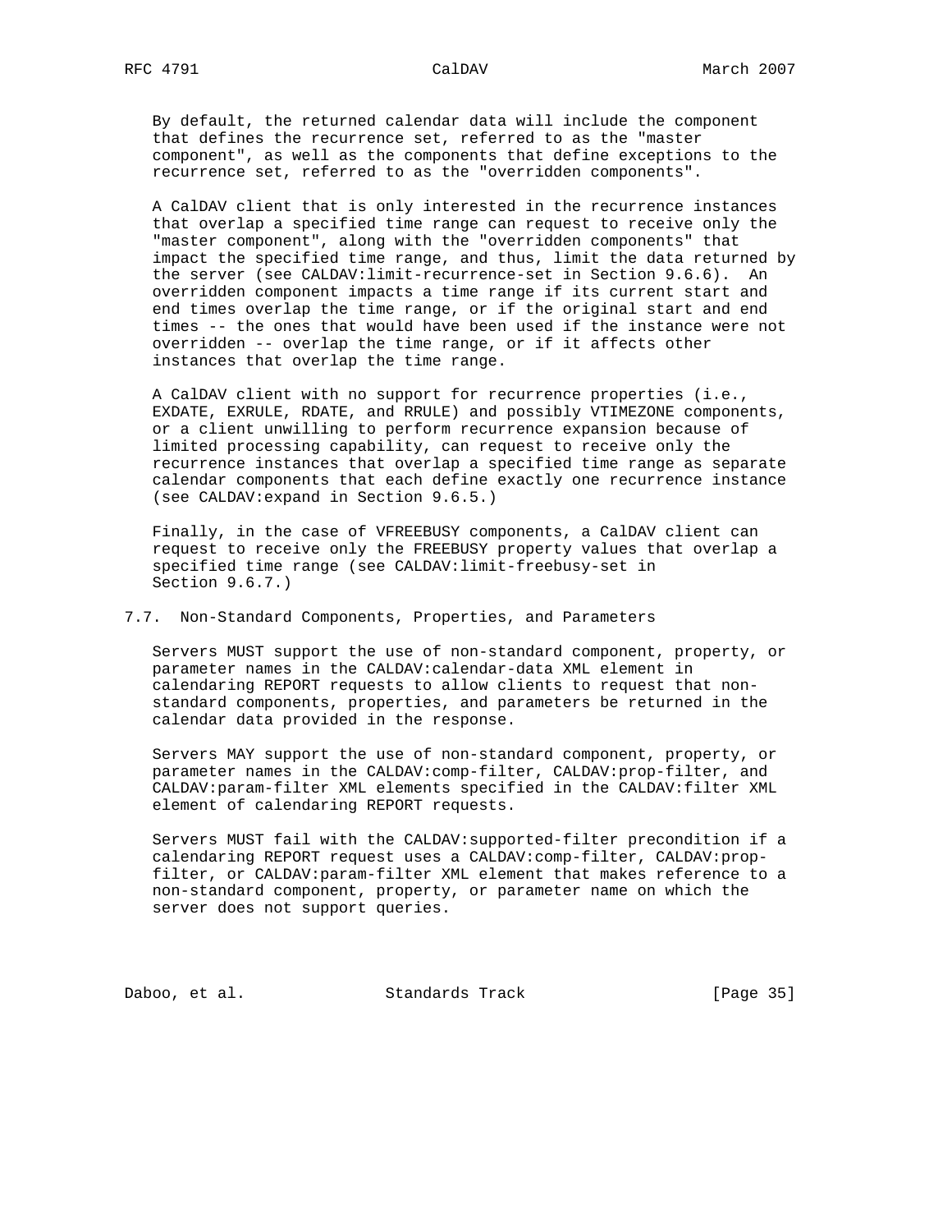By default, the returned calendar data will include the component that defines the recurrence set, referred to as the "master component", as well as the components that define exceptions to the recurrence set, referred to as the "overridden components".

A CalDAV client that is only interested in the recurrence instances that overlap a specified time range can request to receive only the "master component", along with the "overridden components" that impact the specified time range, and thus, limit the data returned by the server (see CALDAV:limit-recurrence-set in Section 9.6.6). An overridden component impacts a time range if its current start and end times overlap the time range, or if the original start and end times -- the ones that would have been used if the instance were not overridden -- overlap the time range, or if it affects other instances that overlap the time range.

A CalDAV client with no support for recurrence properties (i.e., EXDATE, EXRULE, RDATE, and RRULE) and possibly VTIMEZONE components, or a client unwilling to perform recurrence expansion because of limited processing capability, can request to receive only the recurrence instances that overlap a specified time range as separate calendar components that each define exactly one recurrence instance (see CALDAV:expand in Section 9.6.5.)

Finally, in the case of VFREEBUSY components, a CalDAV client can request to receive only the FREEBUSY property values that overlap a specified time range (see CALDAV:limit-freebusy-set in Section 9.6.7.)

## 7.7. Non-Standard Components, Properties, and Parameters

Servers MUST support the use of non-standard component, property, or parameter names in the CALDAV:calendar-data XML element in calendaring REPORT requests to allow clients to request that non-standard components, properties, and parameters be returned in the calendar data provided in the response.

Servers MAY support the use of non-standard component, property, or parameter names in the CALDAV:comp-filter, CALDAV:prop-filter, and CALDAV:param-filter XML elements specified in the CALDAV:filter XML element of calendaring REPORT requests.

Servers MUST fail with the CALDAV:supported-filter precondition if a calendaring REPORT request uses a CALDAV:comp-filter, CALDAV:prop-filter, or CALDAV:param-filter XML element that makes reference to a non-standard component, property, or parameter name on which the server does not support queries.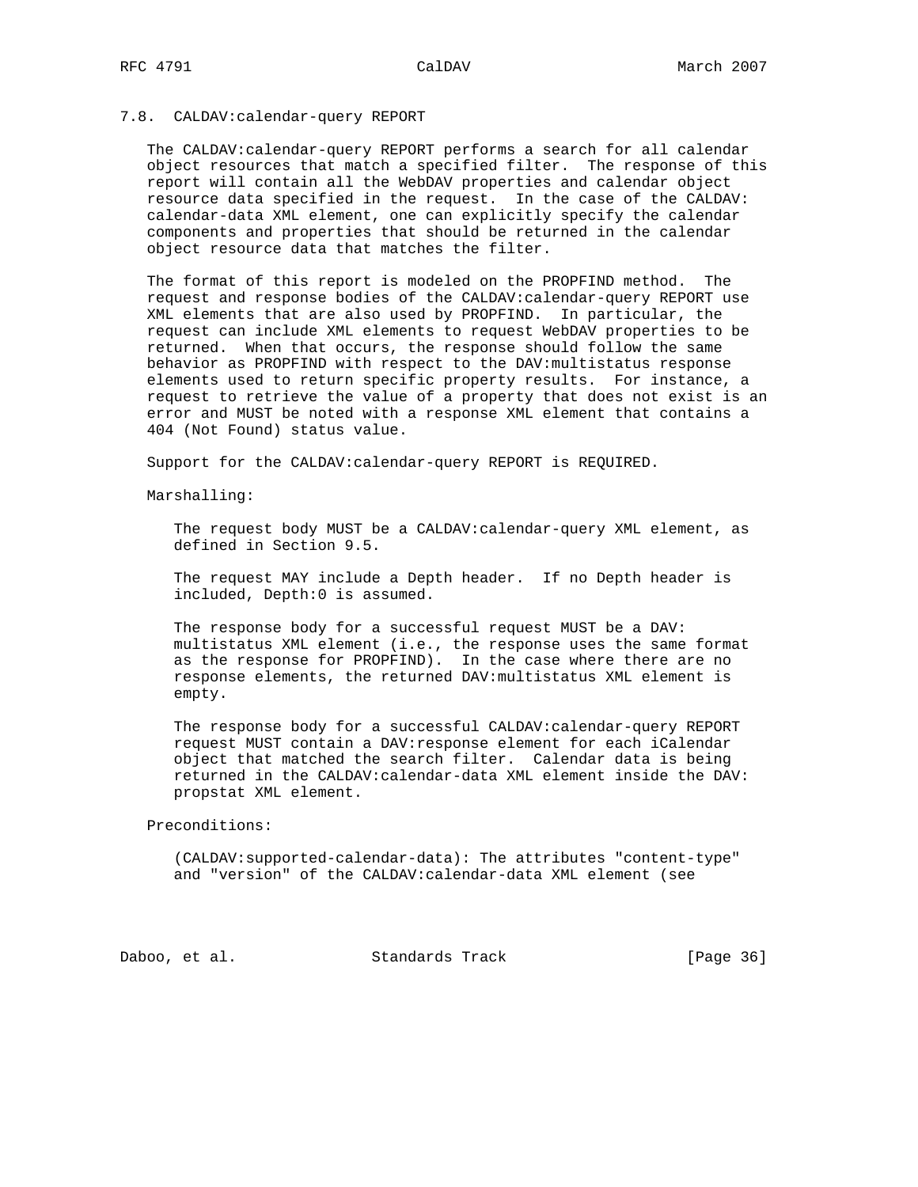## 7.8. CALDAV:calendar-query REPORT

The CALDAV:calendar-query REPORT performs a search for all calendar object resources that match a specified filter. The response of this report will contain all the WebDAV properties and calendar object resource data specified in the request. In the case of the CALDAV: calendar-data XML element, one can explicitly specify the calendar components and properties that should be returned in the calendar object resource data that matches the filter.

The format of this report is modeled on the PROPFIND method. The request and response bodies of the CALDAV:calendar-query REPORT use XML elements that are also used by PROPFIND. In particular, the request can include XML elements to request WebDAV properties to be returned. When that occurs, the response should follow the same behavior as PROPFIND with respect to the DAV:multistatus response elements used to return specific property results. For instance, a request to retrieve the value of a property that does not exist is an error and MUST be noted with a response XML element that contains a 404 (Not Found) status value.

Support for the CALDAV:calendar-query REPORT is REQUIRED.

Marshalling:

The request body MUST be a CALDAV:calendar-query XML element, as defined in Section 9.5.

The request MAY include a Depth header. If no Depth header is included, Depth:0 is assumed.

The response body for a successful request MUST be a DAV: multistatus XML element (i.e., the response uses the same format as the response for PROPFIND). In the case where there are no response elements, the returned DAV:multistatus XML element is empty.

The response body for a successful CALDAV:calendar-query REPORT request MUST contain a DAV:response element for each iCalendar object that matched the search filter. Calendar data is being returned in the CALDAV:calendar-data XML element inside the DAV: propstat XML element.

Preconditions:

(CALDAV:supported-calendar-data): The attributes "content-type" and "version" of the CALDAV:calendar-data XML element (see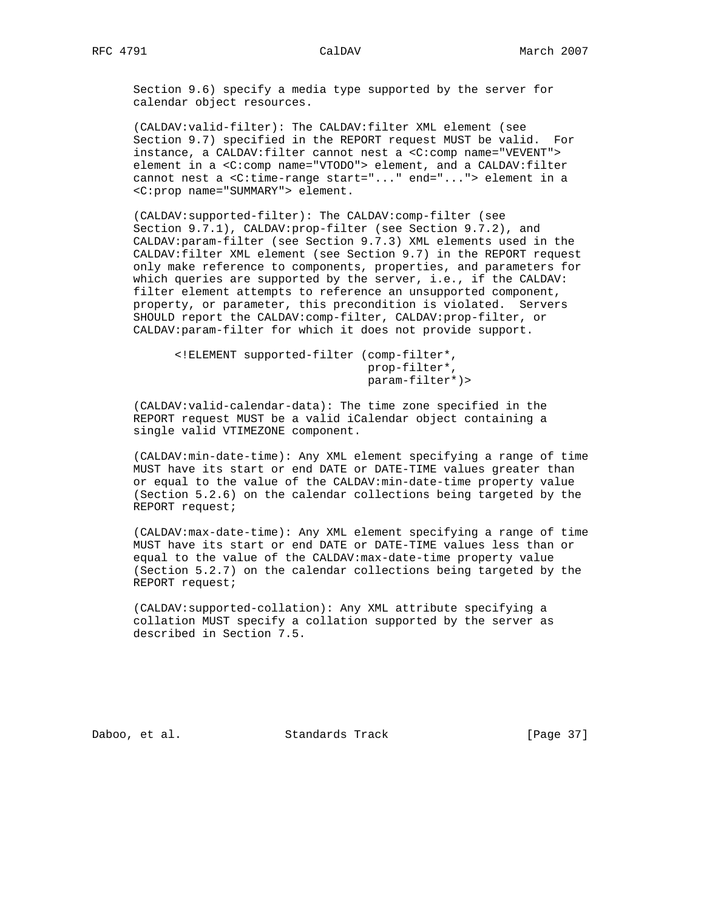Section 9.6) specify a media type supported by the server for calendar object resources.

(CALDAV:valid-filter): The CALDAV:filter XML element (see Section 9.7) specified in the REPORT request MUST be valid. For instance, a CALDAV:filter cannot nest a <C:comp name="VEVENT"> element in a <C:comp name="VTODO"> element, and a CALDAV:filter cannot nest a <C:time-range start="..." end="..."> element in a <C:prop name="SUMMARY"> element.

(CALDAV:supported-filter): The CALDAV:comp-filter (see Section 9.7.1), CALDAV:prop-filter (see Section 9.7.2), and CALDAV:param-filter (see Section 9.7.3) XML elements used in the CALDAV:filter XML element (see Section 9.7) in the REPORT request only make reference to components, properties, and parameters for which queries are supported by the server, i.e., if the CALDAV: filter element attempts to reference an unsupported component, property, or parameter, this precondition is violated. Servers SHOULD report the CALDAV:comp-filter, CALDAV:prop-filter, or CALDAV:param-filter for which it does not provide support.

```
<!ELEMENT supported-filter (comp-filter*,
                            prop-filter*,
                            param-filter*)>
```

(CALDAV:valid-calendar-data): The time zone specified in the REPORT request MUST be a valid iCalendar object containing a single valid VTIMEZONE component.

(CALDAV:min-date-time): Any XML element specifying a range of time MUST have its start or end DATE or DATE-TIME values greater than or equal to the value of the CALDAV:min-date-time property value (Section 5.2.6) on the calendar collections being targeted by the REPORT request;

(CALDAV:max-date-time): Any XML element specifying a range of time MUST have its start or end DATE or DATE-TIME values less than or equal to the value of the CALDAV:max-date-time property value (Section 5.2.7) on the calendar collections being targeted by the REPORT request;

(CALDAV:supported-collation): Any XML attribute specifying a collation MUST specify a collation supported by the server as described in Section 7.5.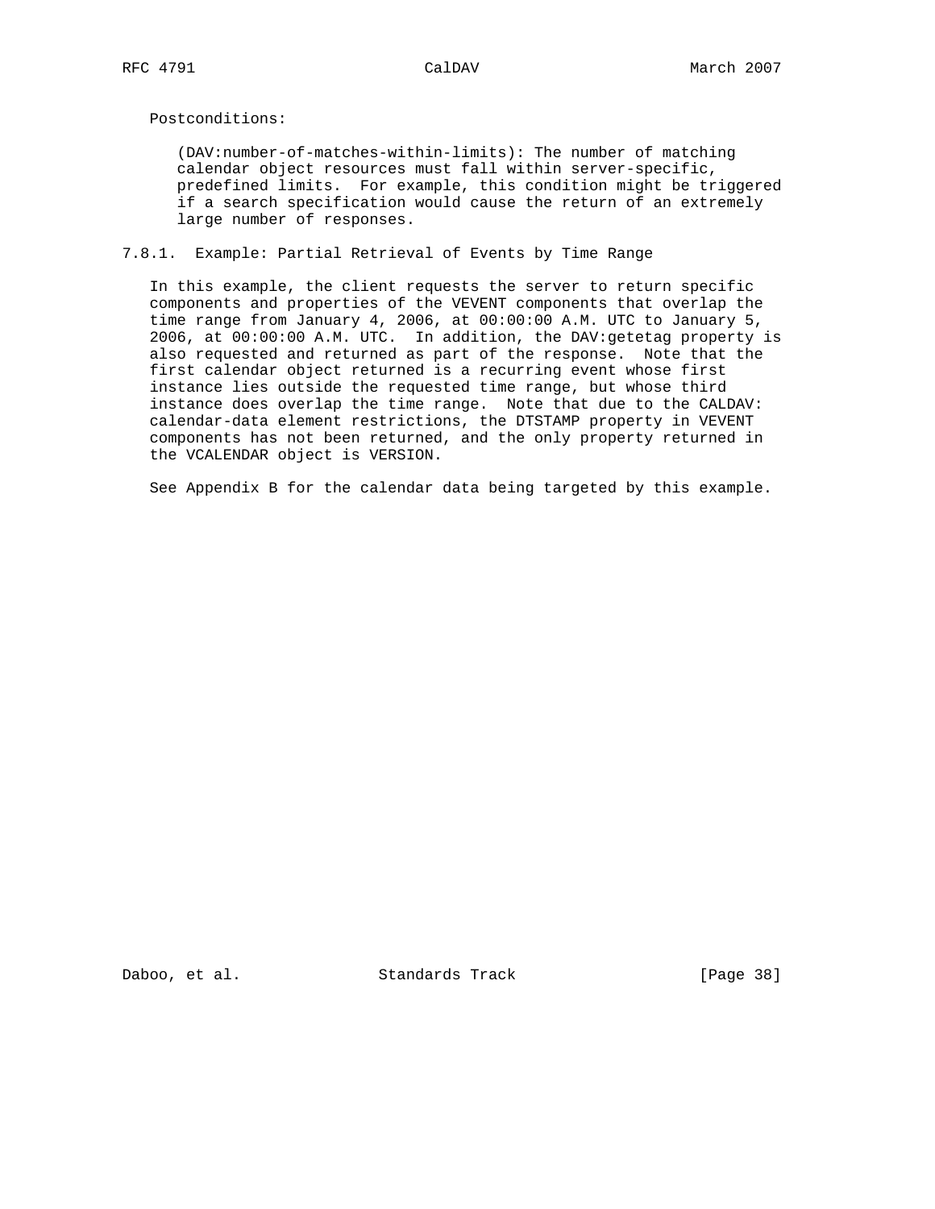Postconditions:

(DAV:number-of-matches-within-limits): The number of matching calendar object resources must fall within server-specific, predefined limits. For example, this condition might be triggered if a search specification would cause the return of an extremely large number of responses.

### 7.8.1. Example: Partial Retrieval of Events by Time Range

In this example, the client requests the server to return specific components and properties of the VEVENT components that overlap the time range from January 4, 2006, at 00:00:00 A.M. UTC to January 5, 2006, at 00:00:00 A.M. UTC. In addition, the DAV:getetag property is also requested and returned as part of the response. Note that the first calendar object returned is a recurring event whose first instance lies outside the requested time range, but whose third instance does overlap the time range. Note that due to the CALDAV:calendar-data element restrictions, the DTSTAMP property in VEVENT components has not been returned, and the only property returned in the VCALENDAR object is VERSION.

See Appendix B for the calendar data being targeted by this example.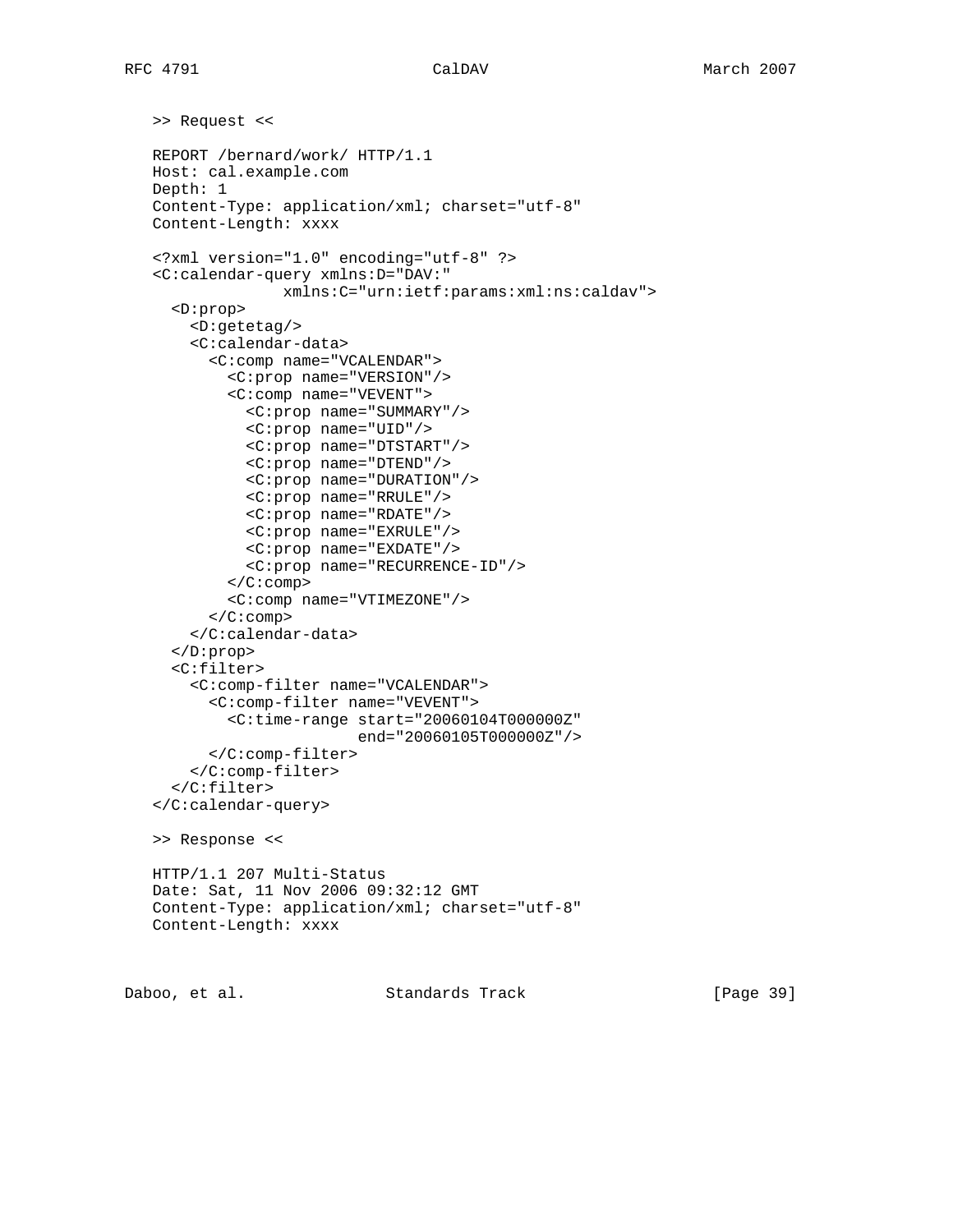>> Request <<

```
REPORT /bernard/work/ HTTP/1.1
Host: cal.example.com
Depth: 1
Content-Type: application/xml; charset="utf-8"
Content-Length: xxxx

<?xml version="1.0" encoding="utf-8" ?>
<C:calendar-query xmlns:D="DAV:"
              xmlns:C="urn:ietf:params:xml:ns:caldav">
  <D:prop>
    <D:getetag/>
    <C:calendar-data>
      <C:comp name="VCALENDAR">
        <C:prop name="VERSION"/>
        <C:comp name="VEVENT">
          <C:prop name="SUMMARY"/>
          <C:prop name="UID"/>
          <C:prop name="DTSTART"/>
          <C:prop name="DTEND"/>
          <C:prop name="DURATION"/>
          <C:prop name="RRULE"/>
          <C:prop name="RDATE"/>
          <C:prop name="EXRULE"/>
          <C:prop name="EXDATE"/>
          <C:prop name="RECURRENCE-ID"/>
        </C:comp>
        <C:comp name="VTIMEZONE"/>
      </C:comp>
    </C:calendar-data>
  </D:prop>
  <C:filter>
    <C:comp-filter name="VCALENDAR">
      <C:comp-filter name="VEVENT">
        <C:time-range start="20060104T000000Z"
                      end="20060105T000000Z"/>
      </C:comp-filter>
    </C:comp-filter>
  </C:filter>
</C:calendar-query>
```

>> Response <<

```
HTTP/1.1 207 Multi-Status
Date: Sat, 11 Nov 2006 09:32:12 GMT
Content-Type: application/xml; charset="utf-8"
Content-Length: xxxx
```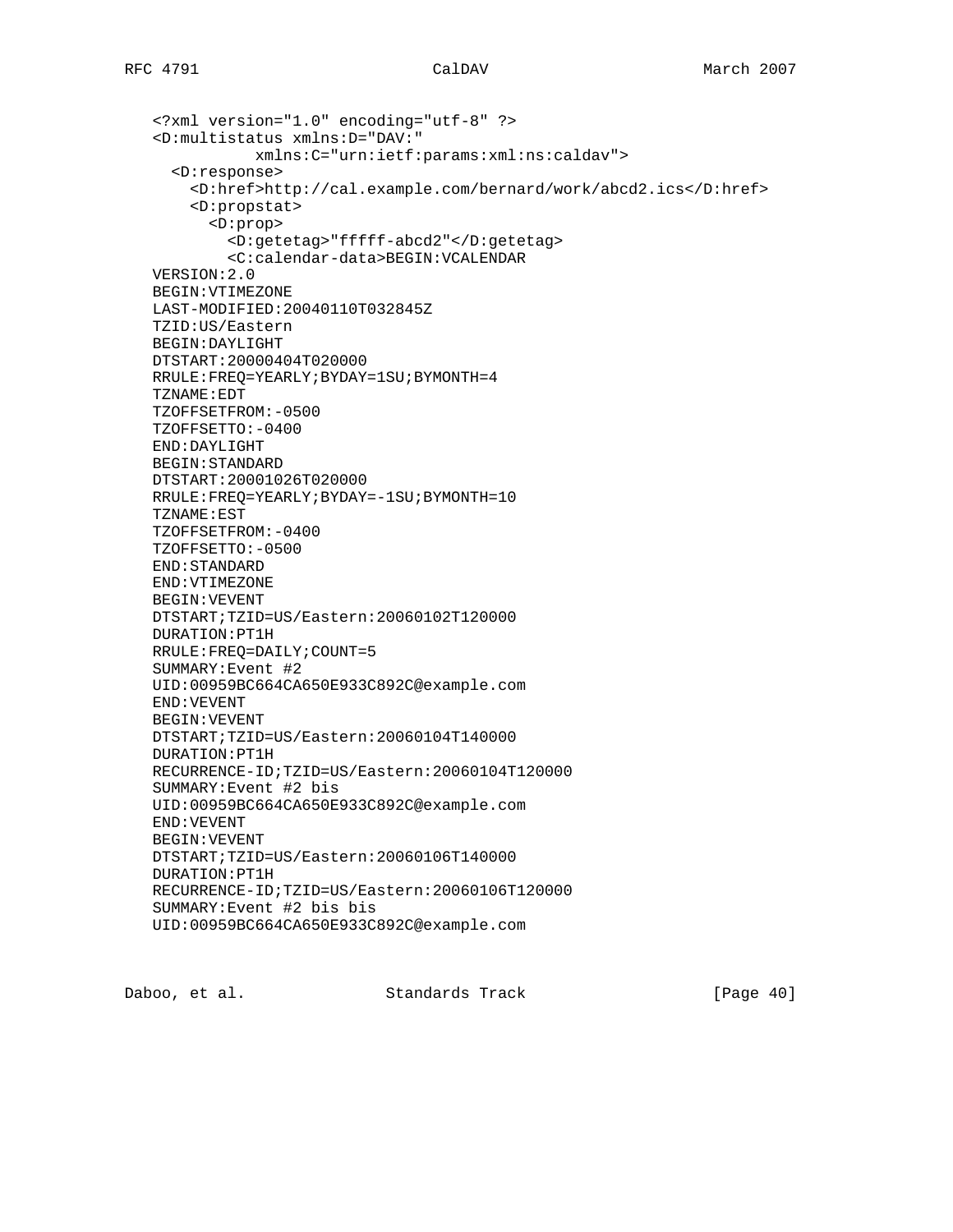```
<?xml version="1.0" encoding="utf-8" ?>
<D:multistatus xmlns:D="DAV:"
           xmlns:C="urn:ietf:params:xml:ns:caldav">
  <D:response>
    <D:href>http://cal.example.com/bernard/work/abcd2.ics</D:href>
    <D:propstat>
      <D:prop>
        <D:getetag>"fffff-abcd2"</D:getetag>
        <C:calendar-data>BEGIN:VCALENDAR
VERSION:2.0
BEGIN:VTIMEZONE
LAST-MODIFIED:20040110T032845Z
TZID:US/Eastern
BEGIN:DAYLIGHT
DTSTART:20000404T020000
RRULE:FREQ=YEARLY;BYDAY=1SU;BYMONTH=4
TZNAME:EDT
TZOFFSETFROM:-0500
TZOFFSETTO:-0400
END:DAYLIGHT
BEGIN:STANDARD
DTSTART:20001026T020000
RRULE:FREQ=YEARLY;BYDAY=-1SU;BYMONTH=10
TZNAME:EST
TZOFFSETFROM:-0400
TZOFFSETTO:-0500
END:STANDARD
END:VTIMEZONE
BEGIN:VEVENT
DTSTART;TZID=US/Eastern:20060102T120000
DURATION:PT1H
RRULE:FREQ=DAILY;COUNT=5
SUMMARY:Event #2
UID:00959BC664CA650E933C892C@example.com
END:VEVENT
BEGIN:VEVENT
DTSTART;TZID=US/Eastern:20060104T140000
DURATION:PT1H
RECURRENCE-ID;TZID=US/Eastern:20060104T120000
SUMMARY:Event #2 bis
UID:00959BC664CA650E933C892C@example.com
END:VEVENT
BEGIN:VEVENT
DTSTART;TZID=US/Eastern:20060106T140000
DURATION:PT1H
RECURRENCE-ID;TZID=US/Eastern:20060106T120000
SUMMARY:Event #2 bis bis
UID:00959BC664CA650E933C892C@example.com
```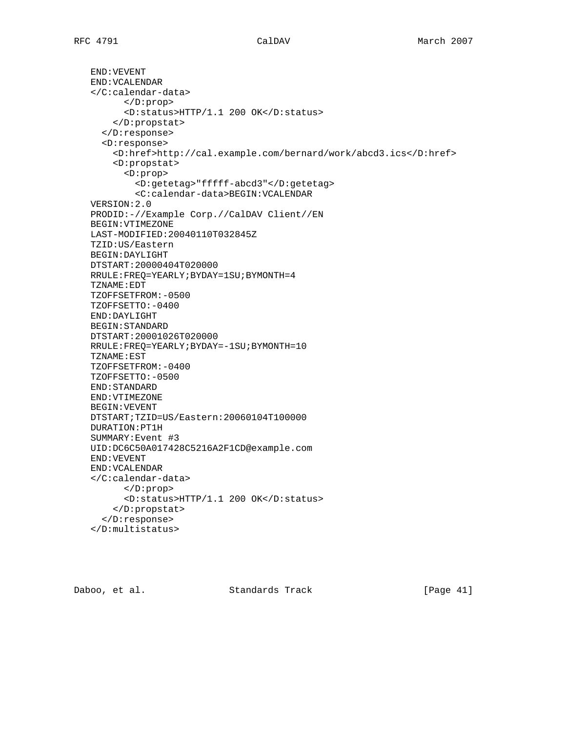```
   END:VEVENT
   END:VCALENDAR
   </C:calendar-data>
         </D:prop>
         <D:status>HTTP/1.1 200 OK</D:status>
       </D:propstat>
     </D:response>
     <D:response>
       <D:href>http://cal.example.com/bernard/work/abcd3.ics</D:href>
       <D:propstat>
         <D:prop>
           <D:getetag>"fffff-abcd3"</D:getetag>
           <C:calendar-data>BEGIN:VCALENDAR
   VERSION:2.0
   PRODID:-//Example Corp.//CalDAV Client//EN
   BEGIN:VTIMEZONE
   LAST-MODIFIED:20040110T032845Z
   TZID:US/Eastern
   BEGIN:DAYLIGHT
   DTSTART:20000404T020000
   RRULE:FREQ=YEARLY;BYDAY=1SU;BYMONTH=4
   TZNAME:EDT
   TZOFFSETFROM:-0500
   TZOFFSETTO:-0400
   END:DAYLIGHT
   BEGIN:STANDARD
   DTSTART:20001026T020000
   RRULE:FREQ=YEARLY;BYDAY=-1SU;BYMONTH=10
   TZNAME:EST
   TZOFFSETFROM:-0400
   TZOFFSETTO:-0500
   END:STANDARD
   END:VTIMEZONE
   BEGIN:VEVENT
   DTSTART;TZID=US/Eastern:20060104T100000
   DURATION:PT1H
   SUMMARY:Event #3
   UID:DC6C50A017428C5216A2F1CD@example.com
   END:VEVENT
   END:VCALENDAR
   </C:calendar-data>
         </D:prop>
         <D:status>HTTP/1.1 200 OK</D:status>
       </D:propstat>
     </D:response>
   </D:multistatus>
```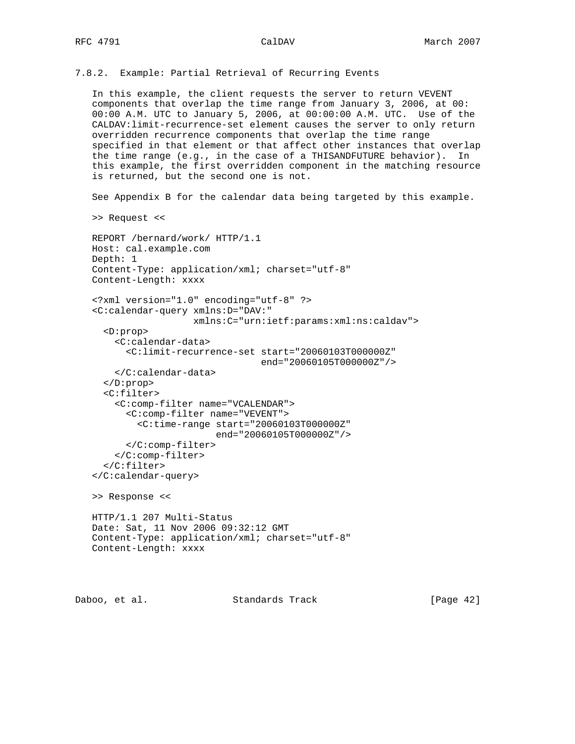### 7.8.2. Example: Partial Retrieval of Recurring Events

In this example, the client requests the server to return VEVENT components that overlap the time range from January 3, 2006, at 00:00:00 A.M. UTC to January 5, 2006, at 00:00:00 A.M. UTC. Use of the CALDAV:limit-recurrence-set element causes the server to only return overridden recurrence components that overlap the time range specified in that element or that affect other instances that overlap the time range (e.g., in the case of a THISANDFUTURE behavior). In this example, the first overridden component in the matching resource is returned, but the second one is not.

See Appendix B for the calendar data being targeted by this example.

>> Request <<

```
REPORT /bernard/work/ HTTP/1.1
Host: cal.example.com
Depth: 1
Content-Type: application/xml; charset="utf-8"
Content-Length: xxxx

<?xml version="1.0" encoding="utf-8" ?>
<C:calendar-query xmlns:D="DAV:"
                  xmlns:C="urn:ietf:params:xml:ns:caldav">
  <D:prop>
    <C:calendar-data>
      <C:limit-recurrence-set start="20060103T000000Z"
                              end="20060105T000000Z"/>
    </C:calendar-data>
  </D:prop>
  <C:filter>
    <C:comp-filter name="VCALENDAR">
      <C:comp-filter name="VEVENT">
        <C:time-range start="20060103T000000Z"
                      end="20060105T000000Z"/>
      </C:comp-filter>
    </C:comp-filter>
  </C:filter>
</C:calendar-query>
```

>> Response <<

```
HTTP/1.1 207 Multi-Status
Date: Sat, 11 Nov 2006 09:32:12 GMT
Content-Type: application/xml; charset="utf-8"
Content-Length: xxxx
```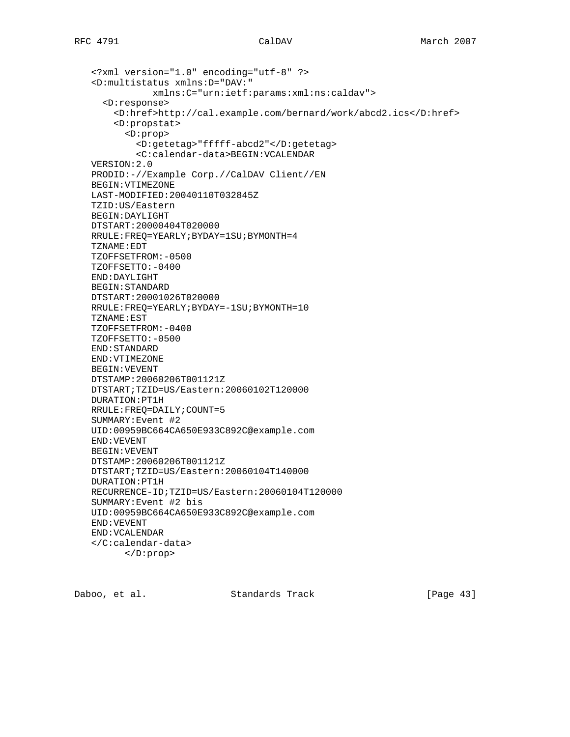```
<?xml version="1.0" encoding="utf-8" ?>
<D:multistatus xmlns:D="DAV:"
           xmlns:C="urn:ietf:params:xml:ns:caldav">
  <D:response>
    <D:href>http://cal.example.com/bernard/work/abcd2.ics</D:href>
    <D:propstat>
      <D:prop>
        <D:getetag>"fffff-abcd2"</D:getetag>
        <C:calendar-data>BEGIN:VCALENDAR
VERSION:2.0
PRODID:-//Example Corp.//CalDAV Client//EN
BEGIN:VTIMEZONE
LAST-MODIFIED:20040110T032845Z
TZID:US/Eastern
BEGIN:DAYLIGHT
DTSTART:20000404T020000
RRULE:FREQ=YEARLY;BYDAY=1SU;BYMONTH=4
TZNAME:EDT
TZOFFSETFROM:-0500
TZOFFSETTO:-0400
END:DAYLIGHT
BEGIN:STANDARD
DTSTART:20001026T020000
RRULE:FREQ=YEARLY;BYDAY=-1SU;BYMONTH=10
TZNAME:EST
TZOFFSETFROM:-0400
TZOFFSETTO:-0500
END:STANDARD
END:VTIMEZONE
BEGIN:VEVENT
DTSTAMP:20060206T001121Z
DTSTART;TZID=US/Eastern:20060102T120000
DURATION:PT1H
RRULE:FREQ=DAILY;COUNT=5
SUMMARY:Event #2
UID:00959BC664CA650E933C892C@example.com
END:VEVENT
BEGIN:VEVENT
DTSTAMP:20060206T001121Z
DTSTART;TZID=US/Eastern:20060104T140000
DURATION:PT1H
RECURRENCE-ID;TZID=US/Eastern:20060104T120000
SUMMARY:Event #2 bis
UID:00959BC664CA650E933C892C@example.com
END:VEVENT
END:VCALENDAR
</C:calendar-data>
      </D:prop>
```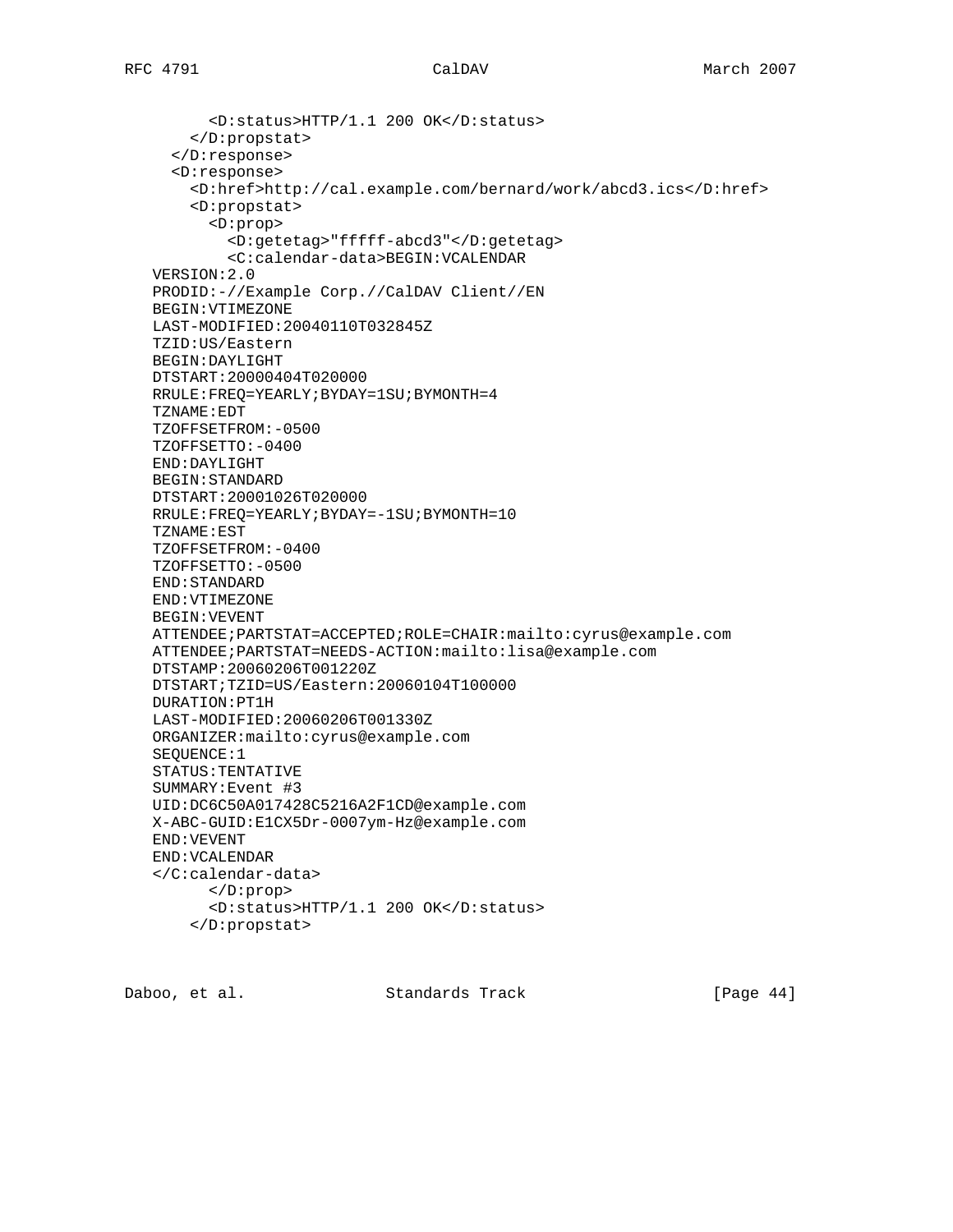```
        <D:status>HTTP/1.1 200 OK</D:status>
      </D:propstat>
    </D:response>
    <D:response>
      <D:href>http://cal.example.com/bernard/work/abcd3.ics</D:href>
      <D:propstat>
        <D:prop>
          <D:getetag>"fffff-abcd3"</D:getetag>
          <C:calendar-data>BEGIN:VCALENDAR
VERSION:2.0
PRODID:-//Example Corp.//CalDAV Client//EN
BEGIN:VTIMEZONE
LAST-MODIFIED:20040110T032845Z
TZID:US/Eastern
BEGIN:DAYLIGHT
DTSTART:20000404T020000
RRULE:FREQ=YEARLY;BYDAY=1SU;BYMONTH=4
TZNAME:EDT
TZOFFSETFROM:-0500
TZOFFSETTO:-0400
END:DAYLIGHT
BEGIN:STANDARD
DTSTART:20001026T020000
RRULE:FREQ=YEARLY;BYDAY=-1SU;BYMONTH=10
TZNAME:EST
TZOFFSETFROM:-0400
TZOFFSETTO:-0500
END:STANDARD
END:VTIMEZONE
BEGIN:VEVENT
ATTENDEE;PARTSTAT=ACCEPTED;ROLE=CHAIR:mailto:cyrus@example.com
ATTENDEE;PARTSTAT=NEEDS-ACTION:mailto:lisa@example.com
DTSTAMP:20060206T001220Z
DTSTART;TZID=US/Eastern:20060104T100000
DURATION:PT1H
LAST-MODIFIED:20060206T001330Z
ORGANIZER:mailto:cyrus@example.com
SEQUENCE:1
STATUS:TENTATIVE
SUMMARY:Event #3
UID:DC6C50A017428C5216A2F1CD@example.com
X-ABC-GUID:E1CX5Dr-0007ym-Hz@example.com
END:VEVENT
END:VCALENDAR
</C:calendar-data>
        </D:prop>
        <D:status>HTTP/1.1 200 OK</D:status>
      </D:propstat>
```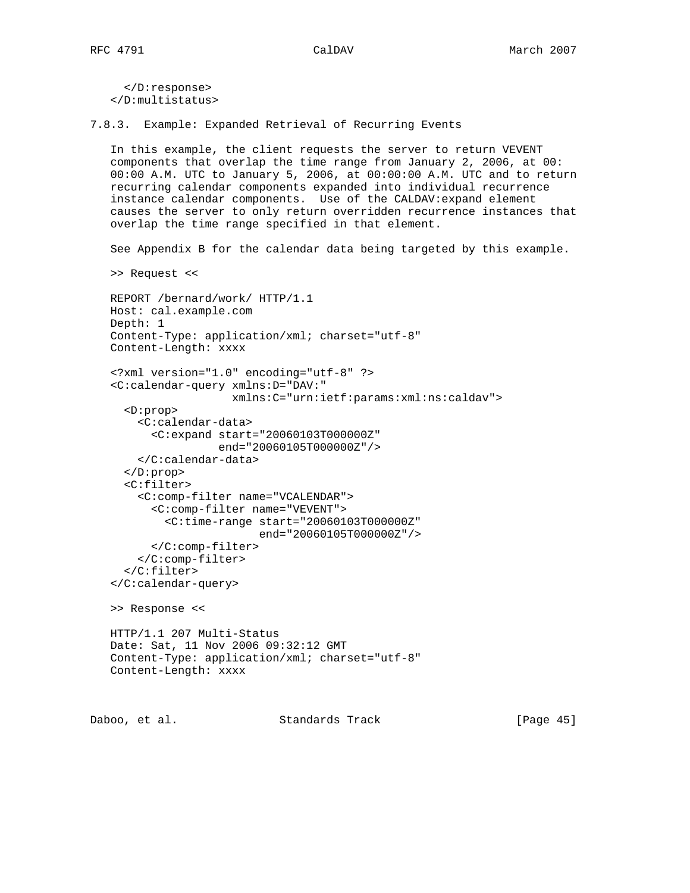```
  </D:response>
</D:multistatus>
```

### 7.8.3. Example: Expanded Retrieval of Recurring Events

In this example, the client requests the server to return VEVENT components that overlap the time range from January 2, 2006, at 00: 00:00 A.M. UTC to January 5, 2006, at 00:00:00 A.M. UTC and to return recurring calendar components expanded into individual recurrence instance calendar components. Use of the CALDAV:expand element causes the server to only return overridden recurrence instances that overlap the time range specified in that element.

See Appendix B for the calendar data being targeted by this example.

>> Request <<

```
REPORT /bernard/work/ HTTP/1.1
Host: cal.example.com
Depth: 1
Content-Type: application/xml; charset="utf-8"
Content-Length: xxxx

<?xml version="1.0" encoding="utf-8" ?>
<C:calendar-query xmlns:D="DAV:"
                  xmlns:C="urn:ietf:params:xml:ns:caldav">
  <D:prop>
    <C:calendar-data>
      <C:expand start="20060103T000000Z"
                end="20060105T000000Z"/>
    </C:calendar-data>
  </D:prop>
  <C:filter>
    <C:comp-filter name="VCALENDAR">
      <C:comp-filter name="VEVENT">
        <C:time-range start="20060103T000000Z"
                      end="20060105T000000Z"/>
      </C:comp-filter>
    </C:comp-filter>
  </C:filter>
</C:calendar-query>
```

>> Response <<

```
HTTP/1.1 207 Multi-Status
Date: Sat, 11 Nov 2006 09:32:12 GMT
Content-Type: application/xml; charset="utf-8"
Content-Length: xxxx
```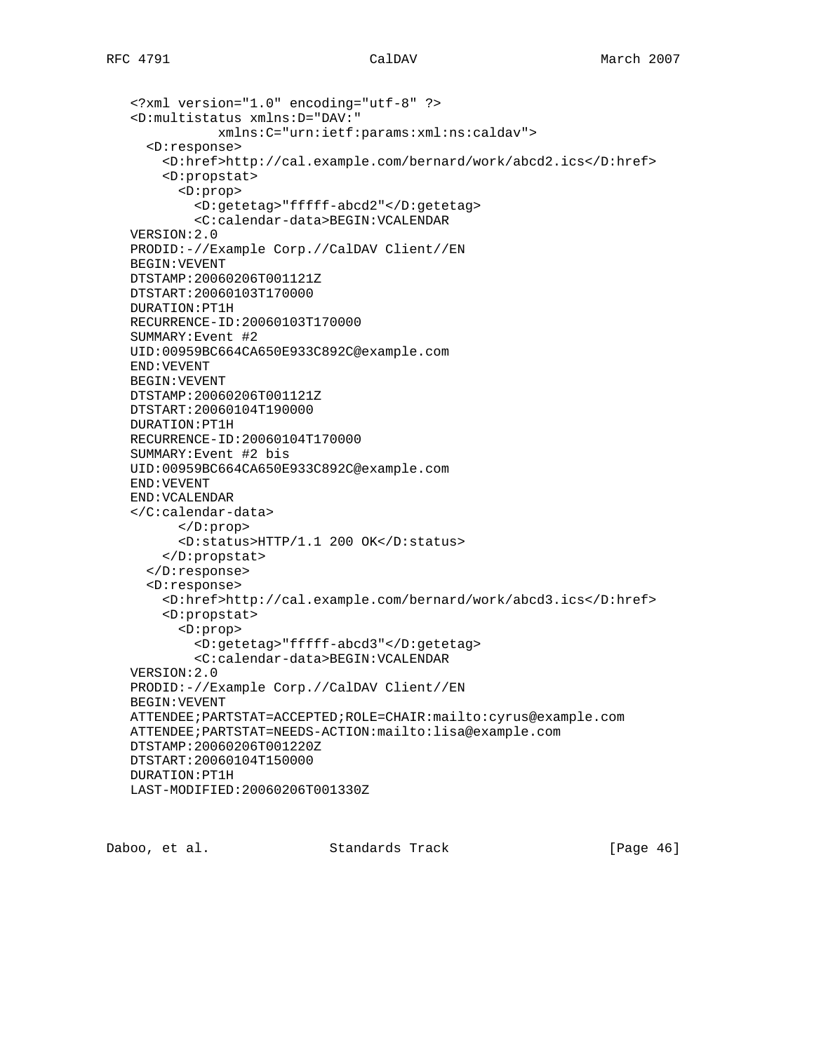```
<?xml version="1.0" encoding="utf-8" ?>
<D:multistatus xmlns:D="DAV:"
           xmlns:C="urn:ietf:params:xml:ns:caldav">
  <D:response>
    <D:href>http://cal.example.com/bernard/work/abcd2.ics</D:href>
    <D:propstat>
      <D:prop>
        <D:getetag>"fffff-abcd2"</D:getetag>
        <C:calendar-data>BEGIN:VCALENDAR
VERSION:2.0
PRODID:-//Example Corp.//CalDAV Client//EN
BEGIN:VEVENT
DTSTAMP:20060206T001121Z
DTSTART:20060103T170000
DURATION:PT1H
RECURRENCE-ID:20060103T170000
SUMMARY:Event #2
UID:00959BC664CA650E933C892C@example.com
END:VEVENT
BEGIN:VEVENT
DTSTAMP:20060206T001121Z
DTSTART:20060104T190000
DURATION:PT1H
RECURRENCE-ID:20060104T170000
SUMMARY:Event #2 bis
UID:00959BC664CA650E933C892C@example.com
END:VEVENT
END:VCALENDAR
</C:calendar-data>
      </D:prop>
      <D:status>HTTP/1.1 200 OK</D:status>
    </D:propstat>
  </D:response>
  <D:response>
    <D:href>http://cal.example.com/bernard/work/abcd3.ics</D:href>
    <D:propstat>
      <D:prop>
        <D:getetag>"fffff-abcd3"</D:getetag>
        <C:calendar-data>BEGIN:VCALENDAR
VERSION:2.0
PRODID:-//Example Corp.//CalDAV Client//EN
BEGIN:VEVENT
ATTENDEE;PARTSTAT=ACCEPTED;ROLE=CHAIR:mailto:cyrus@example.com
ATTENDEE;PARTSTAT=NEEDS-ACTION:mailto:lisa@example.com
DTSTAMP:20060206T001220Z
DTSTART:20060104T150000
DURATION:PT1H
LAST-MODIFIED:20060206T001330Z
```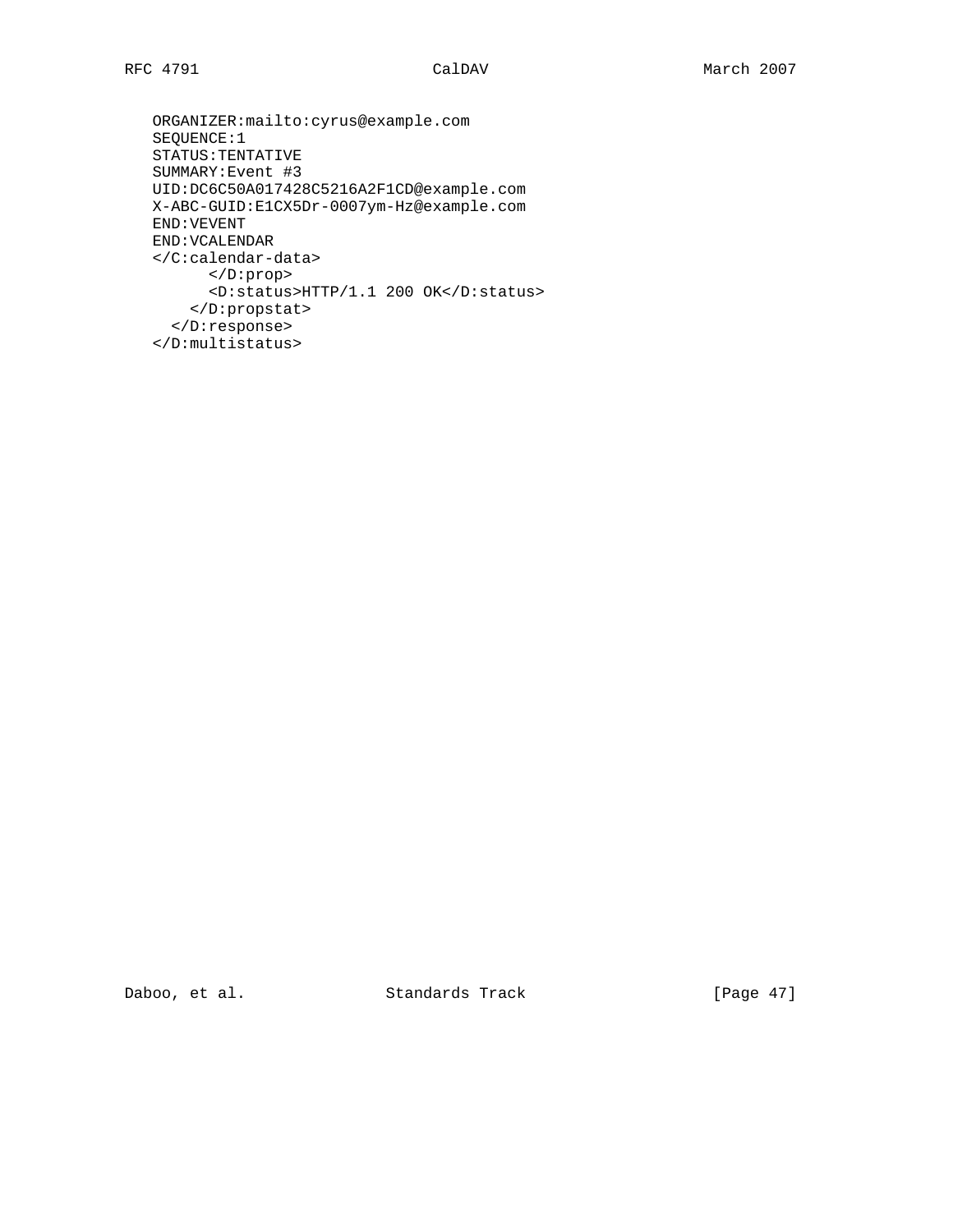```
ORGANIZER:mailto:cyrus@example.com
SEQUENCE:1
STATUS:TENTATIVE
SUMMARY:Event #3
UID:DC6C50A017428C5216A2F1CD@example.com
X-ABC-GUID:E1CX5Dr-0007ym-Hz@example.com
END:VEVENT
END:VCALENDAR
</C:calendar-data>
      </D:prop>
      <D:status>HTTP/1.1 200 OK</D:status>
    </D:propstat>
  </D:response>
</D:multistatus>
```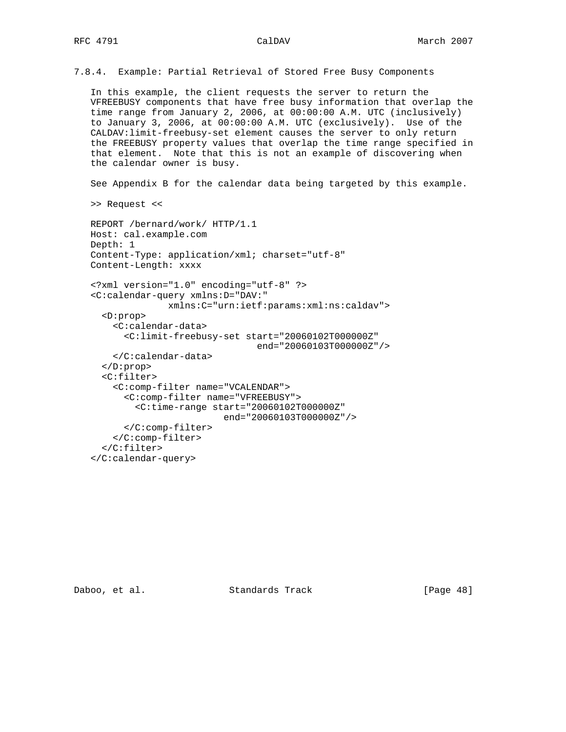### 7.8.4. Example: Partial Retrieval of Stored Free Busy Components

In this example, the client requests the server to return the VFREEBUSY components that have free busy information that overlap the time range from January 2, 2006, at 00:00:00 A.M. UTC (inclusively) to January 3, 2006, at 00:00:00 A.M. UTC (exclusively). Use of the CALDAV:limit-freebusy-set element causes the server to only return the FREEBUSY property values that overlap the time range specified in that element. Note that this is not an example of discovering when the calendar owner is busy.

See Appendix B for the calendar data being targeted by this example.

>> Request <<

```
REPORT /bernard/work/ HTTP/1.1
Host: cal.example.com
Depth: 1
Content-Type: application/xml; charset="utf-8"
Content-Length: xxxx

<?xml version="1.0" encoding="utf-8" ?>
<C:calendar-query xmlns:D="DAV:"
              xmlns:C="urn:ietf:params:xml:ns:caldav">
  <D:prop>
    <C:calendar-data>
      <C:limit-freebusy-set start="20060102T000000Z"
                              end="20060103T000000Z"/>
    </C:calendar-data>
  </D:prop>
  <C:filter>
    <C:comp-filter name="VCALENDAR">
      <C:comp-filter name="VFREEBUSY">
        <C:time-range start="20060102T000000Z"
                        end="20060103T000000Z"/>
      </C:comp-filter>
    </C:comp-filter>
  </C:filter>
</C:calendar-query>
```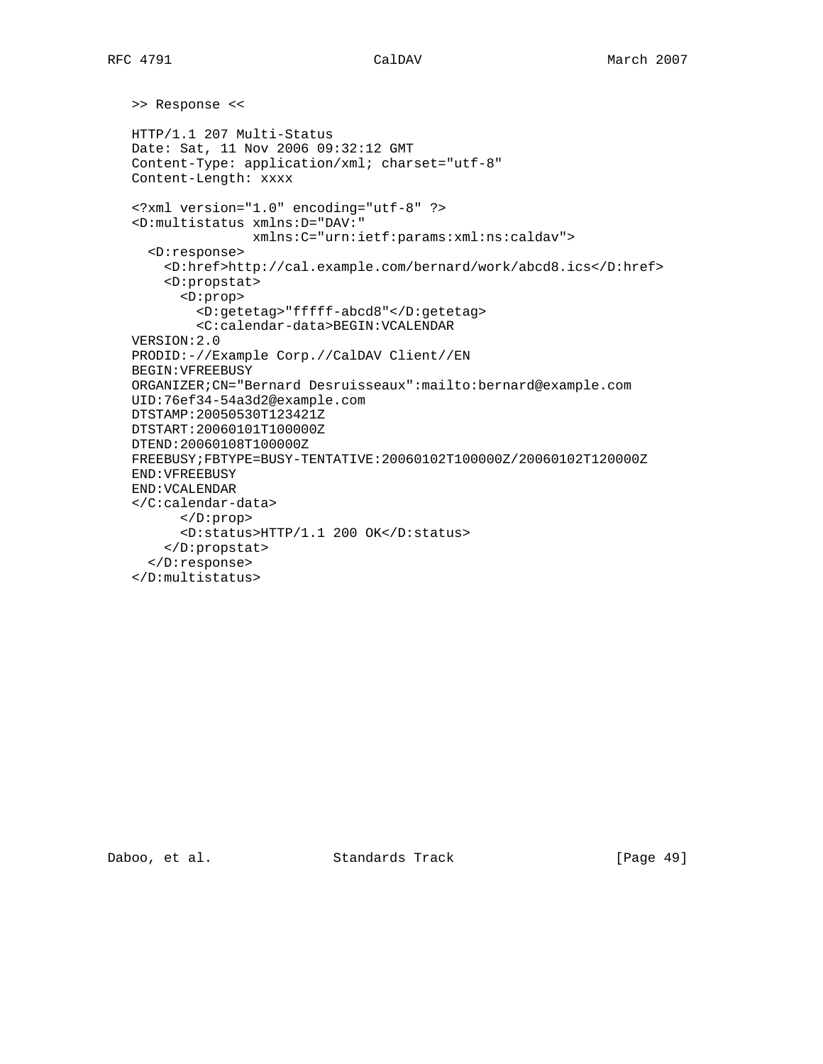>> Response <<

```
HTTP/1.1 207 Multi-Status
Date: Sat, 11 Nov 2006 09:32:12 GMT
Content-Type: application/xml; charset="utf-8"
Content-Length: xxxx

<?xml version="1.0" encoding="utf-8" ?>
<D:multistatus xmlns:D="DAV:"
               xmlns:C="urn:ietf:params:xml:ns:caldav">
  <D:response>
    <D:href>http://cal.example.com/bernard/work/abcd8.ics</D:href>
    <D:propstat>
      <D:prop>
        <D:getetag>"fffff-abcd8"</D:getetag>
        <C:calendar-data>BEGIN:VCALENDAR
VERSION:2.0
PRODID:-//Example Corp.//CalDAV Client//EN
BEGIN:VFREEBUSY
ORGANIZER;CN="Bernard Desruisseaux":mailto:bernard@example.com
UID:76ef34-54a3d2@example.com
DTSTAMP:20050530T123421Z
DTSTART:20060101T100000Z
DTEND:20060108T100000Z
FREEBUSY;FBTYPE=BUSY-TENTATIVE:20060102T100000Z/20060102T120000Z
END:VFREEBUSY
END:VCALENDAR
</C:calendar-data>
      </D:prop>
      <D:status>HTTP/1.1 200 OK</D:status>
    </D:propstat>
  </D:response>
</D:multistatus>
```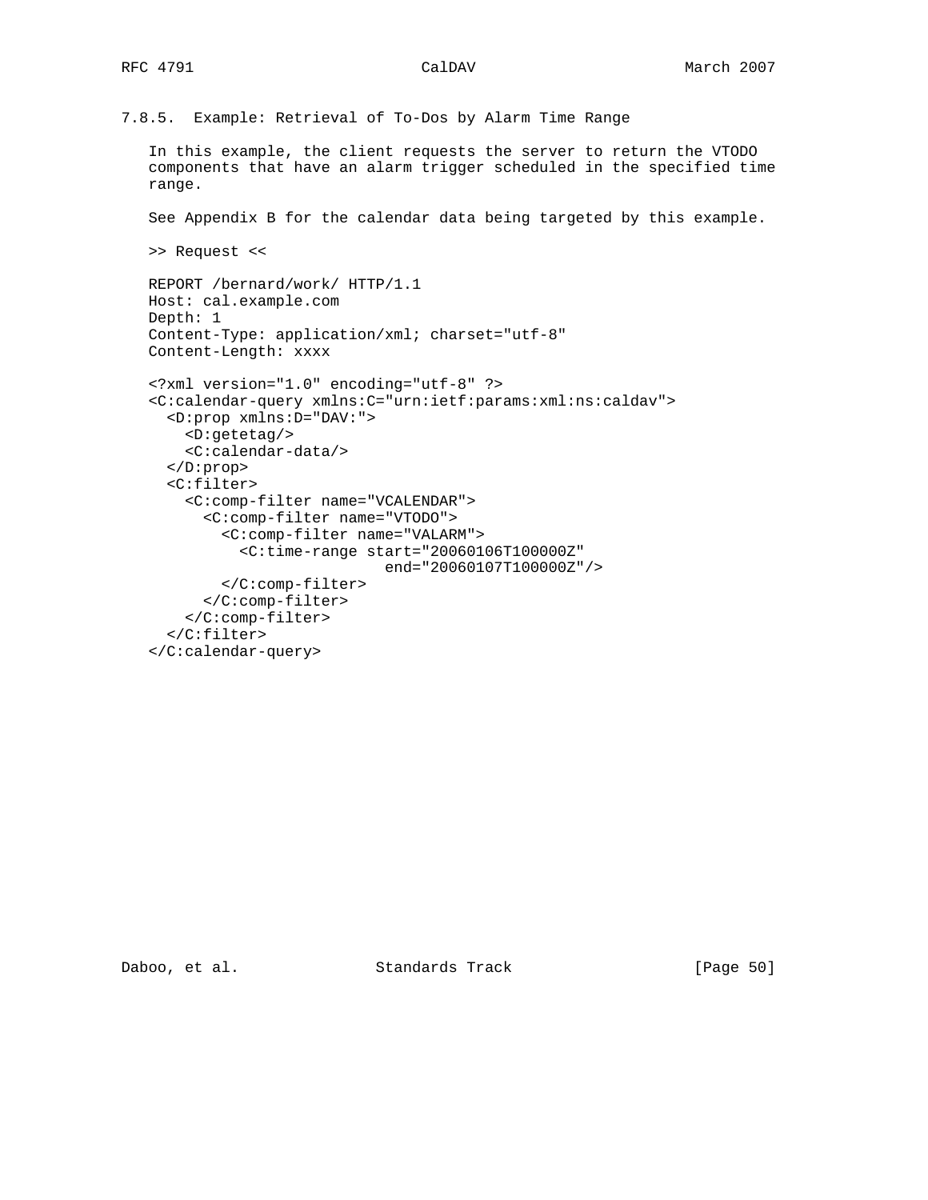### 7.8.5. Example: Retrieval of To-Dos by Alarm Time Range

In this example, the client requests the server to return the VTODO components that have an alarm trigger scheduled in the specified time range.

See Appendix B for the calendar data being targeted by this example.

>> Request <<

```
REPORT /bernard/work/ HTTP/1.1
Host: cal.example.com
Depth: 1
Content-Type: application/xml; charset="utf-8"
Content-Length: xxxx

<?xml version="1.0" encoding="utf-8" ?>
<C:calendar-query xmlns:C="urn:ietf:params:xml:ns:caldav">
  <D:prop xmlns:D="DAV:">
    <D:getetag/>
    <C:calendar-data/>
  </D:prop>
  <C:filter>
    <C:comp-filter name="VCALENDAR">
      <C:comp-filter name="VTODO">
        <C:comp-filter name="VALARM">
          <C:time-range start="20060106T100000Z"
                        end="20060107T100000Z"/>
        </C:comp-filter>
      </C:comp-filter>
    </C:comp-filter>
  </C:filter>
</C:calendar-query>
```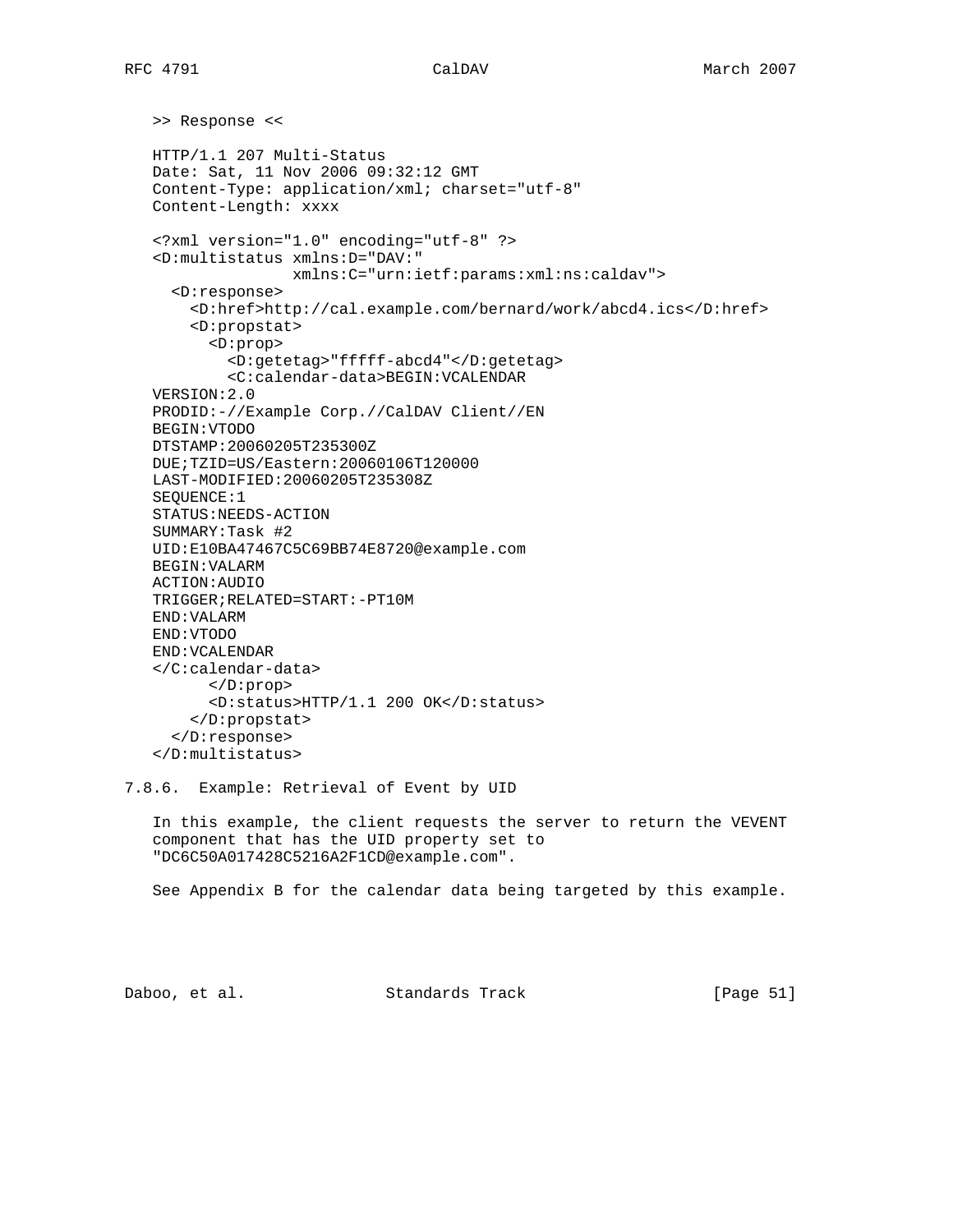```
>> Response <<

HTTP/1.1 207 Multi-Status
Date: Sat, 11 Nov 2006 09:32:12 GMT
Content-Type: application/xml; charset="utf-8"
Content-Length: xxxx

<?xml version="1.0" encoding="utf-8" ?>
<D:multistatus xmlns:D="DAV:"
               xmlns:C="urn:ietf:params:xml:ns:caldav">
  <D:response>
    <D:href>http://cal.example.com/bernard/work/abcd4.ics</D:href>
    <D:propstat>
      <D:prop>
        <D:getetag>"fffff-abcd4"</D:getetag>
        <C:calendar-data>BEGIN:VCALENDAR
VERSION:2.0
PRODID:-//Example Corp.//CalDAV Client//EN
BEGIN:VTODO
DTSTAMP:20060205T235300Z
DUE;TZID=US/Eastern:20060106T120000
LAST-MODIFIED:20060205T235308Z
SEQUENCE:1
STATUS:NEEDS-ACTION
SUMMARY:Task #2
UID:E10BA47467C5C69BB74E8720@example.com
BEGIN:VALARM
ACTION:AUDIO
TRIGGER;RELATED=START:-PT10M
END:VALARM
END:VTODO
END:VCALENDAR
</C:calendar-data>
      </D:prop>
      <D:status>HTTP/1.1 200 OK</D:status>
    </D:propstat>
  </D:response>
</D:multistatus>
```

### 7.8.6. Example: Retrieval of Event by UID

In this example, the client requests the server to return the VEVENT component that has the UID property set to "DC6C50A017428C5216A2F1CD@example.com".

See Appendix B for the calendar data being targeted by this example.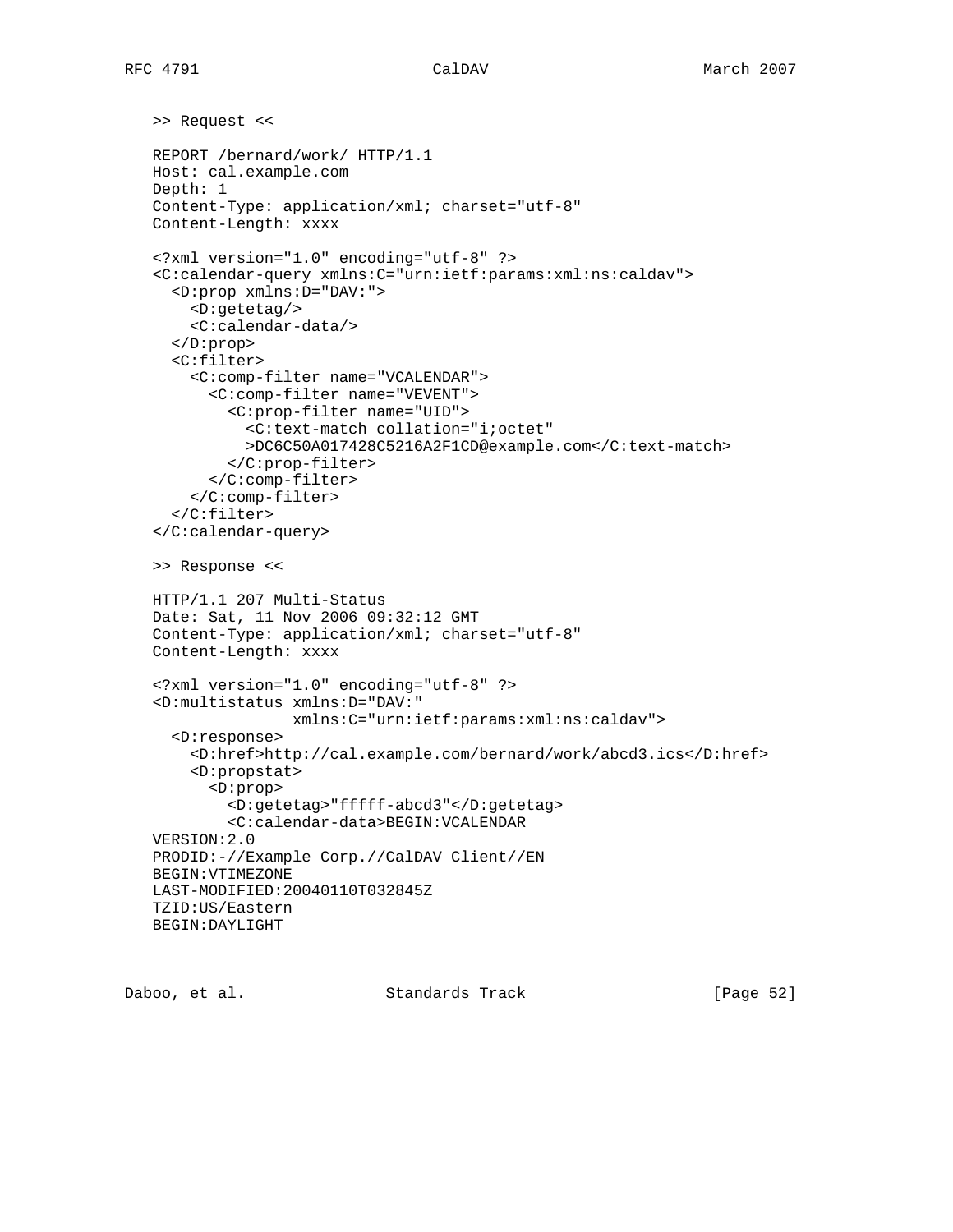```
>> Request <<

REPORT /bernard/work/ HTTP/1.1
Host: cal.example.com
Depth: 1
Content-Type: application/xml; charset="utf-8"
Content-Length: xxxx

<?xml version="1.0" encoding="utf-8" ?>
<C:calendar-query xmlns:C="urn:ietf:params:xml:ns:caldav">
  <D:prop xmlns:D="DAV:">
    <D:getetag/>
    <C:calendar-data/>
  </D:prop>
  <C:filter>
    <C:comp-filter name="VCALENDAR">
      <C:comp-filter name="VEVENT">
        <C:prop-filter name="UID">
          <C:text-match collation="i;octet"
          >DC6C50A017428C5216A2F1CD@example.com</C:text-match>
        </C:prop-filter>
      </C:comp-filter>
    </C:comp-filter>
  </C:filter>
</C:calendar-query>

>> Response <<

HTTP/1.1 207 Multi-Status
Date: Sat, 11 Nov 2006 09:32:12 GMT
Content-Type: application/xml; charset="utf-8"
Content-Length: xxxx

<?xml version="1.0" encoding="utf-8" ?>
<D:multistatus xmlns:D="DAV:"
               xmlns:C="urn:ietf:params:xml:ns:caldav">
  <D:response>
    <D:href>http://cal.example.com/bernard/work/abcd3.ics</D:href>
    <D:propstat>
      <D:prop>
        <D:getetag>"fffff-abcd3"</D:getetag>
        <C:calendar-data>BEGIN:VCALENDAR
VERSION:2.0
PRODID:-//Example Corp.//CalDAV Client//EN
BEGIN:VTIMEZONE
LAST-MODIFIED:20040110T032845Z
TZID:US/Eastern
BEGIN:DAYLIGHT
```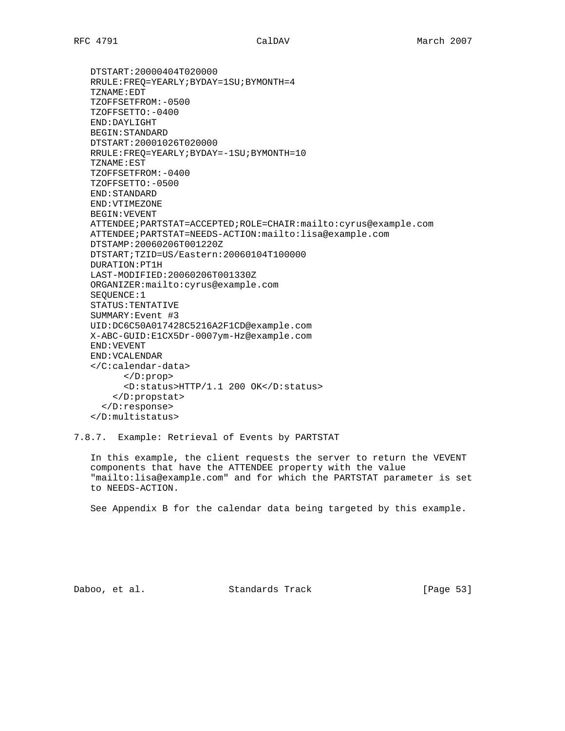```
DTSTART:20000404T020000
RRULE:FREQ=YEARLY;BYDAY=1SU;BYMONTH=4
TZNAME:EDT
TZOFFSETFROM:-0500
TZOFFSETTO:-0400
END:DAYLIGHT
BEGIN:STANDARD
DTSTART:20001026T020000
RRULE:FREQ=YEARLY;BYDAY=-1SU;BYMONTH=10
TZNAME:EST
TZOFFSETFROM:-0400
TZOFFSETTO:-0500
END:STANDARD
END:VTIMEZONE
BEGIN:VEVENT
ATTENDEE;PARTSTAT=ACCEPTED;ROLE=CHAIR:mailto:cyrus@example.com
ATTENDEE;PARTSTAT=NEEDS-ACTION:mailto:lisa@example.com
DTSTAMP:20060206T001220Z
DTSTART;TZID=US/Eastern:20060104T100000
DURATION:PT1H
LAST-MODIFIED:20060206T001330Z
ORGANIZER:mailto:cyrus@example.com
SEQUENCE:1
STATUS:TENTATIVE
SUMMARY:Event #3
UID:DC6C50A017428C5216A2F1CD@example.com
X-ABC-GUID:E1CX5Dr-0007ym-Hz@example.com
END:VEVENT
END:VCALENDAR
</C:calendar-data>
      </D:prop>
      <D:status>HTTP/1.1 200 OK</D:status>
    </D:propstat>
  </D:response>
</D:multistatus>
```

### 7.8.7. Example: Retrieval of Events by PARTSTAT

In this example, the client requests the server to return the VEVENT components that have the ATTENDEE property with the value "mailto:lisa@example.com" and for which the PARTSTAT parameter is set to NEEDS-ACTION.

See Appendix B for the calendar data being targeted by this example.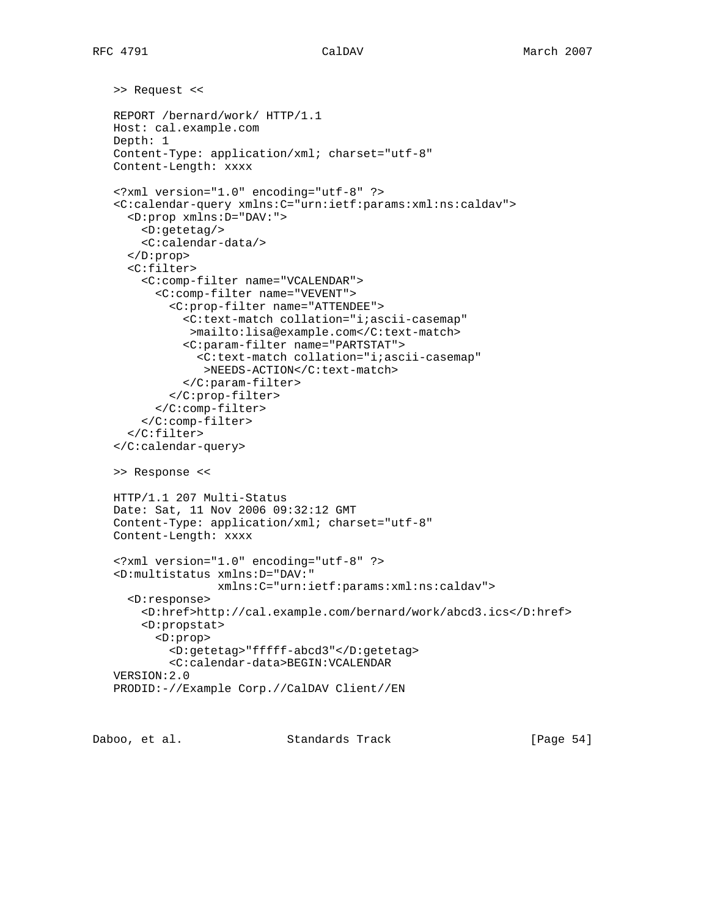```
>> Request <<

REPORT /bernard/work/ HTTP/1.1
Host: cal.example.com
Depth: 1
Content-Type: application/xml; charset="utf-8"
Content-Length: xxxx

<?xml version="1.0" encoding="utf-8" ?>
<C:calendar-query xmlns:C="urn:ietf:params:xml:ns:caldav">
  <D:prop xmlns:D="DAV:">
    <D:getetag/>
    <C:calendar-data/>
  </D:prop>
  <C:filter>
    <C:comp-filter name="VCALENDAR">
      <C:comp-filter name="VEVENT">
        <C:prop-filter name="ATTENDEE">
          <C:text-match collation="i;ascii-casemap"
           >mailto:lisa@example.com</C:text-match>
          <C:param-filter name="PARTSTAT">
            <C:text-match collation="i;ascii-casemap"
             >NEEDS-ACTION</C:text-match>
          </C:param-filter>
        </C:prop-filter>
      </C:comp-filter>
    </C:comp-filter>
  </C:filter>
</C:calendar-query>

>> Response <<

HTTP/1.1 207 Multi-Status
Date: Sat, 11 Nov 2006 09:32:12 GMT
Content-Type: application/xml; charset="utf-8"
Content-Length: xxxx

<?xml version="1.0" encoding="utf-8" ?>
<D:multistatus xmlns:D="DAV:"
               xmlns:C="urn:ietf:params:xml:ns:caldav">
  <D:response>
    <D:href>http://cal.example.com/bernard/work/abcd3.ics</D:href>
    <D:propstat>
      <D:prop>
        <D:getetag>"fffff-abcd3"</D:getetag>
        <C:calendar-data>BEGIN:VCALENDAR
VERSION:2.0
PRODID:-//Example Corp.//CalDAV Client//EN
```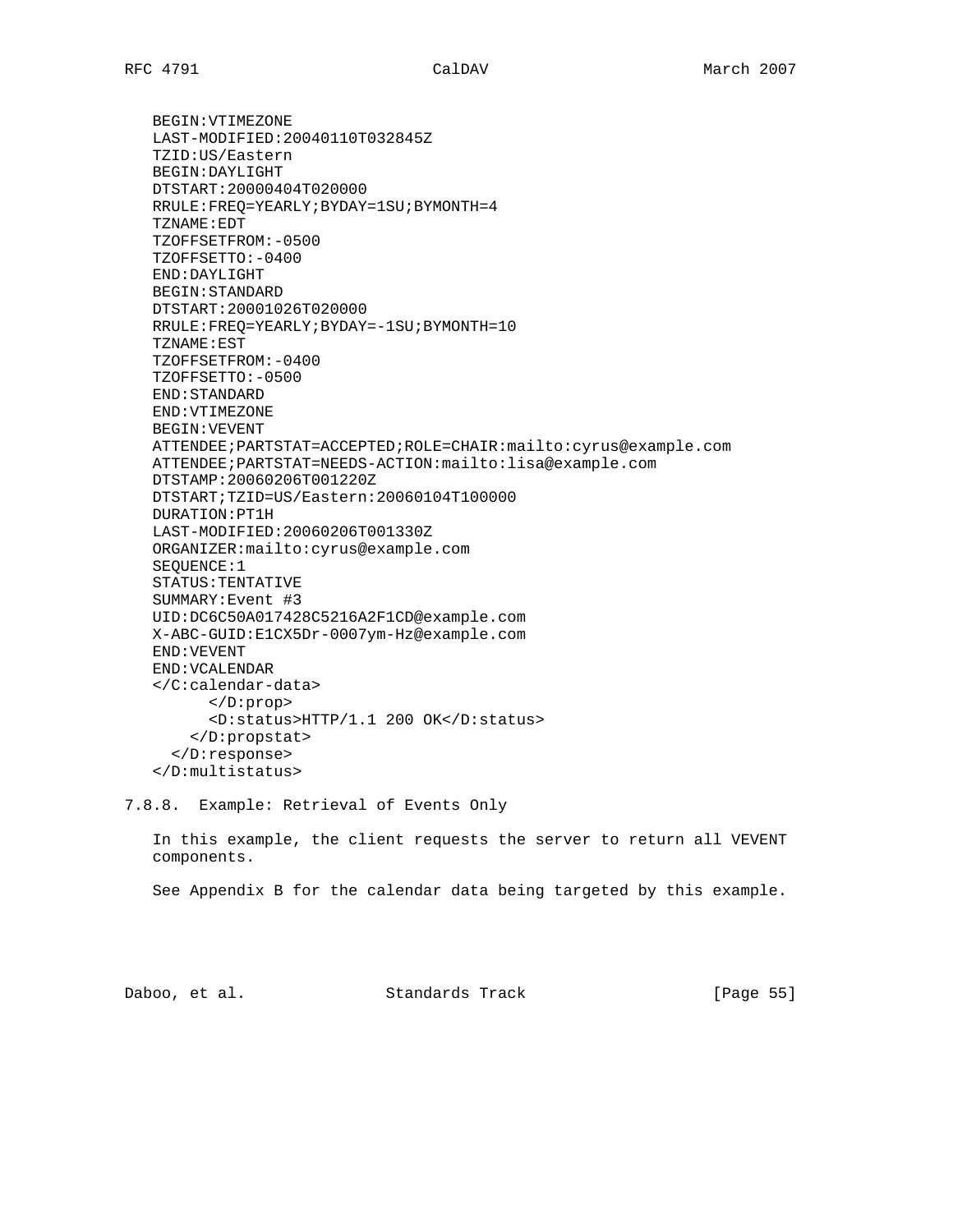```
BEGIN:VTIMEZONE
LAST-MODIFIED:20040110T032845Z
TZID:US/Eastern
BEGIN:DAYLIGHT
DTSTART:20000404T020000
RRULE:FREQ=YEARLY;BYDAY=1SU;BYMONTH=4
TZNAME:EDT
TZOFFSETFROM:-0500
TZOFFSETTO:-0400
END:DAYLIGHT
BEGIN:STANDARD
DTSTART:20001026T020000
RRULE:FREQ=YEARLY;BYDAY=-1SU;BYMONTH=10
TZNAME:EST
TZOFFSETFROM:-0400
TZOFFSETTO:-0500
END:STANDARD
END:VTIMEZONE
BEGIN:VEVENT
ATTENDEE;PARTSTAT=ACCEPTED;ROLE=CHAIR:mailto:cyrus@example.com
ATTENDEE;PARTSTAT=NEEDS-ACTION:mailto:lisa@example.com
DTSTAMP:20060206T001220Z
DTSTART;TZID=US/Eastern:20060104T100000
DURATION:PT1H
LAST-MODIFIED:20060206T001330Z
ORGANIZER:mailto:cyrus@example.com
SEQUENCE:1
STATUS:TENTATIVE
SUMMARY:Event #3
UID:DC6C50A017428C5216A2F1CD@example.com
X-ABC-GUID:E1CX5Dr-0007ym-Hz@example.com
END:VEVENT
END:VCALENDAR
</C:calendar-data>
      </D:prop>
      <D:status>HTTP/1.1 200 OK</D:status>
    </D:propstat>
  </D:response>
</D:multistatus>
```

### 7.8.8. Example: Retrieval of Events Only

In this example, the client requests the server to return all VEVENT components.

See Appendix B for the calendar data being targeted by this example.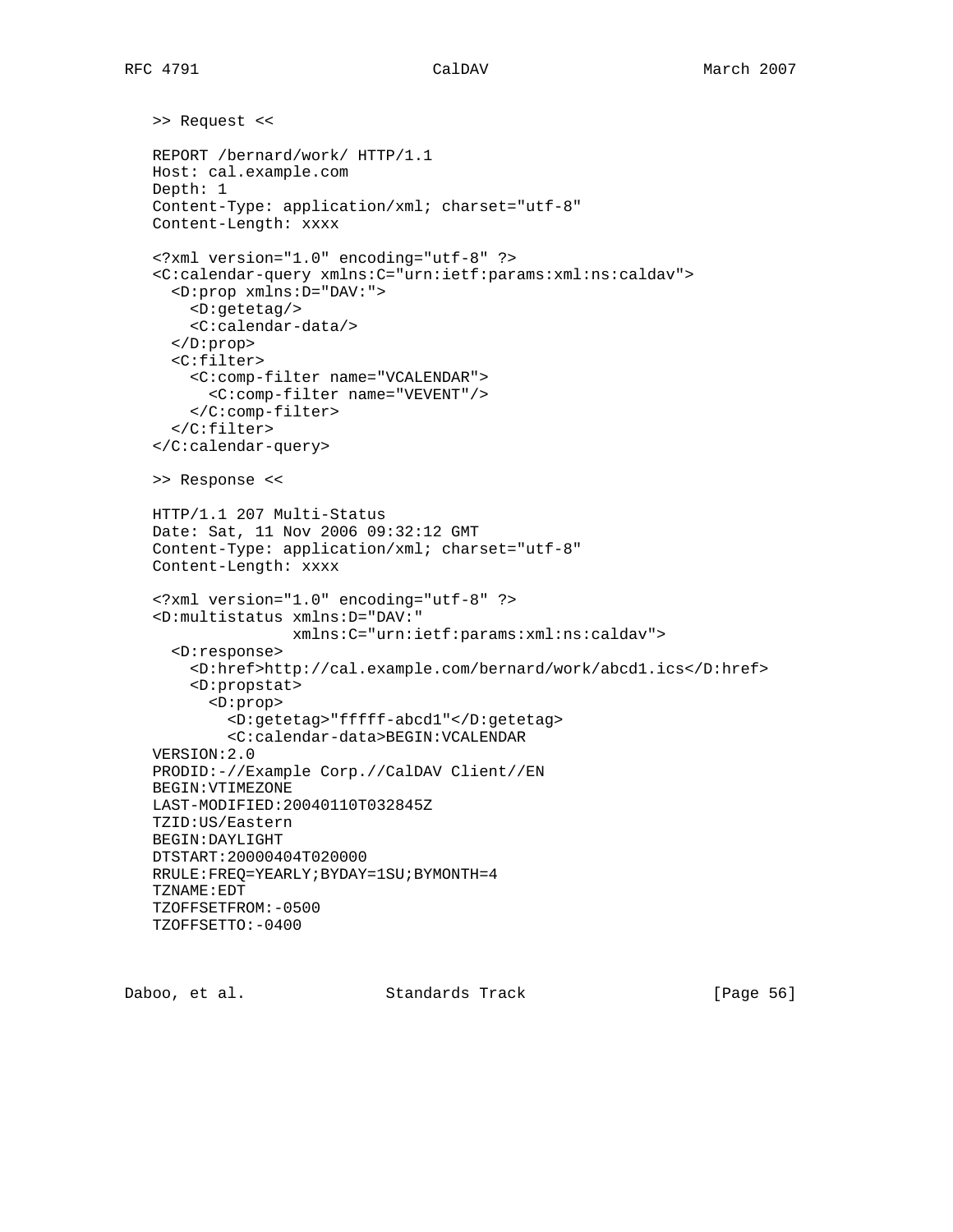```
>> Request <<

REPORT /bernard/work/ HTTP/1.1
Host: cal.example.com
Depth: 1
Content-Type: application/xml; charset="utf-8"
Content-Length: xxxx

<?xml version="1.0" encoding="utf-8" ?>
<C:calendar-query xmlns:C="urn:ietf:params:xml:ns:caldav">
  <D:prop xmlns:D="DAV:">
    <D:getetag/>
    <C:calendar-data/>
  </D:prop>
  <C:filter>
    <C:comp-filter name="VCALENDAR">
      <C:comp-filter name="VEVENT"/>
    </C:comp-filter>
  </C:filter>
</C:calendar-query>

>> Response <<

HTTP/1.1 207 Multi-Status
Date: Sat, 11 Nov 2006 09:32:12 GMT
Content-Type: application/xml; charset="utf-8"
Content-Length: xxxx

<?xml version="1.0" encoding="utf-8" ?>
<D:multistatus xmlns:D="DAV:"
               xmlns:C="urn:ietf:params:xml:ns:caldav">
  <D:response>
    <D:href>http://cal.example.com/bernard/work/abcd1.ics</D:href>
    <D:propstat>
      <D:prop>
        <D:getetag>"fffff-abcd1"</D:getetag>
        <C:calendar-data>BEGIN:VCALENDAR
VERSION:2.0
PRODID:-//Example Corp.//CalDAV Client//EN
BEGIN:VTIMEZONE
LAST-MODIFIED:20040110T032845Z
TZID:US/Eastern
BEGIN:DAYLIGHT
DTSTART:20000404T020000
RRULE:FREQ=YEARLY;BYDAY=1SU;BYMONTH=4
TZNAME:EDT
TZOFFSETFROM:-0500
TZOFFSETTO:-0400
```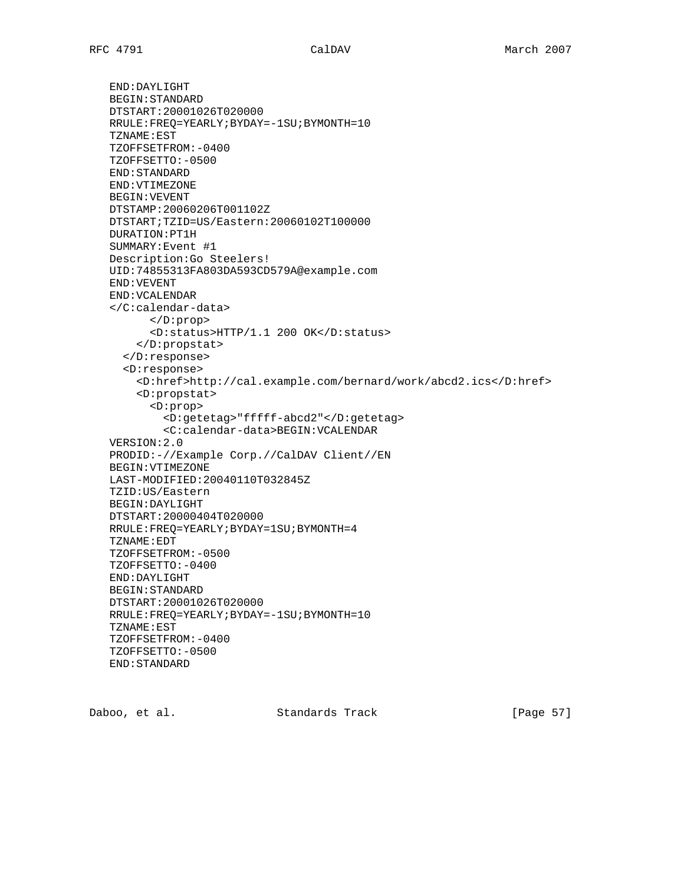```
   END:DAYLIGHT
   BEGIN:STANDARD
   DTSTART:20001026T020000
   RRULE:FREQ=YEARLY;BYDAY=-1SU;BYMONTH=10
   TZNAME:EST
   TZOFFSETFROM:-0400
   TZOFFSETTO:-0500
   END:STANDARD
   END:VTIMEZONE
   BEGIN:VEVENT
   DTSTAMP:20060206T001102Z
   DTSTART;TZID=US/Eastern:20060102T100000
   DURATION:PT1H
   SUMMARY:Event #1
   Description:Go Steelers!
   UID:74855313FA803DA593CD579A@example.com
   END:VEVENT
   END:VCALENDAR
   </C:calendar-data>
         </D:prop>
         <D:status>HTTP/1.1 200 OK</D:status>
       </D:propstat>
     </D:response>
     <D:response>
       <D:href>http://cal.example.com/bernard/work/abcd2.ics</D:href>
       <D:propstat>
         <D:prop>
           <D:getetag>"fffff-abcd2"</D:getetag>
           <C:calendar-data>BEGIN:VCALENDAR
   VERSION:2.0
   PRODID:-//Example Corp.//CalDAV Client//EN
   BEGIN:VTIMEZONE
   LAST-MODIFIED:20040110T032845Z
   TZID:US/Eastern
   BEGIN:DAYLIGHT
   DTSTART:20000404T020000
   RRULE:FREQ=YEARLY;BYDAY=1SU;BYMONTH=4
   TZNAME:EDT
   TZOFFSETFROM:-0500
   TZOFFSETTO:-0400
   END:DAYLIGHT
   BEGIN:STANDARD
   DTSTART:20001026T020000
   RRULE:FREQ=YEARLY;BYDAY=-1SU;BYMONTH=10
   TZNAME:EST
   TZOFFSETFROM:-0400
   TZOFFSETTO:-0500
   END:STANDARD
```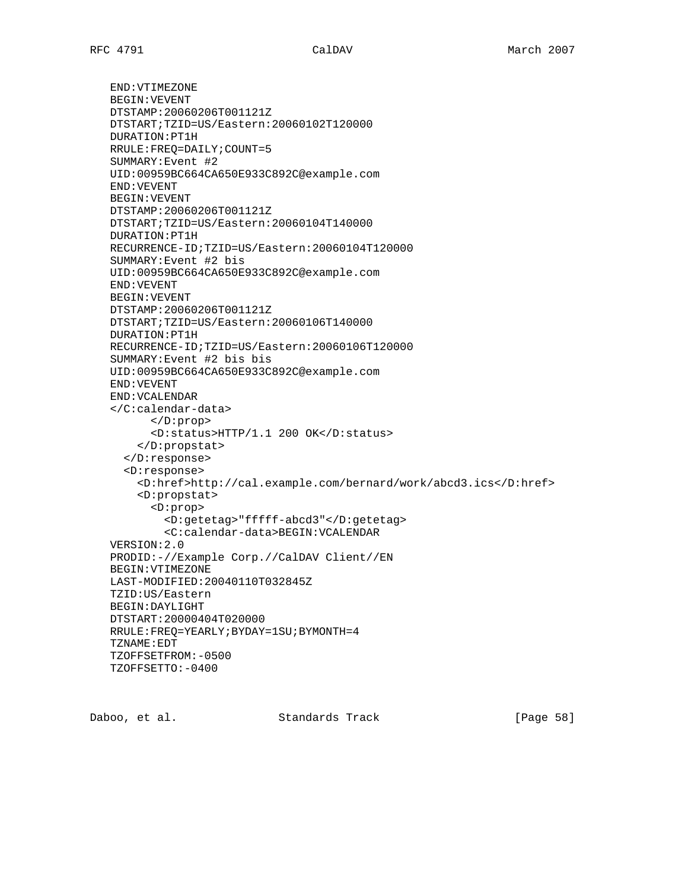```
END:VTIMEZONE
BEGIN:VEVENT
DTSTAMP:20060206T001121Z
DTSTART;TZID=US/Eastern:20060102T120000
DURATION:PT1H
RRULE:FREQ=DAILY;COUNT=5
SUMMARY:Event #2
UID:00959BC664CA650E933C892C@example.com
END:VEVENT
BEGIN:VEVENT
DTSTAMP:20060206T001121Z
DTSTART;TZID=US/Eastern:20060104T140000
DURATION:PT1H
RECURRENCE-ID;TZID=US/Eastern:20060104T120000
SUMMARY:Event #2 bis
UID:00959BC664CA650E933C892C@example.com
END:VEVENT
BEGIN:VEVENT
DTSTAMP:20060206T001121Z
DTSTART;TZID=US/Eastern:20060106T140000
DURATION:PT1H
RECURRENCE-ID;TZID=US/Eastern:20060106T120000
SUMMARY:Event #2 bis bis
UID:00959BC664CA650E933C892C@example.com
END:VEVENT
END:VCALENDAR
</C:calendar-data>
      </D:prop>
      <D:status>HTTP/1.1 200 OK</D:status>
    </D:propstat>
  </D:response>
  <D:response>
    <D:href>http://cal.example.com/bernard/work/abcd3.ics</D:href>
    <D:propstat>
      <D:prop>
        <D:getetag>"fffff-abcd3"</D:getetag>
        <C:calendar-data>BEGIN:VCALENDAR
VERSION:2.0
PRODID:-//Example Corp.//CalDAV Client//EN
BEGIN:VTIMEZONE
LAST-MODIFIED:20040110T032845Z
TZID:US/Eastern
BEGIN:DAYLIGHT
DTSTART:20000404T020000
RRULE:FREQ=YEARLY;BYDAY=1SU;BYMONTH=4
TZNAME:EDT
TZOFFSETFROM:-0500
TZOFFSETTO:-0400
```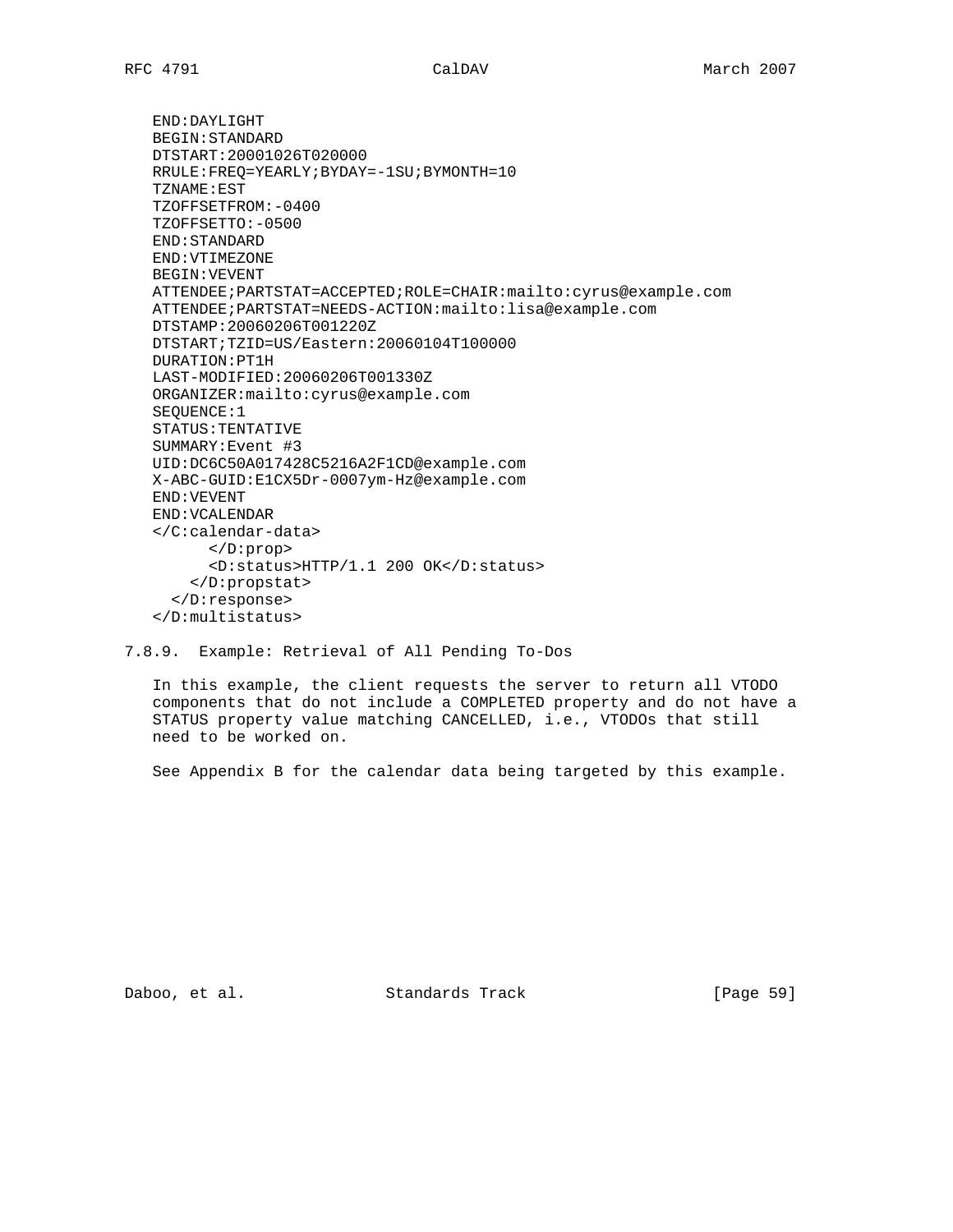```
END:DAYLIGHT
BEGIN:STANDARD
DTSTART:20001026T020000
RRULE:FREQ=YEARLY;BYDAY=-1SU;BYMONTH=10
TZNAME:EST
TZOFFSETFROM:-0400
TZOFFSETTO:-0500
END:STANDARD
END:VTIMEZONE
BEGIN:VEVENT
ATTENDEE;PARTSTAT=ACCEPTED;ROLE=CHAIR:mailto:cyrus@example.com
ATTENDEE;PARTSTAT=NEEDS-ACTION:mailto:lisa@example.com
DTSTAMP:20060206T001220Z
DTSTART;TZID=US/Eastern:20060104T100000
DURATION:PT1H
LAST-MODIFIED:20060206T001330Z
ORGANIZER:mailto:cyrus@example.com
SEQUENCE:1
STATUS:TENTATIVE
SUMMARY:Event #3
UID:DC6C50A017428C5216A2F1CD@example.com
X-ABC-GUID:E1CX5Dr-0007ym-Hz@example.com
END:VEVENT
END:VCALENDAR
</C:calendar-data>
      </D:prop>
      <D:status>HTTP/1.1 200 OK</D:status>
    </D:propstat>
  </D:response>
</D:multistatus>
```

### 7.8.9. Example: Retrieval of All Pending To-Dos

In this example, the client requests the server to return all VTODO components that do not include a COMPLETED property and do not have a STATUS property value matching CANCELLED, i.e., VTODOs that still need to be worked on.

See Appendix B for the calendar data being targeted by this example.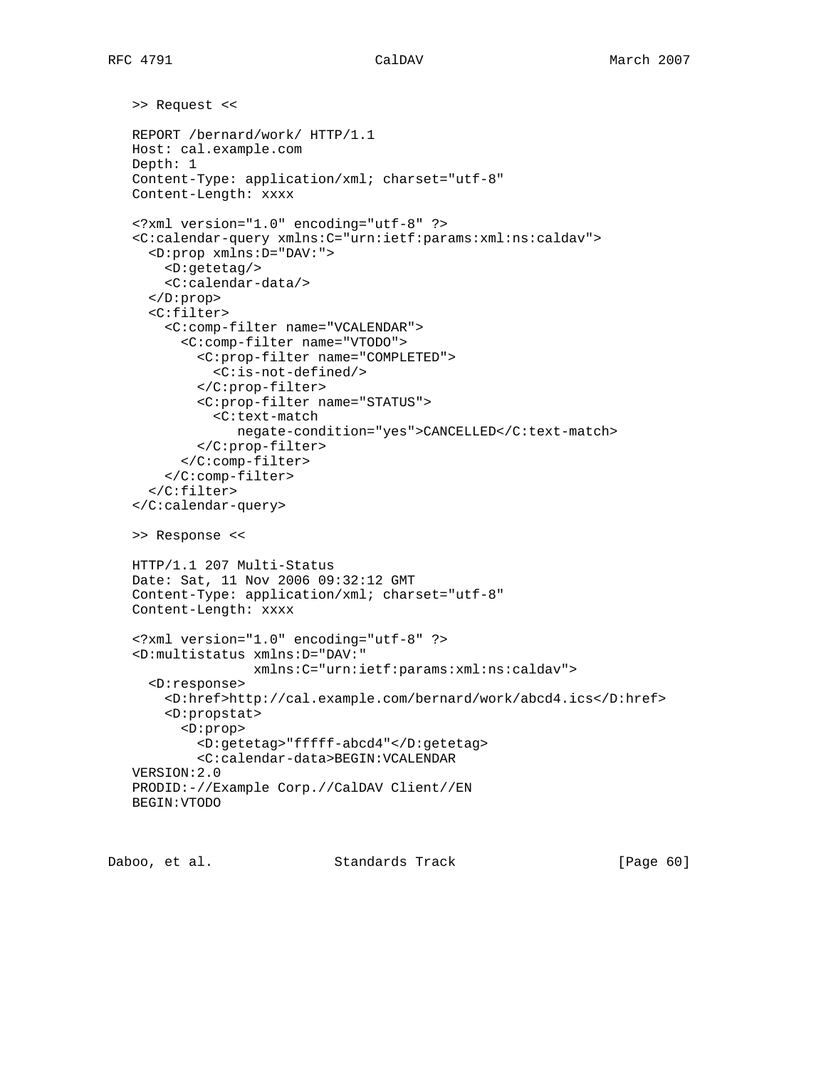>> Request <<

```
REPORT /bernard/work/ HTTP/1.1
Host: cal.example.com
Depth: 1
Content-Type: application/xml; charset="utf-8"
Content-Length: xxxx

<?xml version="1.0" encoding="utf-8" ?>
<C:calendar-query xmlns:C="urn:ietf:params:xml:ns:caldav">
  <D:prop xmlns:D="DAV:">
    <D:getetag/>
    <C:calendar-data/>
  </D:prop>
  <C:filter>
    <C:comp-filter name="VCALENDAR">
      <C:comp-filter name="VTODO">
        <C:prop-filter name="COMPLETED">
          <C:is-not-defined/>
        </C:prop-filter>
        <C:prop-filter name="STATUS">
          <C:text-match
             negate-condition="yes">CANCELLED</C:text-match>
        </C:prop-filter>
      </C:comp-filter>
    </C:comp-filter>
  </C:filter>
</C:calendar-query>
```

>> Response <<

```
HTTP/1.1 207 Multi-Status
Date: Sat, 11 Nov 2006 09:32:12 GMT
Content-Type: application/xml; charset="utf-8"
Content-Length: xxxx

<?xml version="1.0" encoding="utf-8" ?>
<D:multistatus xmlns:D="DAV:"
               xmlns:C="urn:ietf:params:xml:ns:caldav">
  <D:response>
    <D:href>http://cal.example.com/bernard/work/abcd4.ics</D:href>
    <D:propstat>
      <D:prop>
        <D:getetag>"fffff-abcd4"</D:getetag>
        <C:calendar-data>BEGIN:VCALENDAR
VERSION:2.0
PRODID:-//Example Corp.//CalDAV Client//EN
BEGIN:VTODO
```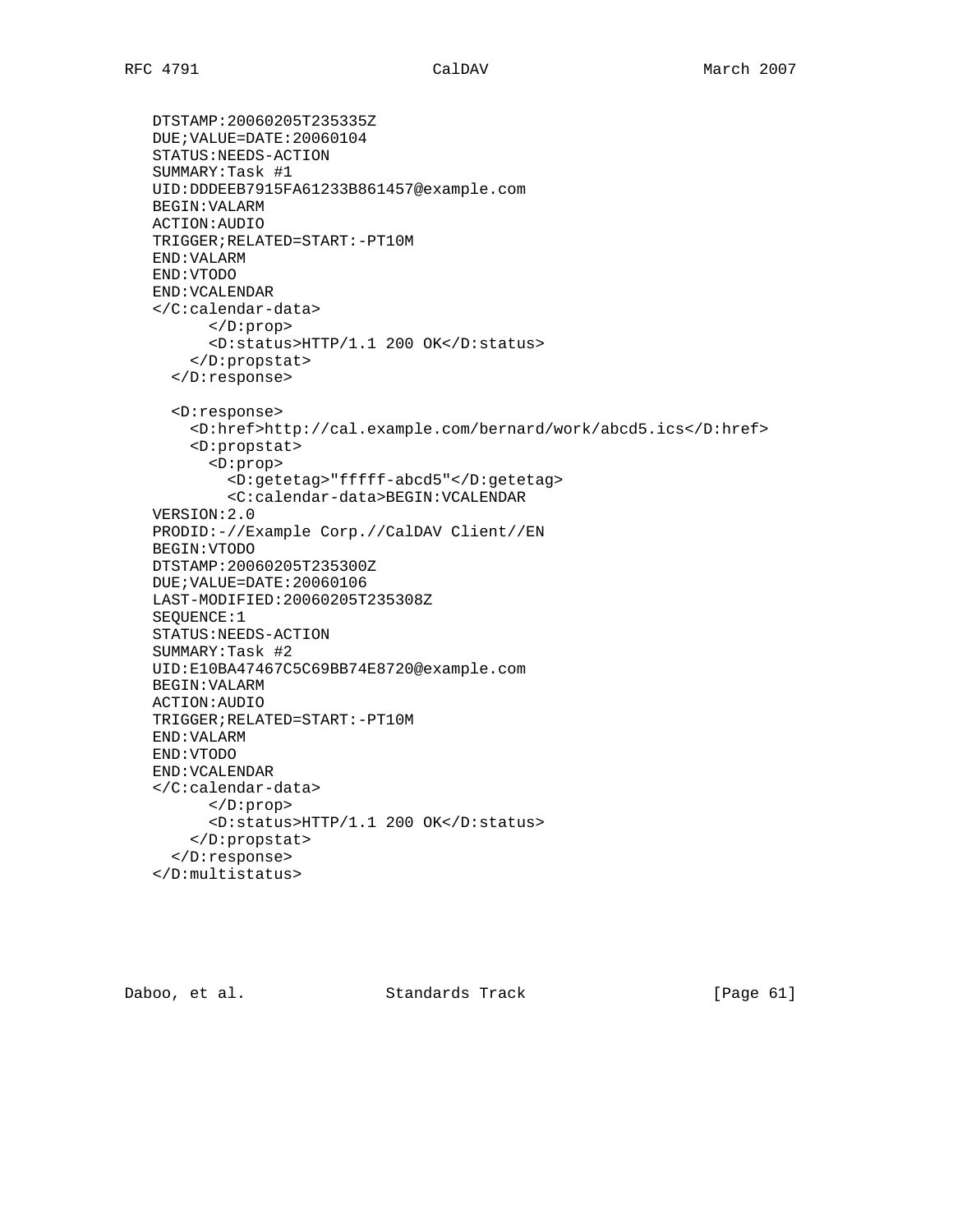```
   DTSTAMP:20060205T235335Z
   DUE;VALUE=DATE:20060104
   STATUS:NEEDS-ACTION
   SUMMARY:Task #1
   UID:DDDEEB7915FA61233B861457@example.com
   BEGIN:VALARM
   ACTION:AUDIO
   TRIGGER;RELATED=START:-PT10M
   END:VALARM
   END:VTODO
   END:VCALENDAR
   </C:calendar-data>
         </D:prop>
         <D:status>HTTP/1.1 200 OK</D:status>
       </D:propstat>
     </D:response>

     <D:response>
       <D:href>http://cal.example.com/bernard/work/abcd5.ics</D:href>
       <D:propstat>
         <D:prop>
           <D:getetag>"fffff-abcd5"</D:getetag>
           <C:calendar-data>BEGIN:VCALENDAR
   VERSION:2.0
   PRODID:-//Example Corp.//CalDAV Client//EN
   BEGIN:VTODO
   DTSTAMP:20060205T235300Z
   DUE;VALUE=DATE:20060106
   LAST-MODIFIED:20060205T235308Z
   SEQUENCE:1
   STATUS:NEEDS-ACTION
   SUMMARY:Task #2
   UID:E10BA47467C5C69BB74E8720@example.com
   BEGIN:VALARM
   ACTION:AUDIO
   TRIGGER;RELATED=START:-PT10M
   END:VALARM
   END:VTODO
   END:VCALENDAR
   </C:calendar-data>
         </D:prop>
         <D:status>HTTP/1.1 200 OK</D:status>
       </D:propstat>
     </D:response>
   </D:multistatus>
```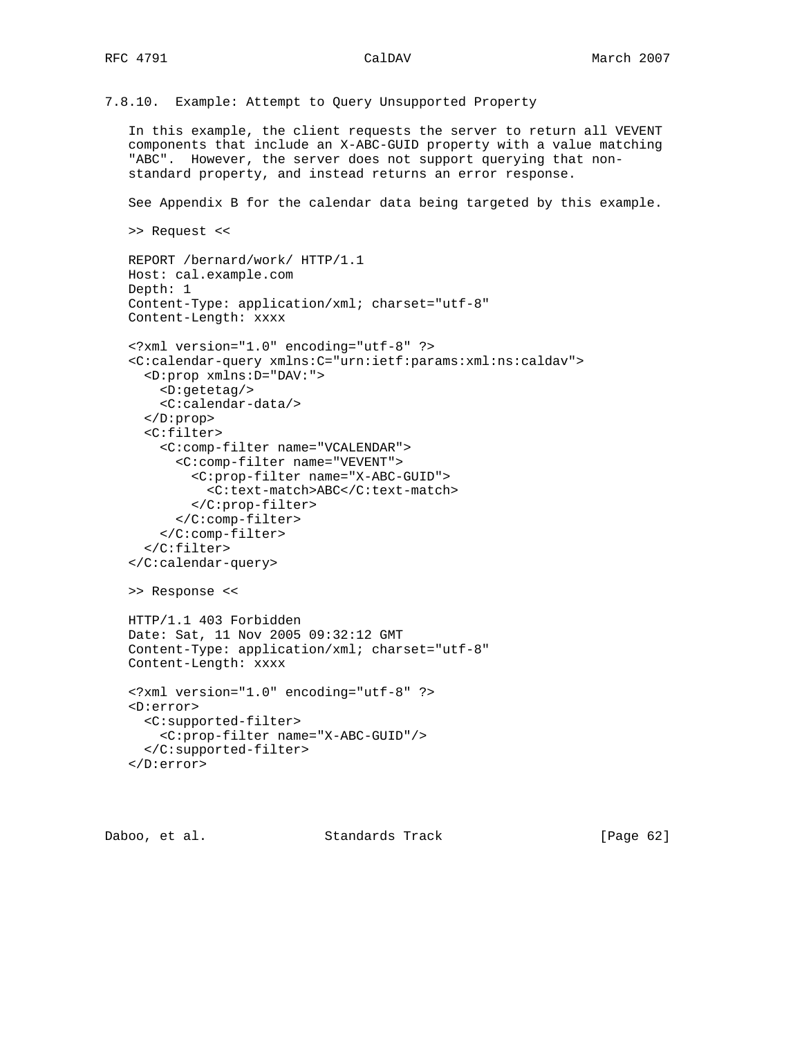### 7.8.10. Example: Attempt to Query Unsupported Property

In this example, the client requests the server to return all VEVENT components that include an X-ABC-GUID property with a value matching "ABC". However, the server does not support querying that non-standard property, and instead returns an error response.

See Appendix B for the calendar data being targeted by this example.

>> Request <<

```
REPORT /bernard/work/ HTTP/1.1
Host: cal.example.com
Depth: 1
Content-Type: application/xml; charset="utf-8"
Content-Length: xxxx

<?xml version="1.0" encoding="utf-8" ?>
<C:calendar-query xmlns:C="urn:ietf:params:xml:ns:caldav">
  <D:prop xmlns:D="DAV:">
    <D:getetag/>
    <C:calendar-data/>
  </D:prop>
  <C:filter>
    <C:comp-filter name="VCALENDAR">
      <C:comp-filter name="VEVENT">
        <C:prop-filter name="X-ABC-GUID">
          <C:text-match>ABC</C:text-match>
        </C:prop-filter>
      </C:comp-filter>
    </C:comp-filter>
  </C:filter>
</C:calendar-query>
```

>> Response <<

```
HTTP/1.1 403 Forbidden
Date: Sat, 11 Nov 2005 09:32:12 GMT
Content-Type: application/xml; charset="utf-8"
Content-Length: xxxx

<?xml version="1.0" encoding="utf-8" ?>
<D:error>
  <C:supported-filter>
    <C:prop-filter name="X-ABC-GUID"/>
  </C:supported-filter>
</D:error>
```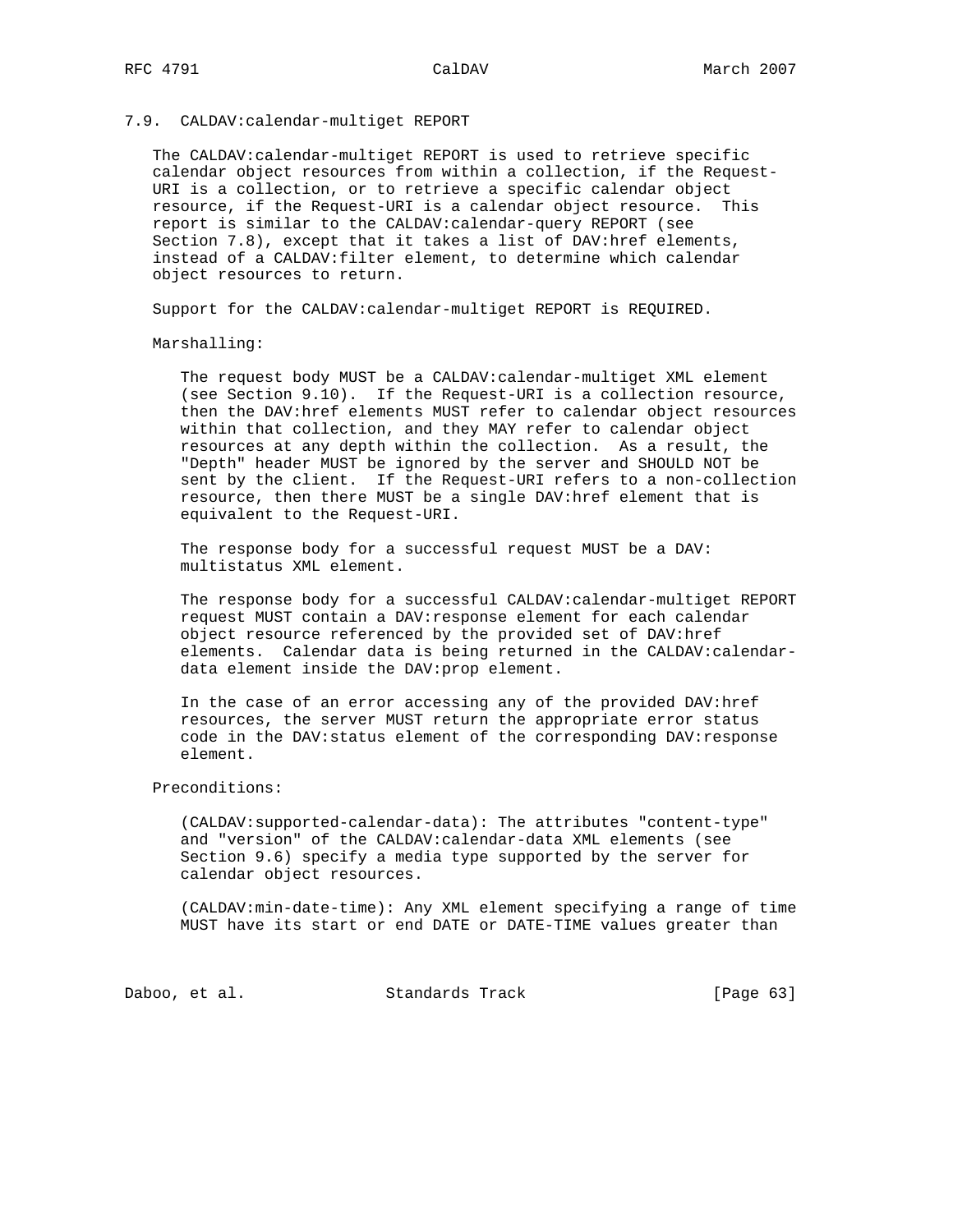### 7.9. CALDAV:calendar-multiget REPORT

The CALDAV:calendar-multiget REPORT is used to retrieve specific calendar object resources from within a collection, if the Request-URI is a collection, or to retrieve a specific calendar object resource, if the Request-URI is a calendar object resource. This report is similar to the CALDAV:calendar-query REPORT (see Section 7.8), except that it takes a list of DAV:href elements, instead of a CALDAV:filter element, to determine which calendar object resources to return.

Support for the CALDAV:calendar-multiget REPORT is REQUIRED.

Marshalling:

The request body MUST be a CALDAV:calendar-multiget XML element (see Section 9.10). If the Request-URI is a collection resource, then the DAV:href elements MUST refer to calendar object resources within that collection, and they MAY refer to calendar object resources at any depth within the collection. As a result, the "Depth" header MUST be ignored by the server and SHOULD NOT be sent by the client. If the Request-URI refers to a non-collection resource, then there MUST be a single DAV:href element that is equivalent to the Request-URI.

The response body for a successful request MUST be a DAV:multistatus XML element.

The response body for a successful CALDAV:calendar-multiget REPORT request MUST contain a DAV:response element for each calendar object resource referenced by the provided set of DAV:href elements. Calendar data is being returned in the CALDAV:calendar-data element inside the DAV:prop element.

In the case of an error accessing any of the provided DAV:href resources, the server MUST return the appropriate error status code in the DAV:status element of the corresponding DAV:response element.

Preconditions:

(CALDAV:supported-calendar-data): The attributes "content-type" and "version" of the CALDAV:calendar-data XML elements (see Section 9.6) specify a media type supported by the server for calendar object resources.

(CALDAV:min-date-time): Any XML element specifying a range of time MUST have its start or end DATE or DATE-TIME values greater than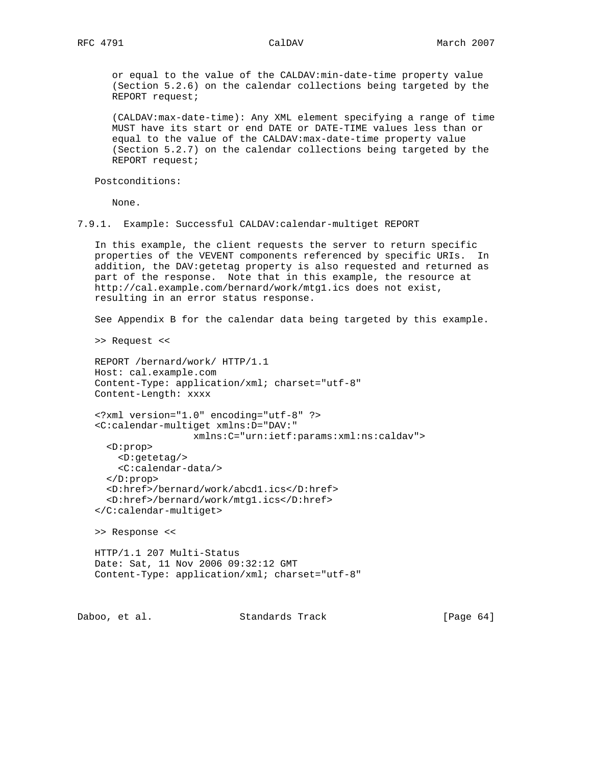or equal to the value of the CALDAV:min-date-time property value (Section 5.2.6) on the calendar collections being targeted by the REPORT request;

(CALDAV:max-date-time): Any XML element specifying a range of time MUST have its start or end DATE or DATE-TIME values less than or equal to the value of the CALDAV:max-date-time property value (Section 5.2.7) on the calendar collections being targeted by the REPORT request;

Postconditions:

None.

### 7.9.1. Example: Successful CALDAV:calendar-multiget REPORT

In this example, the client requests the server to return specific properties of the VEVENT components referenced by specific URIs. In addition, the DAV:getetag property is also requested and returned as part of the response. Note that in this example, the resource at http://cal.example.com/bernard/work/mtg1.ics does not exist, resulting in an error status response.

See Appendix B for the calendar data being targeted by this example.

>> Request <<

```
REPORT /bernard/work/ HTTP/1.1
Host: cal.example.com
Content-Type: application/xml; charset="utf-8"
Content-Length: xxxx

<?xml version="1.0" encoding="utf-8" ?>
<C:calendar-multiget xmlns:D="DAV:"
                 xmlns:C="urn:ietf:params:xml:ns:caldav">
  <D:prop>
    <D:getetag/>
    <C:calendar-data/>
  </D:prop>
  <D:href>/bernard/work/abcd1.ics</D:href>
  <D:href>/bernard/work/mtg1.ics</D:href>
</C:calendar-multiget>
```

>> Response <<

```
HTTP/1.1 207 Multi-Status
Date: Sat, 11 Nov 2006 09:32:12 GMT
Content-Type: application/xml; charset="utf-8"
```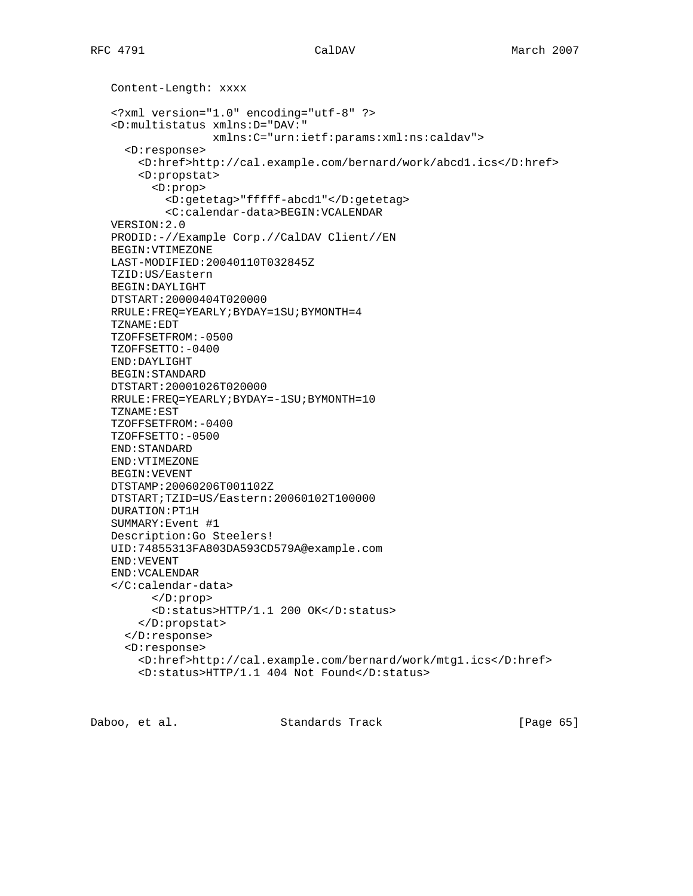```
   Content-Length: xxxx

   <?xml version="1.0" encoding="utf-8" ?>
   <D:multistatus xmlns:D="DAV:"
                  xmlns:C="urn:ietf:params:xml:ns:caldav">
     <D:response>
       <D:href>http://cal.example.com/bernard/work/abcd1.ics</D:href>
       <D:propstat>
         <D:prop>
           <D:getetag>"fffff-abcd1"</D:getetag>
           <C:calendar-data>BEGIN:VCALENDAR
   VERSION:2.0
   PRODID:-//Example Corp.//CalDAV Client//EN
   BEGIN:VTIMEZONE
   LAST-MODIFIED:20040110T032845Z
   TZID:US/Eastern
   BEGIN:DAYLIGHT
   DTSTART:20000404T020000
   RRULE:FREQ=YEARLY;BYDAY=1SU;BYMONTH=4
   TZNAME:EDT
   TZOFFSETFROM:-0500
   TZOFFSETTO:-0400
   END:DAYLIGHT
   BEGIN:STANDARD
   DTSTART:20001026T020000
   RRULE:FREQ=YEARLY;BYDAY=-1SU;BYMONTH=10
   TZNAME:EST
   TZOFFSETFROM:-0400
   TZOFFSETTO:-0500
   END:STANDARD
   END:VTIMEZONE
   BEGIN:VEVENT
   DTSTAMP:20060206T001102Z
   DTSTART;TZID=US/Eastern:20060102T100000
   DURATION:PT1H
   SUMMARY:Event #1
   Description:Go Steelers!
   UID:74855313FA803DA593CD579A@example.com
   END:VEVENT
   END:VCALENDAR
   </C:calendar-data>
         </D:prop>
         <D:status>HTTP/1.1 200 OK</D:status>
       </D:propstat>
     </D:response>
     <D:response>
       <D:href>http://cal.example.com/bernard/work/mtg1.ics</D:href>
       <D:status>HTTP/1.1 404 Not Found</D:status>
```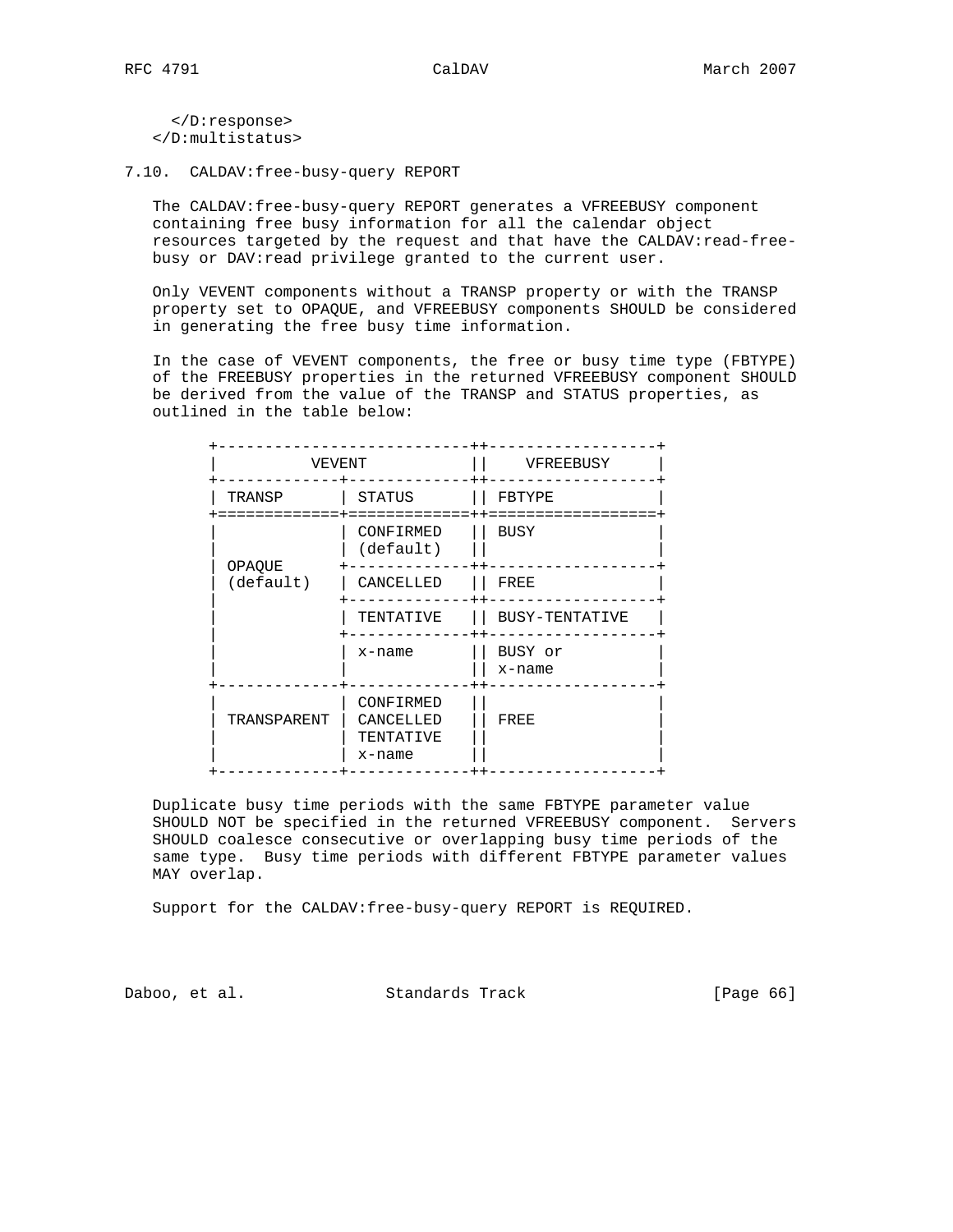```
   </D:response>
</D:multistatus>
```

### 7.10. CALDAV:free-busy-query REPORT

The CALDAV:free-busy-query REPORT generates a VFREEBUSY component containing free busy information for all the calendar object resources targeted by the request and that have the CALDAV:read-free-busy or DAV:read privilege granted to the current user.

Only VEVENT components without a TRANSP property or with the TRANSP property set to OPAQUE, and VFREEBUSY components SHOULD be considered in generating the free busy time information.

In the case of VEVENT components, the free or busy time type (FBTYPE) of the FREEBUSY properties in the returned VFREEBUSY component SHOULD be derived from the value of the TRANSP and STATUS properties, as outlined in the table below:

| VEVENT | | VFREEBUSY |
|---|---|---|
| TRANSP | STATUS | FBTYPE |
| OPAQUE (default) | CONFIRMED (default) | BUSY |
| | CANCELLED | FREE |
| | TENTATIVE | BUSY-TENTATIVE |
| | x-name | BUSY or x-name |
| TRANSPARENT | CONFIRMED CANCELLED TENTATIVE x-name | FREE |

Duplicate busy time periods with the same FBTYPE parameter value SHOULD NOT be specified in the returned VFREEBUSY component. Servers SHOULD coalesce consecutive or overlapping busy time periods of the same type. Busy time periods with different FBTYPE parameter values MAY overlap.

Support for the CALDAV:free-busy-query REPORT is REQUIRED.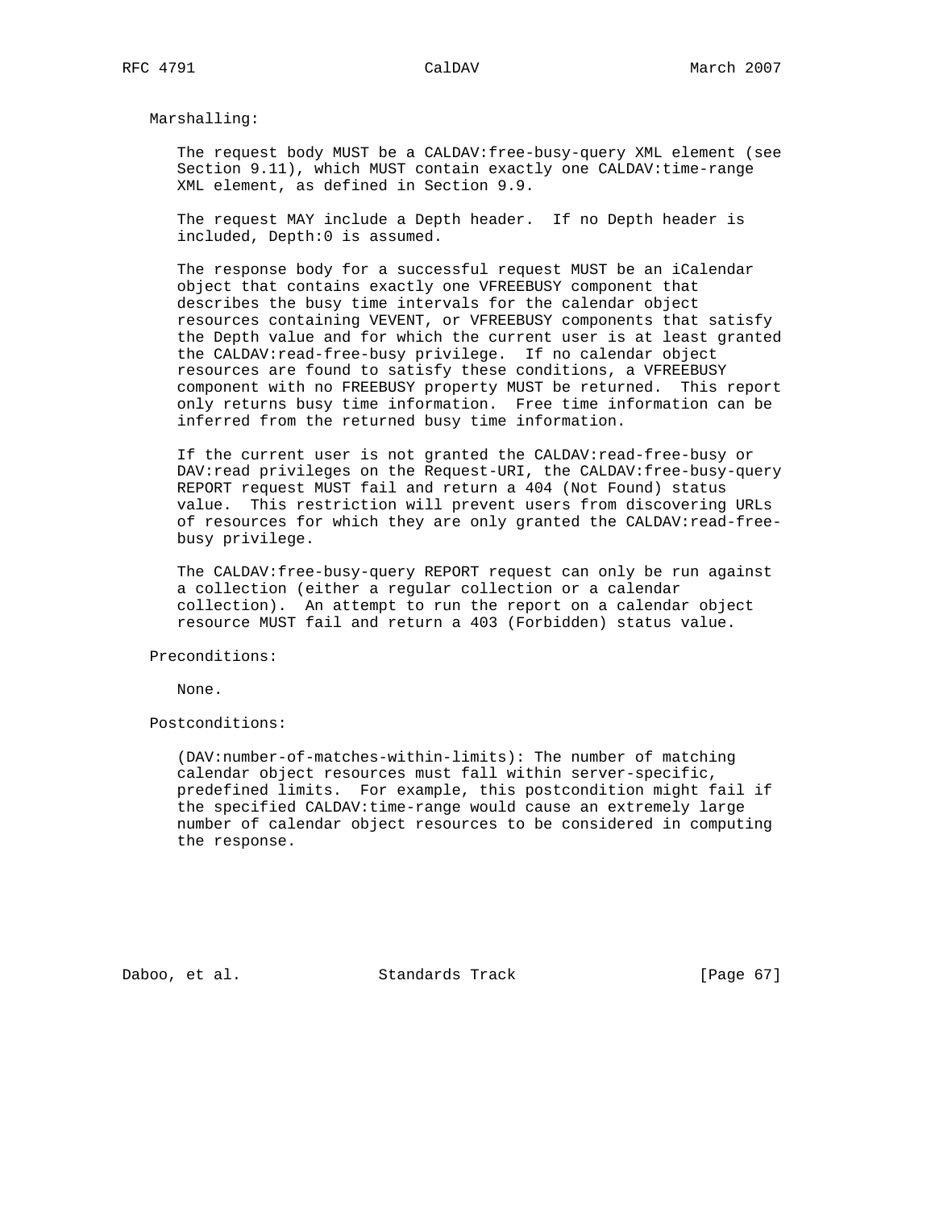Marshalling:

The request body MUST be a CALDAV:free-busy-query XML element (see Section 9.11), which MUST contain exactly one CALDAV:time-range XML element, as defined in Section 9.9.

The request MAY include a Depth header. If no Depth header is included, Depth:0 is assumed.

The response body for a successful request MUST be an iCalendar object that contains exactly one VFREEBUSY component that describes the busy time intervals for the calendar object resources containing VEVENT, or VFREEBUSY components that satisfy the Depth value and for which the current user is at least granted the CALDAV:read-free-busy privilege. If no calendar object resources are found to satisfy these conditions, a VFREEBUSY component with no FREEBUSY property MUST be returned. This report only returns busy time information. Free time information can be inferred from the returned busy time information.

If the current user is not granted the CALDAV:read-free-busy or DAV:read privileges on the Request-URI, the CALDAV:free-busy-query REPORT request MUST fail and return a 404 (Not Found) status value. This restriction will prevent users from discovering URLs of resources for which they are only granted the CALDAV:read-free-busy privilege.

The CALDAV:free-busy-query REPORT request can only be run against a collection (either a regular collection or a calendar collection). An attempt to run the report on a calendar object resource MUST fail and return a 403 (Forbidden) status value.

Preconditions:

None.

Postconditions:

(DAV:number-of-matches-within-limits): The number of matching calendar object resources must fall within server-specific, predefined limits. For example, this postcondition might fail if the specified CALDAV:time-range would cause an extremely large number of calendar object resources to be considered in computing the response.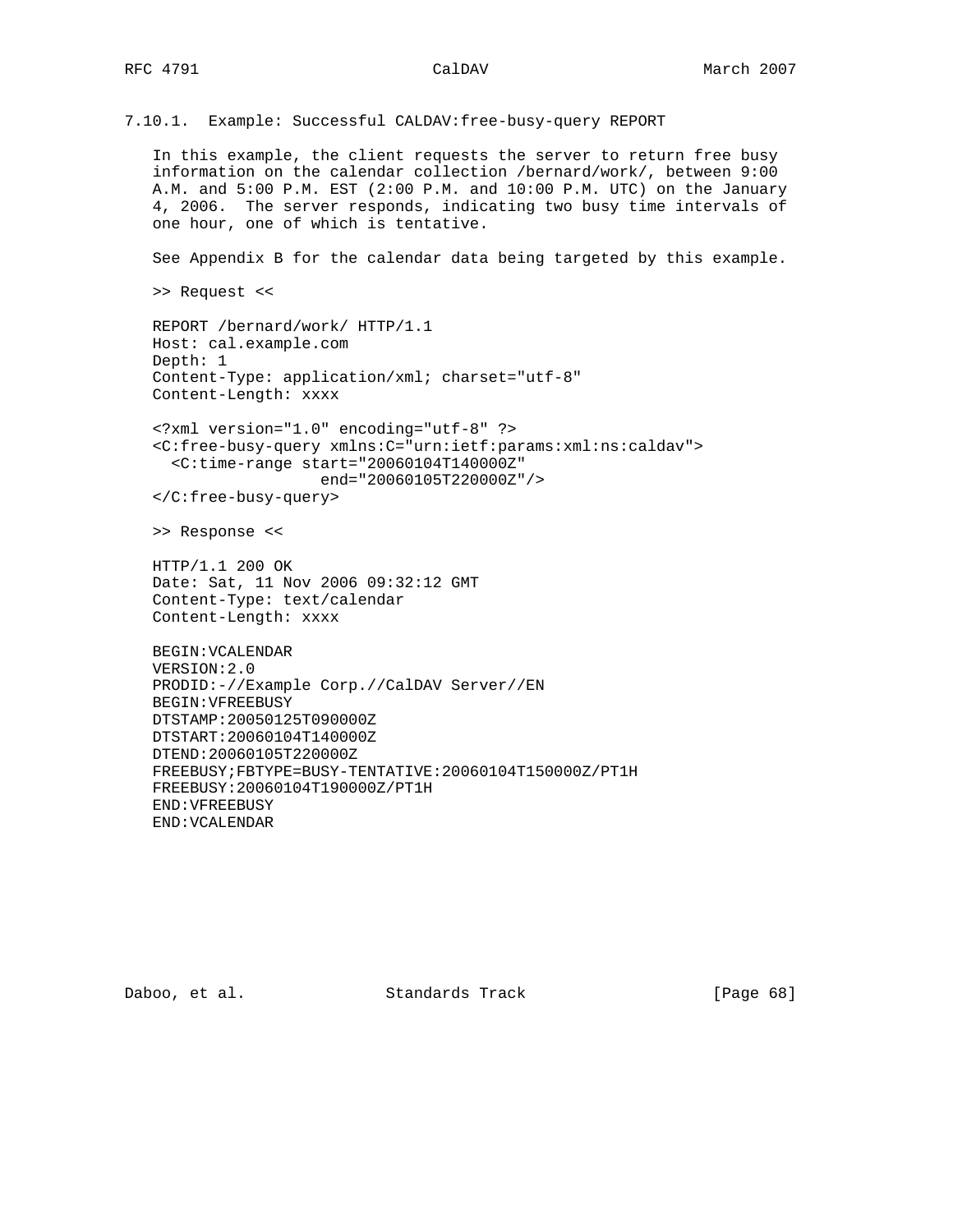### 7.10.1. Example: Successful CALDAV:free-busy-query REPORT

In this example, the client requests the server to return free busy information on the calendar collection /bernard/work/, between 9:00 A.M. and 5:00 P.M. EST (2:00 P.M. and 10:00 P.M. UTC) on the January 4, 2006. The server responds, indicating two busy time intervals of one hour, one of which is tentative.

See Appendix B for the calendar data being targeted by this example.

>> Request <<

```
REPORT /bernard/work/ HTTP/1.1
Host: cal.example.com
Depth: 1
Content-Type: application/xml; charset="utf-8"
Content-Length: xxxx

<?xml version="1.0" encoding="utf-8" ?>
<C:free-busy-query xmlns:C="urn:ietf:params:xml:ns:caldav">
  <C:time-range start="20060104T140000Z"
                end="20060105T220000Z"/>
</C:free-busy-query>
```

>> Response <<

```
HTTP/1.1 200 OK
Date: Sat, 11 Nov 2006 09:32:12 GMT
Content-Type: text/calendar
Content-Length: xxxx

BEGIN:VCALENDAR
VERSION:2.0
PRODID:-//Example Corp.//CalDAV Server//EN
BEGIN:VFREEBUSY
DTSTAMP:20050125T090000Z
DTSTART:20060104T140000Z
DTEND:20060105T220000Z
FREEBUSY;FBTYPE=BUSY-TENTATIVE:20060104T150000Z/PT1H
FREEBUSY:20060104T190000Z/PT1H
END:VFREEBUSY
END:VCALENDAR
```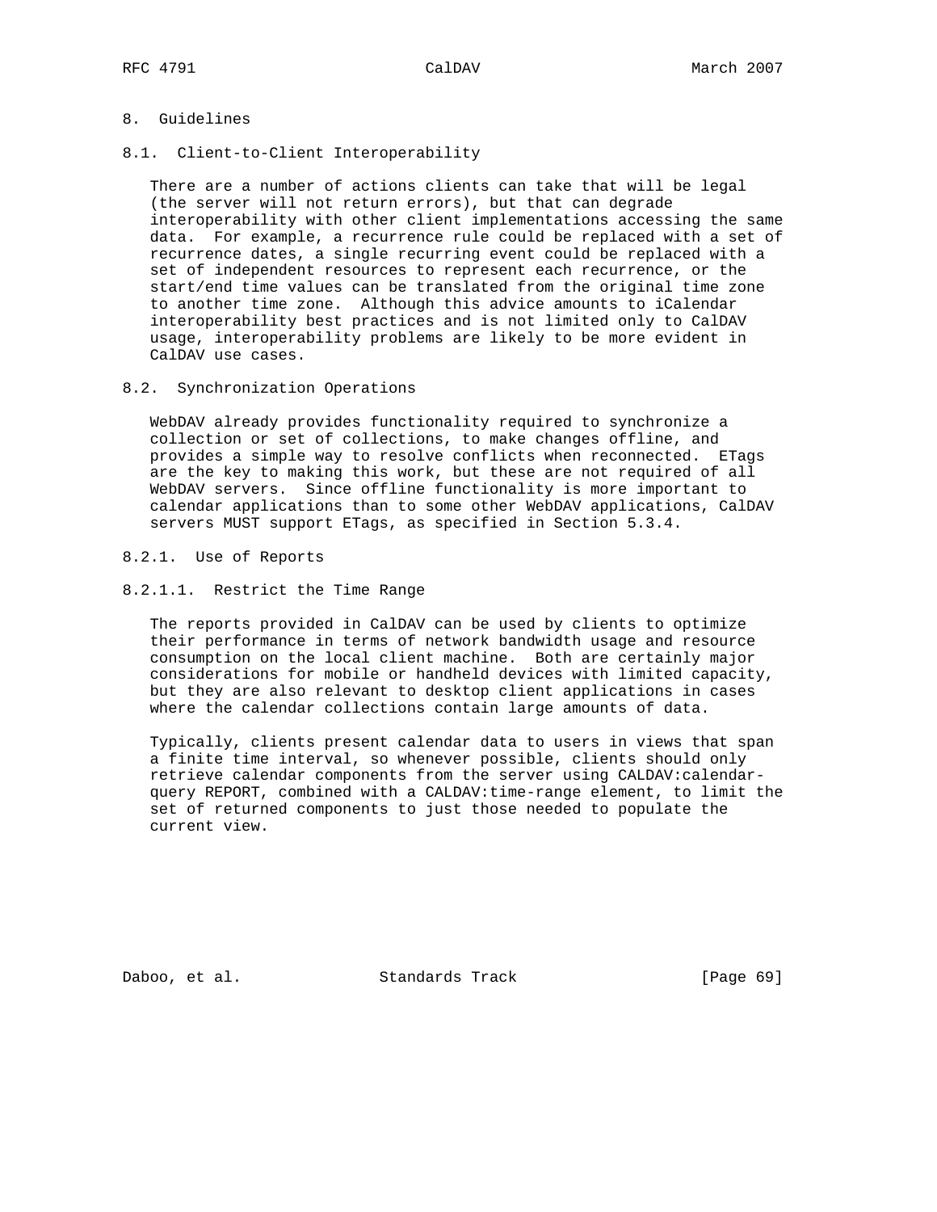# 8. Guidelines

## 8.1. Client-to-Client Interoperability

There are a number of actions clients can take that will be legal (the server will not return errors), but that can degrade interoperability with other client implementations accessing the same data. For example, a recurrence rule could be replaced with a set of recurrence dates, a single recurring event could be replaced with a set of independent resources to represent each recurrence, or the start/end time values can be translated from the original time zone to another time zone. Although this advice amounts to iCalendar interoperability best practices and is not limited only to CalDAV usage, interoperability problems are likely to be more evident in CalDAV use cases.

## 8.2. Synchronization Operations

WebDAV already provides functionality required to synchronize a collection or set of collections, to make changes offline, and provides a simple way to resolve conflicts when reconnected. ETags are the key to making this work, but these are not required of all WebDAV servers. Since offline functionality is more important to calendar applications than to some other WebDAV applications, CalDAV servers MUST support ETags, as specified in Section 5.3.4.

### 8.2.1. Use of Reports

#### 8.2.1.1. Restrict the Time Range

The reports provided in CalDAV can be used by clients to optimize their performance in terms of network bandwidth usage and resource consumption on the local client machine. Both are certainly major considerations for mobile or handheld devices with limited capacity, but they are also relevant to desktop client applications in cases where the calendar collections contain large amounts of data.

Typically, clients present calendar data to users in views that span a finite time interval, so whenever possible, clients should only retrieve calendar components from the server using CALDAV:calendar-query REPORT, combined with a CALDAV:time-range element, to limit the set of returned components to just those needed to populate the current view.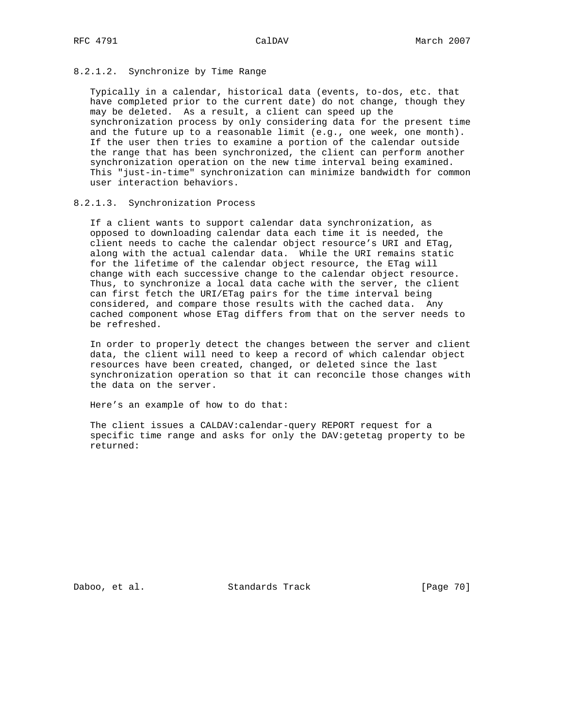#### 8.2.1.2. Synchronize by Time Range

Typically in a calendar, historical data (events, to-dos, etc. that have completed prior to the current date) do not change, though they may be deleted. As a result, a client can speed up the synchronization process by only considering data for the present time and the future up to a reasonable limit (e.g., one week, one month). If the user then tries to examine a portion of the calendar outside the range that has been synchronized, the client can perform another synchronization operation on the new time interval being examined. This "just-in-time" synchronization can minimize bandwidth for common user interaction behaviors.

#### 8.2.1.3. Synchronization Process

If a client wants to support calendar data synchronization, as opposed to downloading calendar data each time it is needed, the client needs to cache the calendar object resource's URI and ETag, along with the actual calendar data. While the URI remains static for the lifetime of the calendar object resource, the ETag will change with each successive change to the calendar object resource. Thus, to synchronize a local data cache with the server, the client can first fetch the URI/ETag pairs for the time interval being considered, and compare those results with the cached data. Any cached component whose ETag differs from that on the server needs to be refreshed.

In order to properly detect the changes between the server and client data, the client will need to keep a record of which calendar object resources have been created, changed, or deleted since the last synchronization operation so that it can reconcile those changes with the data on the server.

Here's an example of how to do that:

The client issues a CALDAV:calendar-query REPORT request for a specific time range and asks for only the DAV:getetag property to be returned: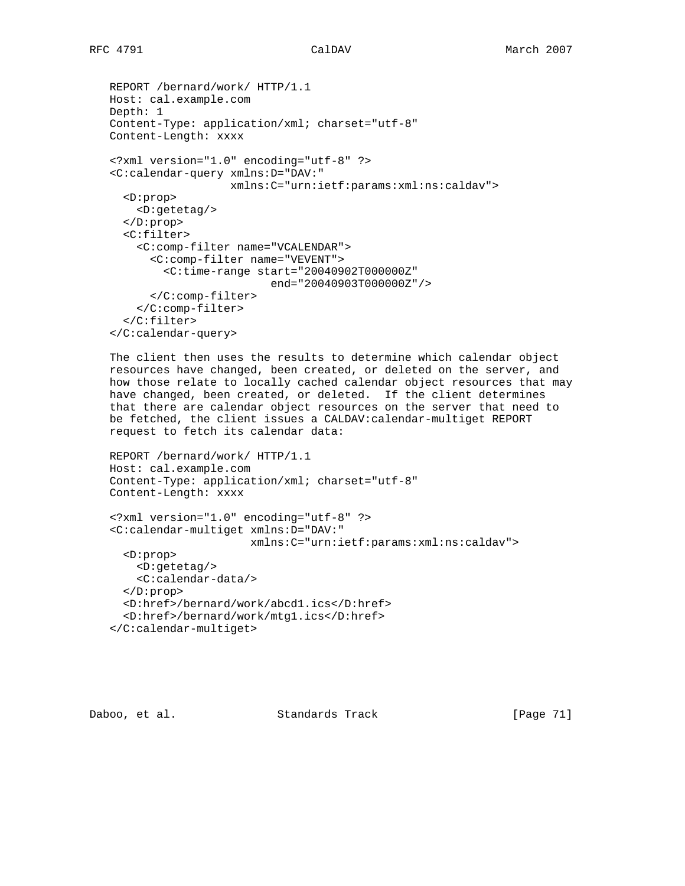```
REPORT /bernard/work/ HTTP/1.1
Host: cal.example.com
Depth: 1
Content-Type: application/xml; charset="utf-8"
Content-Length: xxxx

<?xml version="1.0" encoding="utf-8" ?>
<C:calendar-query xmlns:D="DAV:"
                  xmlns:C="urn:ietf:params:xml:ns:caldav">
  <D:prop>
    <D:getetag/>
  </D:prop>
  <C:filter>
    <C:comp-filter name="VCALENDAR">
      <C:comp-filter name="VEVENT">
        <C:time-range start="20040902T000000Z"
                      end="20040903T000000Z"/>
      </C:comp-filter>
    </C:comp-filter>
  </C:filter>
</C:calendar-query>
```

The client then uses the results to determine which calendar object resources have changed, been created, or deleted on the server, and how those relate to locally cached calendar object resources that may have changed, been created, or deleted. If the client determines that there are calendar object resources on the server that need to be fetched, the client issues a CALDAV:calendar-multiget REPORT request to fetch its calendar data:

```
REPORT /bernard/work/ HTTP/1.1
Host: cal.example.com
Content-Type: application/xml; charset="utf-8"
Content-Length: xxxx

<?xml version="1.0" encoding="utf-8" ?>
<C:calendar-multiget xmlns:D="DAV:"
                     xmlns:C="urn:ietf:params:xml:ns:caldav">
  <D:prop>
    <D:getetag/>
    <C:calendar-data/>
  </D:prop>
  <D:href>/bernard/work/abcd1.ics</D:href>
  <D:href>/bernard/work/mtg1.ics</D:href>
</C:calendar-multiget>
```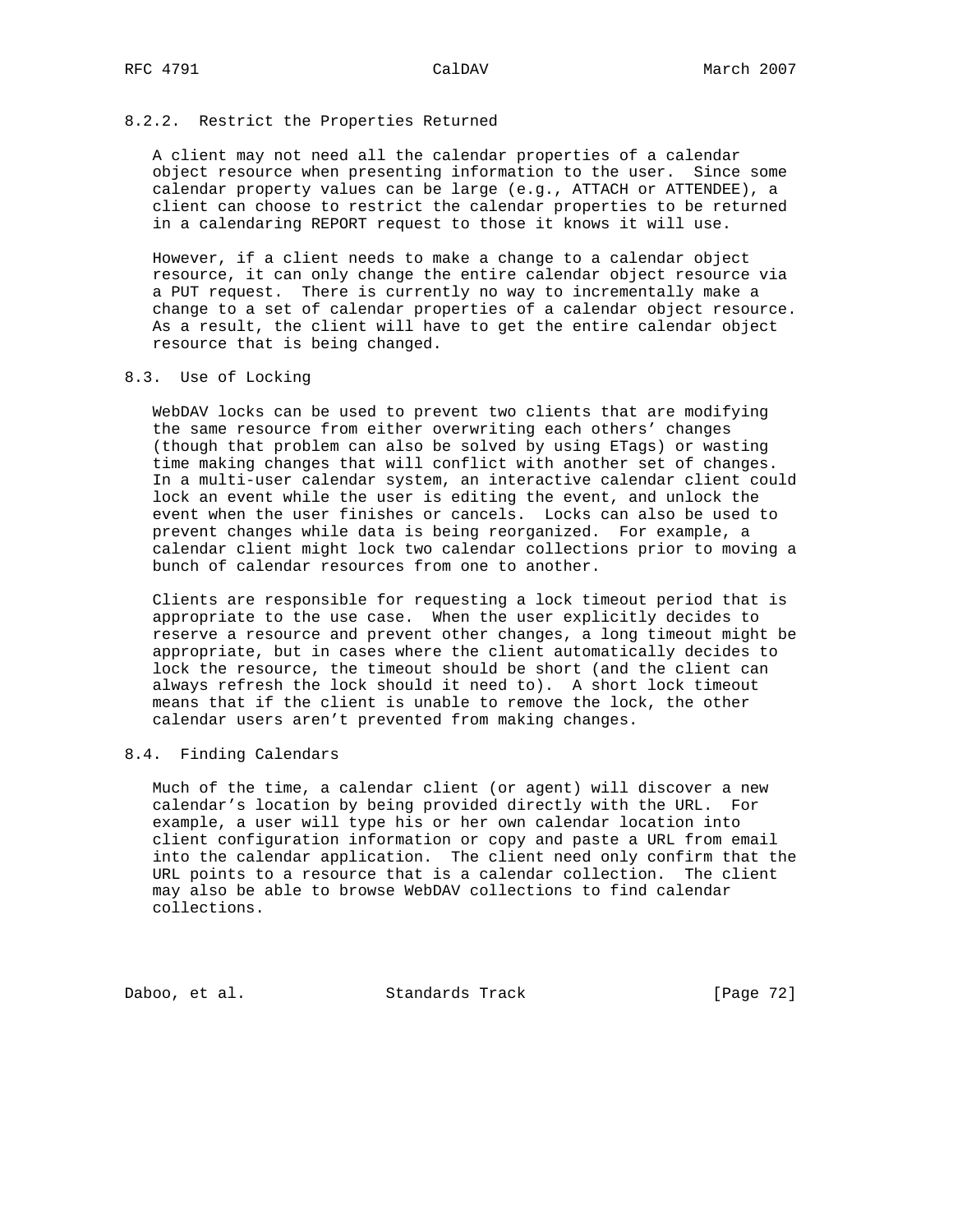### 8.2.2. Restrict the Properties Returned

A client may not need all the calendar properties of a calendar object resource when presenting information to the user. Since some calendar property values can be large (e.g., ATTACH or ATTENDEE), a client can choose to restrict the calendar properties to be returned in a calendaring REPORT request to those it knows it will use.

However, if a client needs to make a change to a calendar object resource, it can only change the entire calendar object resource via a PUT request. There is currently no way to incrementally make a change to a set of calendar properties of a calendar object resource. As a result, the client will have to get the entire calendar object resource that is being changed.

## 8.3. Use of Locking

WebDAV locks can be used to prevent two clients that are modifying the same resource from either overwriting each others' changes (though that problem can also be solved by using ETags) or wasting time making changes that will conflict with another set of changes. In a multi-user calendar system, an interactive calendar client could lock an event while the user is editing the event, and unlock the event when the user finishes or cancels. Locks can also be used to prevent changes while data is being reorganized. For example, a calendar client might lock two calendar collections prior to moving a bunch of calendar resources from one to another.

Clients are responsible for requesting a lock timeout period that is appropriate to the use case. When the user explicitly decides to reserve a resource and prevent other changes, a long timeout might be appropriate, but in cases where the client automatically decides to lock the resource, the timeout should be short (and the client can always refresh the lock should it need to). A short lock timeout means that if the client is unable to remove the lock, the other calendar users aren't prevented from making changes.

## 8.4. Finding Calendars

Much of the time, a calendar client (or agent) will discover a new calendar's location by being provided directly with the URL. For example, a user will type his or her own calendar location into client configuration information or copy and paste a URL from email into the calendar application. The client need only confirm that the URL points to a resource that is a calendar collection. The client may also be able to browse WebDAV collections to find calendar collections.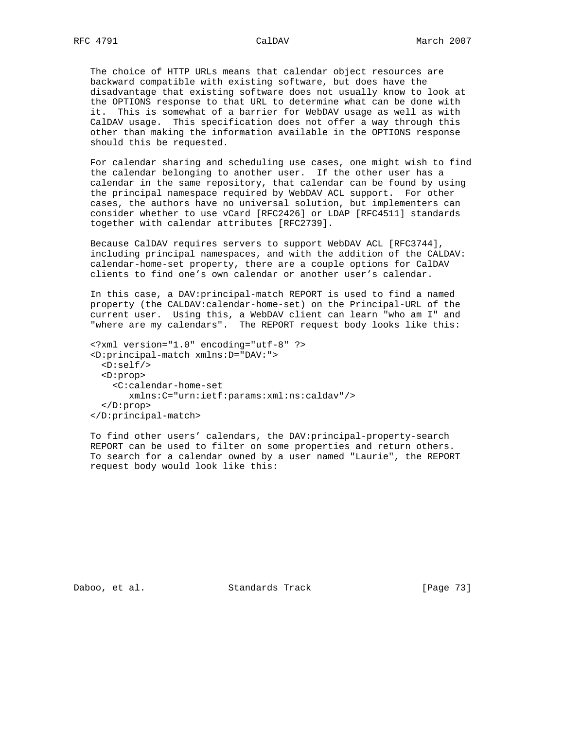The choice of HTTP URLs means that calendar object resources are backward compatible with existing software, but does have the disadvantage that existing software does not usually know to look at the OPTIONS response to that URL to determine what can be done with it. This is somewhat of a barrier for WebDAV usage as well as with CalDAV usage. This specification does not offer a way through this other than making the information available in the OPTIONS response should this be requested.

For calendar sharing and scheduling use cases, one might wish to find the calendar belonging to another user. If the other user has a calendar in the same repository, that calendar can be found by using the principal namespace required by WebDAV ACL support. For other cases, the authors have no universal solution, but implementers can consider whether to use vCard [RFC2426] or LDAP [RFC4511] standards together with calendar attributes [RFC2739].

Because CalDAV requires servers to support WebDAV ACL [RFC3744], including principal namespaces, and with the addition of the CALDAV: calendar-home-set property, there are a couple options for CalDAV clients to find one's own calendar or another user's calendar.

In this case, a DAV:principal-match REPORT is used to find a named property (the CALDAV:calendar-home-set) on the Principal-URL of the current user. Using this, a WebDAV client can learn "who am I" and "where are my calendars". The REPORT request body looks like this:

```
<?xml version="1.0" encoding="utf-8" ?>
<D:principal-match xmlns:D="DAV:">
  <D:self/>
  <D:prop>
    <C:calendar-home-set
       xmlns:C="urn:ietf:params:xml:ns:caldav"/>
  </D:prop>
</D:principal-match>
```

To find other users' calendars, the DAV:principal-property-search REPORT can be used to filter on some properties and return others. To search for a calendar owned by a user named "Laurie", the REPORT request body would look like this: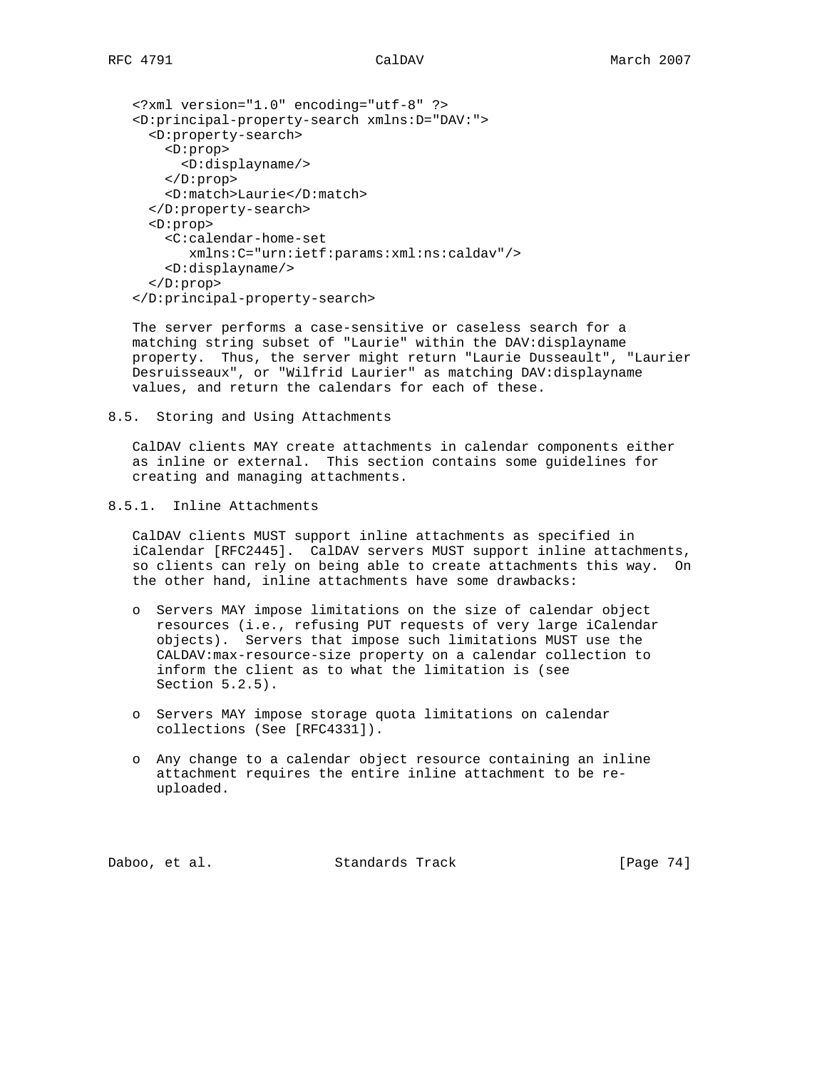```xml
<?xml version="1.0" encoding="utf-8" ?>
<D:principal-property-search xmlns:D="DAV:">
  <D:property-search>
    <D:prop>
      <D:displayname/>
    </D:prop>
    <D:match>Laurie</D:match>
  </D:property-search>
  <D:prop>
    <C:calendar-home-set
       xmlns:C="urn:ietf:params:xml:ns:caldav"/>
    <D:displayname/>
  </D:prop>
</D:principal-property-search>
```

The server performs a case-sensitive or caseless search for a matching string subset of "Laurie" within the DAV:displayname property. Thus, the server might return "Laurie Dusseault", "Laurier Desruisseaux", or "Wilfrid Laurier" as matching DAV:displayname values, and return the calendars for each of these.

### 8.5. Storing and Using Attachments

CalDAV clients MAY create attachments in calendar components either as inline or external. This section contains some guidelines for creating and managing attachments.

#### 8.5.1. Inline Attachments

CalDAV clients MUST support inline attachments as specified in iCalendar [RFC2445]. CalDAV servers MUST support inline attachments, so clients can rely on being able to create attachments this way. On the other hand, inline attachments have some drawbacks:

- Servers MAY impose limitations on the size of calendar object resources (i.e., refusing PUT requests of very large iCalendar objects). Servers that impose such limitations MUST use the CALDAV:max-resource-size property on a calendar collection to inform the client as to what the limitation is (see Section 5.2.5).

- Servers MAY impose storage quota limitations on calendar collections (See [RFC4331]).

- Any change to a calendar object resource containing an inline attachment requires the entire inline attachment to be re-uploaded.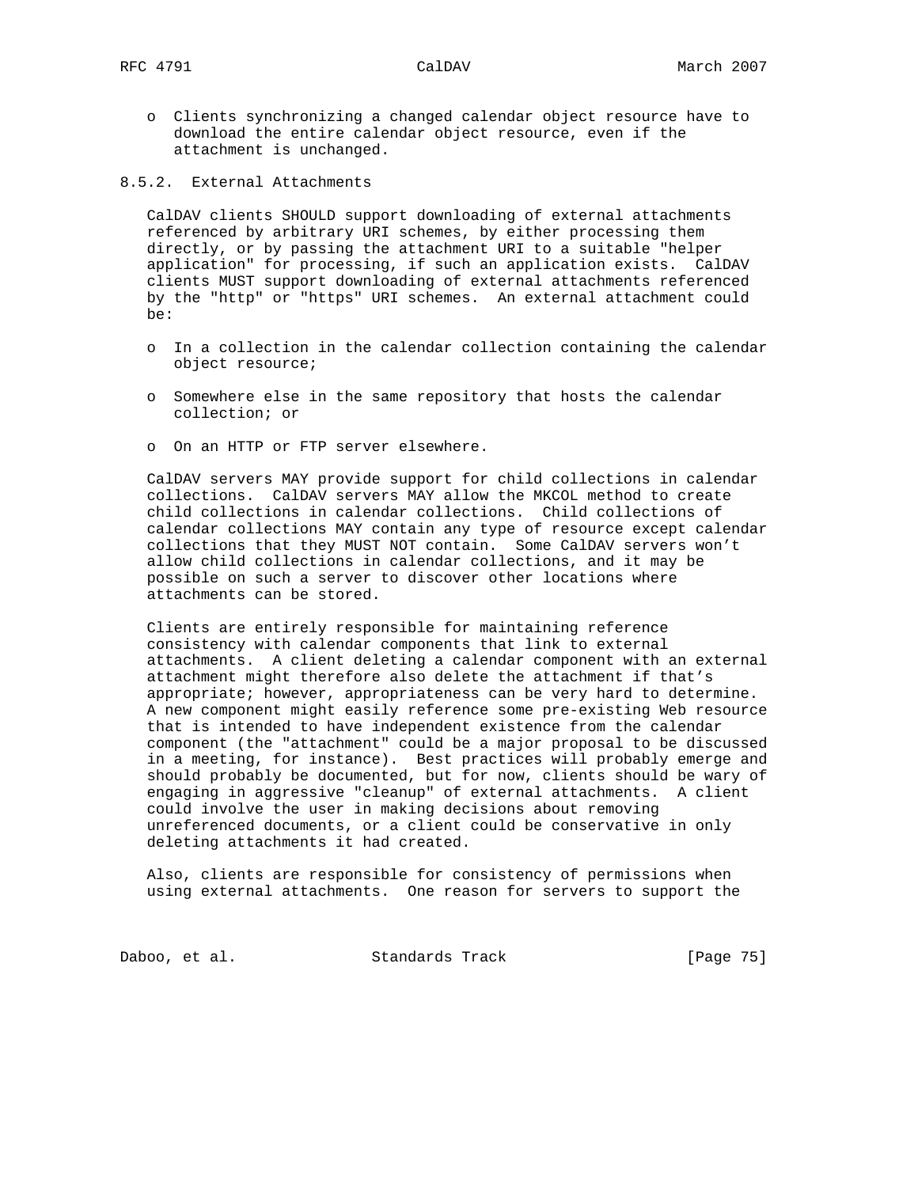- Clients synchronizing a changed calendar object resource have to download the entire calendar object resource, even if the attachment is unchanged.

### 8.5.2. External Attachments

CalDAV clients SHOULD support downloading of external attachments referenced by arbitrary URI schemes, by either processing them directly, or by passing the attachment URI to a suitable "helper application" for processing, if such an application exists. CalDAV clients MUST support downloading of external attachments referenced by the "http" or "https" URI schemes. An external attachment could be:

- In a collection in the calendar collection containing the calendar object resource;
- Somewhere else in the same repository that hosts the calendar collection; or
- On an HTTP or FTP server elsewhere.

CalDAV servers MAY provide support for child collections in calendar collections. CalDAV servers MAY allow the MKCOL method to create child collections in calendar collections. Child collections of calendar collections MAY contain any type of resource except calendar collections that they MUST NOT contain. Some CalDAV servers won't allow child collections in calendar collections, and it may be possible on such a server to discover other locations where attachments can be stored.

Clients are entirely responsible for maintaining reference consistency with calendar components that link to external attachments. A client deleting a calendar component with an external attachment might therefore also delete the attachment if that's appropriate; however, appropriateness can be very hard to determine. A new component might easily reference some pre-existing Web resource that is intended to have independent existence from the calendar component (the "attachment" could be a major proposal to be discussed in a meeting, for instance). Best practices will probably emerge and should probably be documented, but for now, clients should be wary of engaging in aggressive "cleanup" of external attachments. A client could involve the user in making decisions about removing unreferenced documents, or a client could be conservative in only deleting attachments it had created.

Also, clients are responsible for consistency of permissions when using external attachments. One reason for servers to support the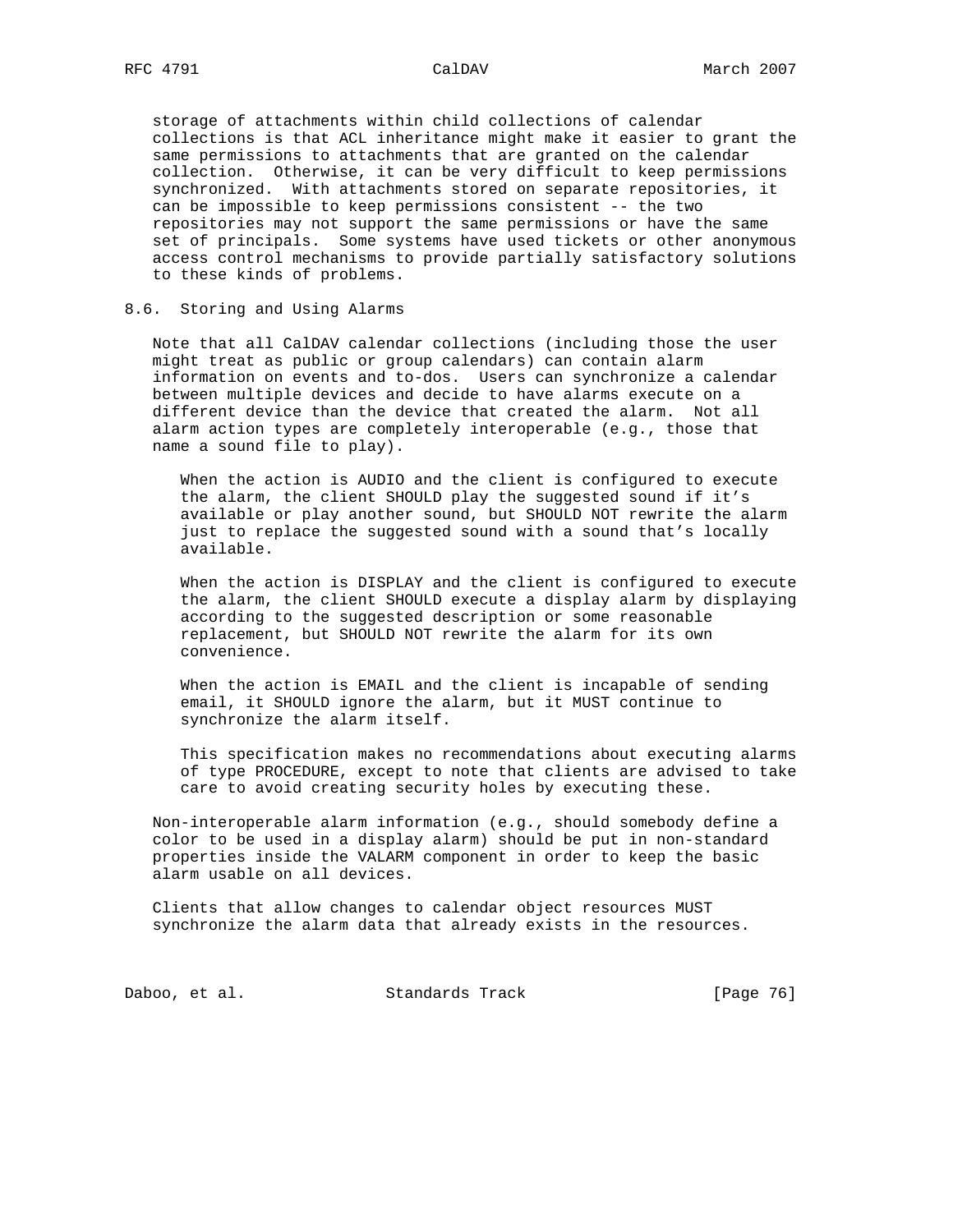storage of attachments within child collections of calendar collections is that ACL inheritance might make it easier to grant the same permissions to attachments that are granted on the calendar collection. Otherwise, it can be very difficult to keep permissions synchronized. With attachments stored on separate repositories, it can be impossible to keep permissions consistent -- the two repositories may not support the same permissions or have the same set of principals. Some systems have used tickets or other anonymous access control mechanisms to provide partially satisfactory solutions to these kinds of problems.

### 8.6. Storing and Using Alarms

Note that all CalDAV calendar collections (including those the user might treat as public or group calendars) can contain alarm information on events and to-dos. Users can synchronize a calendar between multiple devices and decide to have alarms execute on a different device than the device that created the alarm. Not all alarm action types are completely interoperable (e.g., those that name a sound file to play).

> When the action is AUDIO and the client is configured to execute the alarm, the client SHOULD play the suggested sound if it's available or play another sound, but SHOULD NOT rewrite the alarm just to replace the suggested sound with a sound that's locally available.
>
> When the action is DISPLAY and the client is configured to execute the alarm, the client SHOULD execute a display alarm by displaying according to the suggested description or some reasonable replacement, but SHOULD NOT rewrite the alarm for its own convenience.
>
> When the action is EMAIL and the client is incapable of sending email, it SHOULD ignore the alarm, but it MUST continue to synchronize the alarm itself.
>
> This specification makes no recommendations about executing alarms of type PROCEDURE, except to note that clients are advised to take care to avoid creating security holes by executing these.

Non-interoperable alarm information (e.g., should somebody define a color to be used in a display alarm) should be put in non-standard properties inside the VALARM component in order to keep the basic alarm usable on all devices.

Clients that allow changes to calendar object resources MUST synchronize the alarm data that already exists in the resources.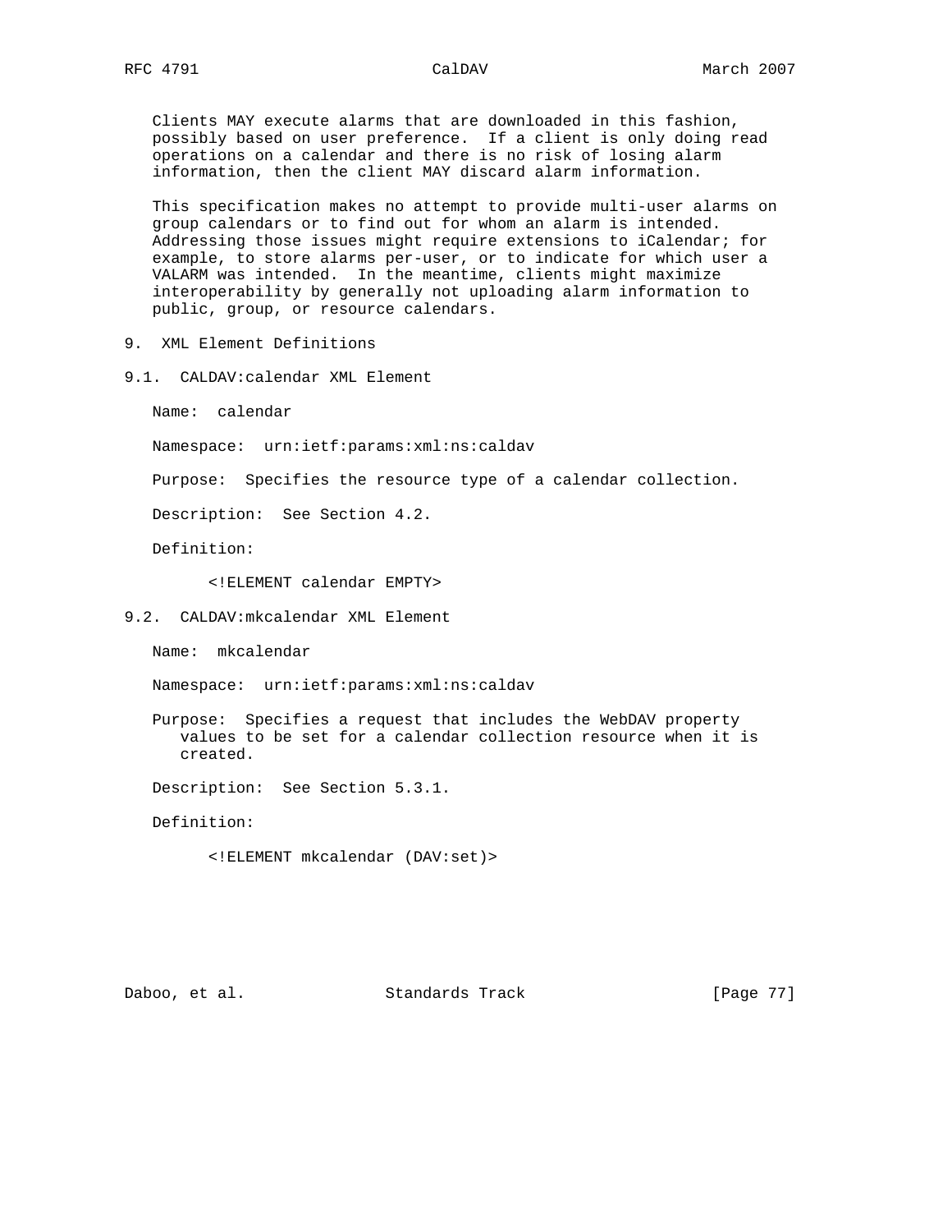Clients MAY execute alarms that are downloaded in this fashion, possibly based on user preference. If a client is only doing read operations on a calendar and there is no risk of losing alarm information, then the client MAY discard alarm information.

This specification makes no attempt to provide multi-user alarms on group calendars or to find out for whom an alarm is intended. Addressing those issues might require extensions to iCalendar; for example, to store alarms per-user, or to indicate for which user a VALARM was intended. In the meantime, clients might maximize interoperability by generally not uploading alarm information to public, group, or resource calendars.

# 9. XML Element Definitions

## 9.1. CALDAV:calendar XML Element

Name: calendar

Namespace: urn:ietf:params:xml:ns:caldav

Purpose: Specifies the resource type of a calendar collection.

Description: See Section 4.2.

Definition:

```
<!ELEMENT calendar EMPTY>
```

## 9.2. CALDAV:mkcalendar XML Element

Name: mkcalendar

Namespace: urn:ietf:params:xml:ns:caldav

Purpose: Specifies a request that includes the WebDAV property values to be set for a calendar collection resource when it is created.

Description: See Section 5.3.1.

Definition:

```
<!ELEMENT mkcalendar (DAV:set)>
```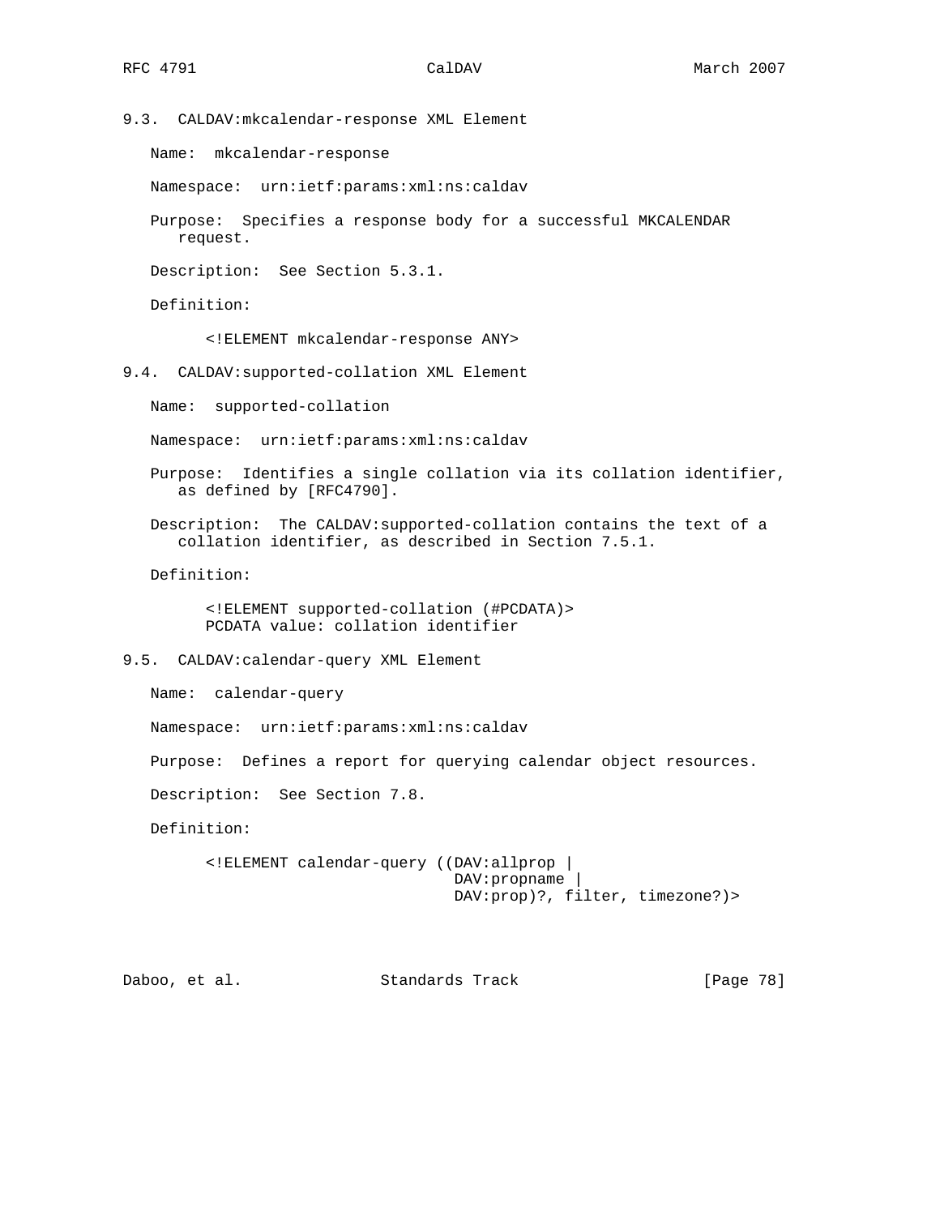### 9.3. CALDAV:mkcalendar-response XML Element

Name: mkcalendar-response

Namespace: urn:ietf:params:xml:ns:caldav

Purpose: Specifies a response body for a successful MKCALENDAR request.

Description: See Section 5.3.1.

Definition:

```
<!ELEMENT mkcalendar-response ANY>
```

### 9.4. CALDAV:supported-collation XML Element

Name: supported-collation

Namespace: urn:ietf:params:xml:ns:caldav

Purpose: Identifies a single collation via its collation identifier, as defined by [RFC4790].

Description: The CALDAV:supported-collation contains the text of a collation identifier, as described in Section 7.5.1.

Definition:

```
<!ELEMENT supported-collation (#PCDATA)>
PCDATA value: collation identifier
```

### 9.5. CALDAV:calendar-query XML Element

Name: calendar-query

Namespace: urn:ietf:params:xml:ns:caldav

Purpose: Defines a report for querying calendar object resources.

Description: See Section 7.8.

Definition:

```
<!ELEMENT calendar-query ((DAV:allprop |
                           DAV:propname |
                           DAV:prop)?, filter, timezone?)>
```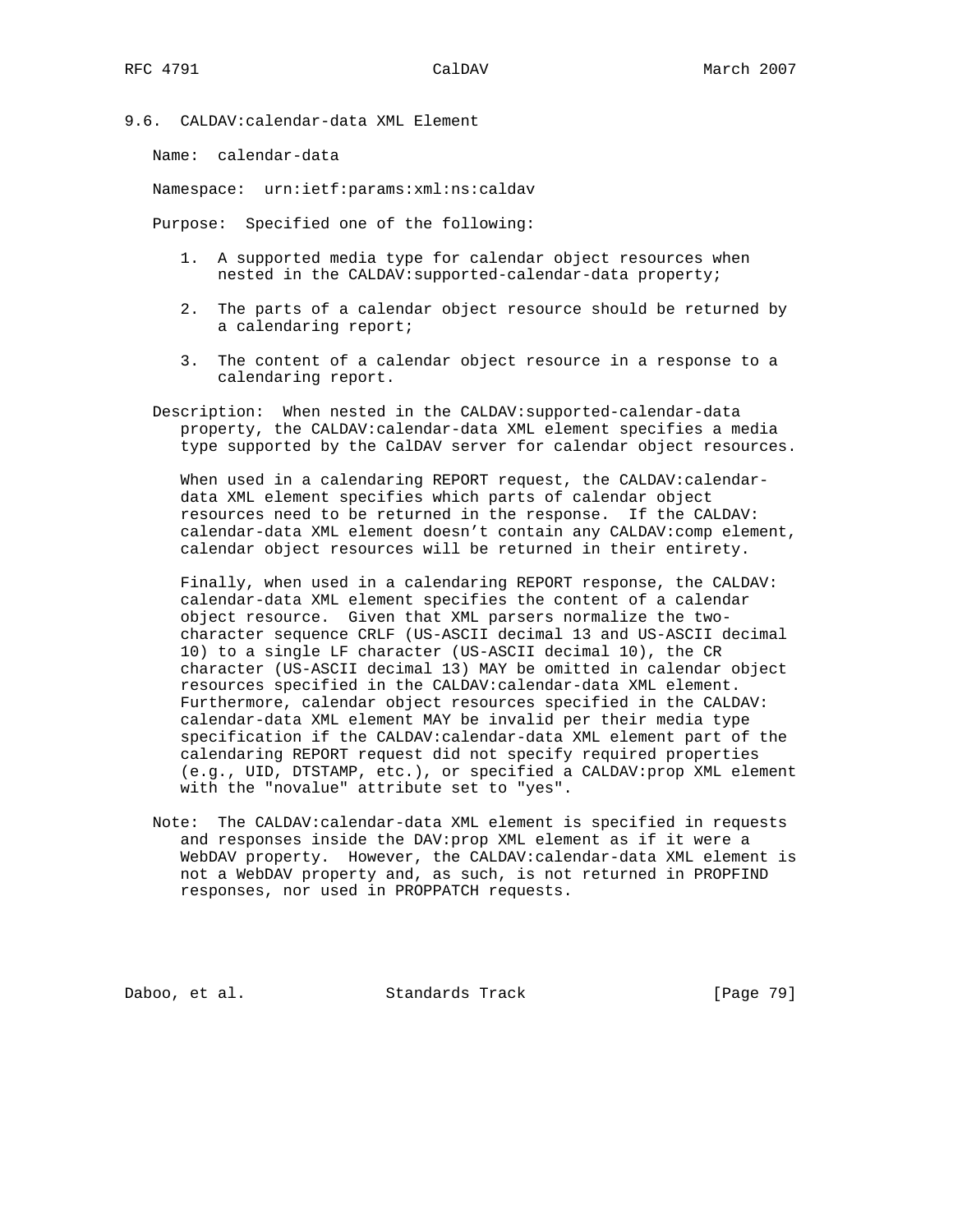### 9.6. CALDAV:calendar-data XML Element

Name: calendar-data

Namespace: urn:ietf:params:xml:ns:caldav

Purpose: Specified one of the following:

1. A supported media type for calendar object resources when nested in the CALDAV:supported-calendar-data property;
2. The parts of a calendar object resource should be returned by a calendaring report;
3. The content of a calendar object resource in a response to a calendaring report.

Description: When nested in the CALDAV:supported-calendar-data property, the CALDAV:calendar-data XML element specifies a media type supported by the CalDAV server for calendar object resources.

When used in a calendaring REPORT request, the CALDAV:calendar-data XML element specifies which parts of calendar object resources need to be returned in the response. If the CALDAV:calendar-data XML element doesn't contain any CALDAV:comp element, calendar object resources will be returned in their entirety.

Finally, when used in a calendaring REPORT response, the CALDAV:calendar-data XML element specifies the content of a calendar object resource. Given that XML parsers normalize the two-character sequence CRLF (US-ASCII decimal 13 and US-ASCII decimal 10) to a single LF character (US-ASCII decimal 10), the CR character (US-ASCII decimal 13) MAY be omitted in calendar object resources specified in the CALDAV:calendar-data XML element. Furthermore, calendar object resources specified in the CALDAV:calendar-data XML element MAY be invalid per their media type specification if the CALDAV:calendar-data XML element part of the calendaring REPORT request did not specify required properties (e.g., UID, DTSTAMP, etc.), or specified a CALDAV:prop XML element with the "novalue" attribute set to "yes".

Note: The CALDAV:calendar-data XML element is specified in requests and responses inside the DAV:prop XML element as if it were a WebDAV property. However, the CALDAV:calendar-data XML element is not a WebDAV property and, as such, is not returned in PROPFIND responses, nor used in PROPPATCH requests.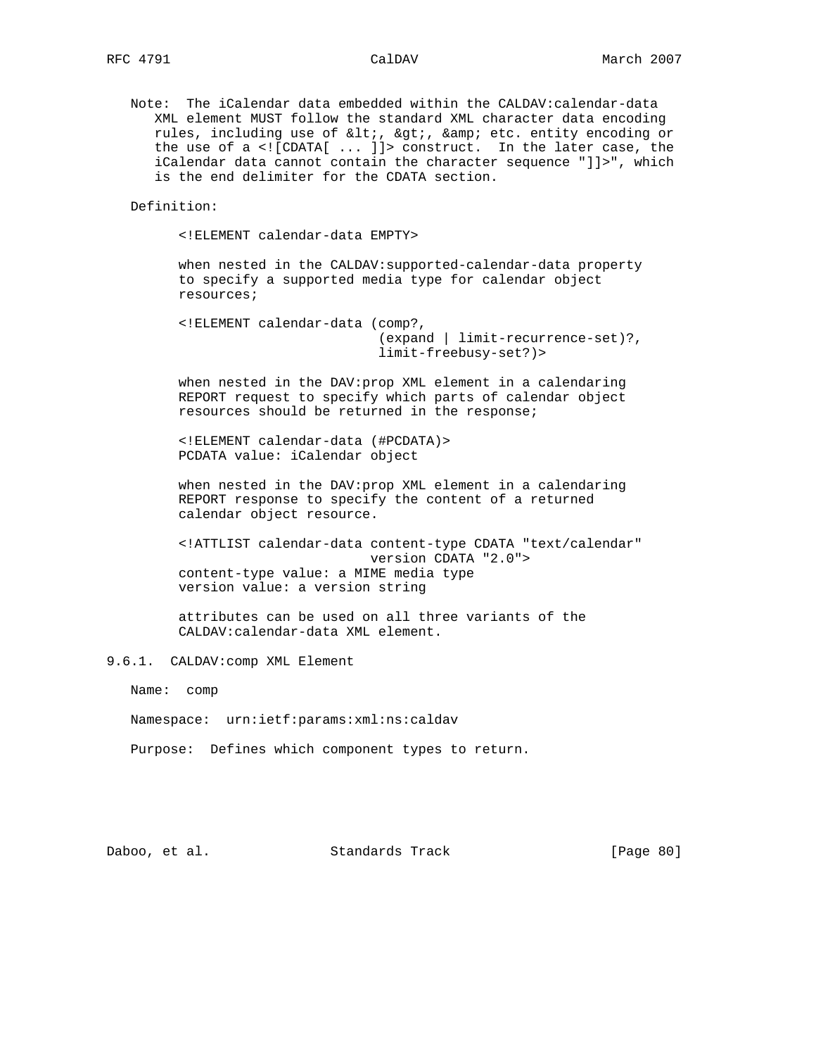Note: The iCalendar data embedded within the CALDAV:calendar-data XML element MUST follow the standard XML character data encoding rules, including use of &lt;, &gt;, &amp; etc. entity encoding or the use of a <![CDATA[ ... ]]> construct. In the later case, the iCalendar data cannot contain the character sequence "]]>", which is the end delimiter for the CDATA section.

Definition:

```
<!ELEMENT calendar-data EMPTY>
```

when nested in the CALDAV:supported-calendar-data property to specify a supported media type for calendar object resources;

```
<!ELEMENT calendar-data (comp?,
                         (expand | limit-recurrence-set)?,
                         limit-freebusy-set?)>
```

when nested in the DAV:prop XML element in a calendaring REPORT request to specify which parts of calendar object resources should be returned in the response;

```
<!ELEMENT calendar-data (#PCDATA)>
PCDATA value: iCalendar object
```

when nested in the DAV:prop XML element in a calendaring REPORT response to specify the content of a returned calendar object resource.

```
<!ATTLIST calendar-data content-type CDATA "text/calendar"
                        version CDATA "2.0">
content-type value: a MIME media type
version value: a version string
```

attributes can be used on all three variants of the CALDAV:calendar-data XML element.

### 9.6.1. CALDAV:comp XML Element

Name: comp

Namespace: urn:ietf:params:xml:ns:caldav

Purpose: Defines which component types to return.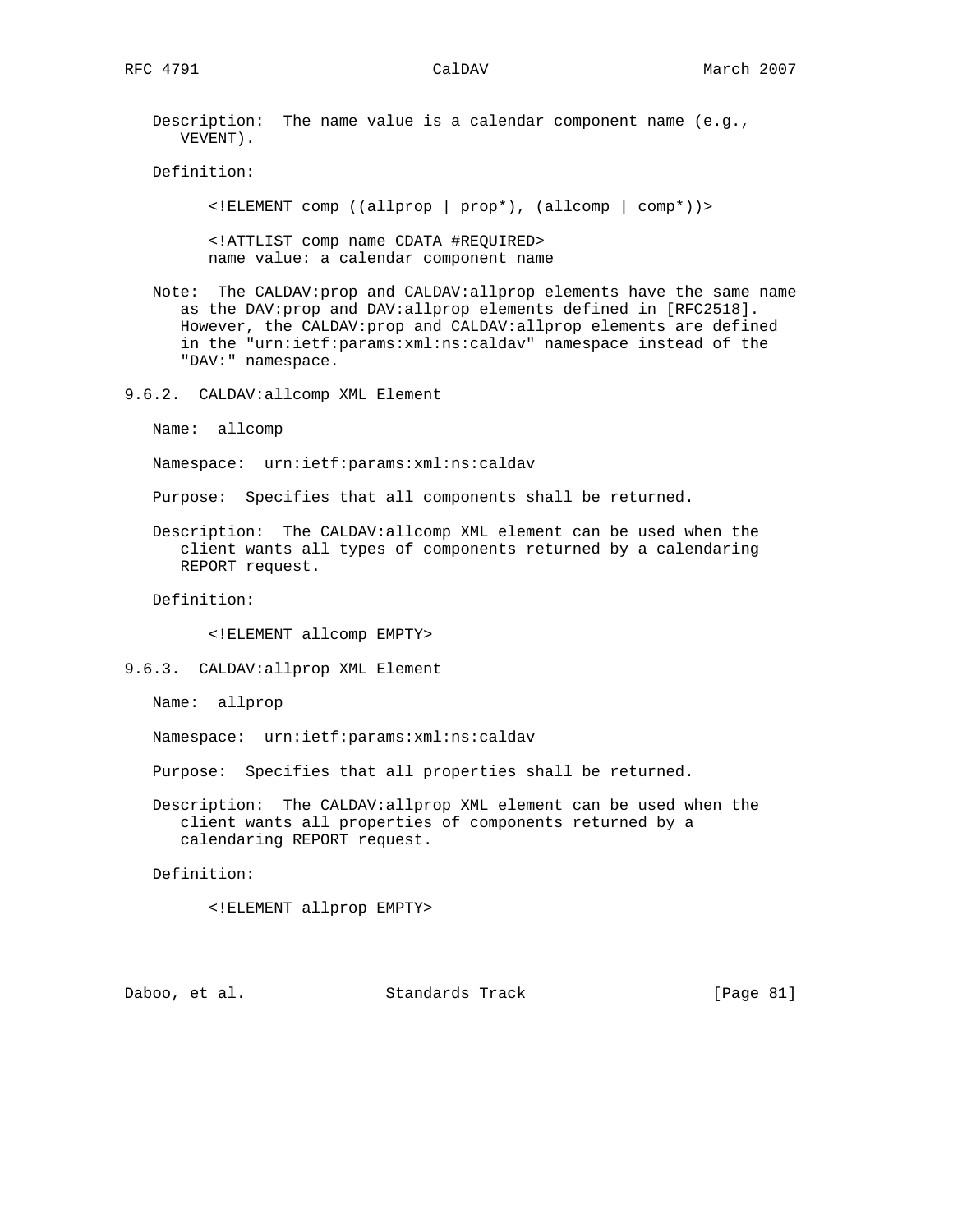Description: The name value is a calendar component name (e.g., VEVENT).

Definition:

```
<!ELEMENT comp ((allprop | prop*), (allcomp | comp*))>

<!ATTLIST comp name CDATA #REQUIRED>
name value: a calendar component name
```

Note: The CALDAV:prop and CALDAV:allprop elements have the same name as the DAV:prop and DAV:allprop elements defined in [RFC2518]. However, the CALDAV:prop and CALDAV:allprop elements are defined in the "urn:ietf:params:xml:ns:caldav" namespace instead of the "DAV:" namespace.

### 9.6.2. CALDAV:allcomp XML Element

Name: allcomp

Namespace: urn:ietf:params:xml:ns:caldav

Purpose: Specifies that all components shall be returned.

Description: The CALDAV:allcomp XML element can be used when the client wants all types of components returned by a calendaring REPORT request.

Definition:

```
<!ELEMENT allcomp EMPTY>
```

### 9.6.3. CALDAV:allprop XML Element

Name: allprop

Namespace: urn:ietf:params:xml:ns:caldav

Purpose: Specifies that all properties shall be returned.

Description: The CALDAV:allprop XML element can be used when the client wants all properties of components returned by a calendaring REPORT request.

Definition:

```
<!ELEMENT allprop EMPTY>
```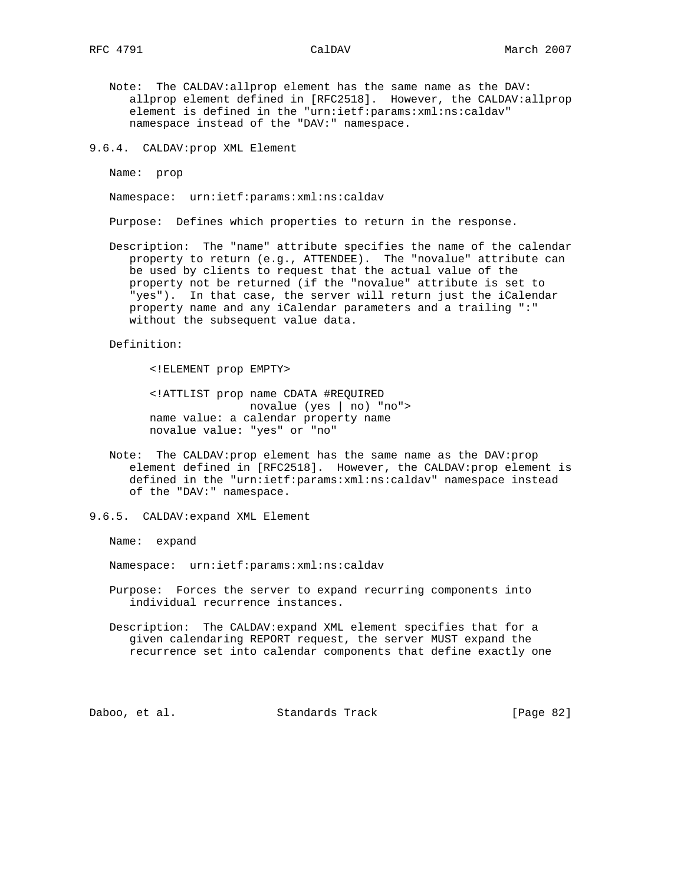Note: The CALDAV:allprop element has the same name as the DAV: allprop element defined in [RFC2518]. However, the CALDAV:allprop element is defined in the "urn:ietf:params:xml:ns:caldav" namespace instead of the "DAV:" namespace.

### 9.6.4. CALDAV:prop XML Element

Name: prop

Namespace: urn:ietf:params:xml:ns:caldav

Purpose: Defines which properties to return in the response.

Description: The "name" attribute specifies the name of the calendar property to return (e.g., ATTENDEE). The "novalue" attribute can be used by clients to request that the actual value of the property not be returned (if the "novalue" attribute is set to "yes"). In that case, the server will return just the iCalendar property name and any iCalendar parameters and a trailing ":" without the subsequent value data.

Definition:

```
<!ELEMENT prop EMPTY>

<!ATTLIST prop name CDATA #REQUIRED
               novalue (yes | no) "no">
name value: a calendar property name
novalue value: "yes" or "no"
```

Note: The CALDAV:prop element has the same name as the DAV:prop element defined in [RFC2518]. However, the CALDAV:prop element is defined in the "urn:ietf:params:xml:ns:caldav" namespace instead of the "DAV:" namespace.

### 9.6.5. CALDAV:expand XML Element

Name: expand

Namespace: urn:ietf:params:xml:ns:caldav

Purpose: Forces the server to expand recurring components into individual recurrence instances.

Description: The CALDAV:expand XML element specifies that for a given calendaring REPORT request, the server MUST expand the recurrence set into calendar components that define exactly one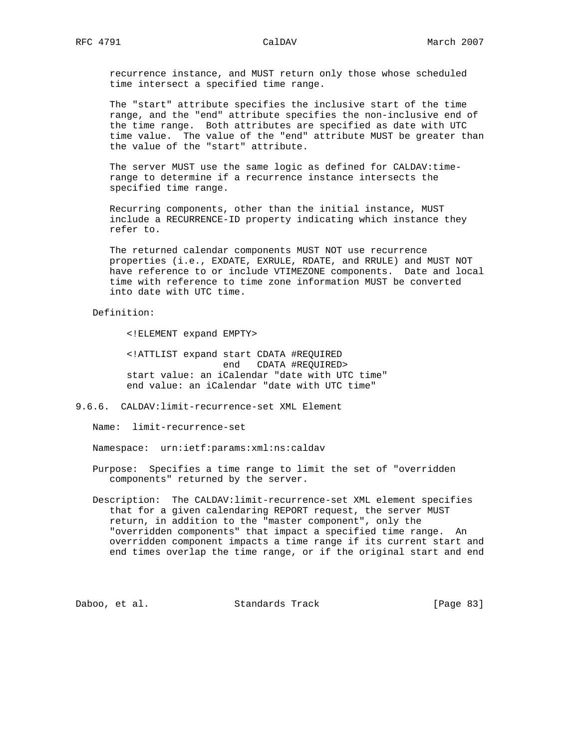recurrence instance, and MUST return only those whose scheduled time intersect a specified time range.

The "start" attribute specifies the inclusive start of the time range, and the "end" attribute specifies the non-inclusive end of the time range. Both attributes are specified as date with UTC time value. The value of the "end" attribute MUST be greater than the value of the "start" attribute.

The server MUST use the same logic as defined for CALDAV:time-range to determine if a recurrence instance intersects the specified time range.

Recurring components, other than the initial instance, MUST include a RECURRENCE-ID property indicating which instance they refer to.

The returned calendar components MUST NOT use recurrence properties (i.e., EXDATE, EXRULE, RDATE, and RRULE) and MUST NOT have reference to or include VTIMEZONE components. Date and local time with reference to time zone information MUST be converted into date with UTC time.

Definition:

```
<!ELEMENT expand EMPTY>

<!ATTLIST expand start CDATA #REQUIRED
                 end   CDATA #REQUIRED>
start value: an iCalendar "date with UTC time"
end value: an iCalendar "date with UTC time"
```

### 9.6.6. CALDAV:limit-recurrence-set XML Element

Name: limit-recurrence-set

Namespace: urn:ietf:params:xml:ns:caldav

Purpose: Specifies a time range to limit the set of "overridden components" returned by the server.

Description: The CALDAV:limit-recurrence-set XML element specifies that for a given calendaring REPORT request, the server MUST return, in addition to the "master component", only the "overridden components" that impact a specified time range. An overridden component impacts a time range if its current start and end times overlap the time range, or if the original start and end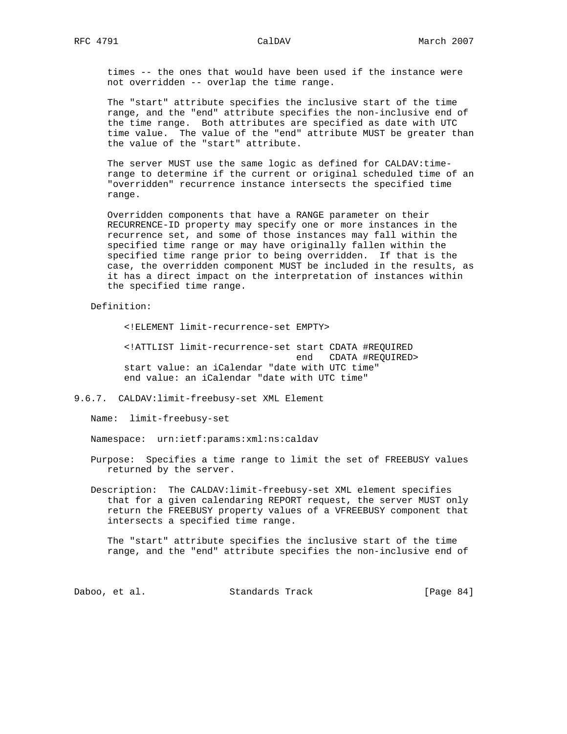times -- the ones that would have been used if the instance were not overridden -- overlap the time range.

The "start" attribute specifies the inclusive start of the time range, and the "end" attribute specifies the non-inclusive end of the time range. Both attributes are specified as date with UTC time value. The value of the "end" attribute MUST be greater than the value of the "start" attribute.

The server MUST use the same logic as defined for CALDAV:time-range to determine if the current or original scheduled time of an "overridden" recurrence instance intersects the specified time range.

Overridden components that have a RANGE parameter on their RECURRENCE-ID property may specify one or more instances in the recurrence set, and some of those instances may fall within the specified time range or may have originally fallen within the specified time range prior to being overridden. If that is the case, the overridden component MUST be included in the results, as it has a direct impact on the interpretation of instances within the specified time range.

Definition:

```
<!ELEMENT limit-recurrence-set EMPTY>

<!ATTLIST limit-recurrence-set start CDATA #REQUIRED
                               end   CDATA #REQUIRED>
start value: an iCalendar "date with UTC time"
end value: an iCalendar "date with UTC time"
```

### 9.6.7. CALDAV:limit-freebusy-set XML Element

Name: limit-freebusy-set

Namespace: urn:ietf:params:xml:ns:caldav

Purpose: Specifies a time range to limit the set of FREEBUSY values returned by the server.

Description: The CALDAV:limit-freebusy-set XML element specifies that for a given calendaring REPORT request, the server MUST only return the FREEBUSY property values of a VFREEBUSY component that intersects a specified time range.

The "start" attribute specifies the inclusive start of the time range, and the "end" attribute specifies the non-inclusive end of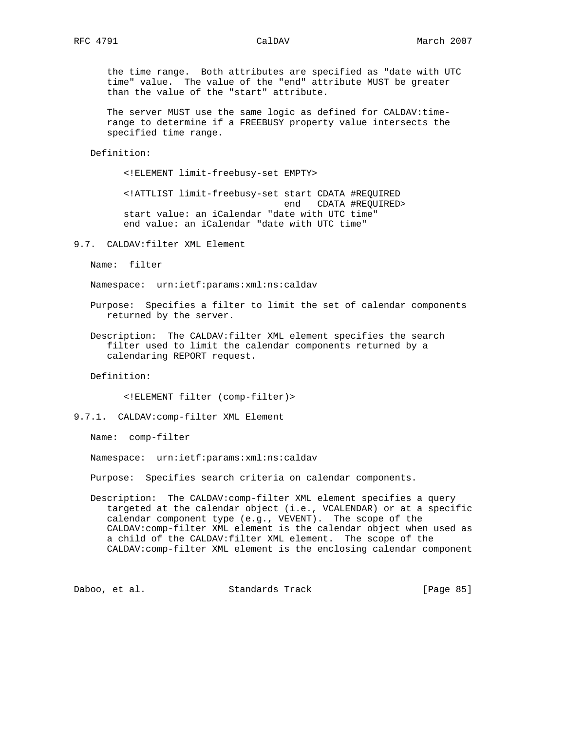the time range. Both attributes are specified as "date with UTC time" value. The value of the "end" attribute MUST be greater than the value of the "start" attribute.

The server MUST use the same logic as defined for CALDAV:time-range to determine if a FREEBUSY property value intersects the specified time range.

Definition:

```
<!ELEMENT limit-freebusy-set EMPTY>

<!ATTLIST limit-freebusy-set start CDATA #REQUIRED
                             end   CDATA #REQUIRED>
start value: an iCalendar "date with UTC time"
end value: an iCalendar "date with UTC time"
```

### 9.7. CALDAV:filter XML Element

Name: filter

Namespace: urn:ietf:params:xml:ns:caldav

Purpose: Specifies a filter to limit the set of calendar components returned by the server.

Description: The CALDAV:filter XML element specifies the search filter used to limit the calendar components returned by a calendaring REPORT request.

Definition:

```
<!ELEMENT filter (comp-filter)>
```

#### 9.7.1. CALDAV:comp-filter XML Element

Name: comp-filter

Namespace: urn:ietf:params:xml:ns:caldav

Purpose: Specifies search criteria on calendar components.

Description: The CALDAV:comp-filter XML element specifies a query targeted at the calendar object (i.e., VCALENDAR) or at a specific calendar component type (e.g., VEVENT). The scope of the CALDAV:comp-filter XML element is the calendar object when used as a child of the CALDAV:filter XML element. The scope of the CALDAV:comp-filter XML element is the enclosing calendar component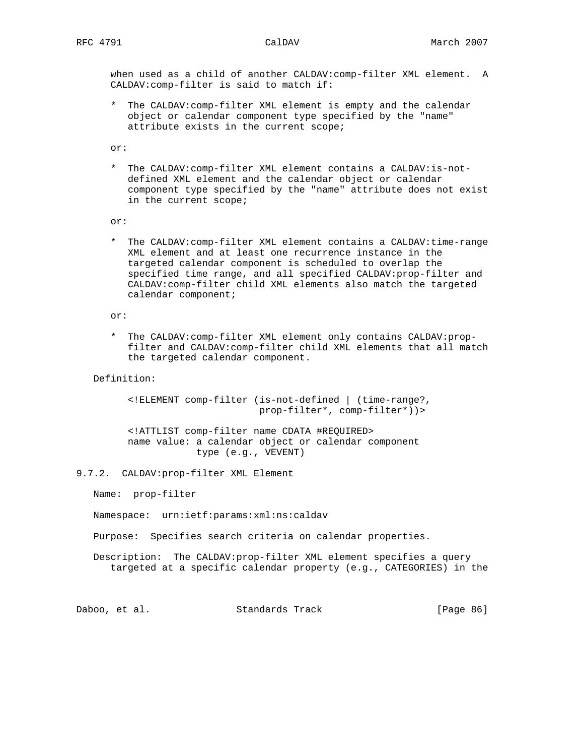when used as a child of another CALDAV:comp-filter XML element. A CALDAV:comp-filter is said to match if:

* The CALDAV:comp-filter XML element is empty and the calendar object or calendar component type specified by the "name" attribute exists in the current scope;

or:

* The CALDAV:comp-filter XML element contains a CALDAV:is-not-defined XML element and the calendar object or calendar component type specified by the "name" attribute does not exist in the current scope;

or:

* The CALDAV:comp-filter XML element contains a CALDAV:time-range XML element and at least one recurrence instance in the targeted calendar component is scheduled to overlap the specified time range, and all specified CALDAV:prop-filter and CALDAV:comp-filter child XML elements also match the targeted calendar component;

or:

* The CALDAV:comp-filter XML element only contains CALDAV:prop-filter and CALDAV:comp-filter child XML elements that all match the targeted calendar component.

Definition:

```
<!ELEMENT comp-filter (is-not-defined | (time-range?,
                        prop-filter*, comp-filter*))>

<!ATTLIST comp-filter name CDATA #REQUIRED>
name value: a calendar object or calendar component
            type (e.g., VEVENT)
```

### 9.7.2. CALDAV:prop-filter XML Element

Name: prop-filter

Namespace: urn:ietf:params:xml:ns:caldav

Purpose: Specifies search criteria on calendar properties.

Description: The CALDAV:prop-filter XML element specifies a query targeted at a specific calendar property (e.g., CATEGORIES) in the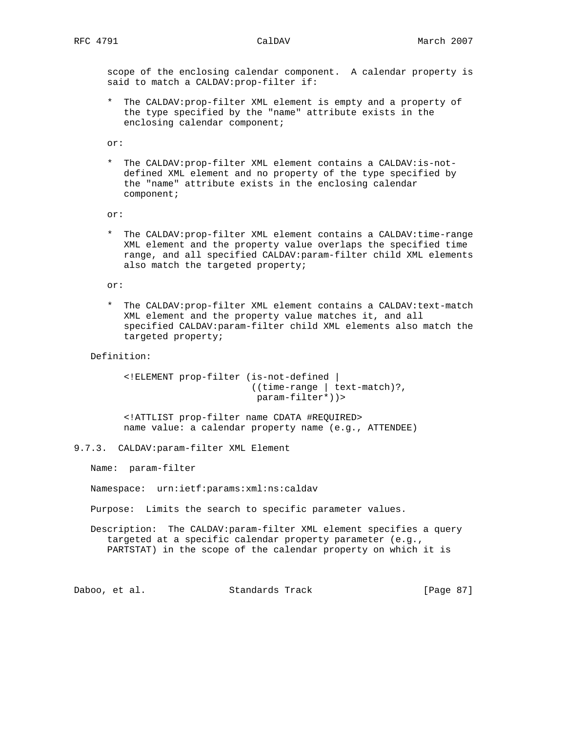scope of the enclosing calendar component. A calendar property is said to match a CALDAV:prop-filter if:

* The CALDAV:prop-filter XML element is empty and a property of the type specified by the "name" attribute exists in the enclosing calendar component;

or:

* The CALDAV:prop-filter XML element contains a CALDAV:is-not-defined XML element and no property of the type specified by the "name" attribute exists in the enclosing calendar component;

or:

* The CALDAV:prop-filter XML element contains a CALDAV:time-range XML element and the property value overlaps the specified time range, and all specified CALDAV:param-filter child XML elements also match the targeted property;

or:

* The CALDAV:prop-filter XML element contains a CALDAV:text-match XML element and the property value matches it, and all specified CALDAV:param-filter child XML elements also match the targeted property;

Definition:

```
<!ELEMENT prop-filter (is-not-defined |
                       ((time-range | text-match)?,
                        param-filter*))>

<!ATTLIST prop-filter name CDATA #REQUIRED>
name value: a calendar property name (e.g., ATTENDEE)
```

### 9.7.3. CALDAV:param-filter XML Element

Name: param-filter

Namespace: urn:ietf:params:xml:ns:caldav

Purpose: Limits the search to specific parameter values.

Description: The CALDAV:param-filter XML element specifies a query targeted at a specific calendar property parameter (e.g., PARTSTAT) in the scope of the calendar property on which it is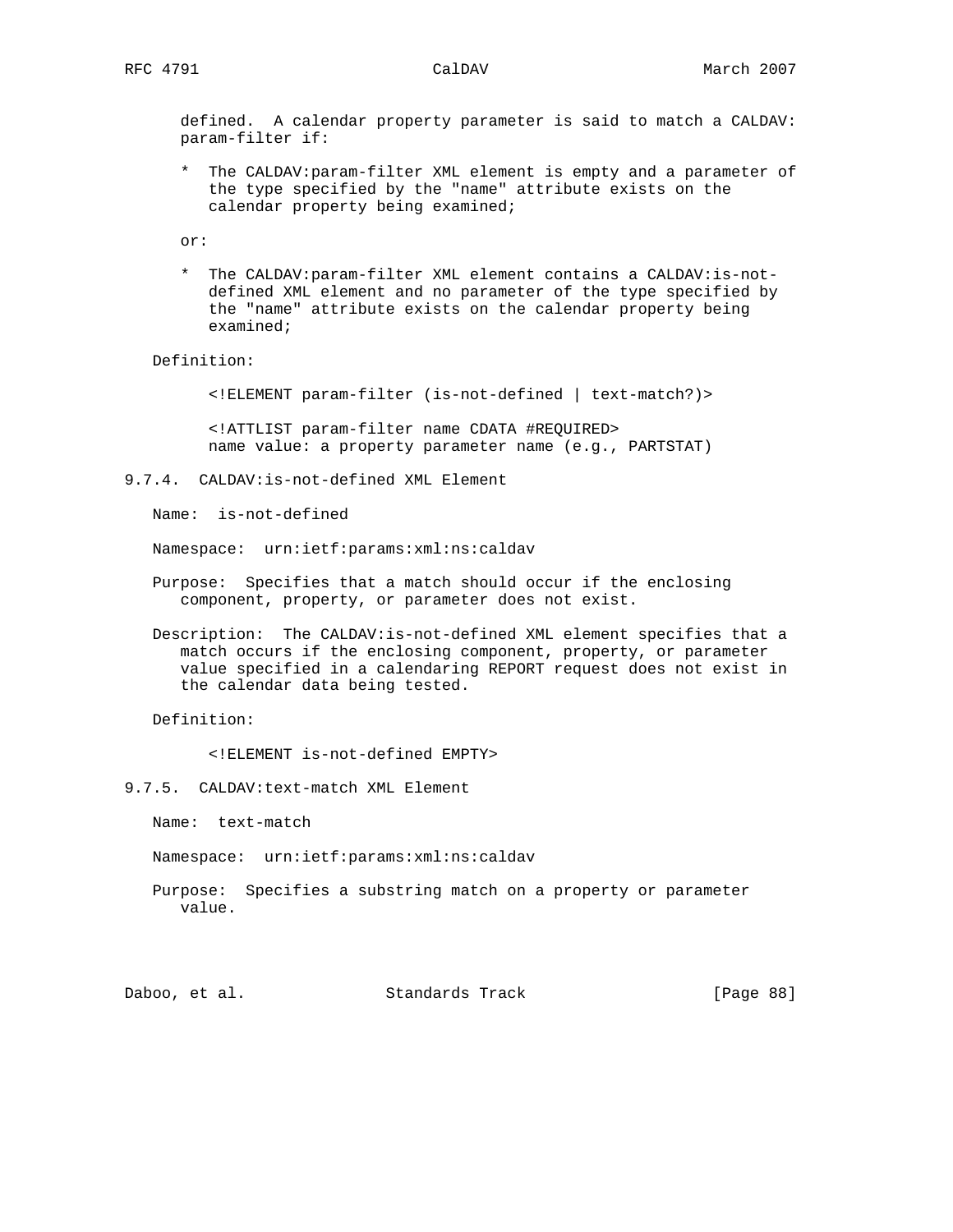defined. A calendar property parameter is said to match a CALDAV:param-filter if:

* The CALDAV:param-filter XML element is empty and a parameter of the type specified by the "name" attribute exists on the calendar property being examined;

or:

* The CALDAV:param-filter XML element contains a CALDAV:is-not-defined XML element and no parameter of the type specified by the "name" attribute exists on the calendar property being examined;

Definition:

```
<!ELEMENT param-filter (is-not-defined | text-match?)>

<!ATTLIST param-filter name CDATA #REQUIRED>
name value: a property parameter name (e.g., PARTSTAT)
```

### 9.7.4. CALDAV:is-not-defined XML Element

Name: is-not-defined

Namespace: urn:ietf:params:xml:ns:caldav

Purpose: Specifies that a match should occur if the enclosing component, property, or parameter does not exist.

Description: The CALDAV:is-not-defined XML element specifies that a match occurs if the enclosing component, property, or parameter value specified in a calendaring REPORT request does not exist in the calendar data being tested.

Definition:

```
<!ELEMENT is-not-defined EMPTY>
```

### 9.7.5. CALDAV:text-match XML Element

Name: text-match

Namespace: urn:ietf:params:xml:ns:caldav

Purpose: Specifies a substring match on a property or parameter value.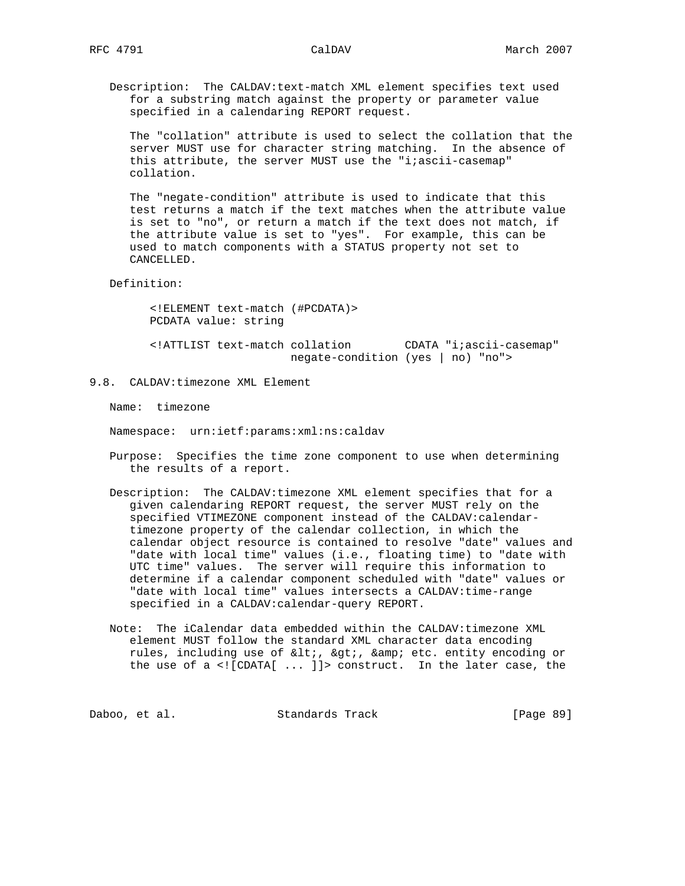Description: The CALDAV:text-match XML element specifies text used for a substring match against the property or parameter value specified in a calendaring REPORT request.

The "collation" attribute is used to select the collation that the server MUST use for character string matching. In the absence of this attribute, the server MUST use the "i;ascii-casemap" collation.

The "negate-condition" attribute is used to indicate that this test returns a match if the text matches when the attribute value is set to "no", or return a match if the text does not match, if the attribute value is set to "yes". For example, this can be used to match components with a STATUS property not set to CANCELLED.

Definition:

```
<!ELEMENT text-match (#PCDATA)>
PCDATA value: string

<!ATTLIST text-match collation        CDATA "i;ascii-casemap"
                     negate-condition (yes | no) "no">
```

### 9.8. CALDAV:timezone XML Element

Name: timezone

Namespace: urn:ietf:params:xml:ns:caldav

Purpose: Specifies the time zone component to use when determining the results of a report.

Description: The CALDAV:timezone XML element specifies that for a given calendaring REPORT request, the server MUST rely on the specified VTIMEZONE component instead of the CALDAV:calendar-timezone property of the calendar collection, in which the calendar object resource is contained to resolve "date" values and "date with local time" values (i.e., floating time) to "date with UTC time" values. The server will require this information to determine if a calendar component scheduled with "date" values or "date with local time" values intersects a CALDAV:time-range specified in a CALDAV:calendar-query REPORT.

Note: The iCalendar data embedded within the CALDAV:timezone XML element MUST follow the standard XML character data encoding rules, including use of &lt;, &gt;, &amp; etc. entity encoding or the use of a <![CDATA[ ... ]]> construct. In the later case, the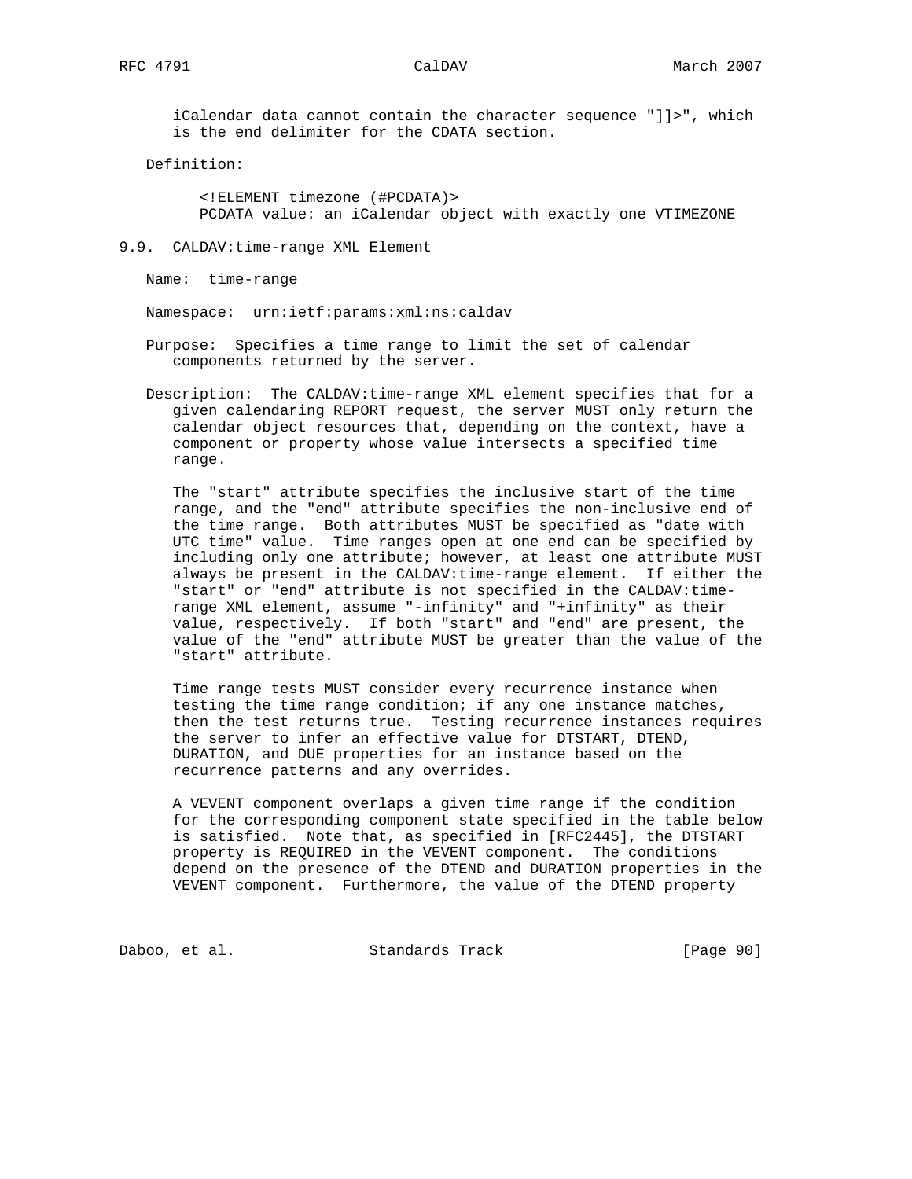iCalendar data cannot contain the character sequence "]]>", which is the end delimiter for the CDATA section.

Definition:

```
<!ELEMENT timezone (#PCDATA)>
PCDATA value: an iCalendar object with exactly one VTIMEZONE
```

### 9.9. CALDAV:time-range XML Element

Name: time-range

Namespace: urn:ietf:params:xml:ns:caldav

Purpose: Specifies a time range to limit the set of calendar components returned by the server.

Description: The CALDAV:time-range XML element specifies that for a given calendaring REPORT request, the server MUST only return the calendar object resources that, depending on the context, have a component or property whose value intersects a specified time range.

The "start" attribute specifies the inclusive start of the time range, and the "end" attribute specifies the non-inclusive end of the time range. Both attributes MUST be specified as "date with UTC time" value. Time ranges open at one end can be specified by including only one attribute; however, at least one attribute MUST always be present in the CALDAV:time-range element. If either the "start" or "end" attribute is not specified in the CALDAV:time-range XML element, assume "-infinity" and "+infinity" as their value, respectively. If both "start" and "end" are present, the value of the "end" attribute MUST be greater than the value of the "start" attribute.

Time range tests MUST consider every recurrence instance when testing the time range condition; if any one instance matches, then the test returns true. Testing recurrence instances requires the server to infer an effective value for DTSTART, DTEND, DURATION, and DUE properties for an instance based on the recurrence patterns and any overrides.

A VEVENT component overlaps a given time range if the condition for the corresponding component state specified in the table below is satisfied. Note that, as specified in [RFC2445], the DTSTART property is REQUIRED in the VEVENT component. The conditions depend on the presence of the DTEND and DURATION properties in the VEVENT component. Furthermore, the value of the DTEND property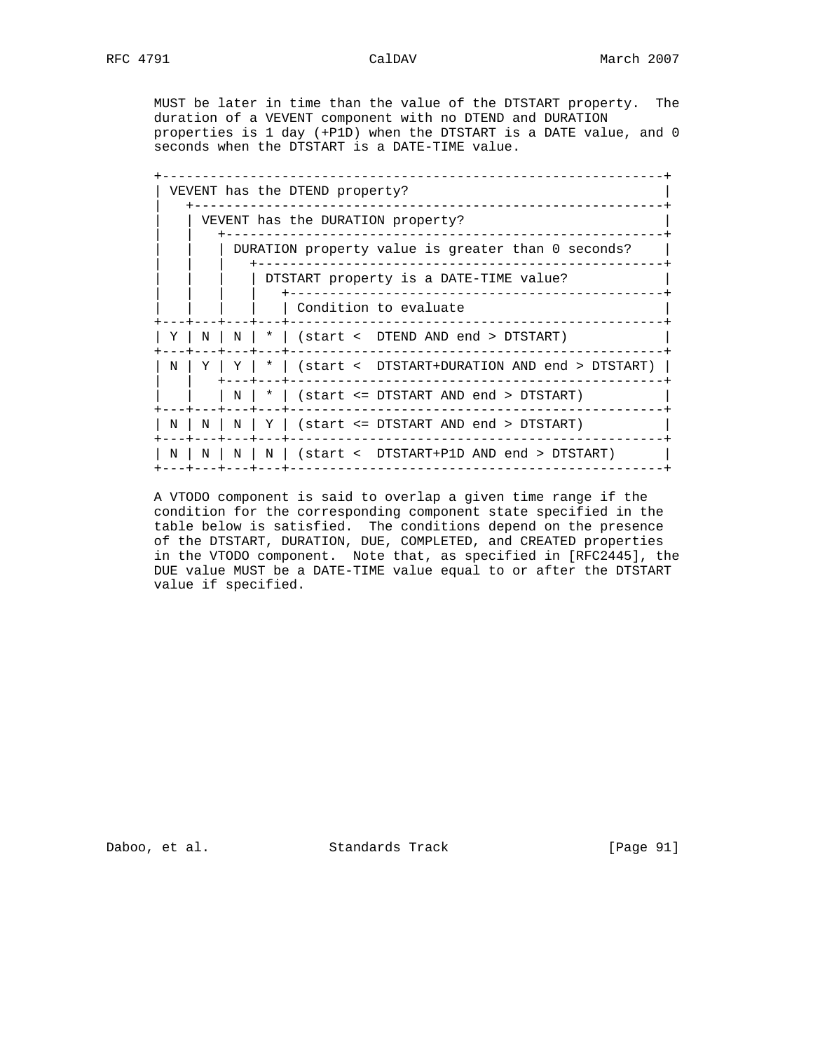MUST be later in time than the value of the DTSTART property. The duration of a VEVENT component with no DTEND and DURATION properties is 1 day (+P1D) when the DTSTART is a DATE value, and 0 seconds when the DTSTART is a DATE-TIME value.

| VEVENT has the DTEND property? | VEVENT has the DURATION property? | DURATION property value is greater than 0 seconds? | DTSTART property is a DATE-TIME value? | Condition to evaluate |
|---|---|---|---|---|
| Y | N | N | * | (start < DTEND AND end > DTSTART) |
| N | Y | Y | * | (start < DTSTART+DURATION AND end > DTSTART) |
| | | N | * | (start <= DTSTART AND end > DTSTART) |
| N | N | N | Y | (start <= DTSTART AND end > DTSTART) |
| N | N | N | N | (start < DTSTART+P1D AND end > DTSTART) |

A VTODO component is said to overlap a given time range if the condition for the corresponding component state specified in the table below is satisfied. The conditions depend on the presence of the DTSTART, DURATION, DUE, COMPLETED, and CREATED properties in the VTODO component. Note that, as specified in [RFC2445], the DUE value MUST be a DATE-TIME value equal to or after the DTSTART value if specified.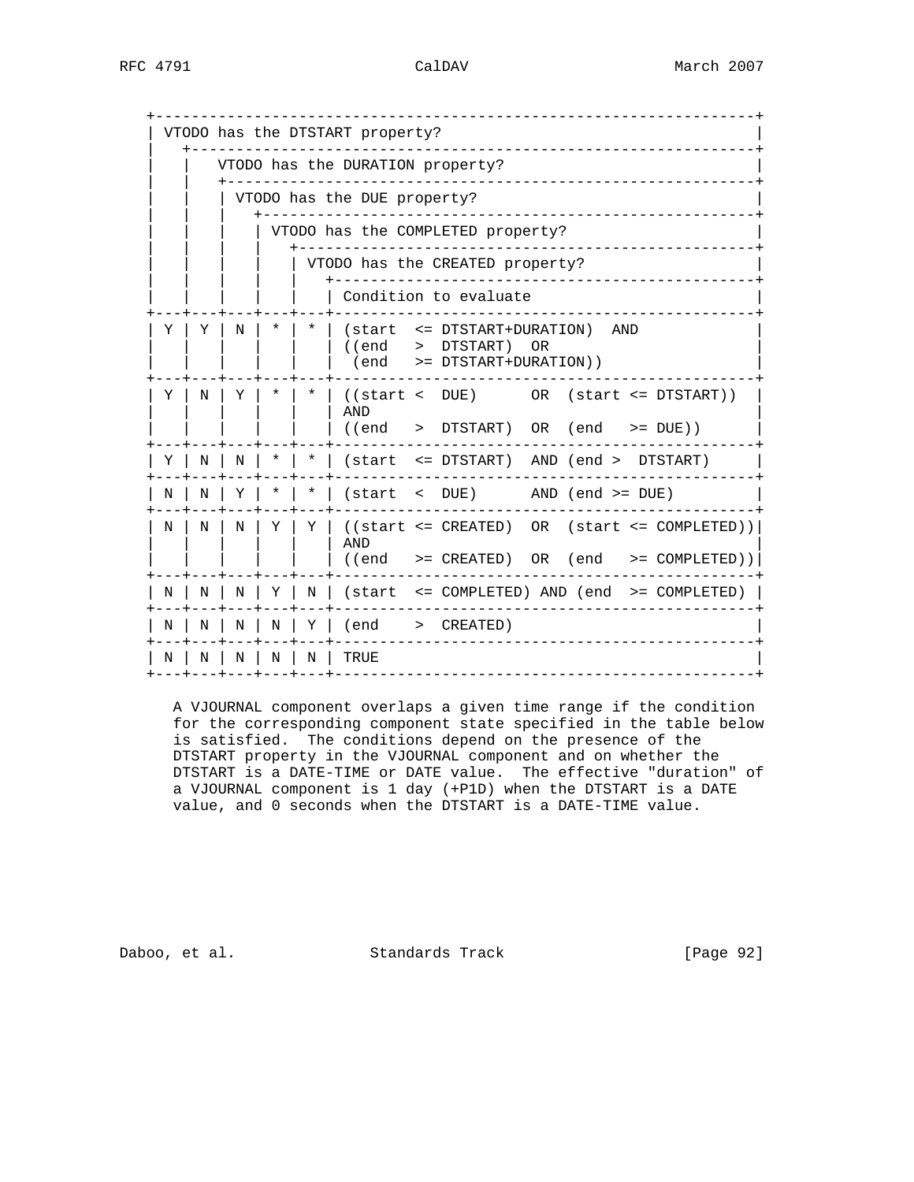| VTODO has the DTSTART property? | VTODO has the DURATION property? | VTODO has the DUE property? | VTODO has the COMPLETED property? | VTODO has the CREATED property? | Condition to evaluate |
|---|---|---|---|---|---|
| Y | Y | N | * | * | (start <= DTSTART+DURATION) AND ((end > DTSTART) OR (end >= DTSTART+DURATION)) |
| Y | N | Y | * | * | ((start < DUE) OR (start <= DTSTART)) AND ((end > DTSTART) OR (end >= DUE)) |
| Y | N | N | * | * | (start <= DTSTART) AND (end > DTSTART) |
| N | N | Y | * | * | (start < DUE) AND (end >= DUE) |
| N | N | N | Y | Y | ((start <= CREATED) OR (start <= COMPLETED)) AND ((end >= CREATED) OR (end >= COMPLETED)) |
| N | N | N | Y | N | (start <= COMPLETED) AND (end >= COMPLETED) |
| N | N | N | N | Y | (end > CREATED) |
| N | N | N | N | N | TRUE |

A VJOURNAL component overlaps a given time range if the condition for the corresponding component state specified in the table below is satisfied. The conditions depend on the presence of the DTSTART property in the VJOURNAL component and on whether the DTSTART is a DATE-TIME or DATE value. The effective "duration" of a VJOURNAL component is 1 day (+P1D) when the DTSTART is a DATE value, and 0 seconds when the DTSTART is a DATE-TIME value.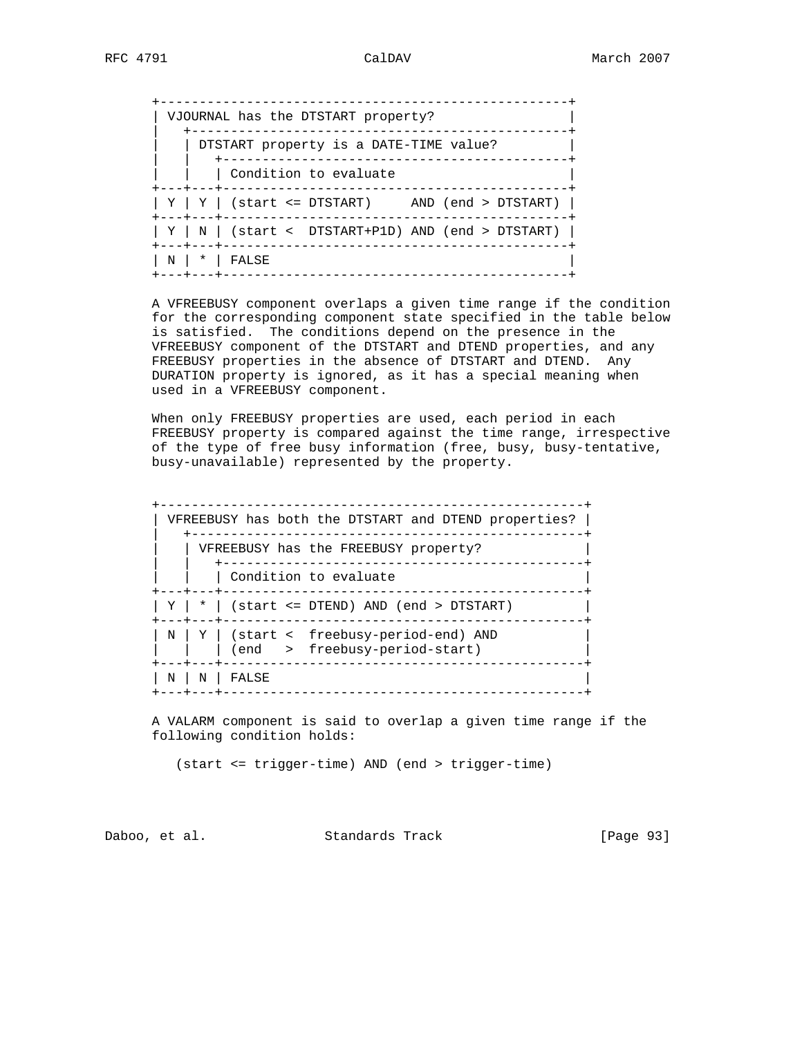| VJOURNAL has the DTSTART property? | DTSTART property is a DATE-TIME value? | Condition to evaluate |
|---|---|---|
| Y | Y | (start <= DTSTART) AND (end > DTSTART) |
| Y | N | (start < DTSTART+P1D) AND (end > DTSTART) |
| N | * | FALSE |

A VFREEBUSY component overlaps a given time range if the condition for the corresponding component state specified in the table below is satisfied. The conditions depend on the presence in the VFREEBUSY component of the DTSTART and DTEND properties, and any FREEBUSY properties in the absence of DTSTART and DTEND. Any DURATION property is ignored, as it has a special meaning when used in a VFREEBUSY component.

When only FREEBUSY properties are used, each period in each FREEBUSY property is compared against the time range, irrespective of the type of free busy information (free, busy, busy-tentative, busy-unavailable) represented by the property.

| VFREEBUSY has both the DTSTART and DTEND properties? | VFREEBUSY has the FREEBUSY property? | Condition to evaluate |
|---|---|---|
| Y | * | (start <= DTEND) AND (end > DTSTART) |
| N | Y | (start < freebusy-period-end) AND (end > freebusy-period-start) |
| N | N | FALSE |

A VALARM component is said to overlap a given time range if the following condition holds:

```
(start <= trigger-time) AND (end > trigger-time)
```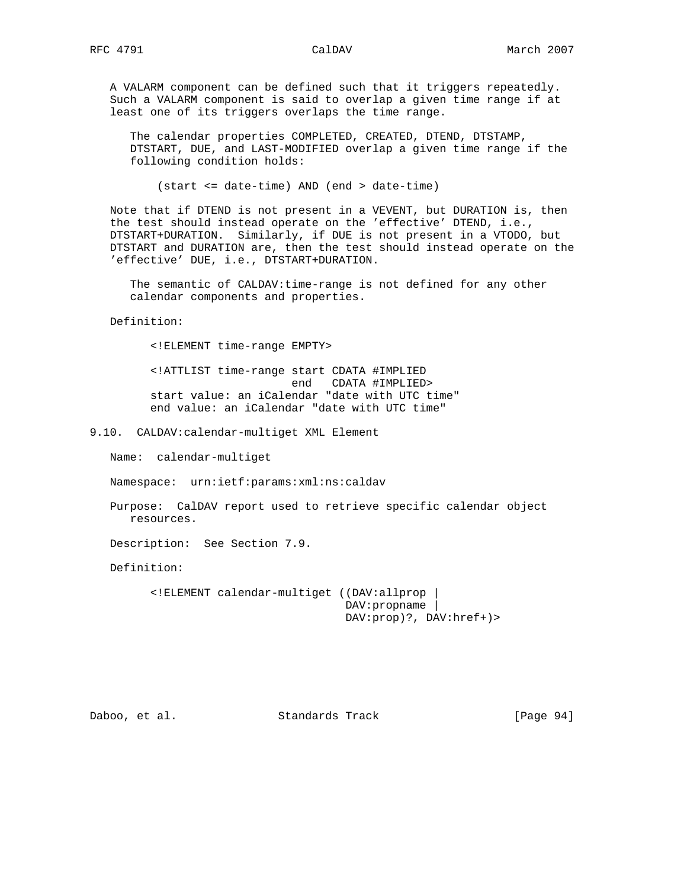A VALARM component can be defined such that it triggers repeatedly. Such a VALARM component is said to overlap a given time range if at least one of its triggers overlaps the time range.

The calendar properties COMPLETED, CREATED, DTEND, DTSTAMP, DTSTART, DUE, and LAST-MODIFIED overlap a given time range if the following condition holds:

```
(start <= date-time) AND (end > date-time)
```

Note that if DTEND is not present in a VEVENT, but DURATION is, then the test should instead operate on the 'effective' DTEND, i.e., DTSTART+DURATION. Similarly, if DUE is not present in a VTODO, but DTSTART and DURATION are, then the test should instead operate on the 'effective' DUE, i.e., DTSTART+DURATION.

The semantic of CALDAV:time-range is not defined for any other calendar components and properties.

Definition:

```
<!ELEMENT time-range EMPTY>

<!ATTLIST time-range start CDATA #IMPLIED
                     end   CDATA #IMPLIED>
start value: an iCalendar "date with UTC time"
end value: an iCalendar "date with UTC time"
```

## 9.10. CALDAV:calendar-multiget XML Element

Name: calendar-multiget

Namespace: urn:ietf:params:xml:ns:caldav

Purpose: CalDAV report used to retrieve specific calendar object resources.

Description: See Section 7.9.

Definition:

```
<!ELEMENT calendar-multiget ((DAV:allprop |
                              DAV:propname |
                              DAV:prop)?, DAV:href+)>
```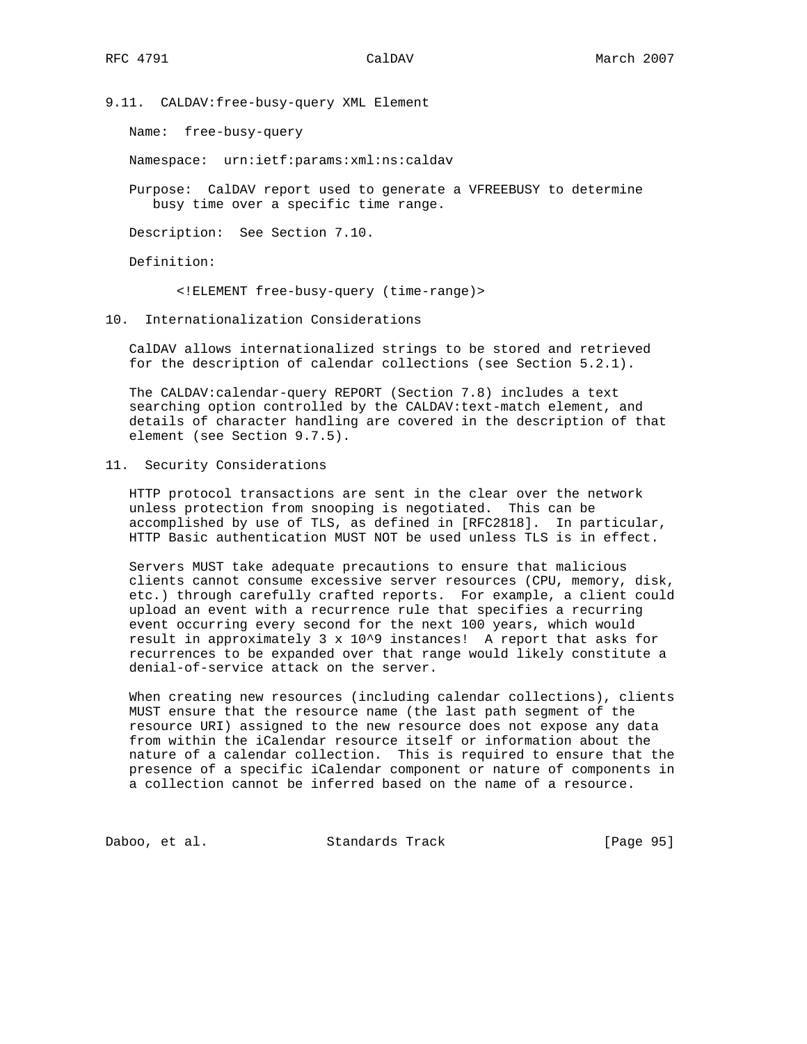### 9.11. CALDAV:free-busy-query XML Element

Name: free-busy-query

Namespace: urn:ietf:params:xml:ns:caldav

Purpose: CalDAV report used to generate a VFREEBUSY to determine busy time over a specific time range.

Description: See Section 7.10.

Definition:

```
<!ELEMENT free-busy-query (time-range)>
```

## 10. Internationalization Considerations

CalDAV allows internationalized strings to be stored and retrieved for the description of calendar collections (see Section 5.2.1).

The CALDAV:calendar-query REPORT (Section 7.8) includes a text searching option controlled by the CALDAV:text-match element, and details of character handling are covered in the description of that element (see Section 9.7.5).

## 11. Security Considerations

HTTP protocol transactions are sent in the clear over the network unless protection from snooping is negotiated. This can be accomplished by use of TLS, as defined in [RFC2818]. In particular, HTTP Basic authentication MUST NOT be used unless TLS is in effect.

Servers MUST take adequate precautions to ensure that malicious clients cannot consume excessive server resources (CPU, memory, disk, etc.) through carefully crafted reports. For example, a client could upload an event with a recurrence rule that specifies a recurring event occurring every second for the next 100 years, which would result in approximately $3 \times 10^9$ instances! A report that asks for recurrences to be expanded over that range would likely constitute a denial-of-service attack on the server.

When creating new resources (including calendar collections), clients MUST ensure that the resource name (the last path segment of the resource URI) assigned to the new resource does not expose any data from within the iCalendar resource itself or information about the nature of a calendar collection. This is required to ensure that the presence of a specific iCalendar component or nature of components in a collection cannot be inferred based on the name of a resource.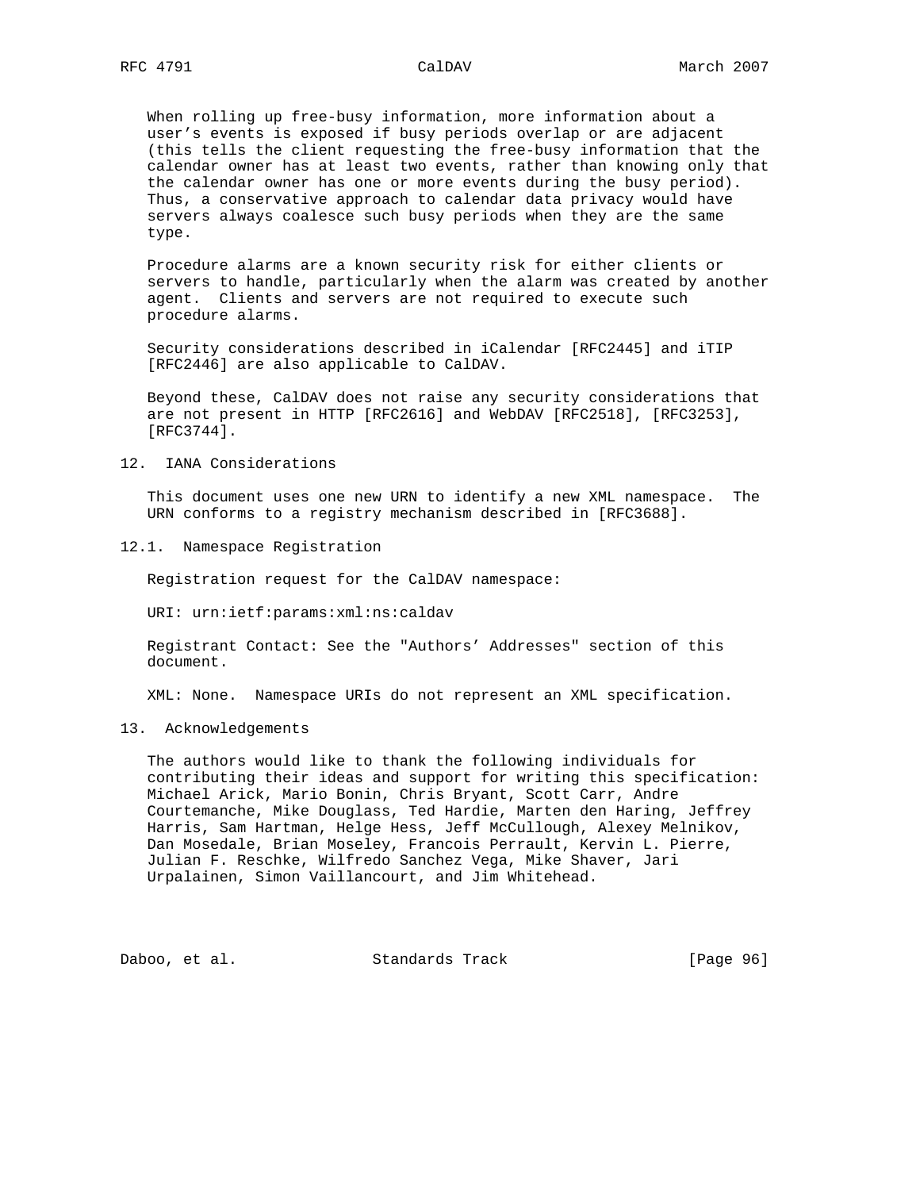When rolling up free-busy information, more information about a user's events is exposed if busy periods overlap or are adjacent (this tells the client requesting the free-busy information that the calendar owner has at least two events, rather than knowing only that the calendar owner has one or more events during the busy period). Thus, a conservative approach to calendar data privacy would have servers always coalesce such busy periods when they are the same type.

Procedure alarms are a known security risk for either clients or servers to handle, particularly when the alarm was created by another agent. Clients and servers are not required to execute such procedure alarms.

Security considerations described in iCalendar [RFC2445] and iTIP [RFC2446] are also applicable to CalDAV.

Beyond these, CalDAV does not raise any security considerations that are not present in HTTP [RFC2616] and WebDAV [RFC2518], [RFC3253], [RFC3744].

## 12. IANA Considerations

This document uses one new URN to identify a new XML namespace. The URN conforms to a registry mechanism described in [RFC3688].

### 12.1. Namespace Registration

Registration request for the CalDAV namespace:

URI: urn:ietf:params:xml:ns:caldav

Registrant Contact: See the "Authors' Addresses" section of this document.

XML: None. Namespace URIs do not represent an XML specification.

## 13. Acknowledgements

The authors would like to thank the following individuals for contributing their ideas and support for writing this specification: Michael Arick, Mario Bonin, Chris Bryant, Scott Carr, Andre Courtemanche, Mike Douglass, Ted Hardie, Marten den Haring, Jeffrey Harris, Sam Hartman, Helge Hess, Jeff McCullough, Alexey Melnikov, Dan Mosedale, Brian Moseley, Francois Perrault, Kervin L. Pierre, Julian F. Reschke, Wilfredo Sanchez Vega, Mike Shaver, Jari Urpalainen, Simon Vaillancourt, and Jim Whitehead.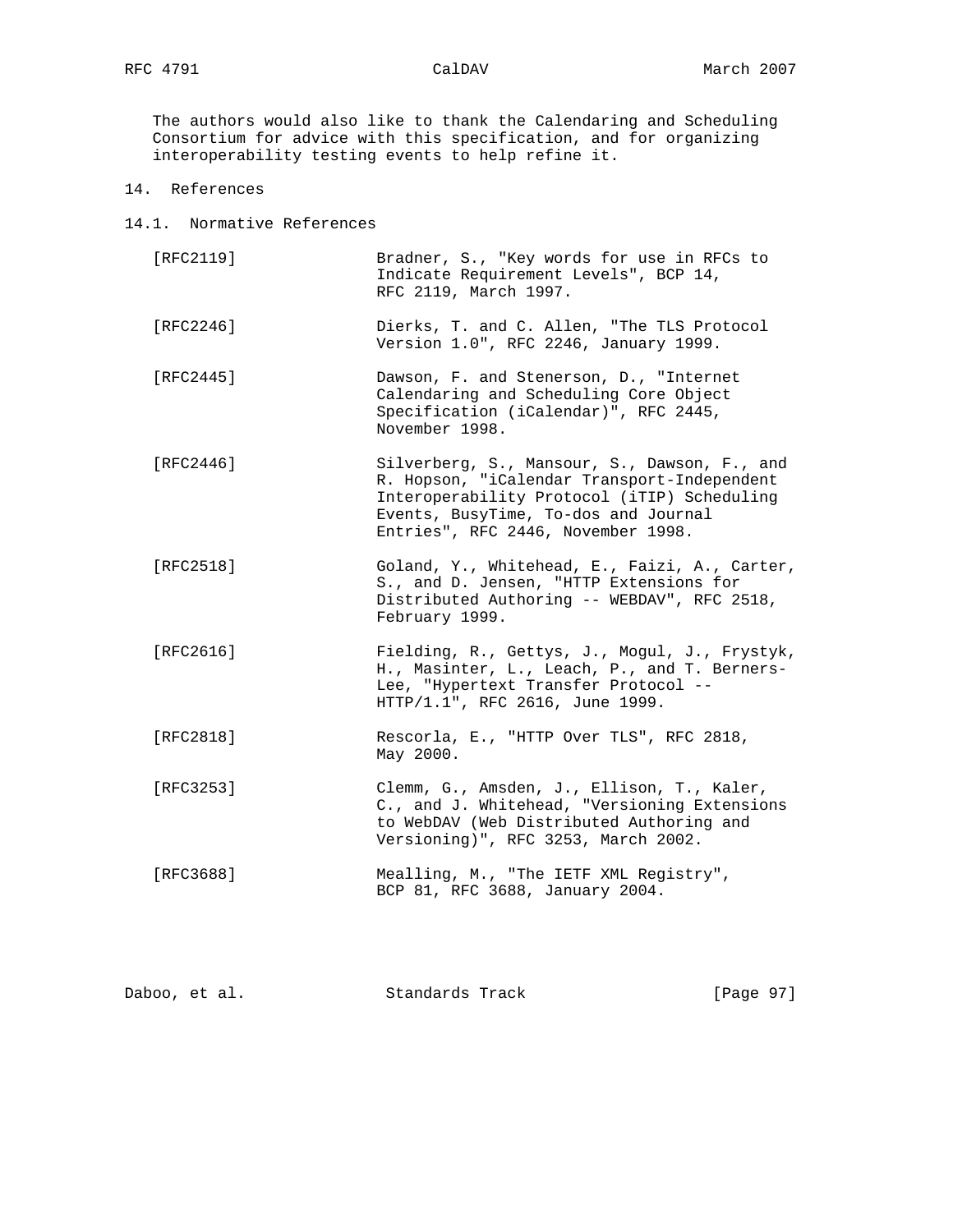The authors would also like to thank the Calendaring and Scheduling Consortium for advice with this specification, and for organizing interoperability testing events to help refine it.

## 14. References

### 14.1. Normative References

[RFC2119] Bradner, S., "Key words for use in RFCs to Indicate Requirement Levels", BCP 14, RFC 2119, March 1997.

[RFC2246] Dierks, T. and C. Allen, "The TLS Protocol Version 1.0", RFC 2246, January 1999.

[RFC2445] Dawson, F. and Stenerson, D., "Internet Calendaring and Scheduling Core Object Specification (iCalendar)", RFC 2445, November 1998.

[RFC2446] Silverberg, S., Mansour, S., Dawson, F., and R. Hopson, "iCalendar Transport-Independent Interoperability Protocol (iTIP) Scheduling Events, BusyTime, To-dos and Journal Entries", RFC 2446, November 1998.

[RFC2518] Goland, Y., Whitehead, E., Faizi, A., Carter, S., and D. Jensen, "HTTP Extensions for Distributed Authoring -- WEBDAV", RFC 2518, February 1999.

[RFC2616] Fielding, R., Gettys, J., Mogul, J., Frystyk, H., Masinter, L., Leach, P., and T. Berners-Lee, "Hypertext Transfer Protocol -- HTTP/1.1", RFC 2616, June 1999.

[RFC2818] Rescorla, E., "HTTP Over TLS", RFC 2818, May 2000.

[RFC3253] Clemm, G., Amsden, J., Ellison, T., Kaler, C., and J. Whitehead, "Versioning Extensions to WebDAV (Web Distributed Authoring and Versioning)", RFC 3253, March 2002.

[RFC3688] Mealling, M., "The IETF XML Registry", BCP 81, RFC 3688, January 2004.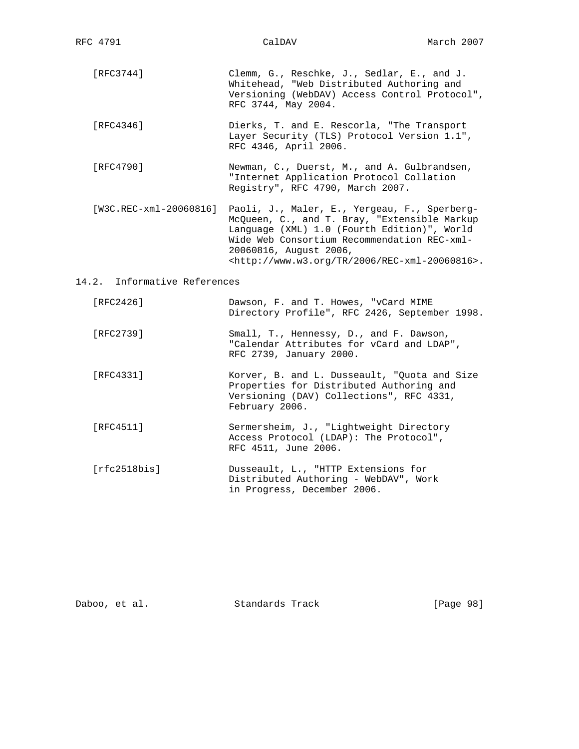[RFC3744] Clemm, G., Reschke, J., Sedlar, E., and J. Whitehead, "Web Distributed Authoring and Versioning (WebDAV) Access Control Protocol", RFC 3744, May 2004.

[RFC4346] Dierks, T. and E. Rescorla, "The Transport Layer Security (TLS) Protocol Version 1.1", RFC 4346, April 2006.

[RFC4790] Newman, C., Duerst, M., and A. Gulbrandsen, "Internet Application Protocol Collation Registry", RFC 4790, March 2007.

[W3C.REC-xml-20060816] Paoli, J., Maler, E., Yergeau, F., Sperberg-McQueen, C., and T. Bray, "Extensible Markup Language (XML) 1.0 (Fourth Edition)", World Wide Web Consortium Recommendation REC-xml-20060816, August 2006, <http://www.w3.org/TR/2006/REC-xml-20060816>.

## 14.2. Informative References

[RFC2426] Dawson, F. and T. Howes, "vCard MIME Directory Profile", RFC 2426, September 1998.

[RFC2739] Small, T., Hennessy, D., and F. Dawson, "Calendar Attributes for vCard and LDAP", RFC 2739, January 2000.

[RFC4331] Korver, B. and L. Dusseault, "Quota and Size Properties for Distributed Authoring and Versioning (DAV) Collections", RFC 4331, February 2006.

[RFC4511] Sermersheim, J., "Lightweight Directory Access Protocol (LDAP): The Protocol", RFC 4511, June 2006.

[rfc2518bis] Dusseault, L., "HTTP Extensions for Distributed Authoring - WebDAV", Work in Progress, December 2006.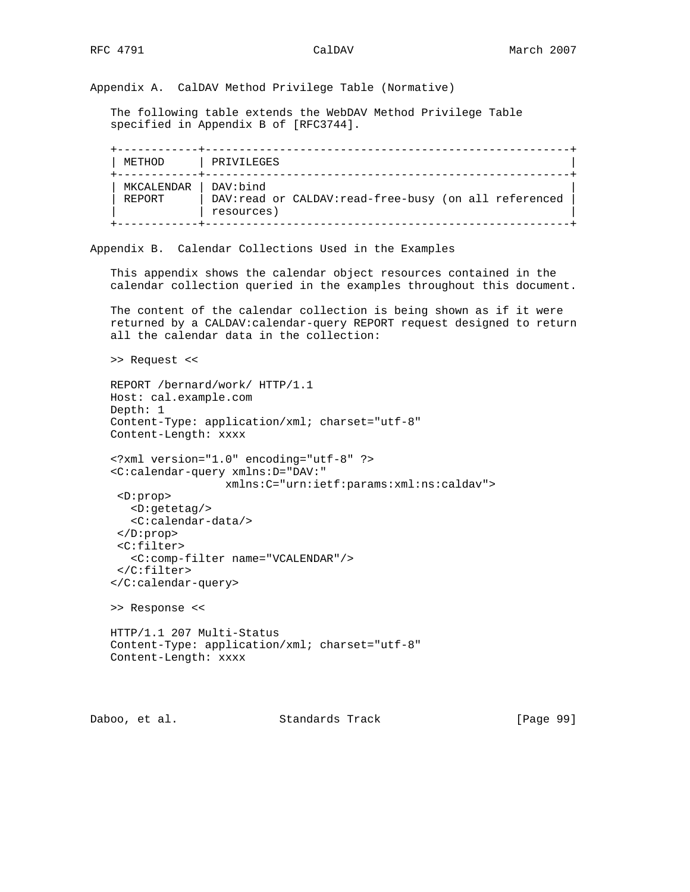## Appendix A. CalDAV Method Privilege Table (Normative)

The following table extends the WebDAV Method Privilege Table specified in Appendix B of [RFC3744].

| METHOD | PRIVILEGES |
|---|---|
| MKCALENDAR | DAV:bind |
| REPORT | DAV:read or CALDAV:read-free-busy (on all referenced resources) |

## Appendix B. Calendar Collections Used in the Examples

This appendix shows the calendar object resources contained in the calendar collection queried in the examples throughout this document.

The content of the calendar collection is being shown as if it were returned by a CALDAV:calendar-query REPORT request designed to return all the calendar data in the collection:

>> Request <<

```
REPORT /bernard/work/ HTTP/1.1
Host: cal.example.com
Depth: 1
Content-Type: application/xml; charset="utf-8"
Content-Length: xxxx

<?xml version="1.0" encoding="utf-8" ?>
<C:calendar-query xmlns:D="DAV:"
                 xmlns:C="urn:ietf:params:xml:ns:caldav">
 <D:prop>
   <D:getetag/>
   <C:calendar-data/>
 </D:prop>
 <C:filter>
   <C:comp-filter name="VCALENDAR"/>
 </C:filter>
</C:calendar-query>
```

>> Response <<

```
HTTP/1.1 207 Multi-Status
Content-Type: application/xml; charset="utf-8"
Content-Length: xxxx
```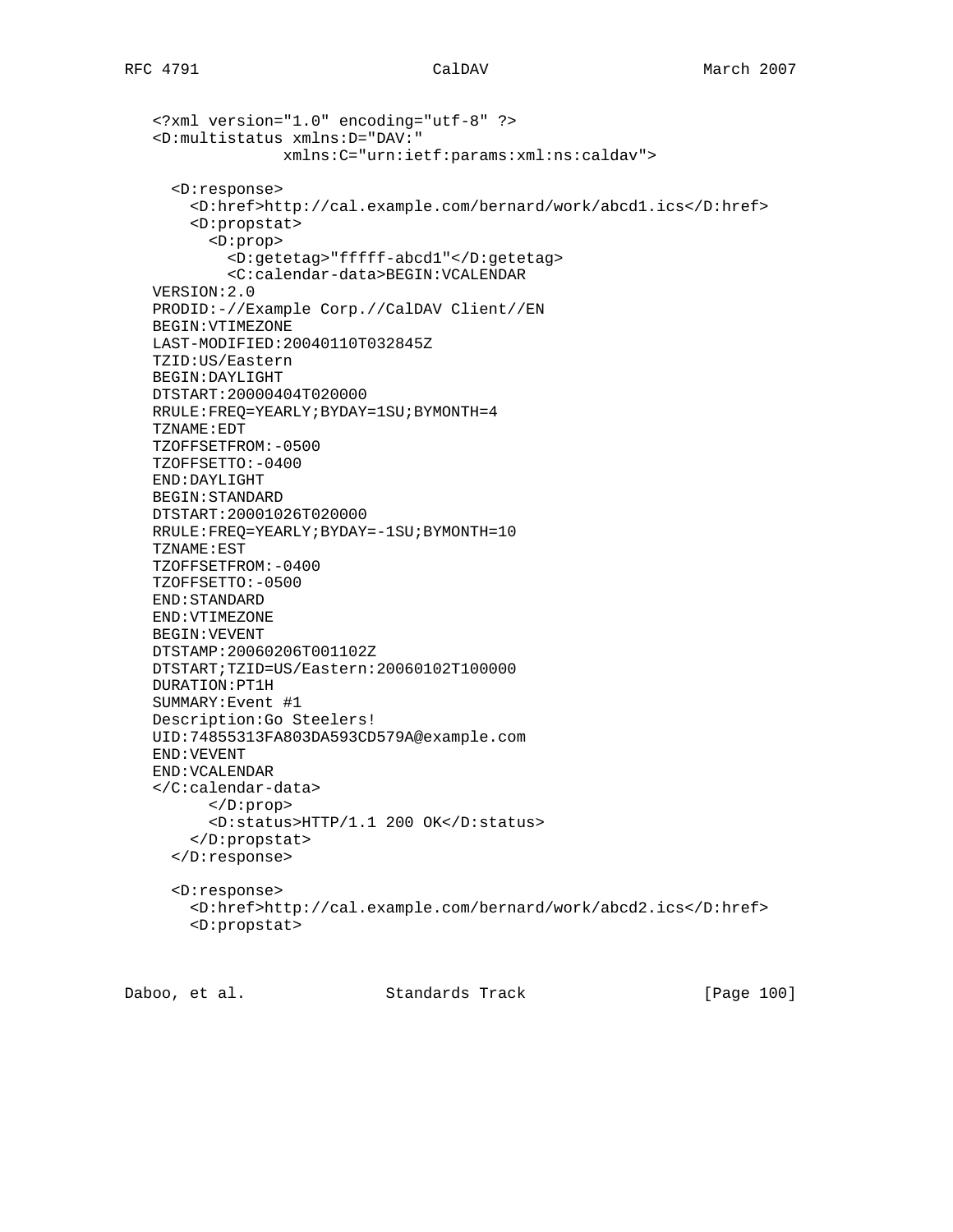```
<?xml version="1.0" encoding="utf-8" ?>
<D:multistatus xmlns:D="DAV:"
              xmlns:C="urn:ietf:params:xml:ns:caldav">

  <D:response>
    <D:href>http://cal.example.com/bernard/work/abcd1.ics</D:href>
    <D:propstat>
      <D:prop>
        <D:getetag>"fffff-abcd1"</D:getetag>
        <C:calendar-data>BEGIN:VCALENDAR
VERSION:2.0
PRODID:-//Example Corp.//CalDAV Client//EN
BEGIN:VTIMEZONE
LAST-MODIFIED:20040110T032845Z
TZID:US/Eastern
BEGIN:DAYLIGHT
DTSTART:20000404T020000
RRULE:FREQ=YEARLY;BYDAY=1SU;BYMONTH=4
TZNAME:EDT
TZOFFSETFROM:-0500
TZOFFSETTO:-0400
END:DAYLIGHT
BEGIN:STANDARD
DTSTART:20001026T020000
RRULE:FREQ=YEARLY;BYDAY=-1SU;BYMONTH=10
TZNAME:EST
TZOFFSETFROM:-0400
TZOFFSETTO:-0500
END:STANDARD
END:VTIMEZONE
BEGIN:VEVENT
DTSTAMP:20060206T001102Z
DTSTART;TZID=US/Eastern:20060102T100000
DURATION:PT1H
SUMMARY:Event #1
Description:Go Steelers!
UID:74855313FA803DA593CD579A@example.com
END:VEVENT
END:VCALENDAR
</C:calendar-data>
      </D:prop>
      <D:status>HTTP/1.1 200 OK</D:status>
    </D:propstat>
  </D:response>

  <D:response>
    <D:href>http://cal.example.com/bernard/work/abcd2.ics</D:href>
    <D:propstat>
```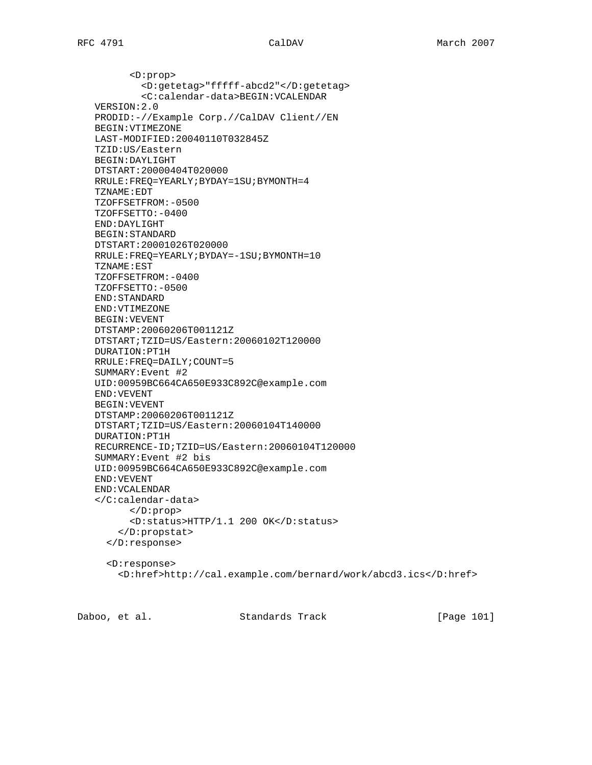```
        <D:prop>
          <D:getetag>"fffff-abcd2"</D:getetag>
          <C:calendar-data>BEGIN:VCALENDAR
   VERSION:2.0
   PRODID:-//Example Corp.//CalDAV Client//EN
   BEGIN:VTIMEZONE
   LAST-MODIFIED:20040110T032845Z
   TZID:US/Eastern
   BEGIN:DAYLIGHT
   DTSTART:20000404T020000
   RRULE:FREQ=YEARLY;BYDAY=1SU;BYMONTH=4
   TZNAME:EDT
   TZOFFSETFROM:-0500
   TZOFFSETTO:-0400
   END:DAYLIGHT
   BEGIN:STANDARD
   DTSTART:20001026T020000
   RRULE:FREQ=YEARLY;BYDAY=-1SU;BYMONTH=10
   TZNAME:EST
   TZOFFSETFROM:-0400
   TZOFFSETTO:-0500
   END:STANDARD
   END:VTIMEZONE
   BEGIN:VEVENT
   DTSTAMP:20060206T001121Z
   DTSTART;TZID=US/Eastern:20060102T120000
   DURATION:PT1H
   RRULE:FREQ=DAILY;COUNT=5
   SUMMARY:Event #2
   UID:00959BC664CA650E933C892C@example.com
   END:VEVENT
   BEGIN:VEVENT
   DTSTAMP:20060206T001121Z
   DTSTART;TZID=US/Eastern:20060104T140000
   DURATION:PT1H
   RECURRENCE-ID;TZID=US/Eastern:20060104T120000
   SUMMARY:Event #2 bis
   UID:00959BC664CA650E933C892C@example.com
   END:VEVENT
   END:VCALENDAR
   </C:calendar-data>
        </D:prop>
        <D:status>HTTP/1.1 200 OK</D:status>
      </D:propstat>
    </D:response>

    <D:response>
      <D:href>http://cal.example.com/bernard/work/abcd3.ics</D:href>
```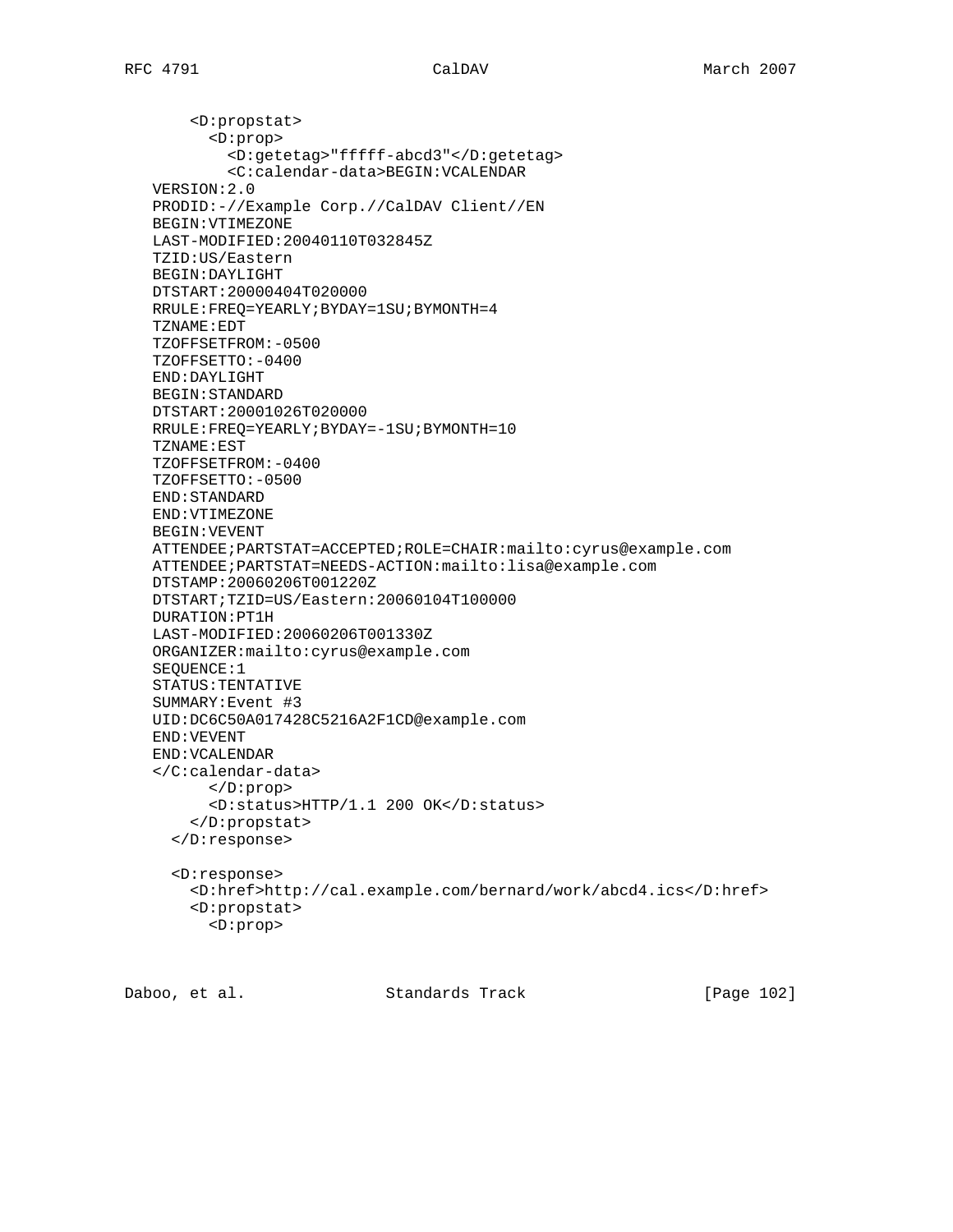```
      <D:propstat>
        <D:prop>
          <D:getetag>"fffff-abcd3"</D:getetag>
          <C:calendar-data>BEGIN:VCALENDAR
   VERSION:2.0
   PRODID:-//Example Corp.//CalDAV Client//EN
   BEGIN:VTIMEZONE
   LAST-MODIFIED:20040110T032845Z
   TZID:US/Eastern
   BEGIN:DAYLIGHT
   DTSTART:20000404T020000
   RRULE:FREQ=YEARLY;BYDAY=1SU;BYMONTH=4
   TZNAME:EDT
   TZOFFSETFROM:-0500
   TZOFFSETTO:-0400
   END:DAYLIGHT
   BEGIN:STANDARD
   DTSTART:20001026T020000
   RRULE:FREQ=YEARLY;BYDAY=-1SU;BYMONTH=10
   TZNAME:EST
   TZOFFSETFROM:-0400
   TZOFFSETTO:-0500
   END:STANDARD
   END:VTIMEZONE
   BEGIN:VEVENT
   ATTENDEE;PARTSTAT=ACCEPTED;ROLE=CHAIR:mailto:cyrus@example.com
   ATTENDEE;PARTSTAT=NEEDS-ACTION:mailto:lisa@example.com
   DTSTAMP:20060206T001220Z
   DTSTART;TZID=US/Eastern:20060104T100000
   DURATION:PT1H
   LAST-MODIFIED:20060206T001330Z
   ORGANIZER:mailto:cyrus@example.com
   SEQUENCE:1
   STATUS:TENTATIVE
   SUMMARY:Event #3
   UID:DC6C50A017428C5216A2F1CD@example.com
   END:VEVENT
   END:VCALENDAR
   </C:calendar-data>
        </D:prop>
        <D:status>HTTP/1.1 200 OK</D:status>
      </D:propstat>
    </D:response>

    <D:response>
      <D:href>http://cal.example.com/bernard/work/abcd4.ics</D:href>
      <D:propstat>
        <D:prop>
```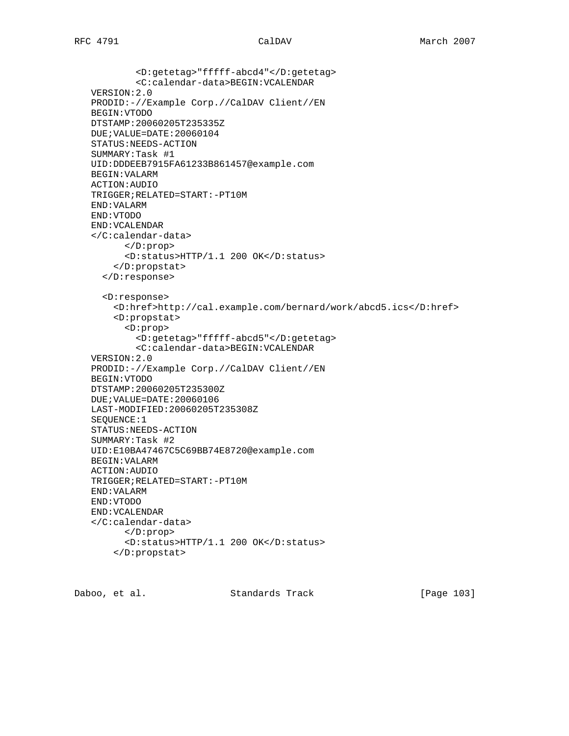```
          <D:getetag>"fffff-abcd4"</D:getetag>
          <C:calendar-data>BEGIN:VCALENDAR
   VERSION:2.0
   PRODID:-//Example Corp.//CalDAV Client//EN
   BEGIN:VTODO
   DTSTAMP:20060205T235335Z
   DUE;VALUE=DATE:20060104
   STATUS:NEEDS-ACTION
   SUMMARY:Task #1
   UID:DDDEEB7915FA61233B861457@example.com
   BEGIN:VALARM
   ACTION:AUDIO
   TRIGGER;RELATED=START:-PT10M
   END:VALARM
   END:VTODO
   END:VCALENDAR
   </C:calendar-data>
        </D:prop>
        <D:status>HTTP/1.1 200 OK</D:status>
      </D:propstat>
    </D:response>

    <D:response>
      <D:href>http://cal.example.com/bernard/work/abcd5.ics</D:href>
      <D:propstat>
        <D:prop>
          <D:getetag>"fffff-abcd5"</D:getetag>
          <C:calendar-data>BEGIN:VCALENDAR
   VERSION:2.0
   PRODID:-//Example Corp.//CalDAV Client//EN
   BEGIN:VTODO
   DTSTAMP:20060205T235300Z
   DUE;VALUE=DATE:20060106
   LAST-MODIFIED:20060205T235308Z
   SEQUENCE:1
   STATUS:NEEDS-ACTION
   SUMMARY:Task #2
   UID:E10BA47467C5C69BB74E8720@example.com
   BEGIN:VALARM
   ACTION:AUDIO
   TRIGGER;RELATED=START:-PT10M
   END:VALARM
   END:VTODO
   END:VCALENDAR
   </C:calendar-data>
        </D:prop>
        <D:status>HTTP/1.1 200 OK</D:status>
      </D:propstat>
```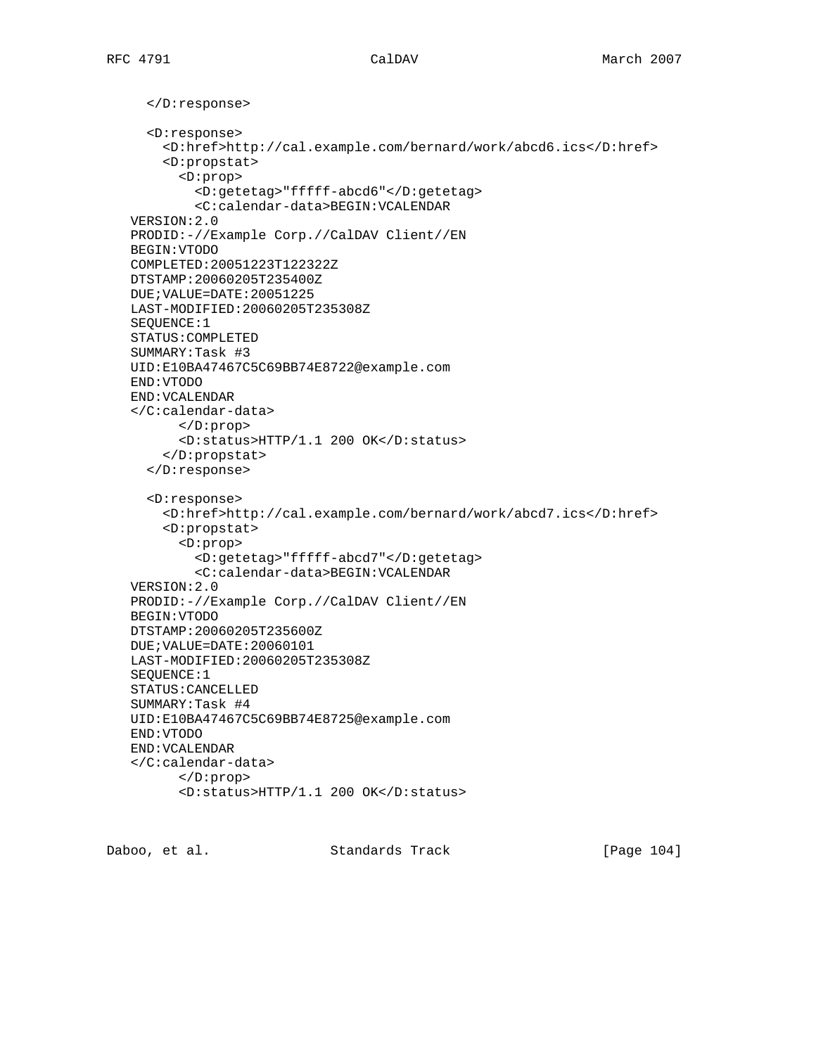```
     </D:response>

     <D:response>
       <D:href>http://cal.example.com/bernard/work/abcd6.ics</D:href>
       <D:propstat>
         <D:prop>
           <D:getetag>"fffff-abcd6"</D:getetag>
           <C:calendar-data>BEGIN:VCALENDAR
   VERSION:2.0
   PRODID:-//Example Corp.//CalDAV Client//EN
   BEGIN:VTODO
   COMPLETED:20051223T122322Z
   DTSTAMP:20060205T235400Z
   DUE;VALUE=DATE:20051225
   LAST-MODIFIED:20060205T235308Z
   SEQUENCE:1
   STATUS:COMPLETED
   SUMMARY:Task #3
   UID:E10BA47467C5C69BB74E8722@example.com
   END:VTODO
   END:VCALENDAR
   </C:calendar-data>
         </D:prop>
         <D:status>HTTP/1.1 200 OK</D:status>
       </D:propstat>
     </D:response>

     <D:response>
       <D:href>http://cal.example.com/bernard/work/abcd7.ics</D:href>
       <D:propstat>
         <D:prop>
           <D:getetag>"fffff-abcd7"</D:getetag>
           <C:calendar-data>BEGIN:VCALENDAR
   VERSION:2.0
   PRODID:-//Example Corp.//CalDAV Client//EN
   BEGIN:VTODO
   DTSTAMP:20060205T235600Z
   DUE;VALUE=DATE:20060101
   LAST-MODIFIED:20060205T235308Z
   SEQUENCE:1
   STATUS:CANCELLED
   SUMMARY:Task #4
   UID:E10BA47467C5C69BB74E8725@example.com
   END:VTODO
   END:VCALENDAR
   </C:calendar-data>
         </D:prop>
         <D:status>HTTP/1.1 200 OK</D:status>
```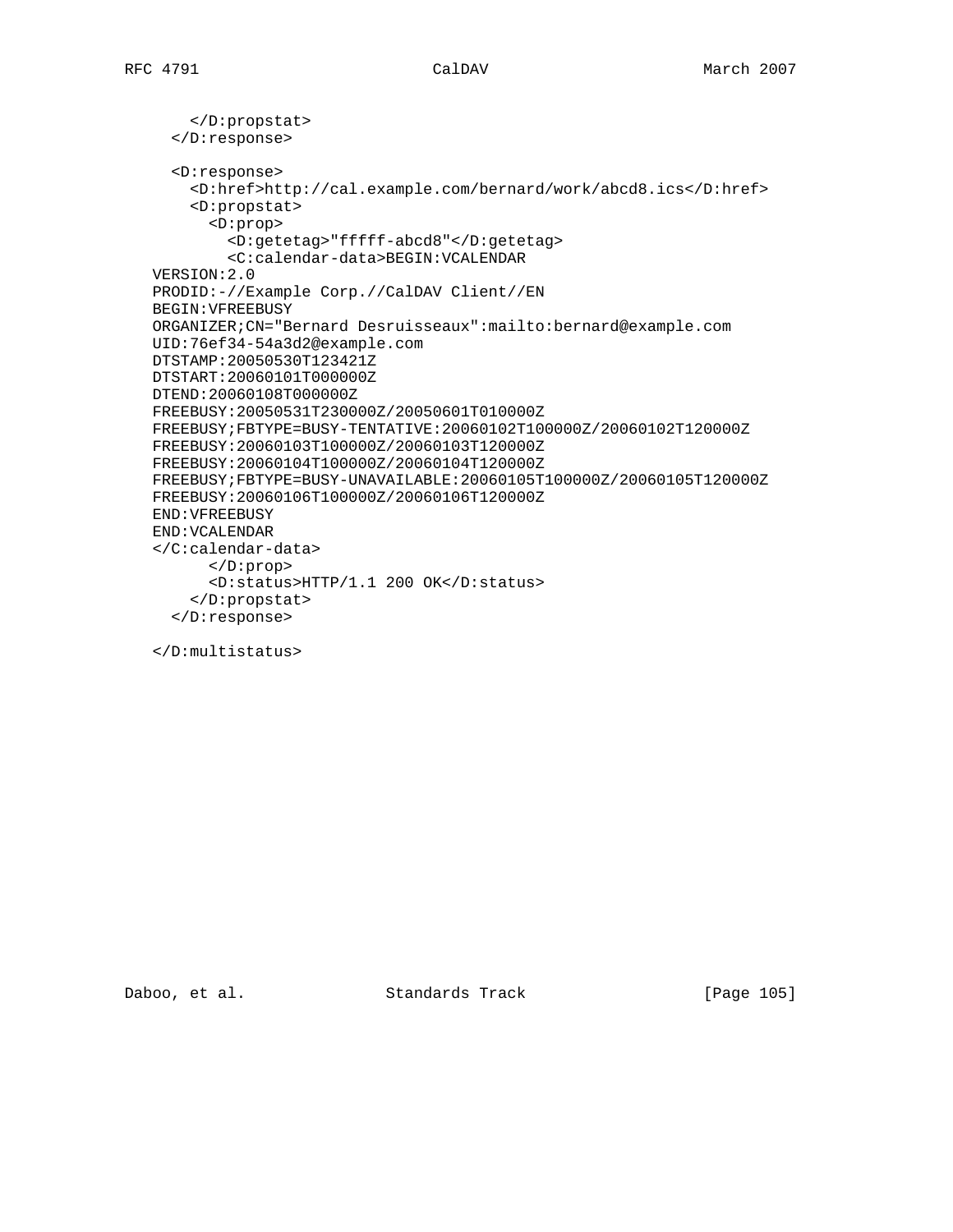```
      </D:propstat>
    </D:response>

    <D:response>
      <D:href>http://cal.example.com/bernard/work/abcd8.ics</D:href>
      <D:propstat>
        <D:prop>
          <D:getetag>"fffff-abcd8"</D:getetag>
          <C:calendar-data>BEGIN:VCALENDAR
VERSION:2.0
PRODID:-//Example Corp.//CalDAV Client//EN
BEGIN:VFREEBUSY
ORGANIZER;CN="Bernard Desruisseaux":mailto:bernard@example.com
UID:76ef34-54a3d2@example.com
DTSTAMP:20050530T123421Z
DTSTART:20060101T000000Z
DTEND:20060108T000000Z
FREEBUSY:20050531T230000Z/20050601T010000Z
FREEBUSY;FBTYPE=BUSY-TENTATIVE:20060102T100000Z/20060102T120000Z
FREEBUSY:20060103T100000Z/20060103T120000Z
FREEBUSY:20060104T100000Z/20060104T120000Z
FREEBUSY;FBTYPE=BUSY-UNAVAILABLE:20060105T100000Z/20060105T120000Z
FREEBUSY:20060106T100000Z/20060106T120000Z
END:VFREEBUSY
END:VCALENDAR
</C:calendar-data>
        </D:prop>
        <D:status>HTTP/1.1 200 OK</D:status>
      </D:propstat>
    </D:response>

</D:multistatus>
```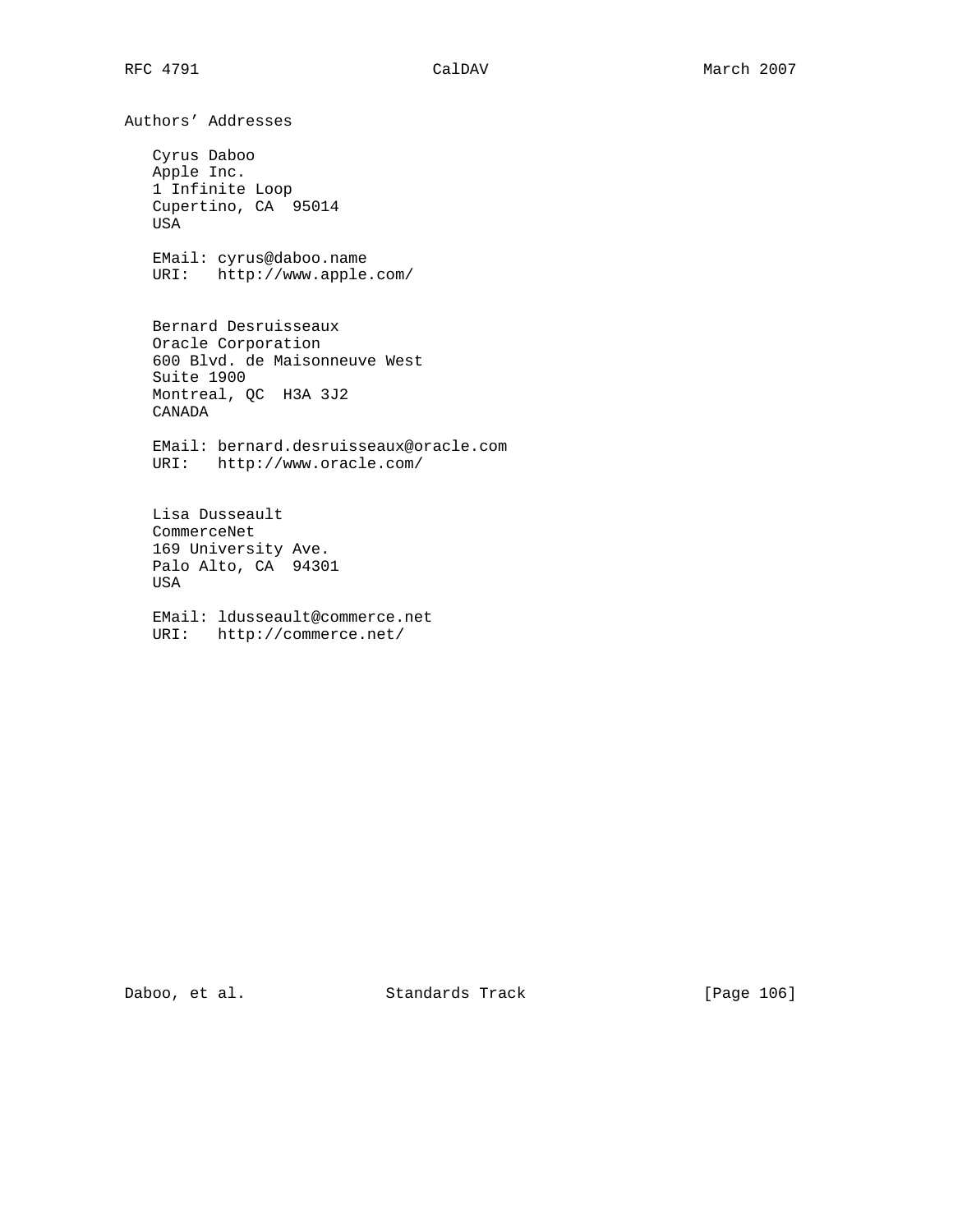# Authors' Addresses

Cyrus Daboo
Apple Inc.
1 Infinite Loop
Cupertino, CA 95014
USA

EMail: cyrus@daboo.name
URI: http://www.apple.com/

Bernard Desruisseaux
Oracle Corporation
600 Blvd. de Maisonneuve West
Suite 1900
Montreal, QC H3A 3J2
CANADA

EMail: bernard.desruisseaux@oracle.com
URI: http://www.oracle.com/

Lisa Dusseault
CommerceNet
169 University Ave.
Palo Alto, CA 94301
USA

EMail: ldusseault@commerce.net
URI: http://commerce.net/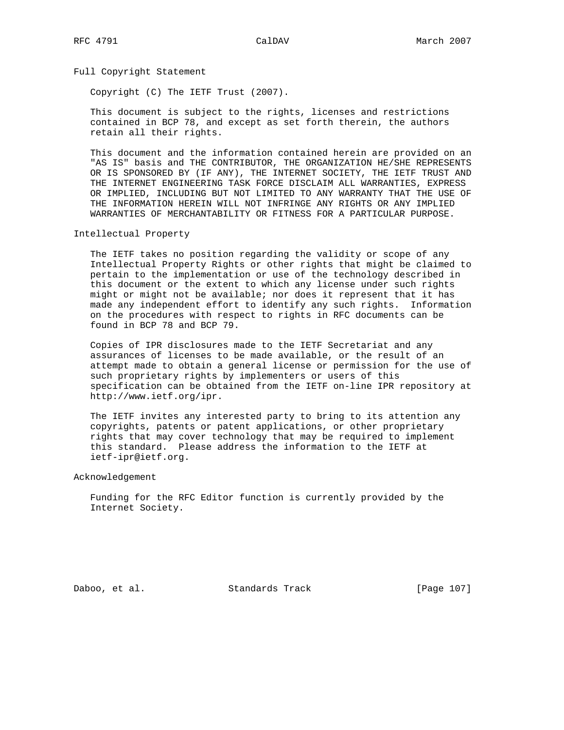## Full Copyright Statement

Copyright (C) The IETF Trust (2007).

This document is subject to the rights, licenses and restrictions contained in BCP 78, and except as set forth therein, the authors retain all their rights.

This document and the information contained herein are provided on an "AS IS" basis and THE CONTRIBUTOR, THE ORGANIZATION HE/SHE REPRESENTS OR IS SPONSORED BY (IF ANY), THE INTERNET SOCIETY, THE IETF TRUST AND THE INTERNET ENGINEERING TASK FORCE DISCLAIM ALL WARRANTIES, EXPRESS OR IMPLIED, INCLUDING BUT NOT LIMITED TO ANY WARRANTY THAT THE USE OF THE INFORMATION HEREIN WILL NOT INFRINGE ANY RIGHTS OR ANY IMPLIED WARRANTIES OF MERCHANTABILITY OR FITNESS FOR A PARTICULAR PURPOSE.

## Intellectual Property

The IETF takes no position regarding the validity or scope of any Intellectual Property Rights or other rights that might be claimed to pertain to the implementation or use of the technology described in this document or the extent to which any license under such rights might or might not be available; nor does it represent that it has made any independent effort to identify any such rights. Information on the procedures with respect to rights in RFC documents can be found in BCP 78 and BCP 79.

Copies of IPR disclosures made to the IETF Secretariat and any assurances of licenses to be made available, or the result of an attempt made to obtain a general license or permission for the use of such proprietary rights by implementers or users of this specification can be obtained from the IETF on-line IPR repository at http://www.ietf.org/ipr.

The IETF invites any interested party to bring to its attention any copyrights, patents or patent applications, or other proprietary rights that may cover technology that may be required to implement this standard. Please address the information to the IETF at ietf-ipr@ietf.org.

## Acknowledgement

Funding for the RFC Editor function is currently provided by the Internet Society.